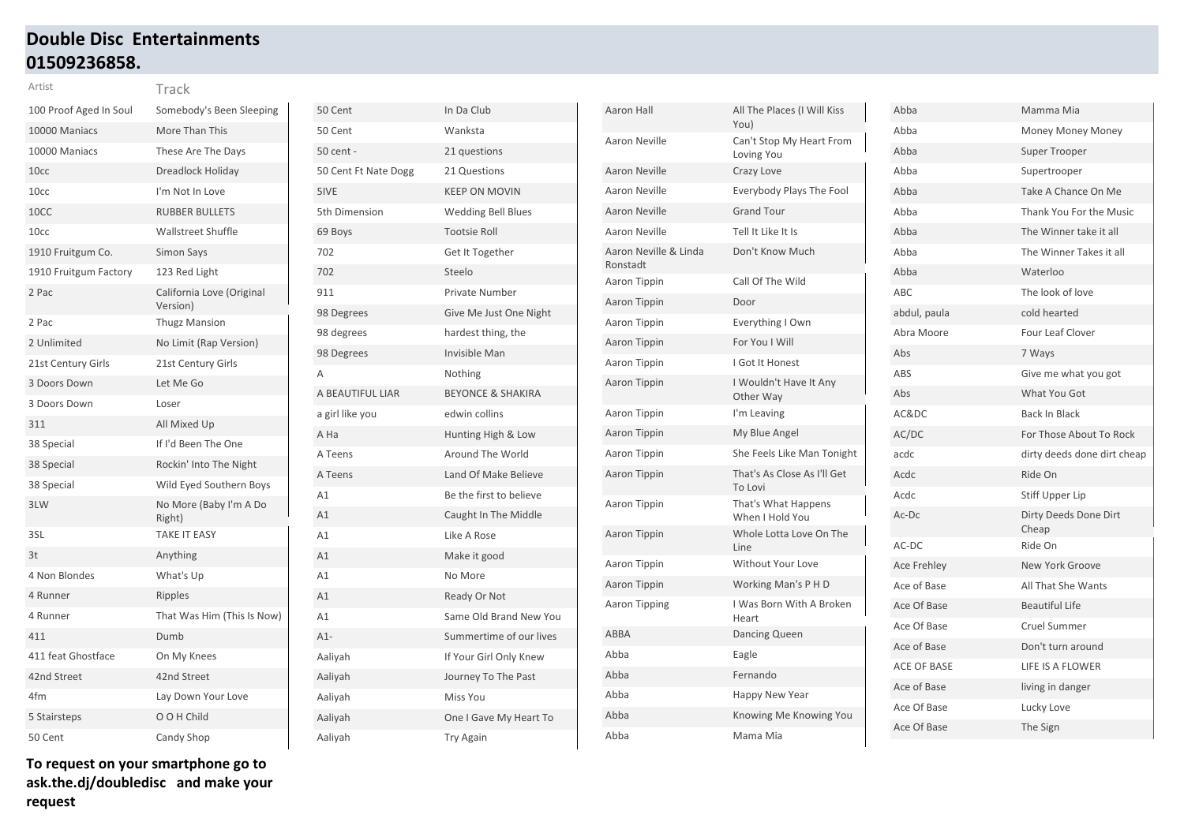# Double Disc Entertainments 01509236858.

| Artist | Track |
|---|---|
| 100 Proof Aged In Soul | Somebody's Been Sleeping |
| 10000 Maniacs | More Than This |
| 10000 Maniacs | These Are The Days |
| 10cc | Dreadlock Holiday |
| 10cc | I'm Not In Love |
| 10CC | RUBBER BULLETS |
| 10cc | Wallstreet Shuffle |
| 1910 Fruitgum Co. | Simon Says |
| 1910 Fruitgum Factory | 123 Red Light |
| 2 Pac | California Love (Original Version) |
| 2 Pac | Thugz Mansion |
| 2 Unlimited | No Limit (Rap Version) |
| 21st Century Girls | 21st Century Girls |
| 3 Doors Down | Let Me Go |
| 3 Doors Down | Loser |
| 311 | All Mixed Up |
| 38 Special | If I'd Been The One |
| 38 Special | Rockin' Into The Night |
| 38 Special | Wild Eyed Southern Boys |
| 3LW | No More (Baby I'm A Do Right) |
| 3SL | TAKE IT EASY |
| 3t | Anything |
| 4 Non Blondes | What's Up |
| 4 Runner | Ripples |
| 4 Runner | That Was Him (This Is Now) |
| 411 | Dumb |
| 411 feat Ghostface | On My Knees |
| 42nd Street | 42nd Street |
| 4fm | Lay Down Your Love |
| 5 Stairsteps | O O H Child |
| 50 Cent | Candy Shop |
| 50 Cent | In Da Club |
| 50 Cent | Wanksta |
| 50 cent - | 21 questions |
| 50 Cent Ft Nate Dogg | 21 Questions |
| 5IVE | KEEP ON MOVIN |
| 5th Dimension | Wedding Bell Blues |
| 69 Boys | Tootsie Roll |
| 702 | Get It Together |
| 702 | Steelo |
| 911 | Private Number |
| 98 Degrees | Give Me Just One Night |
| 98 degrees | hardest thing, the |
| 98 Degrees | Invisible Man |
| A | Nothing |
| A BEAUTIFUL LIAR | BEYONCE & SHAKIRA |
| a girl like you | edwin collins |
| A Ha | Hunting High & Low |
| A Teens | Around The World |
| A Teens | Land Of Make Believe |
| A1 | Be the first to believe |
| A1 | Caught In The Middle |
| A1 | Like A Rose |
| A1 | Make it good |
| A1 | No More |
| A1 | Ready Or Not |
| A1 | Same Old Brand New You |
| A1- | Summertime of our lives |
| Aaliyah | If Your Girl Only Knew |
| Aaliyah | Journey To The Past |
| Aaliyah | Miss You |
| Aaliyah | One I Gave My Heart To |
| Aaliyah | Try Again |
| Aaron Hall | All The Places (I Will Kiss You) |
| Aaron Neville | Can't Stop My Heart From Loving You |
| Aaron Neville | Crazy Love |
| Aaron Neville | Everybody Plays The Fool |
| Aaron Neville | Grand Tour |
| Aaron Neville | Tell It Like It Is |
| Aaron Neville & Linda Ronstadt | Don't Know Much |
| Aaron Tippin | Call Of The Wild |
| Aaron Tippin | Door |
| Aaron Tippin | Everything I Own |
| Aaron Tippin | For You I Will |
| Aaron Tippin | I Got It Honest |
| Aaron Tippin | I Wouldn't Have It Any Other Way |
| Aaron Tippin | I'm Leaving |
| Aaron Tippin | My Blue Angel |
| Aaron Tippin | She Feels Like Man Tonight |
| Aaron Tippin | That's As Close As I'll Get To Lovi |
| Aaron Tippin | That's What Happens When I Hold You |
| Aaron Tippin | Whole Lotta Love On The Line |
| Aaron Tippin | Without Your Love |
| Aaron Tippin | Working Man's P H D |
| Aaron Tipping | I Was Born With A Broken Heart |
| ABBA | Dancing Queen |
| Abba | Eagle |
| Abba | Fernando |
| Abba | Happy New Year |
| Abba | Knowing Me Knowing You |
| Abba | Mama Mia |
| Abba | Mamma Mia |
| Abba | Money Money Money |
| Abba | Super Trooper |
| Abba | Supertrooper |
| Abba | Take A Chance On Me |
| Abba | Thank You For the Music |
| Abba | The Winner take it all |
| Abba | The Winner Takes it all |
| Abba | Waterloo |
| ABC | The look of love |
| abdul, paula | cold hearted |
| Abra Moore | Four Leaf Clover |
| Abs | 7 Ways |
| ABS | Give me what you got |
| Abs | What You Got |
| AC&DC | Back In Black |
| AC/DC | For Those About To Rock |
| acdc | dirty deeds done dirt cheap |
| Acdc | Ride On |
| Acdc | Stiff Upper Lip |
| Ac-Dc | Dirty Deeds Done Dirt Cheap |
| AC-DC | Ride On |
| Ace Frehley | New York Groove |
| Ace of Base | All That She Wants |
| Ace Of Base | Beautiful Life |
| Ace Of Base | Cruel Summer |
| Ace of Base | Don't turn around |
| ACE OF BASE | LIFE IS A FLOWER |
| Ace of Base | living in danger |
| Ace Of Base | Lucky Love |
| Ace Of Base | The Sign |

**To request on your smartphone go to ask.the.dj/doubledisc and make your request**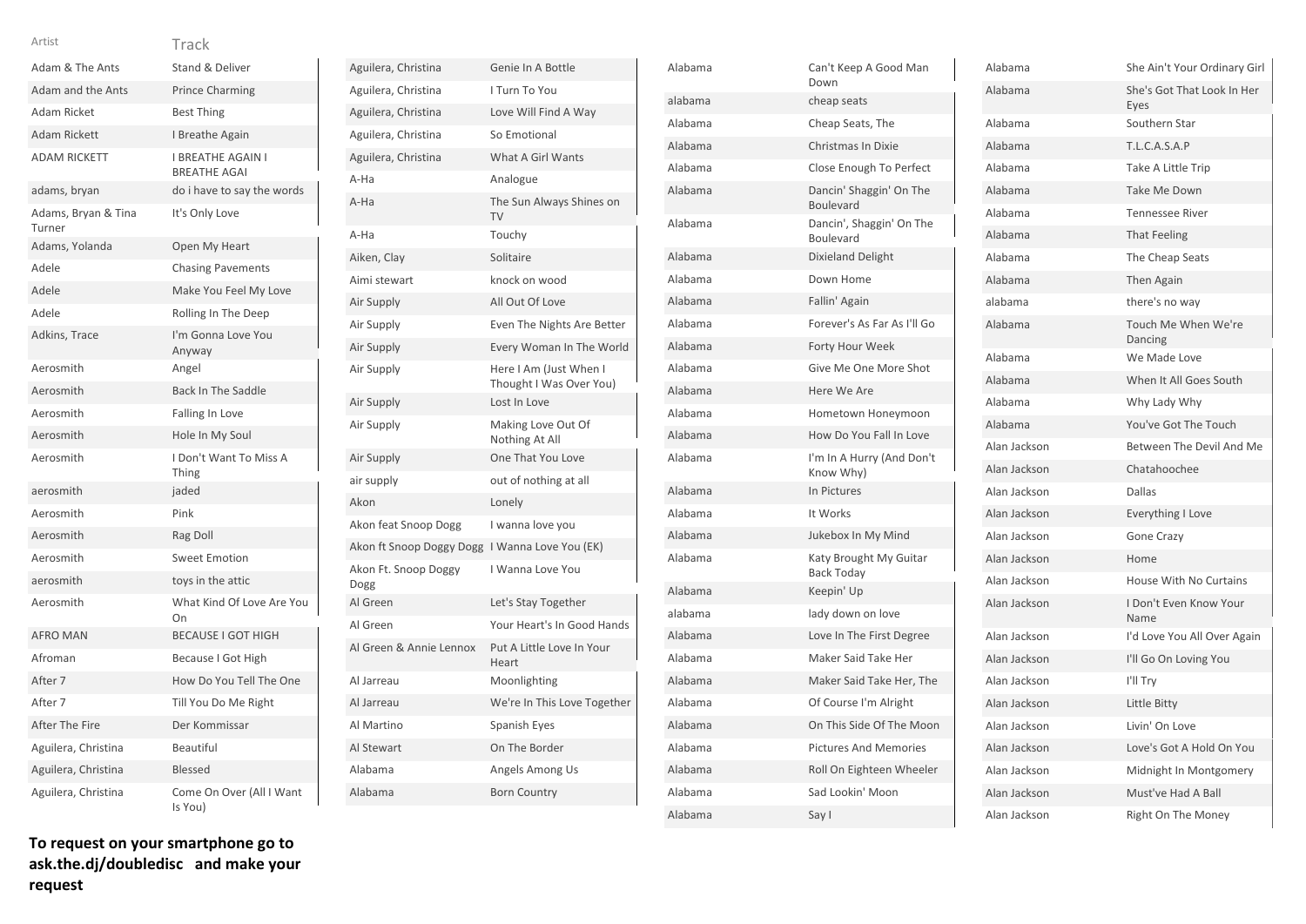| Artist | Track |
| --- | --- |
| Adam & The Ants | Stand & Deliver |
| Adam and the Ants | Prince Charming |
| Adam Ricket | Best Thing |
| Adam Rickett | I Breathe Again |
| ADAM RICKETT | I BREATHE AGAIN I BREATHE AGAI |
| adams, bryan | do i have to say the words |
| Adams, Bryan & Tina Turner | It's Only Love |
| Adams, Yolanda | Open My Heart |
| Adele | Chasing Pavements |
| Adele | Make You Feel My Love |
| Adele | Rolling In The Deep |
| Adkins, Trace | I'm Gonna Love You Anyway |
| Aerosmith | Angel |
| Aerosmith | Back In The Saddle |
| Aerosmith | Falling In Love |
| Aerosmith | Hole In My Soul |
| Aerosmith | I Don't Want To Miss A Thing |
| aerosmith | jaded |
| Aerosmith | Pink |
| Aerosmith | Rag Doll |
| Aerosmith | Sweet Emotion |
| aerosmith | toys in the attic |
| Aerosmith | What Kind Of Love Are You On |
| AFRO MAN | BECAUSE I GOT HIGH |
| Afroman | Because I Got High |
| After 7 | How Do You Tell The One |
| After 7 | Till You Do Me Right |
| After The Fire | Der Kommissar |
| Aguilera, Christina | Beautiful |
| Aguilera, Christina | Blessed |
| Aguilera, Christina | Come On Over (All I Want Is You) |
| Aguilera, Christina | Genie In A Bottle |
| Aguilera, Christina | I Turn To You |
| Aguilera, Christina | Love Will Find A Way |
| Aguilera, Christina | So Emotional |
| Aguilera, Christina | What A Girl Wants |
| A-Ha | Analogue |
| A-Ha | The Sun Always Shines on TV |
| A-Ha | Touchy |
| Aiken, Clay | Solitaire |
| Aimi stewart | knock on wood |
| Air Supply | All Out Of Love |
| Air Supply | Even The Nights Are Better |
| Air Supply | Every Woman In The World |
| Air Supply | Here I Am (Just When I Thought I Was Over You) |
| Air Supply | Lost In Love |
| Air Supply | Making Love Out Of Nothing At All |
| Air Supply | One That You Love |
| air supply | out of nothing at all |
| Akon | Lonely |
| Akon feat Snoop Dogg | I wanna love you |
| Akon ft Snoop Doggy Dogg | I Wanna Love You (EK) |
| Akon Ft. Snoop Doggy Dogg | I Wanna Love You |
| Al Green | Let's Stay Together |
| Al Green | Your Heart's In Good Hands |
| Al Green & Annie Lennox | Put A Little Love In Your Heart |
| Al Jarreau | Moonlighting |
| Al Jarreau | We're In This Love Together |
| Al Martino | Spanish Eyes |
| Al Stewart | On The Border |
| Alabama | Angels Among Us |
| Alabama | Born Country |
| Alabama | Can't Keep A Good Man Down |
| alabama | cheap seats |
| Alabama | Cheap Seats, The |
| Alabama | Christmas In Dixie |
| Alabama | Close Enough To Perfect |
| Alabama | Dancin' Shaggin' On The Boulevard |
| Alabama | Dancin', Shaggin' On The Boulevard |
| Alabama | Dixieland Delight |
| Alabama | Down Home |
| Alabama | Fallin' Again |
| Alabama | Forever's As Far As I'll Go |
| Alabama | Forty Hour Week |
| Alabama | Give Me One More Shot |
| Alabama | Here We Are |
| Alabama | Hometown Honeymoon |
| Alabama | How Do You Fall In Love |
| Alabama | I'm In A Hurry (And Don't Know Why) |
| Alabama | In Pictures |
| Alabama | It Works |
| Alabama | Jukebox In My Mind |
| Alabama | Katy Brought My Guitar Back Today |
| Alabama | Keepin' Up |
| alabama | lady down on love |
| Alabama | Love In The First Degree |
| Alabama | Maker Said Take Her |
| Alabama | Maker Said Take Her, The |
| Alabama | Of Course I'm Alright |
| Alabama | On This Side Of The Moon |
| Alabama | Pictures And Memories |
| Alabama | Roll On Eighteen Wheeler |
| Alabama | Sad Lookin' Moon |
| Alabama | Say I |
| Alabama | She Ain't Your Ordinary Girl |
| Alabama | She's Got That Look In Her Eyes |
| Alabama | Southern Star |
| Alabama | T.L.C.A.S.A.P |
| Alabama | Take A Little Trip |
| Alabama | Take Me Down |
| Alabama | Tennessee River |
| Alabama | That Feeling |
| Alabama | The Cheap Seats |
| Alabama | Then Again |
| alabama | there's no way |
| Alabama | Touch Me When We're Dancing |
| Alabama | We Made Love |
| Alabama | When It All Goes South |
| Alabama | Why Lady Why |
| Alabama | You've Got The Touch |
| Alan Jackson | Between The Devil And Me |
| Alan Jackson | Chatahoochee |
| Alan Jackson | Dallas |
| Alan Jackson | Everything I Love |
| Alan Jackson | Gone Crazy |
| Alan Jackson | Home |
| Alan Jackson | House With No Curtains |
| Alan Jackson | I Don't Even Know Your Name |
| Alan Jackson | I'd Love You All Over Again |
| Alan Jackson | I'll Go On Loving You |
| Alan Jackson | I'll Try |
| Alan Jackson | Little Bitty |
| Alan Jackson | Livin' On Love |
| Alan Jackson | Love's Got A Hold On You |
| Alan Jackson | Midnight In Montgomery |
| Alan Jackson | Must've Had A Ball |
| Alan Jackson | Right On The Money |

**To request on your smartphone go to ask.the.dj/doubledisc and make your request**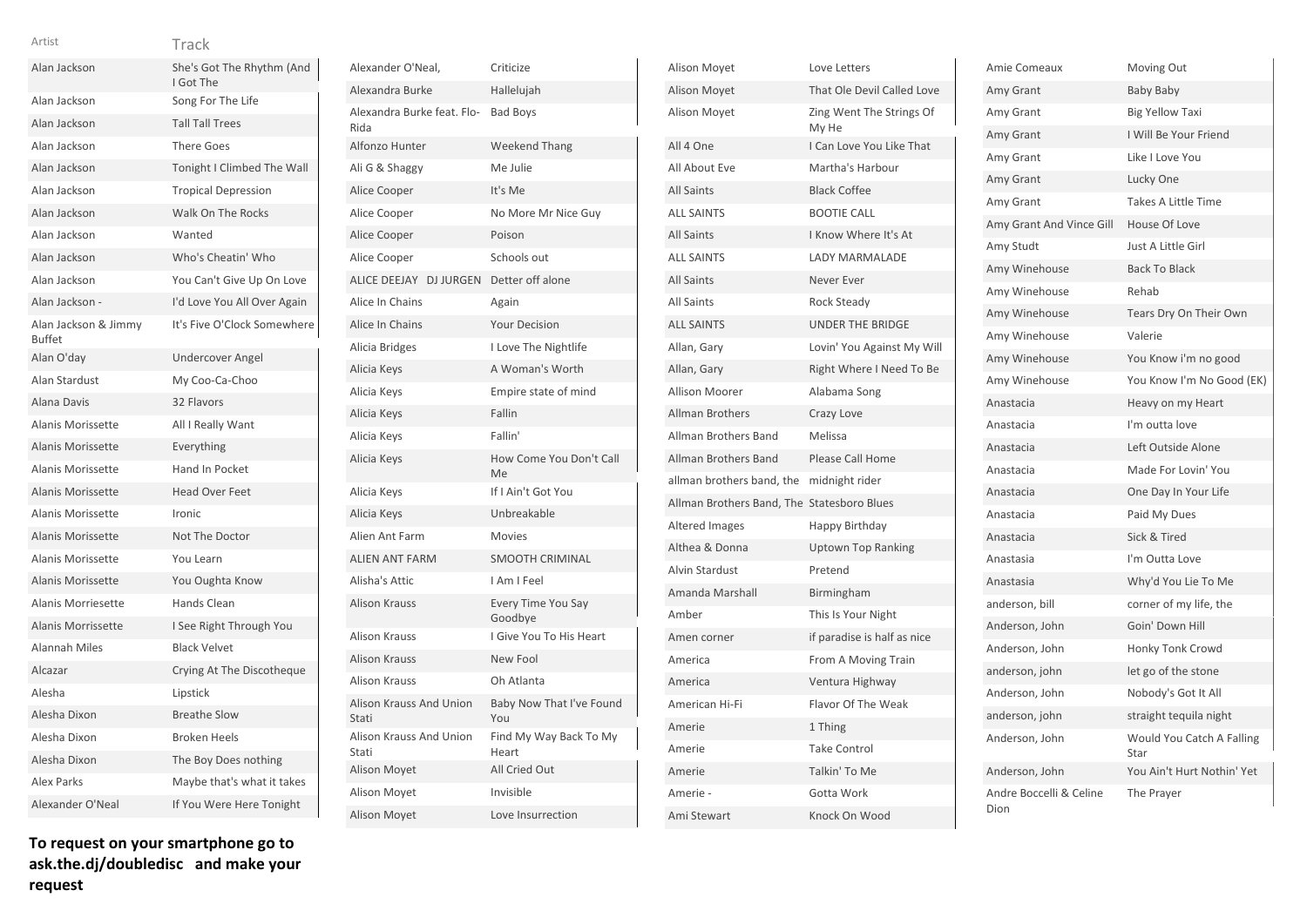| Artist | Track |
|---|---|
| Alan Jackson | She's Got The Rhythm (And I Got The |
| Alan Jackson | Song For The Life |
| Alan Jackson | Tall Tall Trees |
| Alan Jackson | There Goes |
| Alan Jackson | Tonight I Climbed The Wall |
| Alan Jackson | Tropical Depression |
| Alan Jackson | Walk On The Rocks |
| Alan Jackson | Wanted |
| Alan Jackson | Who's Cheatin' Who |
| Alan Jackson | You Can't Give Up On Love |
| Alan Jackson - | I'd Love You All Over Again |
| Alan Jackson & Jimmy Buffet | It's Five O'Clock Somewhere |
| Alan O'day | Undercover Angel |
| Alan Stardust | My Coo-Ca-Choo |
| Alana Davis | 32 Flavors |
| Alanis Morissette | All I Really Want |
| Alanis Morissette | Everything |
| Alanis Morissette | Hand In Pocket |
| Alanis Morissette | Head Over Feet |
| Alanis Morissette | Ironic |
| Alanis Morissette | Not The Doctor |
| Alanis Morissette | You Learn |
| Alanis Morissette | You Oughta Know |
| Alanis Morriesette | Hands Clean |
| Alanis Morrissette | I See Right Through You |
| Alannah Miles | Black Velvet |
| Alcazar | Crying At The Discotheque |
| Alesha | Lipstick |
| Alesha Dixon | Breathe Slow |
| Alesha Dixon | Broken Heels |
| Alesha Dixon | The Boy Does nothing |
| Alex Parks | Maybe that's what it takes |
| Alexander O'Neal | If You Were Here Tonight |
| Alexander O'Neal, | Criticize |
| Alexandra Burke | Hallelujah |
| Alexandra Burke feat. Flo-Rida | Bad Boys |
| Alfonzo Hunter | Weekend Thang |
| Ali G & Shaggy | Me Julie |
| Alice Cooper | It's Me |
| Alice Cooper | No More Mr Nice Guy |
| Alice Cooper | Poison |
| Alice Cooper | Schools out |
| ALICE DEEJAY DJ JURGEN | Detter off alone |
| Alice In Chains | Again |
| Alice In Chains | Your Decision |
| Alicia Bridges | I Love The Nightlife |
| Alicia Keys | A Woman's Worth |
| Alicia Keys | Empire state of mind |
| Alicia Keys | Fallin |
| Alicia Keys | Fallin' |
| Alicia Keys | How Come You Don't Call Me |
| Alicia Keys | If I Ain't Got You |
| Alicia Keys | Unbreakable |
| Alien Ant Farm | Movies |
| ALIEN ANT FARM | SMOOTH CRIMINAL |
| Alisha's Attic | I Am I Feel |
| Alison Krauss | Every Time You Say Goodbye |
| Alison Krauss | I Give You To His Heart |
| Alison Krauss | New Fool |
| Alison Krauss | Oh Atlanta |
| Alison Krauss And Union Stati | Baby Now That I've Found You |
| Alison Krauss And Union Stati | Find My Way Back To My Heart |
| Alison Moyet | All Cried Out |
| Alison Moyet | Invisible |
| Alison Moyet | Love Insurrection |
| Alison Moyet | Love Letters |
| Alison Moyet | That Ole Devil Called Love |
| Alison Moyet | Zing Went The Strings Of My He |
| All 4 One | I Can Love You Like That |
| All About Eve | Martha's Harbour |
| All Saints | Black Coffee |
| ALL SAINTS | BOOTIE CALL |
| All Saints | I Know Where It's At |
| ALL SAINTS | LADY MARMALADE |
| All Saints | Never Ever |
| All Saints | Rock Steady |
| ALL SAINTS | UNDER THE BRIDGE |
| Allan, Gary | Lovin' You Against My Will |
| Allan, Gary | Right Where I Need To Be |
| Allison Moorer | Alabama Song |
| Allman Brothers | Crazy Love |
| Allman Brothers Band | Melissa |
| Allman Brothers Band | Please Call Home |
| allman brothers band, the | midnight rider |
| Allman Brothers Band, The | Statesboro Blues |
| Altered Images | Happy Birthday |
| Althea & Donna | Uptown Top Ranking |
| Alvin Stardust | Pretend |
| Amanda Marshall | Birmingham |
| Amber | This Is Your Night |
| Amen corner | if paradise is half as nice |
| America | From A Moving Train |
| America | Ventura Highway |
| American Hi-Fi | Flavor Of The Weak |
| Amerie | 1 Thing |
| Amerie | Take Control |
| Amerie | Talkin' To Me |
| Amerie - | Gotta Work |
| Ami Stewart | Knock On Wood |
| Amie Comeaux | Moving Out |
| Amy Grant | Baby Baby |
| Amy Grant | Big Yellow Taxi |
| Amy Grant | I Will Be Your Friend |
| Amy Grant | Like I Love You |
| Amy Grant | Lucky One |
| Amy Grant | Takes A Little Time |
| Amy Grant And Vince Gill | House Of Love |
| Amy Studt | Just A Little Girl |
| Amy Winehouse | Back To Black |
| Amy Winehouse | Rehab |
| Amy Winehouse | Tears Dry On Their Own |
| Amy Winehouse | Valerie |
| Amy Winehouse | You Know i'm no good |
| Amy Winehouse | You Know I'm No Good (EK) |
| Anastacia | Heavy on my Heart |
| Anastacia | I'm outta love |
| Anastacia | Left Outside Alone |
| Anastacia | Made For Lovin' You |
| Anastacia | One Day In Your Life |
| Anastacia | Paid My Dues |
| Anastacia | Sick & Tired |
| Anastasia | I'm Outta Love |
| Anastasia | Why'd You Lie To Me |
| anderson, bill | corner of my life, the |
| Anderson, John | Goin' Down Hill |
| Anderson, John | Honky Tonk Crowd |
| anderson, john | let go of the stone |
| Anderson, John | Nobody's Got It All |
| anderson, john | straight tequila night |
| Anderson, John | Would You Catch A Falling Star |
| Anderson, John | You Ain't Hurt Nothin' Yet |
| Andre Boccelli & Celine Dion | The Prayer |

**To request on your smartphone go to ask.the.dj/doubledisc and make your request**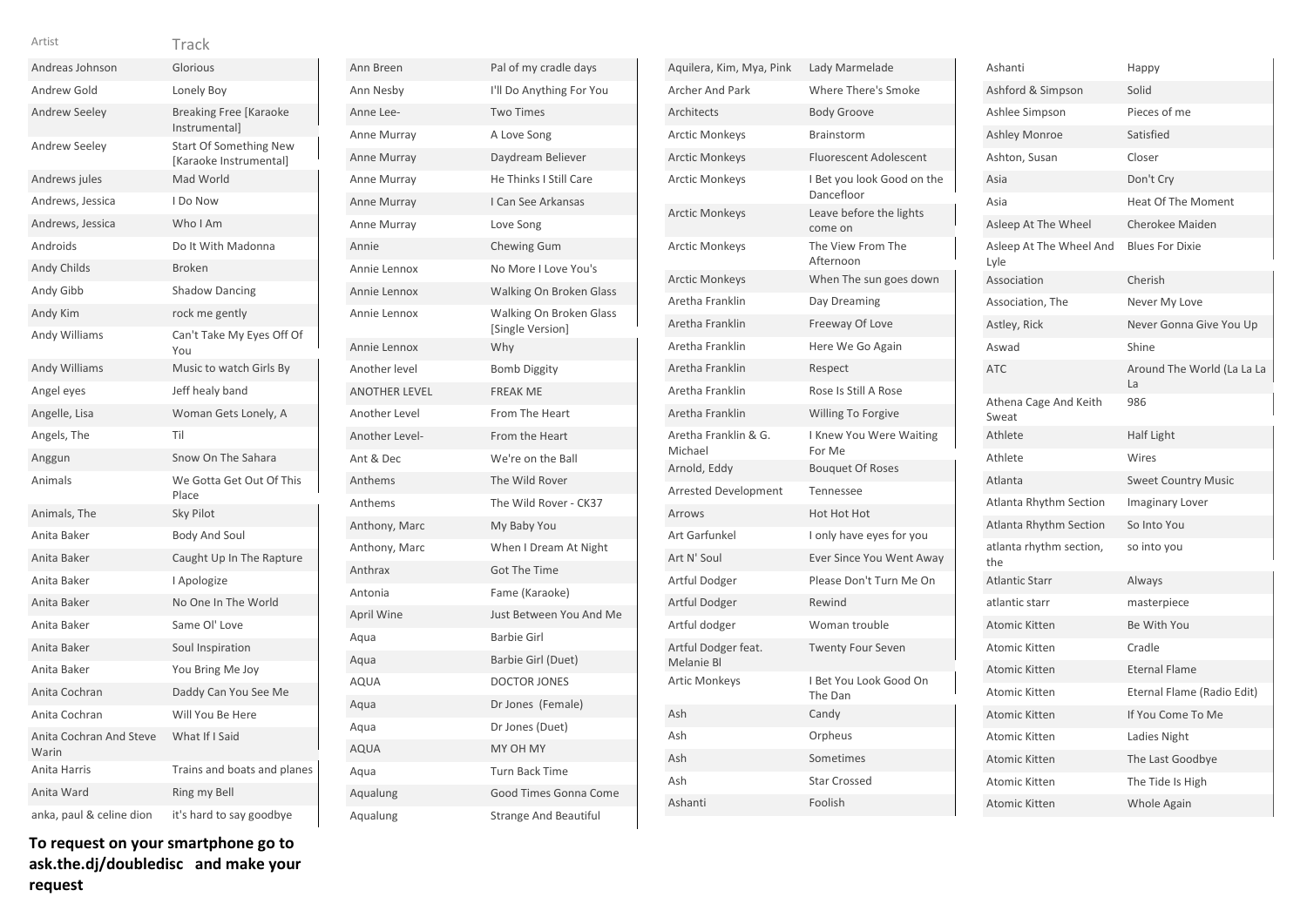| Artist | Track |
|---|---|
| Andreas Johnson | Glorious |
| Andrew Gold | Lonely Boy |
| Andrew Seeley | Breaking Free [Karaoke Instrumental] |
| Andrew Seeley | Start Of Something New [Karaoke Instrumental] |
| Andrews jules | Mad World |
| Andrews, Jessica | I Do Now |
| Andrews, Jessica | Who I Am |
| Androids | Do It With Madonna |
| Andy Childs | Broken |
| Andy Gibb | Shadow Dancing |
| Andy Kim | rock me gently |
| Andy Williams | Can't Take My Eyes Off Of You |
| Andy Williams | Music to watch Girls By |
| Angel eyes | Jeff healy band |
| Angelle, Lisa | Woman Gets Lonely, A |
| Angels, The | Til |
| Anggun | Snow On The Sahara |
| Animals | We Gotta Get Out Of This Place |
| Animals, The | Sky Pilot |
| Anita Baker | Body And Soul |
| Anita Baker | Caught Up In The Rapture |
| Anita Baker | I Apologize |
| Anita Baker | No One In The World |
| Anita Baker | Same Ol' Love |
| Anita Baker | Soul Inspiration |
| Anita Baker | You Bring Me Joy |
| Anita Cochran | Daddy Can You See Me |
| Anita Cochran | Will You Be Here |
| Anita Cochran And Steve Warin | What If I Said |
| Anita Harris | Trains and boats and planes |
| Anita Ward | Ring my Bell |
| anka, paul & celine dion | it's hard to say goodbye |
| Ann Breen | Pal of my cradle days |
| Ann Nesby | I'll Do Anything For You |
| Anne Lee- | Two Times |
| Anne Murray | A Love Song |
| Anne Murray | Daydream Believer |
| Anne Murray | He Thinks I Still Care |
| Anne Murray | I Can See Arkansas |
| Anne Murray | Love Song |
| Annie | Chewing Gum |
| Annie Lennox | No More I Love You's |
| Annie Lennox | Walking On Broken Glass |
| Annie Lennox | Walking On Broken Glass [Single Version] |
| Annie Lennox | Why |
| Another level | Bomb Diggity |
| ANOTHER LEVEL | FREAK ME |
| Another Level | From The Heart |
| Another Level- | From the Heart |
| Ant & Dec | We're on the Ball |
| Anthems | The Wild Rover |
| Anthems | The Wild Rover - CK37 |
| Anthony, Marc | My Baby You |
| Anthony, Marc | When I Dream At Night |
| Anthrax | Got The Time |
| Antonia | Fame (Karaoke) |
| April Wine | Just Between You And Me |
| Aqua | Barbie Girl |
| Aqua | Barbie Girl (Duet) |
| AQUA | DOCTOR JONES |
| Aqua | Dr Jones (Female) |
| Aqua | Dr Jones (Duet) |
| AQUA | MY OH MY |
| Aqua | Turn Back Time |
| Aqualung | Good Times Gonna Come |
| Aqualung | Strange And Beautiful |
| Aquilera, Kim, Mya, Pink | Lady Marmelade |
| Archer And Park | Where There's Smoke |
| Architects | Body Groove |
| Arctic Monkeys | Brainstorm |
| Arctic Monkeys | Fluorescent Adolescent |
| Arctic Monkeys | I Bet you look Good on the Dancefloor |
| Arctic Monkeys | Leave before the lights come on |
| Arctic Monkeys | The View From The Afternoon |
| Arctic Monkeys | When The sun goes down |
| Aretha Franklin | Day Dreaming |
| Aretha Franklin | Freeway Of Love |
| Aretha Franklin | Here We Go Again |
| Aretha Franklin | Respect |
| Aretha Franklin | Rose Is Still A Rose |
| Aretha Franklin | Willing To Forgive |
| Aretha Franklin & G. Michael | I Knew You Were Waiting For Me |
| Arnold, Eddy | Bouquet Of Roses |
| Arrested Development | Tennessee |
| Arrows | Hot Hot Hot |
| Art Garfunkel | I only have eyes for you |
| Art N' Soul | Ever Since You Went Away |
| Artful Dodger | Please Don't Turn Me On |
| Artful Dodger | Rewind |
| Artful dodger | Woman trouble |
| Artful Dodger feat. Melanie Bl | Twenty Four Seven |
| Artic Monkeys | I Bet You Look Good On The Dan |
| Ash | Candy |
| Ash | Orpheus |
| Ash | Sometimes |
| Ash | Star Crossed |
| Ashanti | Foolish |
| Ashanti | Happy |
| Ashford & Simpson | Solid |
| Ashlee Simpson | Pieces of me |
| Ashley Monroe | Satisfied |
| Ashton, Susan | Closer |
| Asia | Don't Cry |
| Asia | Heat Of The Moment |
| Asleep At The Wheel | Cherokee Maiden |
| Asleep At The Wheel And Lyle | Blues For Dixie |
| Association | Cherish |
| Association, The | Never My Love |
| Astley, Rick | Never Gonna Give You Up |
| Aswad | Shine |
| ATC | Around The World (La La La La |
| Athena Cage And Keith Sweat | 986 |
| Athlete | Half Light |
| Athlete | Wires |
| Atlanta | Sweet Country Music |
| Atlanta Rhythm Section | Imaginary Lover |
| Atlanta Rhythm Section | So Into You |
| atlanta rhythm section, the | so into you |
| Atlantic Starr | Always |
| atlantic starr | masterpiece |
| Atomic Kitten | Be With You |
| Atomic Kitten | Cradle |
| Atomic Kitten | Eternal Flame |
| Atomic Kitten | Eternal Flame (Radio Edit) |
| Atomic Kitten | If You Come To Me |
| Atomic Kitten | Ladies Night |
| Atomic Kitten | The Last Goodbye |
| Atomic Kitten | The Tide Is High |
| Atomic Kitten | Whole Again |

**To request on your smartphone go to ask.the.dj/doubledisc and make your request**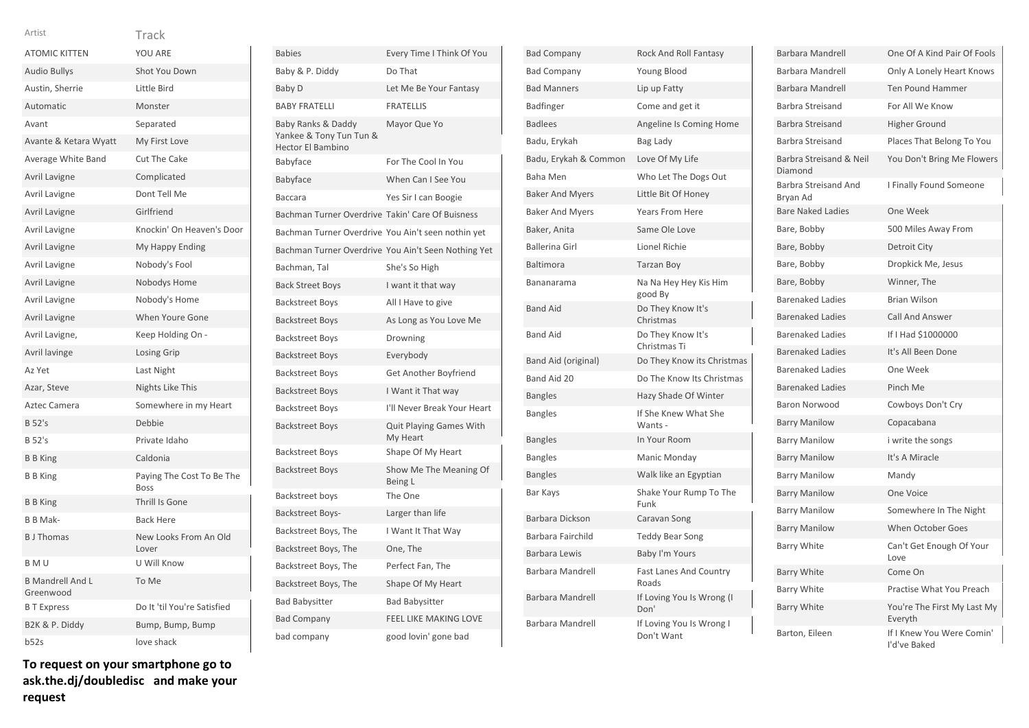| Artist | Track |
| --- | --- |
| ATOMIC KITTEN | YOU ARE |
| Audio Bullys | Shot You Down |
| Austin, Sherrie | Little Bird |
| Automatic | Monster |
| Avant | Separated |
| Avante & Ketara Wyatt | My First Love |
| Average White Band | Cut The Cake |
| Avril Lavigne | Complicated |
| Avril Lavigne | Dont Tell Me |
| Avril Lavigne | Girlfriend |
| Avril Lavigne | Knockin' On Heaven's Door |
| Avril Lavigne | My Happy Ending |
| Avril Lavigne | Nobody's Fool |
| Avril Lavigne | Nobodys Home |
| Avril Lavigne | Nobody's Home |
| Avril Lavigne | When Youre Gone |
| Avril Lavigne, | Keep Holding On - |
| Avril lavinge | Losing Grip |
| Az Yet | Last Night |
| Azar, Steve | Nights Like This |
| Aztec Camera | Somewhere in my Heart |
| B 52's | Debbie |
| B 52's | Private Idaho |
| B B King | Caldonia |
| B B King | Paying The Cost To Be The Boss |
| B B King | Thrill Is Gone |
| B B Mak- | Back Here |
| B J Thomas | New Looks From An Old Lover |
| B M U | U Will Know |
| B Mandrell And L Greenwood | To Me |
| B T Express | Do It 'til You're Satisfied |
| B2K & P. Diddy | Bump, Bump, Bump |
| b52s | love shack |
| Babies | Every Time I Think Of You |
| Baby & P. Diddy | Do That |
| Baby D | Let Me Be Your Fantasy |
| BABY FRATELLI | FRATELLIS |
| Baby Ranks & Daddy Yankee & Tony Tun Tun & Hector El Bambino | Mayor Que Yo |
| Babyface | For The Cool In You |
| Babyface | When Can I See You |
| Baccara | Yes Sir I can Boogie |
| Bachman Turner Overdrive | Takin' Care Of Buisness |
| Bachman Turner Overdrive | You Ain't seen nothin yet |
| Bachman Turner Overdrive | You Ain't Seen Nothing Yet |
| Bachman, Tal | She's So High |
| Back Street Boys | I want it that way |
| Backstreet Boys | All I Have to give |
| Backstreet Boys | As Long as You Love Me |
| Backstreet Boys | Drowning |
| Backstreet Boys | Everybody |
| Backstreet Boys | Get Another Boyfriend |
| Backstreet Boys | I Want it That way |
| Backstreet Boys | I'll Never Break Your Heart |
| Backstreet Boys | Quit Playing Games With My Heart |
| Backstreet Boys | Shape Of My Heart |
| Backstreet Boys | Show Me The Meaning Of Being L |
| Backstreet boys | The One |
| Backstreet Boys- | Larger than life |
| Backstreet Boys, The | I Want It That Way |
| Backstreet Boys, The | One, The |
| Backstreet Boys, The | Perfect Fan, The |
| Backstreet Boys, The | Shape Of My Heart |
| Bad Babysitter | Bad Babysitter |
| Bad Company | FEEL LIKE MAKING LOVE |
| bad company | good lovin' gone bad |
| Bad Company | Rock And Roll Fantasy |
| Bad Company | Young Blood |
| Bad Manners | Lip up Fatty |
| Badfinger | Come and get it |
| Badlees | Angeline Is Coming Home |
| Badu, Erykah | Bag Lady |
| Badu, Erykah & Common | Love Of My Life |
| Baha Men | Who Let The Dogs Out |
| Baker And Myers | Little Bit Of Honey |
| Baker And Myers | Years From Here |
| Baker, Anita | Same Ole Love |
| Ballerina Girl | Lionel Richie |
| Baltimora | Tarzan Boy |
| Bananarama | Na Na Hey Hey Kis Him good By |
| Band Aid | Do They Know It's Christmas |
| Band Aid | Do They Know It's Christmas Ti |
| Band Aid (original) | Do They Know its Christmas |
| Band Aid 20 | Do The Know Its Christmas |
| Bangles | Hazy Shade Of Winter |
| Bangles | If She Knew What She Wants - |
| Bangles | In Your Room |
| Bangles | Manic Monday |
| Bangles | Walk like an Egyptian |
| Bar Kays | Shake Your Rump To The Funk |
| Barbara Dickson | Caravan Song |
| Barbara Fairchild | Teddy Bear Song |
| Barbara Lewis | Baby I'm Yours |
| Barbara Mandrell | Fast Lanes And Country Roads |
| Barbara Mandrell | If Loving You Is Wrong (I Don' |
| Barbara Mandrell | If Loving You Is Wrong I Don't Want |
| Barbara Mandrell | One Of A Kind Pair Of Fools |
| Barbara Mandrell | Only A Lonely Heart Knows |
| Barbara Mandrell | Ten Pound Hammer |
| Barbra Streisand | For All We Know |
| Barbra Streisand | Higher Ground |
| Barbra Streisand | Places That Belong To You |
| Barbra Streisand & Neil Diamond | You Don't Bring Me Flowers |
| Barbra Streisand And Bryan Ad | I Finally Found Someone |
| Bare Naked Ladies | One Week |
| Bare, Bobby | 500 Miles Away From |
| Bare, Bobby | Detroit City |
| Bare, Bobby | Dropkick Me, Jesus |
| Bare, Bobby | Winner, The |
| Barenaked Ladies | Brian Wilson |
| Barenaked Ladies | Call And Answer |
| Barenaked Ladies | If I Had $1000000 |
| Barenaked Ladies | It's All Been Done |
| Barenaked Ladies | One Week |
| Barenaked Ladies | Pinch Me |
| Baron Norwood | Cowboys Don't Cry |
| Barry Manilow | Copacabana |
| Barry Manilow | i write the songs |
| Barry Manilow | It's A Miracle |
| Barry Manilow | Mandy |
| Barry Manilow | One Voice |
| Barry Manilow | Somewhere In The Night |
| Barry Manilow | When October Goes |
| Barry White | Can't Get Enough Of Your Love |
| Barry White | Come On |
| Barry White | Practise What You Preach |
| Barry White | You're The First My Last My Everyth |
| Barton, Eileen | If I Knew You Were Comin' I'd've Baked |

**To request on your smartphone go to ask.the.dj/doubledisc and make your request**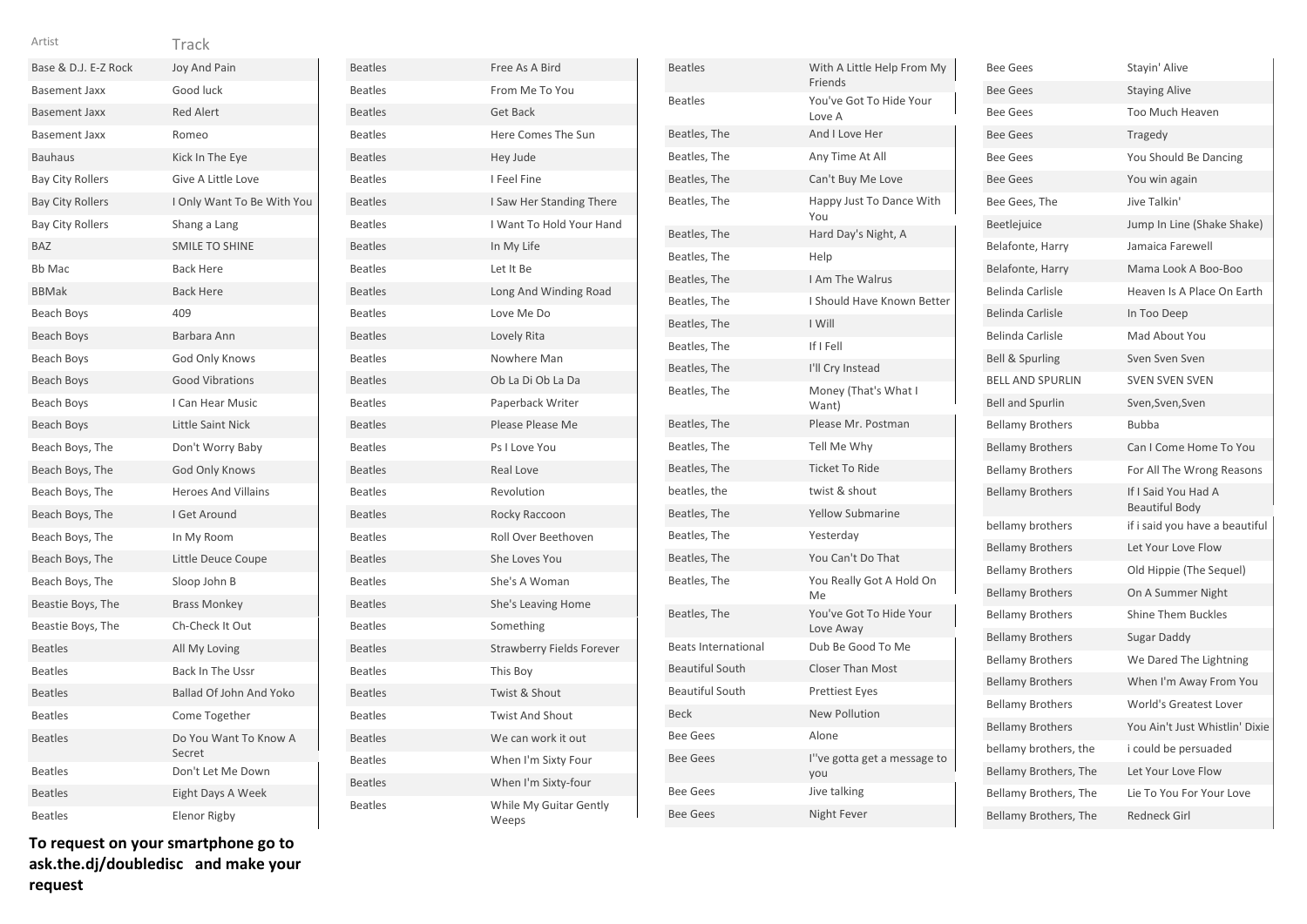| Artist | Track |
| --- | --- |
| Base & D.J. E-Z Rock | Joy And Pain |
| Basement Jaxx | Good luck |
| Basement Jaxx | Red Alert |
| Basement Jaxx | Romeo |
| Bauhaus | Kick In The Eye |
| Bay City Rollers | Give A Little Love |
| Bay City Rollers | I Only Want To Be With You |
| Bay City Rollers | Shang a Lang |
| BAZ | SMILE TO SHINE |
| Bb Mac | Back Here |
| BBMak | Back Here |
| Beach Boys | 409 |
| Beach Boys | Barbara Ann |
| Beach Boys | God Only Knows |
| Beach Boys | Good Vibrations |
| Beach Boys | I Can Hear Music |
| Beach Boys | Little Saint Nick |
| Beach Boys, The | Don't Worry Baby |
| Beach Boys, The | God Only Knows |
| Beach Boys, The | Heroes And Villains |
| Beach Boys, The | I Get Around |
| Beach Boys, The | In My Room |
| Beach Boys, The | Little Deuce Coupe |
| Beach Boys, The | Sloop John B |
| Beastie Boys, The | Brass Monkey |
| Beastie Boys, The | Ch-Check It Out |
| Beatles | All My Loving |
| Beatles | Back In The Ussr |
| Beatles | Ballad Of John And Yoko |
| Beatles | Come Together |
| Beatles | Do You Want To Know A Secret |
| Beatles | Don't Let Me Down |
| Beatles | Eight Days A Week |
| Beatles | Elenor Rigby |
| Beatles | Free As A Bird |
| Beatles | From Me To You |
| Beatles | Get Back |
| Beatles | Here Comes The Sun |
| Beatles | Hey Jude |
| Beatles | I Feel Fine |
| Beatles | I Saw Her Standing There |
| Beatles | I Want To Hold Your Hand |
| Beatles | In My Life |
| Beatles | Let It Be |
| Beatles | Long And Winding Road |
| Beatles | Love Me Do |
| Beatles | Lovely Rita |
| Beatles | Nowhere Man |
| Beatles | Ob La Di Ob La Da |
| Beatles | Paperback Writer |
| Beatles | Please Please Me |
| Beatles | Ps I Love You |
| Beatles | Real Love |
| Beatles | Revolution |
| Beatles | Rocky Raccoon |
| Beatles | Roll Over Beethoven |
| Beatles | She Loves You |
| Beatles | She's A Woman |
| Beatles | She's Leaving Home |
| Beatles | Something |
| Beatles | Strawberry Fields Forever |
| Beatles | This Boy |
| Beatles | Twist & Shout |
| Beatles | Twist And Shout |
| Beatles | We can work it out |
| Beatles | When I'm Sixty Four |
| Beatles | When I'm Sixty-four |
| Beatles | While My Guitar Gently Weeps |
| Beatles | With A Little Help From My Friends |
| Beatles | You've Got To Hide Your Love A |
| Beatles, The | And I Love Her |
| Beatles, The | Any Time At All |
| Beatles, The | Can't Buy Me Love |
| Beatles, The | Happy Just To Dance With You |
| Beatles, The | Hard Day's Night, A |
| Beatles, The | Help |
| Beatles, The | I Am The Walrus |
| Beatles, The | I Should Have Known Better |
| Beatles, The | I Will |
| Beatles, The | If I Fell |
| Beatles, The | I'll Cry Instead |
| Beatles, The | Money (That's What I Want) |
| Beatles, The | Please Mr. Postman |
| Beatles, The | Tell Me Why |
| Beatles, The | Ticket To Ride |
| beatles, the | twist & shout |
| Beatles, The | Yellow Submarine |
| Beatles, The | Yesterday |
| Beatles, The | You Can't Do That |
| Beatles, The | You Really Got A Hold On Me |
| Beatles, The | You've Got To Hide Your Love Away |
| Beats International | Dub Be Good To Me |
| Beautiful South | Closer Than Most |
| Beautiful South | Prettiest Eyes |
| Beck | New Pollution |
| Bee Gees | Alone |
| Bee Gees | I''ve gotta get a message to you |
| Bee Gees | Jive talking |
| Bee Gees | Night Fever |
| Bee Gees | Stayin' Alive |
| Bee Gees | Staying Alive |
| Bee Gees | Too Much Heaven |
| Bee Gees | Tragedy |
| Bee Gees | You Should Be Dancing |
| Bee Gees | You win again |
| Bee Gees, The | Jive Talkin' |
| Beetlejuice | Jump In Line (Shake Shake) |
| Belafonte, Harry | Jamaica Farewell |
| Belafonte, Harry | Mama Look A Boo-Boo |
| Belinda Carlisle | Heaven Is A Place On Earth |
| Belinda Carlisle | In Too Deep |
| Belinda Carlisle | Mad About You |
| Bell & Spurling | Sven Sven Sven |
| BELL AND SPURLIN | SVEN SVEN SVEN |
| Bell and Spurlin | Sven,Sven,Sven |
| Bellamy Brothers | Bubba |
| Bellamy Brothers | Can I Come Home To You |
| Bellamy Brothers | For All The Wrong Reasons |
| Bellamy Brothers | If I Said You Had A Beautiful Body |
| bellamy brothers | if i said you have a beautiful |
| Bellamy Brothers | Let Your Love Flow |
| Bellamy Brothers | Old Hippie (The Sequel) |
| Bellamy Brothers | On A Summer Night |
| Bellamy Brothers | Shine Them Buckles |
| Bellamy Brothers | Sugar Daddy |
| Bellamy Brothers | We Dared The Lightning |
| Bellamy Brothers | When I'm Away From You |
| Bellamy Brothers | World's Greatest Lover |
| Bellamy Brothers | You Ain't Just Whistlin' Dixie |
| bellamy brothers, the | i could be persuaded |
| Bellamy Brothers, The | Let Your Love Flow |
| Bellamy Brothers, The | Lie To You For Your Love |
| Bellamy Brothers, The | Redneck Girl |

**To request on your smartphone go to ask.the.dj/doubledisc and make your request**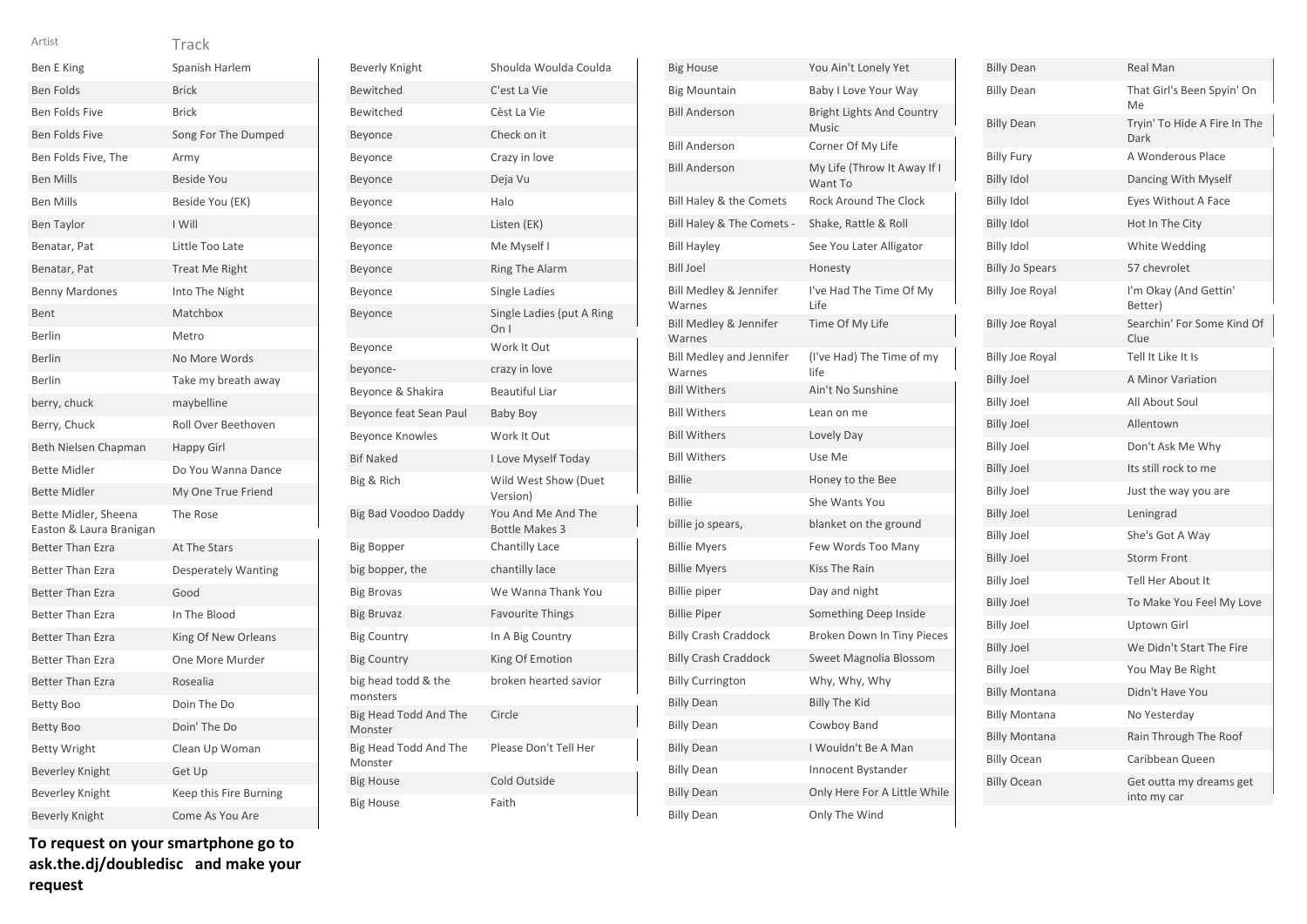| Artist | Track |
|---|---|
| Ben E King | Spanish Harlem |
| Ben Folds | Brick |
| Ben Folds Five | Brick |
| Ben Folds Five | Song For The Dumped |
| Ben Folds Five, The | Army |
| Ben Mills | Beside You |
| Ben Mills | Beside You (EK) |
| Ben Taylor | I Will |
| Benatar, Pat | Little Too Late |
| Benatar, Pat | Treat Me Right |
| Benny Mardones | Into The Night |
| Bent | Matchbox |
| Berlin | Metro |
| Berlin | No More Words |
| Berlin | Take my breath away |
| berry, chuck | maybelline |
| Berry, Chuck | Roll Over Beethoven |
| Beth Nielsen Chapman | Happy Girl |
| Bette Midler | Do You Wanna Dance |
| Bette Midler | My One True Friend |
| Bette Midler, Sheena Easton & Laura Branigan | The Rose |
| Better Than Ezra | At The Stars |
| Better Than Ezra | Desperately Wanting |
| Better Than Ezra | Good |
| Better Than Ezra | In The Blood |
| Better Than Ezra | King Of New Orleans |
| Better Than Ezra | One More Murder |
| Better Than Ezra | Rosealia |
| Betty Boo | Doin The Do |
| Betty Boo | Doin' The Do |
| Betty Wright | Clean Up Woman |
| Beverley Knight | Get Up |
| Beverley Knight | Keep this Fire Burning |
| Beverly Knight | Come As You Are |
| Beverly Knight | Shoulda Woulda Coulda |
| Bewitched | C'est La Vie |
| Bewitched | Cèst La Vie |
| Beyonce | Check on it |
| Beyonce | Crazy in love |
| Beyonce | Deja Vu |
| Beyonce | Halo |
| Beyonce | Listen (EK) |
| Beyonce | Me Myself I |
| Beyonce | Ring The Alarm |
| Beyonce | Single Ladies |
| Beyonce | Single Ladies (put A Ring On I |
| Beyonce | Work It Out |
| beyonce- | crazy in love |
| Beyonce & Shakira | Beautiful Liar |
| Beyonce feat Sean Paul | Baby Boy |
| Beyonce Knowles | Work It Out |
| Bif Naked | I Love Myself Today |
| Big & Rich | Wild West Show (Duet Version) |
| Big Bad Voodoo Daddy | You And Me And The Bottle Makes 3 |
| Big Bopper | Chantilly Lace |
| big bopper, the | chantilly lace |
| Big Brovas | We Wanna Thank You |
| Big Bruvaz | Favourite Things |
| Big Country | In A Big Country |
| Big Country | King Of Emotion |
| big head todd & the monsters | broken hearted savior |
| Big Head Todd And The Monster | Circle |
| Big Head Todd And The Monster | Please Don't Tell Her |
| Big House | Cold Outside |
| Big House | Faith |
| Big House | You Ain't Lonely Yet |
| Big Mountain | Baby I Love Your Way |
| Bill Anderson | Bright Lights And Country Music |
| Bill Anderson | Corner Of My Life |
| Bill Anderson | My Life (Throw It Away If I Want To |
| Bill Haley & the Comets | Rock Around The Clock |
| Bill Haley & The Comets - | Shake, Rattle & Roll |
| Bill Hayley | See You Later Alligator |
| Bill Joel | Honesty |
| Bill Medley & Jennifer Warnes | I've Had The Time Of My Life |
| Bill Medley & Jennifer Warnes | Time Of My Life |
| Bill Medley and Jennifer Warnes | (I've Had) The Time of my life |
| Bill Withers | Ain't No Sunshine |
| Bill Withers | Lean on me |
| Bill Withers | Lovely Day |
| Bill Withers | Use Me |
| Billie | Honey to the Bee |
| Billie | She Wants You |
| billie jo spears, | blanket on the ground |
| Billie Myers | Few Words Too Many |
| Billie Myers | Kiss The Rain |
| Billie piper | Day and night |
| Billie Piper | Something Deep Inside |
| Billy Crash Craddock | Broken Down In Tiny Pieces |
| Billy Crash Craddock | Sweet Magnolia Blossom |
| Billy Currington | Why, Why, Why |
| Billy Dean | Billy The Kid |
| Billy Dean | Cowboy Band |
| Billy Dean | I Wouldn't Be A Man |
| Billy Dean | Innocent Bystander |
| Billy Dean | Only Here For A Little While |
| Billy Dean | Only The Wind |
| Billy Dean | Real Man |
| Billy Dean | That Girl's Been Spyin' On Me |
| Billy Dean | Tryin' To Hide A Fire In The Dark |
| Billy Fury | A Wonderous Place |
| Billy Idol | Dancing With Myself |
| Billy Idol | Eyes Without A Face |
| Billy Idol | Hot In The City |
| Billy Idol | White Wedding |
| Billy Jo Spears | 57 chevrolet |
| Billy Joe Royal | I'm Okay (And Gettin' Better) |
| Billy Joe Royal | Searchin' For Some Kind Of Clue |
| Billy Joe Royal | Tell It Like It Is |
| Billy Joel | A Minor Variation |
| Billy Joel | All About Soul |
| Billy Joel | Allentown |
| Billy Joel | Don't Ask Me Why |
| Billy Joel | Its still rock to me |
| Billy Joel | Just the way you are |
| Billy Joel | Leningrad |
| Billy Joel | She's Got A Way |
| Billy Joel | Storm Front |
| Billy Joel | Tell Her About It |
| Billy Joel | To Make You Feel My Love |
| Billy Joel | Uptown Girl |
| Billy Joel | We Didn't Start The Fire |
| Billy Joel | You May Be Right |
| Billy Montana | Didn't Have You |
| Billy Montana | No Yesterday |
| Billy Montana | Rain Through The Roof |
| Billy Ocean | Caribbean Queen |
| Billy Ocean | Get outta my dreams get into my car |

**To request on your smartphone go to ask.the.dj/doubledisc and make your request**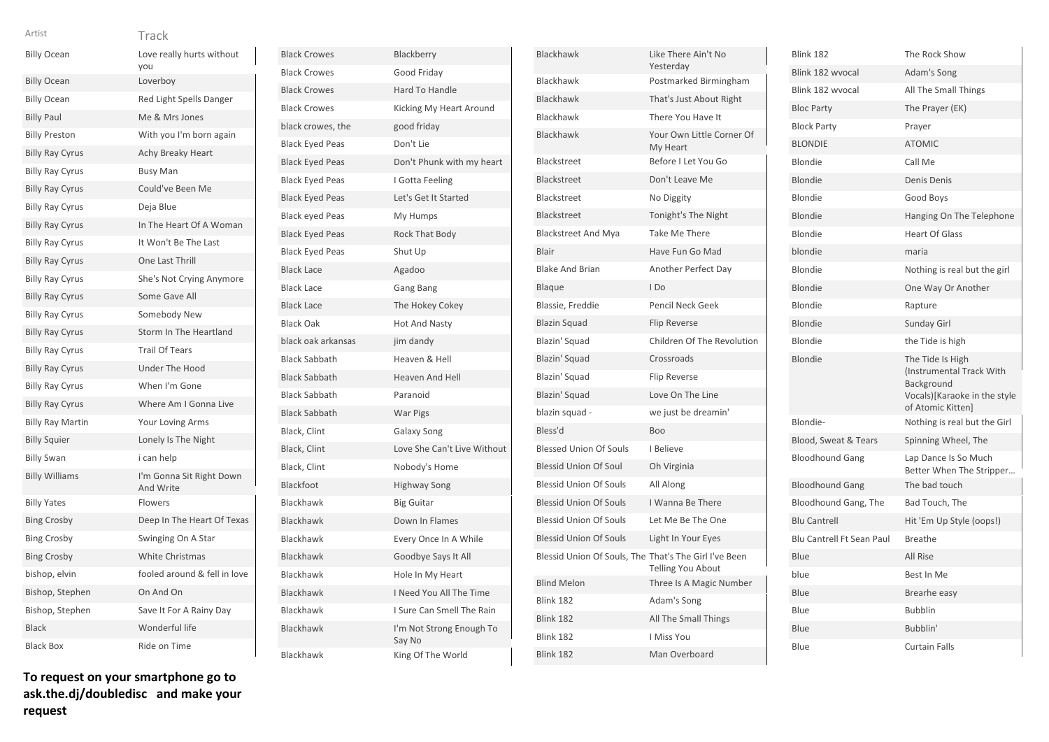| Artist | Track |
|---|---|
| Billy Ocean | Love really hurts without you |
| Billy Ocean | Loverboy |
| Billy Ocean | Red Light Spells Danger |
| Billy Paul | Me & Mrs Jones |
| Billy Preston | With you I'm born again |
| Billy Ray Cyrus | Achy Breaky Heart |
| Billy Ray Cyrus | Busy Man |
| Billy Ray Cyrus | Could've Been Me |
| Billy Ray Cyrus | Deja Blue |
| Billy Ray Cyrus | In The Heart Of A Woman |
| Billy Ray Cyrus | It Won't Be The Last |
| Billy Ray Cyrus | One Last Thrill |
| Billy Ray Cyrus | She's Not Crying Anymore |
| Billy Ray Cyrus | Some Gave All |
| Billy Ray Cyrus | Somebody New |
| Billy Ray Cyrus | Storm In The Heartland |
| Billy Ray Cyrus | Trail Of Tears |
| Billy Ray Cyrus | Under The Hood |
| Billy Ray Cyrus | When I'm Gone |
| Billy Ray Cyrus | Where Am I Gonna Live |
| Billy Ray Martin | Your Loving Arms |
| Billy Squier | Lonely Is The Night |
| Billy Swan | i can help |
| Billy Williams | I'm Gonna Sit Right Down And Write |
| Billy Yates | Flowers |
| Bing Crosby | Deep In The Heart Of Texas |
| Bing Crosby | Swinging On A Star |
| Bing Crosby | White Christmas |
| bishop, elvin | fooled around & fell in love |
| Bishop, Stephen | On And On |
| Bishop, Stephen | Save It For A Rainy Day |
| Black | Wonderful life |
| Black Box | Ride on Time |
| Black Crowes | Blackberry |
| Black Crowes | Good Friday |
| Black Crowes | Hard To Handle |
| Black Crowes | Kicking My Heart Around |
| black crowes, the | good friday |
| Black Eyed Peas | Don't Lie |
| Black Eyed Peas | Don't Phunk with my heart |
| Black Eyed Peas | I Gotta Feeling |
| Black Eyed Peas | Let's Get It Started |
| Black eyed Peas | My Humps |
| Black Eyed Peas | Rock That Body |
| Black Eyed Peas | Shut Up |
| Black Lace | Agadoo |
| Black Lace | Gang Bang |
| Black Lace | The Hokey Cokey |
| Black Oak | Hot And Nasty |
| black oak arkansas | jim dandy |
| Black Sabbath | Heaven & Hell |
| Black Sabbath | Heaven And Hell |
| Black Sabbath | Paranoid |
| Black Sabbath | War Pigs |
| Black, Clint | Galaxy Song |
| Black, Clint | Love She Can't Live Without |
| Black, Clint | Nobody's Home |
| Blackfoot | Highway Song |
| Blackhawk | Big Guitar |
| Blackhawk | Down In Flames |
| Blackhawk | Every Once In A While |
| Blackhawk | Goodbye Says It All |
| Blackhawk | Hole In My Heart |
| Blackhawk | I Need You All The Time |
| Blackhawk | I Sure Can Smell The Rain |
| Blackhawk | I'm Not Strong Enough To Say No |
| Blackhawk | King Of The World |
| Blackhawk | Like There Ain't No Yesterday |
| Blackhawk | Postmarked Birmingham |
| Blackhawk | That's Just About Right |
| Blackhawk | There You Have It |
| Blackhawk | Your Own Little Corner Of My Heart |
| Blackstreet | Before I Let You Go |
| Blackstreet | Don't Leave Me |
| Blackstreet | No Diggity |
| Blackstreet | Tonight's The Night |
| Blackstreet And Mya | Take Me There |
| Blair | Have Fun Go Mad |
| Blake And Brian | Another Perfect Day |
| Blaque | I Do |
| Blassie, Freddie | Pencil Neck Geek |
| Blazin Squad | Flip Reverse |
| Blazin' Squad | Children Of The Revolution |
| Blazin' Squad | Crossroads |
| Blazin' Squad | Flip Reverse |
| Blazin' Squad | Love On The Line |
| blazin squad - | we just be dreamin' |
| Bless'd | Boo |
| Blessed Union Of Souls | I Believe |
| Blessid Union Of Soul | Oh Virginia |
| Blessid Union Of Souls | All Along |
| Blessid Union Of Souls | I Wanna Be There |
| Blessid Union Of Souls | Let Me Be The One |
| Blessid Union Of Souls | Light In Your Eyes |
| Blessid Union Of Souls, The | That's The Girl I've Been Telling You About |
| Blind Melon | Three Is A Magic Number |
| Blink 182 | Adam's Song |
| Blink 182 | All The Small Things |
| Blink 182 | I Miss You |
| Blink 182 | Man Overboard |
| Blink 182 | The Rock Show |
| Blink 182 wvocal | Adam's Song |
| Blink 182 wvocal | All The Small Things |
| Bloc Party | The Prayer (EK) |
| Block Party | Prayer |
| BLONDIE | ATOMIC |
| Blondie | Call Me |
| Blondie | Denis Denis |
| Blondie | Good Boys |
| Blondie | Hanging On The Telephone |
| Blondie | Heart Of Glass |
| blondie | maria |
| Blondie | Nothing is real but the girl |
| Blondie | One Way Or Another |
| Blondie | Rapture |
| Blondie | Sunday Girl |
| Blondie | the Tide is high |
| Blondie | The Tide Is High (Instrumental Track With Background Vocals)[Karaoke in the style of Atomic Kitten] |
| Blondie- | Nothing is real but the Girl |
| Blood, Sweat & Tears | Spinning Wheel, The |
| Bloodhound Gang | Lap Dance Is So Much Better When The Stripper... |
| Bloodhound Gang | The bad touch |
| Bloodhound Gang, The | Bad Touch, The |
| Blu Cantrell | Hit 'Em Up Style (oops!) |
| Blu Cantrell Ft Sean Paul | Breathe |
| Blue | All Rise |
| blue | Best In Me |
| Blue | Brearhe easy |
| Blue | Bubblin |
| Blue | Bubblin' |
| Blue | Curtain Falls |

**To request on your smartphone go to ask.the.dj/doubledisc and make your request**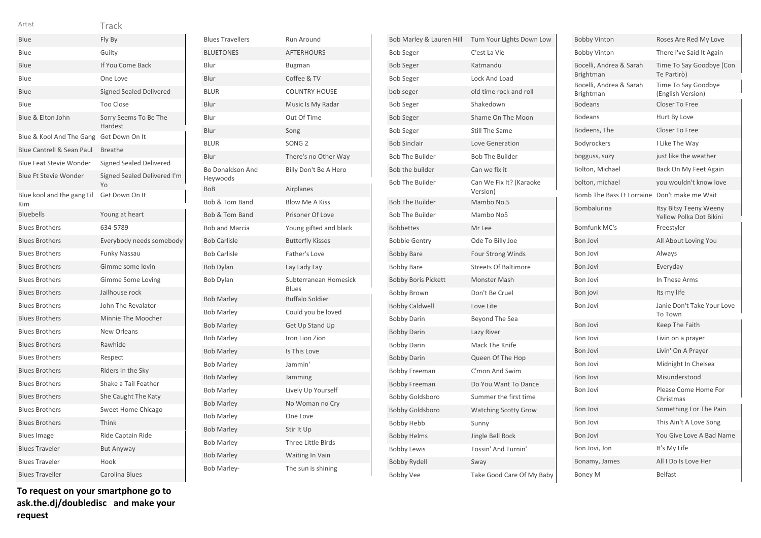| Artist | Track |
|---|---|
| Blue | Fly By |
| Blue | Guilty |
| Blue | If You Come Back |
| Blue | One Love |
| Blue | Signed Sealed Delivered |
| Blue | Too Close |
| Blue & Elton John | Sorry Seems To Be The Hardest |
| Blue & Kool And The Gang | Get Down On It |
| Blue Cantrell & Sean Paul | Breathe |
| Blue Feat Stevie Wonder | Signed Sealed Delivered |
| Blue Ft Stevie Wonder | Signed Sealed Delivered I'm Yo |
| Blue kool and the gang Lil Kim | Get Down On It |
| Bluebells | Young at heart |
| Blues Brothers | 634-5789 |
| Blues Brothers | Everybody needs somebody |
| Blues Brothers | Funky Nassau |
| Blues Brothers | Gimme some lovin |
| Blues Brothers | Gimme Some Loving |
| Blues Brothers | Jailhouse rock |
| Blues Brothers | John The Revalator |
| Blues Brothers | Minnie The Moocher |
| Blues Brothers | New Orleans |
| Blues Brothers | Rawhide |
| Blues Brothers | Respect |
| Blues Brothers | Riders In the Sky |
| Blues Brothers | Shake a Tail Feather |
| Blues Brothers | She Caught The Katy |
| Blues Brothers | Sweet Home Chicago |
| Blues Brothers | Think |
| Blues Image | Ride Captain Ride |
| Blues Traveler | But Anyway |
| Blues Traveler | Hook |
| Blues Traveller | Carolina Blues |
| Blues Travellers | Run Around |
| BLUETONES | AFTERHOURS |
| Blur | Bugman |
| Blur | Coffee & TV |
| BLUR | COUNTRY HOUSE |
| Blur | Music Is My Radar |
| Blur | Out Of Time |
| Blur | Song |
| BLUR | SONG 2 |
| Blur | There's no Other Way |
| Bo Donaldson And Heywoods | Billy Don't Be A Hero |
| BoB | Airplanes |
| Bob & Tom Band | Blow Me A Kiss |
| Bob & Tom Band | Prisoner Of Love |
| Bob and Marcia | Young gifted and black |
| Bob Carlisle | Butterfly Kisses |
| Bob Carlisle | Father's Love |
| Bob Dylan | Lay Lady Lay |
| Bob Dylan | Subterranean Homesick Blues |
| Bob Marley | Buffalo Soldier |
| Bob Marley | Could you be loved |
| Bob Marley | Get Up Stand Up |
| Bob Marley | Iron Lion Zion |
| Bob Marley | Is This Love |
| Bob Marley | Jammin' |
| Bob Marley | Jamming |
| Bob Marley | Lively Up Yourself |
| Bob Marley | No Woman no Cry |
| Bob Marley | One Love |
| Bob Marley | Stir It Up |
| Bob Marley | Three Little Birds |
| Bob Marley | Waiting In Vain |
| Bob Marley- | The sun is shining |
| Bob Marley & Lauren Hill | Turn Your Lights Down Low |
| Bob Seger | C'est La Vie |
| Bob Seger | Katmandu |
| Bob Seger | Lock And Load |
| bob seger | old time rock and roll |
| Bob Seger | Shakedown |
| Bob Seger | Shame On The Moon |
| Bob Seger | Still The Same |
| Bob Sinclair | Love Generation |
| Bob The Builder | Bob The Builder |
| Bob the builder | Can we fix it |
| Bob The Builder | Can We Fix It? (Karaoke Version) |
| Bob The Builder | Mambo No.5 |
| Bob The Builder | Mambo No5 |
| Bobbettes | Mr Lee |
| Bobbie Gentry | Ode To Billy Joe |
| Bobby Bare | Four Strong Winds |
| Bobby Bare | Streets Of Baltimore |
| Bobby Boris Pickett | Monster Mash |
| Bobby Brown | Don't Be Cruel |
| Bobby Caldwell | Love Lite |
| Bobby Darin | Beyond The Sea |
| Bobby Darin | Lazy River |
| Bobby Darin | Mack The Knife |
| Bobby Darin | Queen Of The Hop |
| Bobby Freeman | C'mon And Swim |
| Bobby Freeman | Do You Want To Dance |
| Bobby Goldsboro | Summer the first time |
| Bobby Goldsboro | Watching Scotty Grow |
| Bobby Hebb | Sunny |
| Bobby Helms | Jingle Bell Rock |
| Bobby Lewis | Tossin' And Turnin' |
| Bobby Rydell | Sway |
| Bobby Vee | Take Good Care Of My Baby |
| Bobby Vinton | Roses Are Red My Love |
| Bobby Vinton | There I've Said It Again |
| Bocelli, Andrea & Sarah Brightman | Time To Say Goodbye (Con Te Partirò) |
| Bocelli, Andrea & Sarah Brightman | Time To Say Goodbye (English Version) |
| Bodeans | Closer To Free |
| Bodeans | Hurt By Love |
| Bodeens, The | Closer To Free |
| Bodyrockers | I Like The Way |
| bogguss, suzy | just like the weather |
| Bolton, Michael | Back On My Feet Again |
| bolton, michael | you wouldn't know love |
| Bomb The Bass Ft Lorraine | Don't make me Wait |
| Bombalurina | Itsy Bitsy Teeny Weeny Yellow Polka Dot Bikini |
| Bomfunk MC's | Freestyler |
| Bon Jovi | All About Loving You |
| Bon Jovi | Always |
| Bon Jovi | Everyday |
| Bon Jovi | In These Arms |
| Bon jovi | Its my life |
| Bon Jovi | Janie Don't Take Your Love To Town |
| Bon Jovi | Keep The Faith |
| Bon Jovi | Livin on a prayer |
| Bon Jovi | Livin' On A Prayer |
| Bon Jovi | Midnight In Chelsea |
| Bon Jovi | Misunderstood |
| Bon Jovi | Please Come Home For Christmas |
| Bon Jovi | Something For The Pain |
| Bon Jovi | This Ain't A Love Song |
| Bon Jovi | You Give Love A Bad Name |
| Bon Jovi, Jon | It's My Life |
| Bonamy, James | All I Do Is Love Her |
| Boney M | Belfast |

**To request on your smartphone go to ask.the.dj/doubledisc and make your request**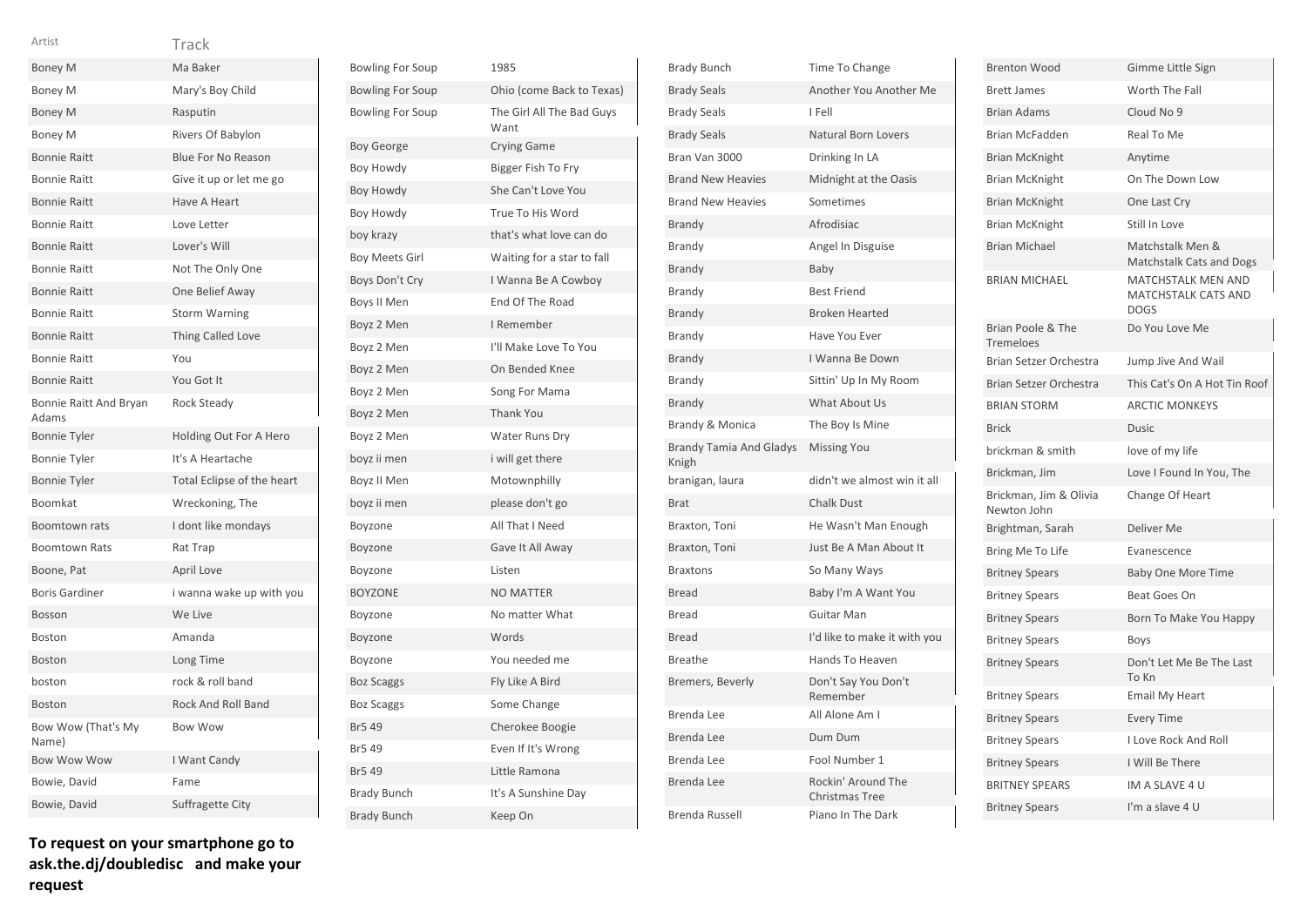| Artist | Track |
|---|---|
| Boney M | Ma Baker |
| Boney M | Mary's Boy Child |
| Boney M | Rasputin |
| Boney M | Rivers Of Babylon |
| Bonnie Raitt | Blue For No Reason |
| Bonnie Raitt | Give it up or let me go |
| Bonnie Raitt | Have A Heart |
| Bonnie Raitt | Love Letter |
| Bonnie Raitt | Lover's Will |
| Bonnie Raitt | Not The Only One |
| Bonnie Raitt | One Belief Away |
| Bonnie Raitt | Storm Warning |
| Bonnie Raitt | Thing Called Love |
| Bonnie Raitt | You |
| Bonnie Raitt | You Got It |
| Bonnie Raitt And Bryan Adams | Rock Steady |
| Bonnie Tyler | Holding Out For A Hero |
| Bonnie Tyler | It's A Heartache |
| Bonnie Tyler | Total Eclipse of the heart |
| Boomkat | Wreckoning, The |
| Boomtown rats | I dont like mondays |
| Boomtown Rats | Rat Trap |
| Boone, Pat | April Love |
| Boris Gardiner | i wanna wake up with you |
| Bosson | We Live |
| Boston | Amanda |
| Boston | Long Time |
| boston | rock & roll band |
| Boston | Rock And Roll Band |
| Bow Wow (That's My Name) | Bow Wow |
| Bow Wow Wow | I Want Candy |
| Bowie, David | Fame |
| Bowie, David | Suffragette City |
| Bowling For Soup | 1985 |
| Bowling For Soup | Ohio (come Back to Texas) |
| Bowling For Soup | The Girl All The Bad Guys Want |
| Boy George | Crying Game |
| Boy Howdy | Bigger Fish To Fry |
| Boy Howdy | She Can't Love You |
| Boy Howdy | True To His Word |
| boy krazy | that's what love can do |
| Boy Meets Girl | Waiting for a star to fall |
| Boys Don't Cry | I Wanna Be A Cowboy |
| Boys II Men | End Of The Road |
| Boyz 2 Men | I Remember |
| Boyz 2 Men | I'll Make Love To You |
| Boyz 2 Men | On Bended Knee |
| Boyz 2 Men | Song For Mama |
| Boyz 2 Men | Thank You |
| Boyz 2 Men | Water Runs Dry |
| boyz ii men | i will get there |
| Boyz II Men | Motownphilly |
| boyz ii men | please don't go |
| Boyzone | All That I Need |
| Boyzone | Gave It All Away |
| Boyzone | Listen |
| BOYZONE | NO MATTER |
| Boyzone | No matter What |
| Boyzone | Words |
| Boyzone | You needed me |
| Boz Scaggs | Fly Like A Bird |
| Boz Scaggs | Some Change |
| Br5 49 | Cherokee Boogie |
| Br5 49 | Even If It's Wrong |
| Br5 49 | Little Ramona |
| Brady Bunch | It's A Sunshine Day |
| Brady Bunch | Keep On |
| Brady Bunch | Time To Change |
| Brady Seals | Another You Another Me |
| Brady Seals | I Fell |
| Brady Seals | Natural Born Lovers |
| Bran Van 3000 | Drinking In LA |
| Brand New Heavies | Midnight at the Oasis |
| Brand New Heavies | Sometimes |
| Brandy | Afrodisiac |
| Brandy | Angel In Disguise |
| Brandy | Baby |
| Brandy | Best Friend |
| Brandy | Broken Hearted |
| Brandy | Have You Ever |
| Brandy | I Wanna Be Down |
| Brandy | Sittin' Up In My Room |
| Brandy | What About Us |
| Brandy & Monica | The Boy Is Mine |
| Brandy Tamia And Gladys Knigh | Missing You |
| branigan, laura | didn't we almost win it all |
| Brat | Chalk Dust |
| Braxton, Toni | He Wasn't Man Enough |
| Braxton, Toni | Just Be A Man About It |
| Braxtons | So Many Ways |
| Bread | Baby I'm A Want You |
| Bread | Guitar Man |
| Bread | I'd like to make it with you |
| Breathe | Hands To Heaven |
| Bremers, Beverly | Don't Say You Don't Remember |
| Brenda Lee | All Alone Am I |
| Brenda Lee | Dum Dum |
| Brenda Lee | Fool Number 1 |
| Brenda Lee | Rockin' Around The Christmas Tree |
| Brenda Russell | Piano In The Dark |
| Brenton Wood | Gimme Little Sign |
| Brett James | Worth The Fall |
| Brian Adams | Cloud No 9 |
| Brian McFadden | Real To Me |
| Brian McKnight | Anytime |
| Brian McKnight | On The Down Low |
| Brian McKnight | One Last Cry |
| Brian McKnight | Still In Love |
| Brian Michael | Matchstalk Men & Matchstalk Cats and Dogs |
| BRIAN MICHAEL | MATCHSTALK MEN AND MATCHSTALK CATS AND DOGS |
| Brian Poole & The Tremeloes | Do You Love Me |
| Brian Setzer Orchestra | Jump Jive And Wail |
| Brian Setzer Orchestra | This Cat's On A Hot Tin Roof |
| BRIAN STORM | ARCTIC MONKEYS |
| Brick | Dusic |
| brickman & smith | love of my life |
| Brickman, Jim | Love I Found In You, The |
| Brickman, Jim & Olivia Newton John | Change Of Heart |
| Brightman, Sarah | Deliver Me |
| Bring Me To Life | Evanescence |
| Britney Spears | Baby One More Time |
| Britney Spears | Beat Goes On |
| Britney Spears | Born To Make You Happy |
| Britney Spears | Boys |
| Britney Spears | Don't Let Me Be The Last To Kn |
| Britney Spears | Email My Heart |
| Britney Spears | Every Time |
| Britney Spears | I Love Rock And Roll |
| Britney Spears | I Will Be There |
| BRITNEY SPEARS | IM A SLAVE 4 U |
| Britney Spears | I'm a slave 4 U |

**To request on your smartphone go to ask.the.dj/doubledisc and make your request**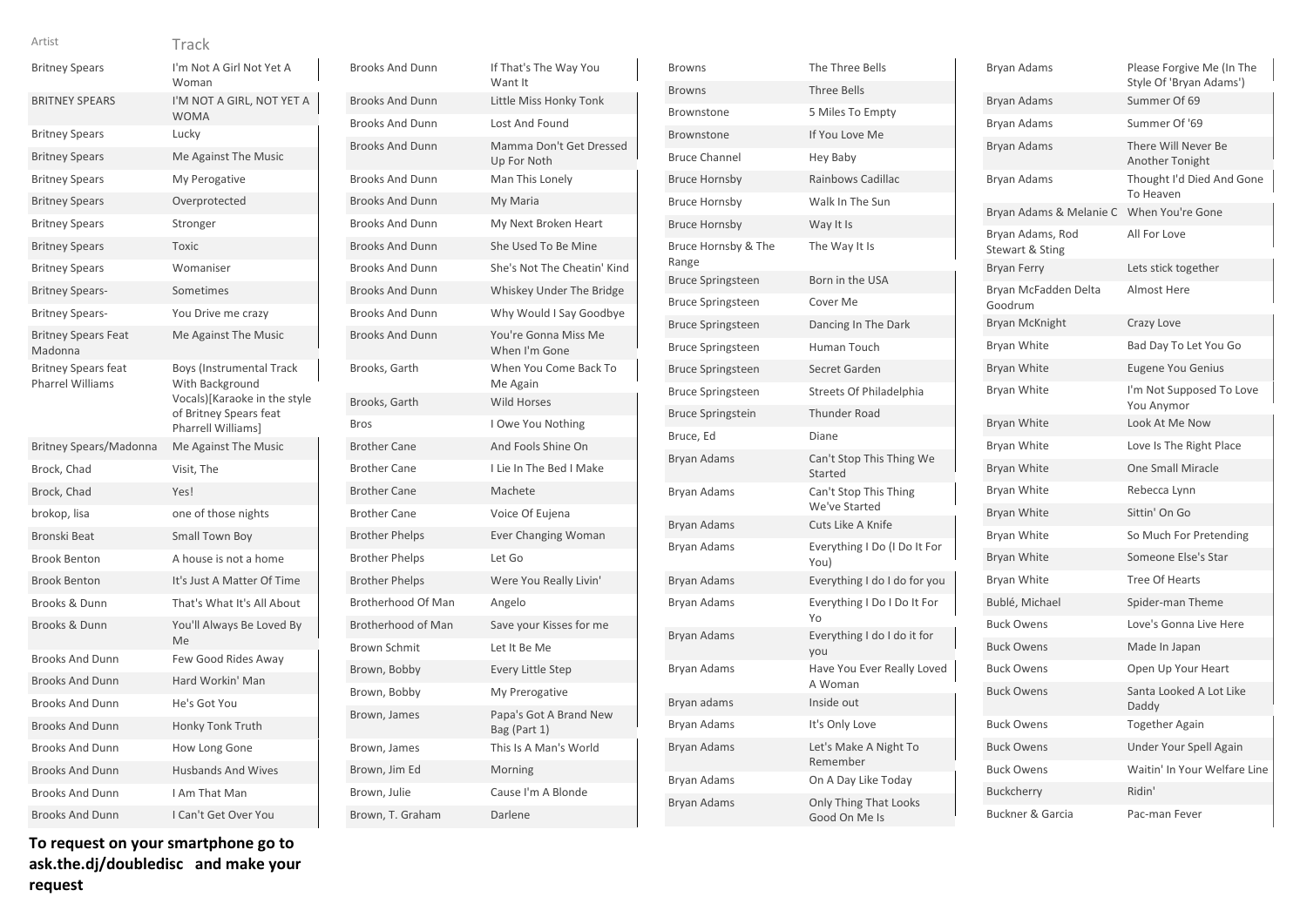| Artist | Track |
|---|---|
| Britney Spears | I'm Not A Girl Not Yet A Woman |
| BRITNEY SPEARS | I'M NOT A GIRL, NOT YET A WOMA |
| Britney Spears | Lucky |
| Britney Spears | Me Against The Music |
| Britney Spears | My Perogative |
| Britney Spears | Overprotected |
| Britney Spears | Stronger |
| Britney Spears | Toxic |
| Britney Spears | Womaniser |
| Britney Spears- | Sometimes |
| Britney Spears- | You Drive me crazy |
| Britney Spears Feat Madonna | Me Against The Music |
| Britney Spears feat Pharrel Williams | Boys (Instrumental Track With Background Vocals)[Karaoke in the style of Britney Spears feat Pharrell Williams] |
| Britney Spears/Madonna | Me Against The Music |
| Brock, Chad | Visit, The |
| Brock, Chad | Yes! |
| brokop, lisa | one of those nights |
| Bronski Beat | Small Town Boy |
| Brook Benton | A house is not a home |
| Brook Benton | It's Just A Matter Of Time |
| Brooks & Dunn | That's What It's All About |
| Brooks & Dunn | You'll Always Be Loved By Me |
| Brooks And Dunn | Few Good Rides Away |
| Brooks And Dunn | Hard Workin' Man |
| Brooks And Dunn | He's Got You |
| Brooks And Dunn | Honky Tonk Truth |
| Brooks And Dunn | How Long Gone |
| Brooks And Dunn | Husbands And Wives |
| Brooks And Dunn | I Am That Man |
| Brooks And Dunn | I Can't Get Over You |
| Brooks And Dunn | If That's The Way You Want It |
| Brooks And Dunn | Little Miss Honky Tonk |
| Brooks And Dunn | Lost And Found |
| Brooks And Dunn | Mamma Don't Get Dressed Up For Noth |
| Brooks And Dunn | Man This Lonely |
| Brooks And Dunn | My Maria |
| Brooks And Dunn | My Next Broken Heart |
| Brooks And Dunn | She Used To Be Mine |
| Brooks And Dunn | She's Not The Cheatin' Kind |
| Brooks And Dunn | Whiskey Under The Bridge |
| Brooks And Dunn | Why Would I Say Goodbye |
| Brooks And Dunn | You're Gonna Miss Me When I'm Gone |
| Brooks, Garth | When You Come Back To Me Again |
| Brooks, Garth | Wild Horses |
| Bros | I Owe You Nothing |
| Brother Cane | And Fools Shine On |
| Brother Cane | I Lie In The Bed I Make |
| Brother Cane | Machete |
| Brother Cane | Voice Of Eujena |
| Brother Phelps | Ever Changing Woman |
| Brother Phelps | Let Go |
| Brother Phelps | Were You Really Livin' |
| Brotherhood Of Man | Angelo |
| Brotherhood of Man | Save your Kisses for me |
| Brown Schmit | Let It Be Me |
| Brown, Bobby | Every Little Step |
| Brown, Bobby | My Prerogative |
| Brown, James | Papa's Got A Brand New Bag (Part 1) |
| Brown, James | This Is A Man's World |
| Brown, Jim Ed | Morning |
| Brown, Julie | Cause I'm A Blonde |
| Brown, T. Graham | Darlene |
| Browns | The Three Bells |
| Browns | Three Bells |
| Brownstone | 5 Miles To Empty |
| Brownstone | If You Love Me |
| Bruce Channel | Hey Baby |
| Bruce Hornsby | Rainbows Cadillac |
| Bruce Hornsby | Walk In The Sun |
| Bruce Hornsby | Way It Is |
| Bruce Hornsby & The Range | The Way It Is |
| Bruce Springsteen | Born in the USA |
| Bruce Springsteen | Cover Me |
| Bruce Springsteen | Dancing In The Dark |
| Bruce Springsteen | Human Touch |
| Bruce Springsteen | Secret Garden |
| Bruce Springsteen | Streets Of Philadelphia |
| Bruce Springstein | Thunder Road |
| Bruce, Ed | Diane |
| Bryan Adams | Can't Stop This Thing We Started |
| Bryan Adams | Can't Stop This Thing We've Started |
| Bryan Adams | Cuts Like A Knife |
| Bryan Adams | Everything I Do (I Do It For You) |
| Bryan Adams | Everything I do I do for you |
| Bryan Adams | Everything I Do I Do It For Yo |
| Bryan Adams | Everything I do I do it for you |
| Bryan Adams | Have You Ever Really Loved A Woman |
| Bryan adams | Inside out |
| Bryan Adams | It's Only Love |
| Bryan Adams | Let's Make A Night To Remember |
| Bryan Adams | On A Day Like Today |
| Bryan Adams | Only Thing That Looks Good On Me Is |
| Bryan Adams | Please Forgive Me (In The Style Of 'Bryan Adams') |
| Bryan Adams | Summer Of 69 |
| Bryan Adams | Summer Of '69 |
| Bryan Adams | There Will Never Be Another Tonight |
| Bryan Adams | Thought I'd Died And Gone To Heaven |
| Bryan Adams & Melanie C | When You're Gone |
| Bryan Adams, Rod Stewart & Sting | All For Love |
| Bryan Ferry | Lets stick together |
| Bryan McFadden Delta Goodrum | Almost Here |
| Bryan McKnight | Crazy Love |
| Bryan White | Bad Day To Let You Go |
| Bryan White | Eugene You Genius |
| Bryan White | I'm Not Supposed To Love You Anymor |
| Bryan White | Look At Me Now |
| Bryan White | Love Is The Right Place |
| Bryan White | One Small Miracle |
| Bryan White | Rebecca Lynn |
| Bryan White | Sittin' On Go |
| Bryan White | So Much For Pretending |
| Bryan White | Someone Else's Star |
| Bryan White | Tree Of Hearts |
| Bublé, Michael | Spider-man Theme |
| Buck Owens | Love's Gonna Live Here |
| Buck Owens | Made In Japan |
| Buck Owens | Open Up Your Heart |
| Buck Owens | Santa Looked A Lot Like Daddy |
| Buck Owens | Together Again |
| Buck Owens | Under Your Spell Again |
| Buck Owens | Waitin' In Your Welfare Line |
| Buckcherry | Ridin' |
| Buckner & Garcia | Pac-man Fever |

**To request on your smartphone go to ask.the.dj/doubledisc and make your request**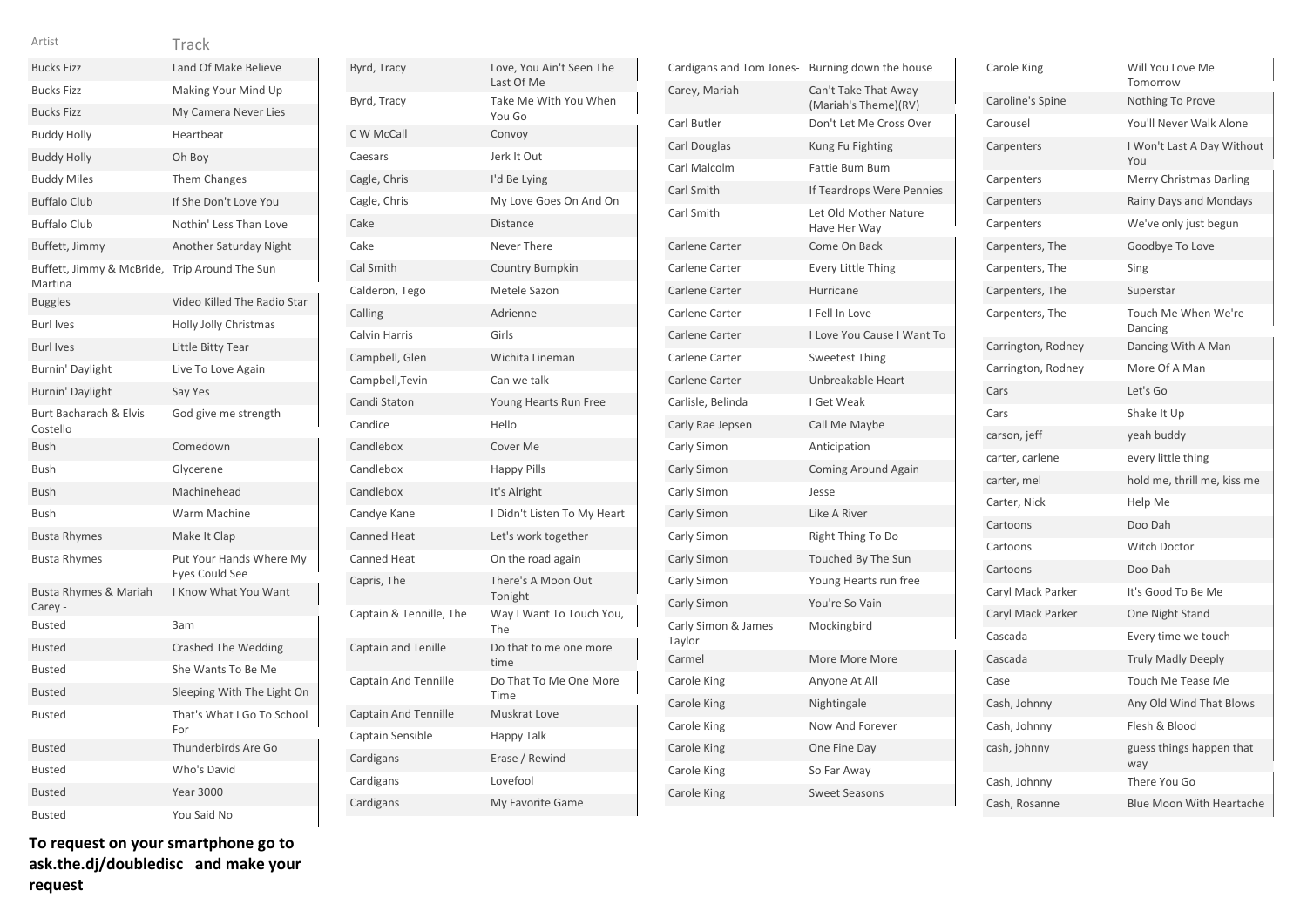| Artist | Track |
| --- | --- |
| Bucks Fizz | Land Of Make Believe |
| Bucks Fizz | Making Your Mind Up |
| Bucks Fizz | My Camera Never Lies |
| Buddy Holly | Heartbeat |
| Buddy Holly | Oh Boy |
| Buddy Miles | Them Changes |
| Buffalo Club | If She Don't Love You |
| Buffalo Club | Nothin' Less Than Love |
| Buffett, Jimmy | Another Saturday Night |
| Buffett, Jimmy & McBride, Martina | Trip Around The Sun |
| Buggles | Video Killed The Radio Star |
| Burl Ives | Holly Jolly Christmas |
| Burl Ives | Little Bitty Tear |
| Burnin' Daylight | Live To Love Again |
| Burnin' Daylight | Say Yes |
| Burt Bacharach & Elvis Costello | God give me strength |
| Bush | Comedown |
| Bush | Glycerene |
| Bush | Machinehead |
| Bush | Warm Machine |
| Busta Rhymes | Make It Clap |
| Busta Rhymes | Put Your Hands Where My Eyes Could See |
| Busta Rhymes & Mariah Carey - | I Know What You Want |
| Busted | 3am |
| Busted | Crashed The Wedding |
| Busted | She Wants To Be Me |
| Busted | Sleeping With The Light On |
| Busted | That's What I Go To School For |
| Busted | Thunderbirds Are Go |
| Busted | Who's David |
| Busted | Year 3000 |
| Busted | You Said No |
| Byrd, Tracy | Love, You Ain't Seen The Last Of Me |
| Byrd, Tracy | Take Me With You When You Go |
| C W McCall | Convoy |
| Caesars | Jerk It Out |
| Cagle, Chris | I'd Be Lying |
| Cagle, Chris | My Love Goes On And On |
| Cake | Distance |
| Cake | Never There |
| Cal Smith | Country Bumpkin |
| Calderon, Tego | Metele Sazon |
| Calling | Adrienne |
| Calvin Harris | Girls |
| Campbell, Glen | Wichita Lineman |
| Campbell,Tevin | Can we talk |
| Candi Staton | Young Hearts Run Free |
| Candice | Hello |
| Candlebox | Cover Me |
| Candlebox | Happy Pills |
| Candlebox | It's Alright |
| Candye Kane | I Didn't Listen To My Heart |
| Canned Heat | Let's work together |
| Canned Heat | On the road again |
| Capris, The | There's A Moon Out Tonight |
| Captain & Tennille, The | Way I Want To Touch You, The |
| Captain and Tenille | Do that to me one more time |
| Captain And Tennille | Do That To Me One More Time |
| Captain And Tennille | Muskrat Love |
| Captain Sensible | Happy Talk |
| Cardigans | Erase / Rewind |
| Cardigans | Lovefool |
| Cardigans | My Favorite Game |
| Cardigans and Tom Jones- | Burning down the house |
| Carey, Mariah | Can't Take That Away (Mariah's Theme)(RV) |
| Carl Butler | Don't Let Me Cross Over |
| Carl Douglas | Kung Fu Fighting |
| Carl Malcolm | Fattie Bum Bum |
| Carl Smith | If Teardrops Were Pennies |
| Carl Smith | Let Old Mother Nature Have Her Way |
| Carlene Carter | Come On Back |
| Carlene Carter | Every Little Thing |
| Carlene Carter | Hurricane |
| Carlene Carter | I Fell In Love |
| Carlene Carter | I Love You Cause I Want To |
| Carlene Carter | Sweetest Thing |
| Carlene Carter | Unbreakable Heart |
| Carlisle, Belinda | I Get Weak |
| Carly Rae Jepsen | Call Me Maybe |
| Carly Simon | Anticipation |
| Carly Simon | Coming Around Again |
| Carly Simon | Jesse |
| Carly Simon | Like A River |
| Carly Simon | Right Thing To Do |
| Carly Simon | Touched By The Sun |
| Carly Simon | Young Hearts run free |
| Carly Simon | You're So Vain |
| Carly Simon & James Taylor | Mockingbird |
| Carmel | More More More |
| Carole King | Anyone At All |
| Carole King | Nightingale |
| Carole King | Now And Forever |
| Carole King | One Fine Day |
| Carole King | So Far Away |
| Carole King | Sweet Seasons |
| Carole King | Will You Love Me Tomorrow |
| Caroline's Spine | Nothing To Prove |
| Carousel | You'll Never Walk Alone |
| Carpenters | I Won't Last A Day Without You |
| Carpenters | Merry Christmas Darling |
| Carpenters | Rainy Days and Mondays |
| Carpenters | We've only just begun |
| Carpenters, The | Goodbye To Love |
| Carpenters, The | Sing |
| Carpenters, The | Superstar |
| Carpenters, The | Touch Me When We're Dancing |
| Carrington, Rodney | Dancing With A Man |
| Carrington, Rodney | More Of A Man |
| Cars | Let's Go |
| Cars | Shake It Up |
| carson, jeff | yeah buddy |
| carter, carlene | every little thing |
| carter, mel | hold me, thrill me, kiss me |
| Carter, Nick | Help Me |
| Cartoons | Doo Dah |
| Cartoons | Witch Doctor |
| Cartoons- | Doo Dah |
| Caryl Mack Parker | It's Good To Be Me |
| Caryl Mack Parker | One Night Stand |
| Cascada | Every time we touch |
| Cascada | Truly Madly Deeply |
| Case | Touch Me Tease Me |
| Cash, Johnny | Any Old Wind That Blows |
| Cash, Johnny | Flesh & Blood |
| cash, johnny | guess things happen that way |
| Cash, Johnny | There You Go |
| Cash, Rosanne | Blue Moon With Heartache |

**To request on your smartphone go to ask.the.dj/doubledisc and make your request**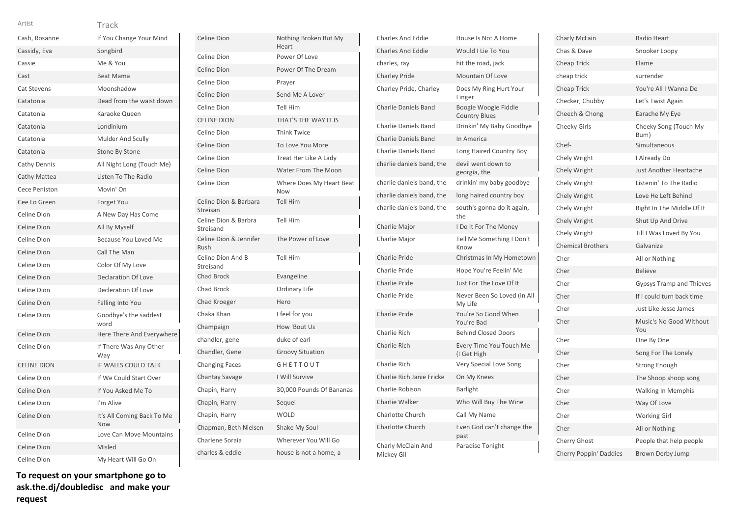| Artist | Track |
|---|---|
| Cash, Rosanne | If You Change Your Mind |
| Cassidy, Eva | Songbird |
| Cassie | Me & You |
| Cast | Beat Mama |
| Cat Stevens | Moonshadow |
| Catatonia | Dead from the waist down |
| Catatonia | Karaoke Queen |
| Catatonia | Londinium |
| Catatonia | Mulder And Scully |
| Catatonia | Stone By Stone |
| Cathy Dennis | All Night Long (Touch Me) |
| Cathy Mattea | Listen To The Radio |
| Cece Peniston | Movin' On |
| Cee Lo Green | Forget You |
| Celine Dion | A New Day Has Come |
| Celine Dion | All By Myself |
| Celine Dion | Because You Loved Me |
| Celine Dion | Call The Man |
| Celine Dion | Color Of My Love |
| Celine Dion | Declaration Of Love |
| Celine Dion | Decleration Of Love |
| Celine Dion | Falling Into You |
| Celine Dion | Goodbye's the saddest word |
| Celine Dion | Here There And Everywhere |
| Celine Dion | If There Was Any Other Way |
| CELINE DION | IF WALLS COULD TALK |
| Celine Dion | If We Could Start Over |
| Celine Dion | If You Asked Me To |
| Celine Dion | I'm Alive |
| Celine Dion | It's All Coming Back To Me Now |
| Celine Dion | Love Can Move Mountains |
| Celine Dion | Misled |
| Celine Dion | My Heart Will Go On |
| Celine Dion | Nothing Broken But My Heart |
| Celine Dion | Power Of Love |
| Celine Dion | Power Of The Dream |
| Celine Dion | Prayer |
| Celine Dion | Send Me A Lover |
| Celine Dion | Tell Him |
| CELINE DION | THAT'S THE WAY IT IS |
| Celine Dion | Think Twice |
| Celine Dion | To Love You More |
| Celine Dion | Treat Her Like A Lady |
| Celine Dion | Water From The Moon |
| Celine Dion | Where Does My Heart Beat Now |
| Celine Dion & Barbara Streisan | Tell Him |
| Celine Dion & Barbra Streisand | Tell Him |
| Celine Dion & Jennifer Rush | The Power of Love |
| Celine Dion And B Streisand | Tell Him |
| Chad Brock | Evangeline |
| Chad Brock | Ordinary Life |
| Chad Kroeger | Hero |
| Chaka Khan | I feel for you |
| Champaign | How 'Bout Us |
| chandler, gene | duke of earl |
| Chandler, Gene | Groovy Situation |
| Changing Faces | G H E T T O U T |
| Chantay Savage | I Will Survive |
| Chapin, Harry | 30,000 Pounds Of Bananas |
| Chapin, Harry | Sequel |
| Chapin, Harry | WOLD |
| Chapman, Beth Nielsen | Shake My Soul |
| Charlene Soraia | Wherever You Will Go |
| charles & eddie | house is not a home, a |
| Charles And Eddie | House Is Not A Home |
| Charles And Eddie | Would I Lie To You |
| charles, ray | hit the road, jack |
| Charley Pride | Mountain Of Love |
| Charley Pride, Charley | Does My Ring Hurt Your Finger |
| Charlie Daniels Band | Boogie Woogie Fiddle Country Blues |
| Charlie Daniels Band | Drinkin' My Baby Goodbye |
| Charlie Daniels Band | In America |
| Charlie Daniels Band | Long Haired Country Boy |
| charlie daniels band, the | devil went down to georgia, the |
| charlie daniels band, the | drinkin' my baby goodbye |
| charlie daniels band, the | long haired country boy |
| charlie daniels band, the | south's gonna do it again, the |
| Charlie Major | I Do It For The Money |
| Charlie Major | Tell Me Something I Don't Know |
| Charlie Pride | Christmas In My Hometown |
| Charlie Pride | Hope You're Feelin' Me |
| Charlie Pride | Just For The Love Of It |
| Charlie Pride | Never Been So Loved (In All My Life |
| Charlie Pride | You're So Good When You're Bad |
| Charlie Rich | Behind Closed Doors |
| Charlie Rich | Every Time You Touch Me (I Get High |
| Charlie Rich | Very Special Love Song |
| Charlie Rich Janie Fricke | On My Knees |
| Charlie Robison | Barlight |
| Charlie Walker | Who Will Buy The Wine |
| Charlotte Church | Call My Name |
| Charlotte Church | Even God can't change the past |
| Charly McClain And Mickey Gil | Paradise Tonight |
| Charly McLain | Radio Heart |
| Chas & Dave | Snooker Loopy |
| Cheap Trick | Flame |
| cheap trick | surrender |
| Cheap Trick | You're All I Wanna Do |
| Checker, Chubby | Let's Twist Again |
| Cheech & Chong | Earache My Eye |
| Cheeky Girls | Cheeky Song (Touch My Bum) |
| Chef- | Simultaneous |
| Chely Wright | I Already Do |
| Chely Wright | Just Another Heartache |
| Chely Wright | Listenin' To The Radio |
| Chely Wright | Love He Left Behind |
| Chely Wright | Right In The Middle Of It |
| Chely Wright | Shut Up And Drive |
| Chely Wright | Till I Was Loved By You |
| Chemical Brothers | Galvanize |
| Cher | All or Nothing |
| Cher | Believe |
| Cher | Gypsys Tramp and Thieves |
| Cher | If I could turn back time |
| Cher | Just Like Jesse James |
| Cher | Music's No Good Without You |
| Cher | One By One |
| Cher | Song For The Lonely |
| Cher | Strong Enough |
| Cher | The Shoop shoop song |
| Cher | Walking In Memphis |
| Cher | Way Of Love |
| Cher | Working Girl |
| Cher- | All or Nothing |
| Cherry Ghost | People that help people |
| Cherry Poppin' Daddies | Brown Derby Jump |

**To request on your smartphone go to ask.the.dj/doubledisc and make your request**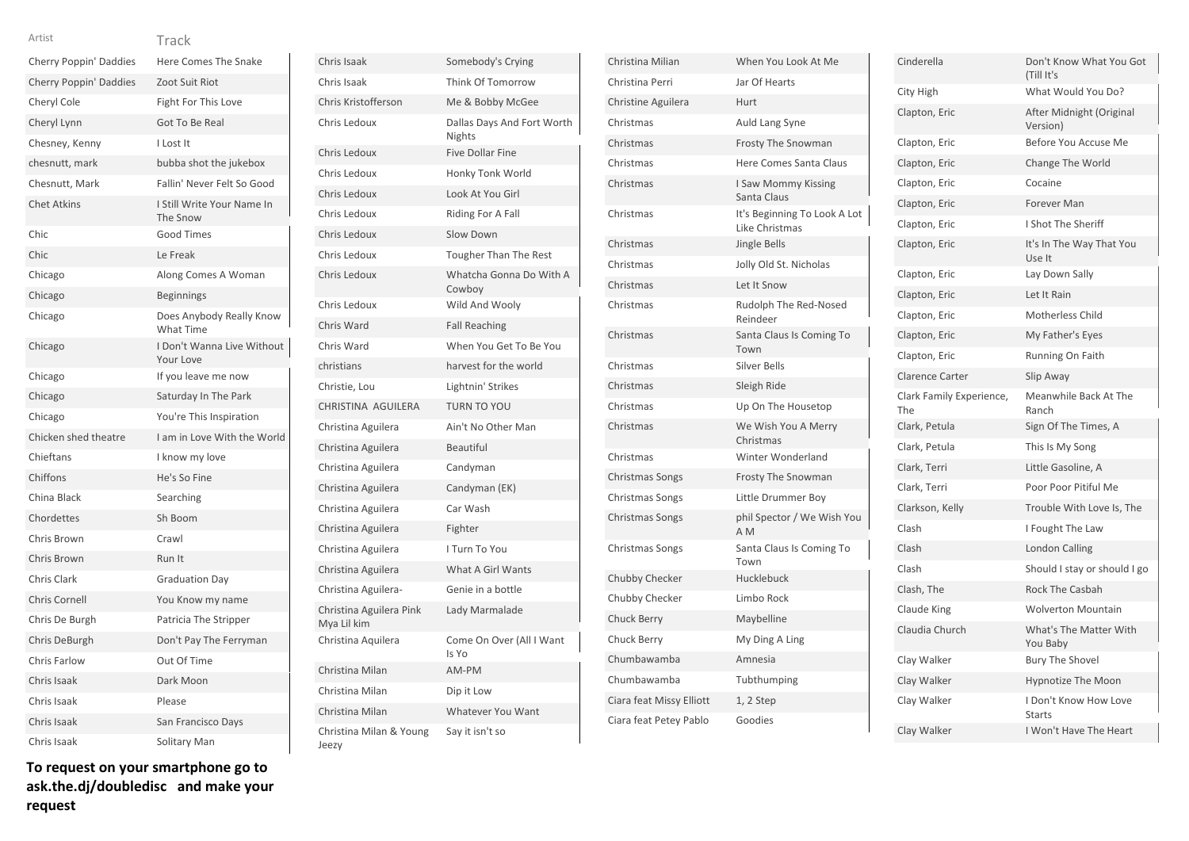| Artist | Track |
| --- | --- |
| Cherry Poppin' Daddies | Here Comes The Snake |
| Cherry Poppin' Daddies | Zoot Suit Riot |
| Cheryl Cole | Fight For This Love |
| Cheryl Lynn | Got To Be Real |
| Chesney, Kenny | I Lost It |
| chesnutt, mark | bubba shot the jukebox |
| Chesnutt, Mark | Fallin' Never Felt So Good |
| Chet Atkins | I Still Write Your Name In The Snow |
| Chic | Good Times |
| Chic | Le Freak |
| Chicago | Along Comes A Woman |
| Chicago | Beginnings |
| Chicago | Does Anybody Really Know What Time |
| Chicago | I Don't Wanna Live Without Your Love |
| Chicago | If you leave me now |
| Chicago | Saturday In The Park |
| Chicago | You're This Inspiration |
| Chicken shed theatre | I am in Love With the World |
| Chieftans | I know my love |
| Chiffons | He's So Fine |
| China Black | Searching |
| Chordettes | Sh Boom |
| Chris Brown | Crawl |
| Chris Brown | Run It |
| Chris Clark | Graduation Day |
| Chris Cornell | You Know my name |
| Chris De Burgh | Patricia The Stripper |
| Chris DeBurgh | Don't Pay The Ferryman |
| Chris Farlow | Out Of Time |
| Chris Isaak | Dark Moon |
| Chris Isaak | Please |
| Chris Isaak | San Francisco Days |
| Chris Isaak | Solitary Man |
| Chris Isaak | Somebody's Crying |
| Chris Isaak | Think Of Tomorrow |
| Chris Kristofferson | Me & Bobby McGee |
| Chris Ledoux | Dallas Days And Fort Worth Nights |
| Chris Ledoux | Five Dollar Fine |
| Chris Ledoux | Honky Tonk World |
| Chris Ledoux | Look At You Girl |
| Chris Ledoux | Riding For A Fall |
| Chris Ledoux | Slow Down |
| Chris Ledoux | Tougher Than The Rest |
| Chris Ledoux | Whatcha Gonna Do With A Cowboy |
| Chris Ledoux | Wild And Wooly |
| Chris Ward | Fall Reaching |
| Chris Ward | When You Get To Be You |
| christians | harvest for the world |
| Christie, Lou | Lightnin' Strikes |
| CHRISTINA AGUILERA | TURN TO YOU |
| Christina Aguilera | Ain't No Other Man |
| Christina Aguilera | Beautiful |
| Christina Aguilera | Candyman |
| Christina Aguilera | Candyman (EK) |
| Christina Aguilera | Car Wash |
| Christina Aguilera | Fighter |
| Christina Aguilera | I Turn To You |
| Christina Aguilera | What A Girl Wants |
| Christina Aguilera- | Genie in a bottle |
| Christina Aguilera Pink Mya Lil kim | Lady Marmalade |
| Christina Aquilera | Come On Over (All I Want Is Yo |
| Christina Milan | AM-PM |
| Christina Milan | Dip it Low |
| Christina Milan | Whatever You Want |
| Christina Milan & Young Jeezy | Say it isn't so |
| Christina Milian | When You Look At Me |
| Christina Perri | Jar Of Hearts |
| Christine Aguilera | Hurt |
| Christmas | Auld Lang Syne |
| Christmas | Frosty The Snowman |
| Christmas | Here Comes Santa Claus |
| Christmas | I Saw Mommy Kissing Santa Claus |
| Christmas | It's Beginning To Look A Lot Like Christmas |
| Christmas | Jingle Bells |
| Christmas | Jolly Old St. Nicholas |
| Christmas | Let It Snow |
| Christmas | Rudolph The Red-Nosed Reindeer |
| Christmas | Santa Claus Is Coming To Town |
| Christmas | Silver Bells |
| Christmas | Sleigh Ride |
| Christmas | Up On The Housetop |
| Christmas | We Wish You A Merry Christmas |
| Christmas | Winter Wonderland |
| Christmas Songs | Frosty The Snowman |
| Christmas Songs | Little Drummer Boy |
| Christmas Songs | phil Spector / We Wish You A M |
| Christmas Songs | Santa Claus Is Coming To Town |
| Chubby Checker | Hucklebuck |
| Chubby Checker | Limbo Rock |
| Chuck Berry | Maybelline |
| Chuck Berry | My Ding A Ling |
| Chumbawamba | Amnesia |
| Chumbawamba | Tubthumping |
| Ciara feat Missy Elliott | 1, 2 Step |
| Ciara feat Petey Pablo | Goodies |
| Cinderella | Don't Know What You Got (Till It's |
| City High | What Would You Do? |
| Clapton, Eric | After Midnight (Original Version) |
| Clapton, Eric | Before You Accuse Me |
| Clapton, Eric | Change The World |
| Clapton, Eric | Cocaine |
| Clapton, Eric | Forever Man |
| Clapton, Eric | I Shot The Sheriff |
| Clapton, Eric | It's In The Way That You Use It |
| Clapton, Eric | Lay Down Sally |
| Clapton, Eric | Let It Rain |
| Clapton, Eric | Motherless Child |
| Clapton, Eric | My Father's Eyes |
| Clapton, Eric | Running On Faith |
| Clarence Carter | Slip Away |
| Clark Family Experience, The | Meanwhile Back At The Ranch |
| Clark, Petula | Sign Of The Times, A |
| Clark, Petula | This Is My Song |
| Clark, Terri | Little Gasoline, A |
| Clark, Terri | Poor Poor Pitiful Me |
| Clarkson, Kelly | Trouble With Love Is, The |
| Clash | I Fought The Law |
| Clash | London Calling |
| Clash | Should I stay or should I go |
| Clash, The | Rock The Casbah |
| Claude King | Wolverton Mountain |
| Claudia Church | What's The Matter With You Baby |
| Clay Walker | Bury The Shovel |
| Clay Walker | Hypnotize The Moon |
| Clay Walker | I Don't Know How Love Starts |
| Clay Walker | I Won't Have The Heart |

**To request on your smartphone go to ask.the.dj/doubledisc and make your request**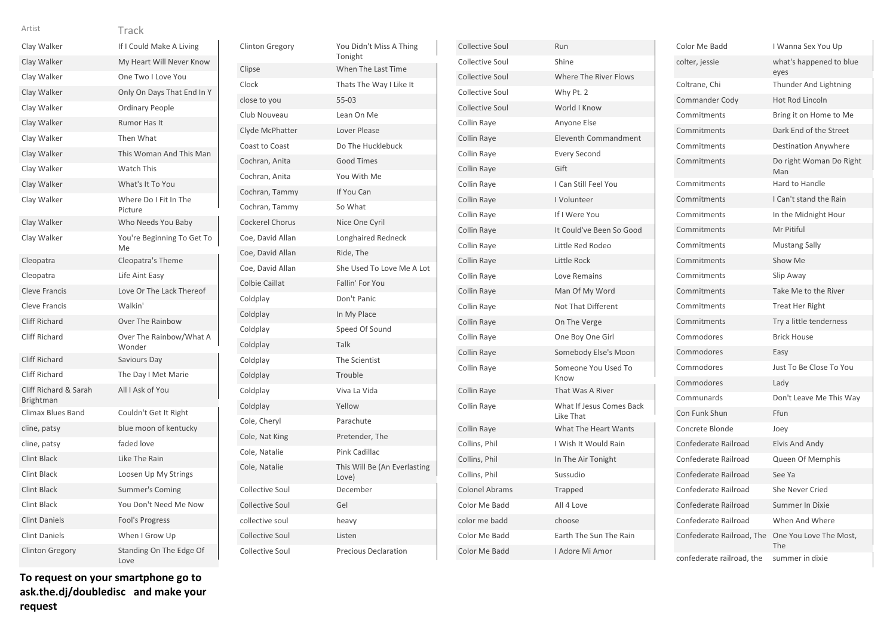| Artist | Track |
|---|---|
| Clay Walker | If I Could Make A Living |
| Clay Walker | My Heart Will Never Know |
| Clay Walker | One Two I Love You |
| Clay Walker | Only On Days That End In Y |
| Clay Walker | Ordinary People |
| Clay Walker | Rumor Has It |
| Clay Walker | Then What |
| Clay Walker | This Woman And This Man |
| Clay Walker | Watch This |
| Clay Walker | What's It To You |
| Clay Walker | Where Do I Fit In The Picture |
| Clay Walker | Who Needs You Baby |
| Clay Walker | You're Beginning To Get To Me |
| Cleopatra | Cleopatra's Theme |
| Cleopatra | Life Aint Easy |
| Cleve Francis | Love Or The Lack Thereof |
| Cleve Francis | Walkin' |
| Cliff Richard | Over The Rainbow |
| Cliff Richard | Over The Rainbow/What A Wonder |
| Cliff Richard | Saviours Day |
| Cliff Richard | The Day I Met Marie |
| Cliff Richard & Sarah Brightman | All I Ask of You |
| Climax Blues Band | Couldn't Get It Right |
| cline, patsy | blue moon of kentucky |
| cline, patsy | faded love |
| Clint Black | Like The Rain |
| Clint Black | Loosen Up My Strings |
| Clint Black | Summer's Coming |
| Clint Black | You Don't Need Me Now |
| Clint Daniels | Fool's Progress |
| Clint Daniels | When I Grow Up |
| Clinton Gregory | Standing On The Edge Of Love |
| Clinton Gregory | You Didn't Miss A Thing Tonight |
| Clipse | When The Last Time |
| Clock | Thats The Way I Like It |
| close to you | 55-03 |
| Club Nouveau | Lean On Me |
| Clyde McPhatter | Lover Please |
| Coast to Coast | Do The Hucklebuck |
| Cochran, Anita | Good Times |
| Cochran, Anita | You With Me |
| Cochran, Tammy | If You Can |
| Cochran, Tammy | So What |
| Cockerel Chorus | Nice One Cyril |
| Coe, David Allan | Longhaired Redneck |
| Coe, David Allan | Ride, The |
| Coe, David Allan | She Used To Love Me A Lot |
| Colbie Caillat | Fallin' For You |
| Coldplay | Don't Panic |
| Coldplay | In My Place |
| Coldplay | Speed Of Sound |
| Coldplay | Talk |
| Coldplay | The Scientist |
| Coldplay | Trouble |
| Coldplay | Viva La Vida |
| Coldplay | Yellow |
| Cole, Cheryl | Parachute |
| Cole, Nat King | Pretender, The |
| Cole, Natalie | Pink Cadillac |
| Cole, Natalie | This Will Be (An Everlasting Love) |
| Collective Soul | December |
| Collective Soul | Gel |
| collective soul | heavy |
| Collective Soul | Listen |
| Collective Soul | Precious Declaration |
| Collective Soul | Run |
| Collective Soul | Shine |
| Collective Soul | Where The River Flows |
| Collective Soul | Why Pt. 2 |
| Collective Soul | World I Know |
| Collin Raye | Anyone Else |
| Collin Raye | Eleventh Commandment |
| Collin Raye | Every Second |
| Collin Raye | Gift |
| Collin Raye | I Can Still Feel You |
| Collin Raye | I Volunteer |
| Collin Raye | If I Were You |
| Collin Raye | It Could've Been So Good |
| Collin Raye | Little Red Rodeo |
| Collin Raye | Little Rock |
| Collin Raye | Love Remains |
| Collin Raye | Man Of My Word |
| Collin Raye | Not That Different |
| Collin Raye | On The Verge |
| Collin Raye | One Boy One Girl |
| Collin Raye | Somebody Else's Moon |
| Collin Raye | Someone You Used To Know |
| Collin Raye | That Was A River |
| Collin Raye | What If Jesus Comes Back Like That |
| Collin Raye | What The Heart Wants |
| Collins, Phil | I Wish It Would Rain |
| Collins, Phil | In The Air Tonight |
| Collins, Phil | Sussudio |
| Colonel Abrams | Trapped |
| Color Me Badd | All 4 Love |
| color me badd | choose |
| Color Me Badd | Earth The Sun The Rain |
| Color Me Badd | I Adore Mi Amor |
| Color Me Badd | I Wanna Sex You Up |
| colter, jessie | what's happened to blue eyes |
| Coltrane, Chi | Thunder And Lightning |
| Commander Cody | Hot Rod Lincoln |
| Commitments | Bring it on Home to Me |
| Commitments | Dark End of the Street |
| Commitments | Destination Anywhere |
| Commitments | Do right Woman Do Right Man |
| Commitments | Hard to Handle |
| Commitments | I Can't stand the Rain |
| Commitments | In the Midnight Hour |
| Commitments | Mr Pitiful |
| Commitments | Mustang Sally |
| Commitments | Show Me |
| Commitments | Slip Away |
| Commitments | Take Me to the River |
| Commitments | Treat Her Right |
| Commitments | Try a little tenderness |
| Commodores | Brick House |
| Commodores | Easy |
| Commodores | Just To Be Close To You |
| Commodores | Lady |
| Communards | Don't Leave Me This Way |
| Con Funk Shun | Ffun |
| Concrete Blonde | Joey |
| Confederate Railroad | Elvis And Andy |
| Confederate Railroad | Queen Of Memphis |
| Confederate Railroad | See Ya |
| Confederate Railroad | She Never Cried |
| Confederate Railroad | Summer In Dixie |
| Confederate Railroad | When And Where |
| Confederate Railroad, The | One You Love The Most, The |
| confederate railroad, the | summer in dixie |

**To request on your smartphone go to ask.the.dj/doubledisc and make your request**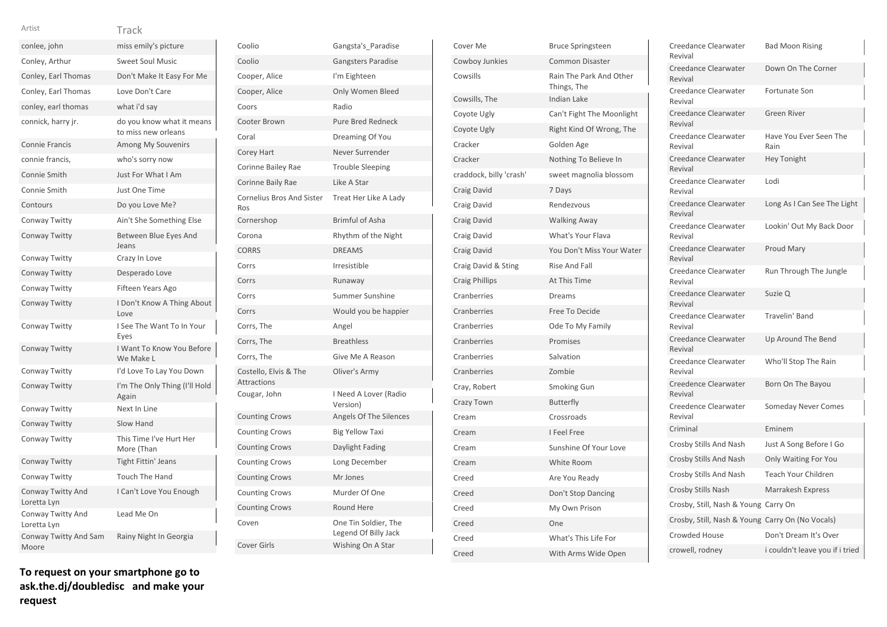| Artist | Track |
| --- | --- |
| conlee, john | miss emily's picture |
| Conley, Arthur | Sweet Soul Music |
| Conley, Earl Thomas | Don't Make It Easy For Me |
| Conley, Earl Thomas | Love Don't Care |
| conley, earl thomas | what i'd say |
| connick, harry jr. | do you know what it means to miss new orleans |
| Connie Francis | Among My Souvenirs |
| connie francis, | who's sorry now |
| Connie Smith | Just For What I Am |
| Connie Smith | Just One Time |
| Contours | Do you Love Me? |
| Conway Twitty | Ain't She Something Else |
| Conway Twitty | Between Blue Eyes And Jeans |
| Conway Twitty | Crazy In Love |
| Conway Twitty | Desperado Love |
| Conway Twitty | Fifteen Years Ago |
| Conway Twitty | I Don't Know A Thing About Love |
| Conway Twitty | I See The Want To In Your Eyes |
| Conway Twitty | I Want To Know You Before We Make L |
| Conway Twitty | I'd Love To Lay You Down |
| Conway Twitty | I'm The Only Thing (I'll Hold Again |
| Conway Twitty | Next In Line |
| Conway Twitty | Slow Hand |
| Conway Twitty | This Time I've Hurt Her More (Than |
| Conway Twitty | Tight Fittin' Jeans |
| Conway Twitty | Touch The Hand |
| Conway Twitty And Loretta Lyn | I Can't Love You Enough |
| Conway Twitty And Loretta Lyn | Lead Me On |
| Conway Twitty And Sam Moore | Rainy Night In Georgia |
| Coolio | Gangsta's_Paradise |
| Coolio | Gangsters Paradise |
| Cooper, Alice | I'm Eighteen |
| Cooper, Alice | Only Women Bleed |
| Coors | Radio |
| Cooter Brown | Pure Bred Redneck |
| Coral | Dreaming Of You |
| Corey Hart | Never Surrender |
| Corinne Bailey Rae | Trouble Sleeping |
| Corinne Baily Rae | Like A Star |
| Cornelius Bros And Sister Ros | Treat Her Like A Lady |
| Cornershop | Brimful of Asha |
| Corona | Rhythm of the Night |
| CORRS | DREAMS |
| Corrs | Irresistible |
| Corrs | Runaway |
| Corrs | Summer Sunshine |
| Corrs | Would you be happier |
| Corrs, The | Angel |
| Corrs, The | Breathless |
| Corrs, The | Give Me A Reason |
| Costello, Elvis & The Attractions | Oliver's Army |
| Cougar, John | I Need A Lover (Radio Version) |
| Counting Crows | Angels Of The Silences |
| Counting Crows | Big Yellow Taxi |
| Counting Crows | Daylight Fading |
| Counting Crows | Long December |
| Counting Crows | Mr Jones |
| Counting Crows | Murder Of One |
| Counting Crows | Round Here |
| Coven | One Tin Soldier, The Legend Of Billy Jack |
| Cover Girls | Wishing On A Star |
| Cover Me | Bruce Springsteen |
| Cowboy Junkies | Common Disaster |
| Cowsills | Rain The Park And Other Things, The |
| Cowsills, The | Indian Lake |
| Coyote Ugly | Can't Fight The Moonlight |
| Coyote Ugly | Right Kind Of Wrong, The |
| Cracker | Golden Age |
| Cracker | Nothing To Believe In |
| craddock, billy 'crash' | sweet magnolia blossom |
| Craig David | 7 Days |
| Craig David | Rendezvous |
| Craig David | Walking Away |
| Craig David | What's Your Flava |
| Craig David | You Don't Miss Your Water |
| Craig David & Sting | Rise And Fall |
| Craig Phillips | At This Time |
| Cranberries | Dreams |
| Cranberries | Free To Decide |
| Cranberries | Ode To My Family |
| Cranberries | Promises |
| Cranberries | Salvation |
| Cranberries | Zombie |
| Cray, Robert | Smoking Gun |
| Crazy Town | Butterfly |
| Cream | Crossroads |
| Cream | I Feel Free |
| Cream | Sunshine Of Your Love |
| Cream | White Room |
| Creed | Are You Ready |
| Creed | Don't Stop Dancing |
| Creed | My Own Prison |
| Creed | One |
| Creed | What's This Life For |
| Creed | With Arms Wide Open |
| Creedance Clearwater Revival | Bad Moon Rising |
| Creedance Clearwater Revival | Down On The Corner |
| Creedance Clearwater Revival | Fortunate Son |
| Creedance Clearwater Revival | Green River |
| Creedance Clearwater Revival | Have You Ever Seen The Rain |
| Creedance Clearwater Revival | Hey Tonight |
| Creedance Clearwater Revival | Lodi |
| Creedance Clearwater Revival | Long As I Can See The Light |
| Creedance Clearwater Revival | Lookin' Out My Back Door |
| Creedance Clearwater Revival | Proud Mary |
| Creedance Clearwater Revival | Run Through The Jungle |
| Creedance Clearwater Revival | Suzie Q |
| Creedance Clearwater Revival | Travelin' Band |
| Creedance Clearwater Revival | Up Around The Bend |
| Creedance Clearwater Revival | Who'll Stop The Rain |
| Creedence Clearwater Revival | Born On The Bayou |
| Creedence Clearwater Revival | Someday Never Comes |
| Criminal | Eminem |
| Crosby Stills And Nash | Just A Song Before I Go |
| Crosby Stills And Nash | Only Waiting For You |
| Crosby Stills And Nash | Teach Your Children |
| Crosby Stills Nash | Marrakesh Express |
| Crosby, Still, Nash & Young | Carry On |
| Crosby, Still, Nash & Young | Carry On (No Vocals) |
| Crowded House | Don't Dream It's Over |
| crowell, rodney | i couldn't leave you if i tried |

**To request on your smartphone go to ask.the.dj/doubledisc and make your request**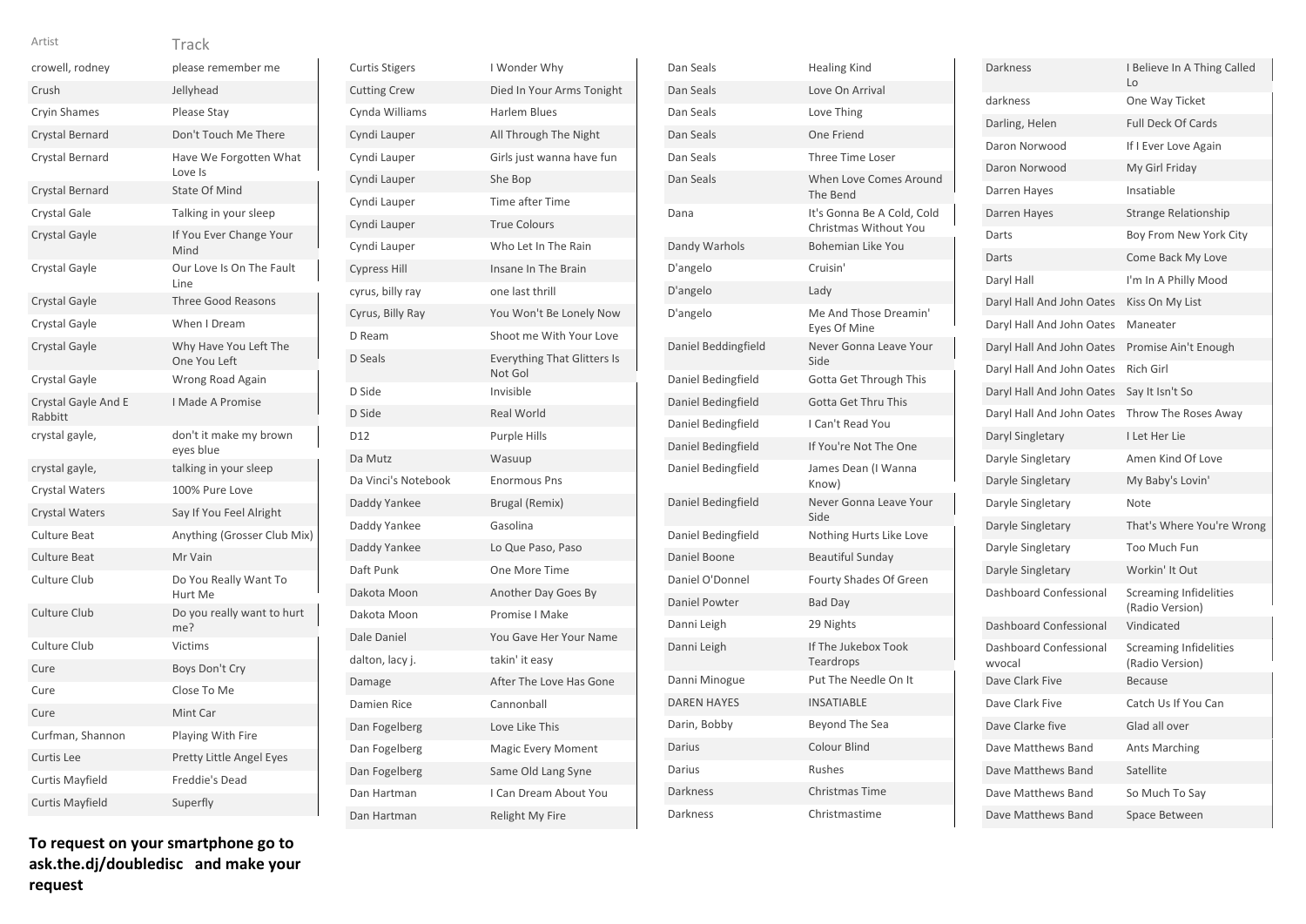| Artist | Track |
|---|---|
| crowell, rodney | please remember me |
| Crush | Jellyhead |
| Cryin Shames | Please Stay |
| Crystal Bernard | Don't Touch Me There |
| Crystal Bernard | Have We Forgotten What Love Is |
| Crystal Bernard | State Of Mind |
| Crystal Gale | Talking in your sleep |
| Crystal Gayle | If You Ever Change Your Mind |
| Crystal Gayle | Our Love Is On The Fault Line |
| Crystal Gayle | Three Good Reasons |
| Crystal Gayle | When I Dream |
| Crystal Gayle | Why Have You Left The One You Left |
| Crystal Gayle | Wrong Road Again |
| Crystal Gayle And E Rabbitt | I Made A Promise |
| crystal gayle, | don't it make my brown eyes blue |
| crystal gayle, | talking in your sleep |
| Crystal Waters | 100% Pure Love |
| Crystal Waters | Say If You Feel Alright |
| Culture Beat | Anything (Grosser Club Mix) |
| Culture Beat | Mr Vain |
| Culture Club | Do You Really Want To Hurt Me |
| Culture Club | Do you really want to hurt me? |
| Culture Club | Victims |
| Cure | Boys Don't Cry |
| Cure | Close To Me |
| Cure | Mint Car |
| Curfman, Shannon | Playing With Fire |
| Curtis Lee | Pretty Little Angel Eyes |
| Curtis Mayfield | Freddie's Dead |
| Curtis Mayfield | Superfly |
| Curtis Stigers | I Wonder Why |
| Cutting Crew | Died In Your Arms Tonight |
| Cynda Williams | Harlem Blues |
| Cyndi Lauper | All Through The Night |
| Cyndi Lauper | Girls just wanna have fun |
| Cyndi Lauper | She Bop |
| Cyndi Lauper | Time after Time |
| Cyndi Lauper | True Colours |
| Cyndi Lauper | Who Let In The Rain |
| Cypress Hill | Insane In The Brain |
| cyrus, billy ray | one last thrill |
| Cyrus, Billy Ray | You Won't Be Lonely Now |
| D Ream | Shoot me With Your Love |
| D Seals | Everything That Glitters Is Not Gol |
| D Side | Invisible |
| D Side | Real World |
| D12 | Purple Hills |
| Da Mutz | Wasuup |
| Da Vinci's Notebook | Enormous Pns |
| Daddy Yankee | Brugal (Remix) |
| Daddy Yankee | Gasolina |
| Daddy Yankee | Lo Que Paso, Paso |
| Daft Punk | One More Time |
| Dakota Moon | Another Day Goes By |
| Dakota Moon | Promise I Make |
| Dale Daniel | You Gave Her Your Name |
| dalton, lacy j. | takin' it easy |
| Damage | After The Love Has Gone |
| Damien Rice | Cannonball |
| Dan Fogelberg | Love Like This |
| Dan Fogelberg | Magic Every Moment |
| Dan Fogelberg | Same Old Lang Syne |
| Dan Hartman | I Can Dream About You |
| Dan Hartman | Relight My Fire |
| Dan Seals | Healing Kind |
| Dan Seals | Love On Arrival |
| Dan Seals | Love Thing |
| Dan Seals | One Friend |
| Dan Seals | Three Time Loser |
| Dan Seals | When Love Comes Around The Bend |
| Dana | It's Gonna Be A Cold, Cold Christmas Without You |
| Dandy Warhols | Bohemian Like You |
| D'angelo | Cruisin' |
| D'angelo | Lady |
| D'angelo | Me And Those Dreamin' Eyes Of Mine |
| Daniel Beddingfield | Never Gonna Leave Your Side |
| Daniel Bedingfield | Gotta Get Through This |
| Daniel Bedingfield | Gotta Get Thru This |
| Daniel Bedingfield | I Can't Read You |
| Daniel Bedingfield | If You're Not The One |
| Daniel Bedingfield | James Dean (I Wanna Know) |
| Daniel Bedingfield | Never Gonna Leave Your Side |
| Daniel Bedingfield | Nothing Hurts Like Love |
| Daniel Boone | Beautiful Sunday |
| Daniel O'Donnel | Fourty Shades Of Green |
| Daniel Powter | Bad Day |
| Danni Leigh | 29 Nights |
| Danni Leigh | If The Jukebox Took Teardrops |
| Danni Minogue | Put The Needle On It |
| DAREN HAYES | INSATIABLE |
| Darin, Bobby | Beyond The Sea |
| Darius | Colour Blind |
| Darius | Rushes |
| Darkness | Christmas Time |
| Darkness | Christmastime |
| Darkness | I Believe In A Thing Called Lo |
| darkness | One Way Ticket |
| Darling, Helen | Full Deck Of Cards |
| Daron Norwood | If I Ever Love Again |
| Daron Norwood | My Girl Friday |
| Darren Hayes | Insatiable |
| Darren Hayes | Strange Relationship |
| Darts | Boy From New York City |
| Darts | Come Back My Love |
| Daryl Hall | I'm In A Philly Mood |
| Daryl Hall And John Oates | Kiss On My List |
| Daryl Hall And John Oates | Maneater |
| Daryl Hall And John Oates | Promise Ain't Enough |
| Daryl Hall And John Oates | Rich Girl |
| Daryl Hall And John Oates | Say It Isn't So |
| Daryl Hall And John Oates | Throw The Roses Away |
| Daryl Singletary | I Let Her Lie |
| Daryle Singletary | Amen Kind Of Love |
| Daryle Singletary | My Baby's Lovin' |
| Daryle Singletary | Note |
| Daryle Singletary | That's Where You're Wrong |
| Daryle Singletary | Too Much Fun |
| Daryle Singletary | Workin' It Out |
| Dashboard Confessional | Screaming Infidelities (Radio Version) |
| Dashboard Confessional | Vindicated |
| Dashboard Confessional wvocal | Screaming Infidelities (Radio Version) |
| Dave Clark Five | Because |
| Dave Clark Five | Catch Us If You Can |
| Dave Clarke five | Glad all over |
| Dave Matthews Band | Ants Marching |
| Dave Matthews Band | Satellite |
| Dave Matthews Band | So Much To Say |
| Dave Matthews Band | Space Between |

**To request on your smartphone go to ask.the.dj/doubledisc and make your request**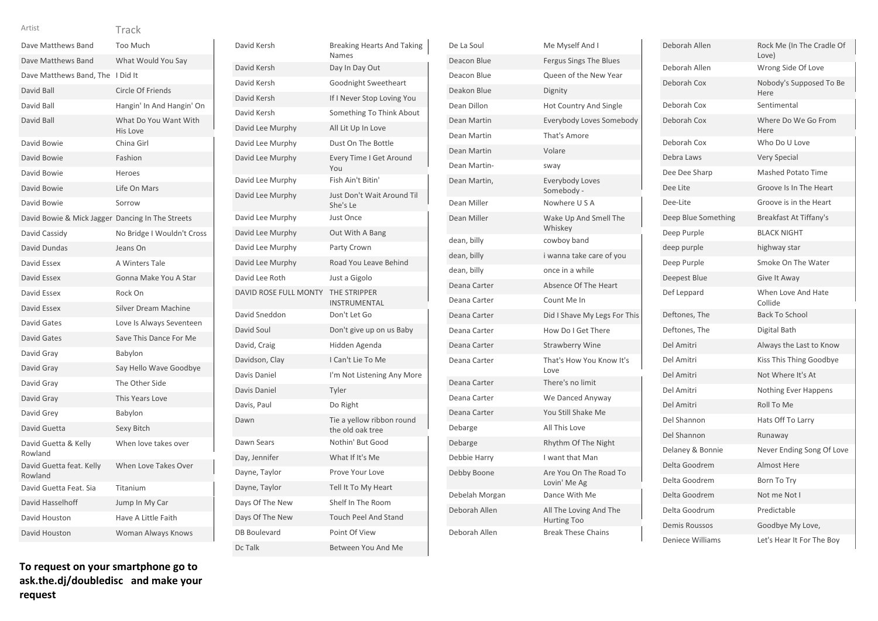| Artist | Track |
| --- | --- |
| Dave Matthews Band | Too Much |
| Dave Matthews Band | What Would You Say |
| Dave Matthews Band, The | I Did It |
| David Ball | Circle Of Friends |
| David Ball | Hangin' In And Hangin' On |
| David Ball | What Do You Want With His Love |
| David Bowie | China Girl |
| David Bowie | Fashion |
| David Bowie | Heroes |
| David Bowie | Life On Mars |
| David Bowie | Sorrow |
| David Bowie & Mick Jagger | Dancing In The Streets |
| David Cassidy | No Bridge I Wouldn't Cross |
| David Dundas | Jeans On |
| David Essex | A Winters Tale |
| David Essex | Gonna Make You A Star |
| David Essex | Rock On |
| David Essex | Silver Dream Machine |
| David Gates | Love Is Always Seventeen |
| David Gates | Save This Dance For Me |
| David Gray | Babylon |
| David Gray | Say Hello Wave Goodbye |
| David Gray | The Other Side |
| David Gray | This Years Love |
| David Grey | Babylon |
| David Guetta | Sexy Bitch |
| David Guetta & Kelly Rowland | When love takes over |
| David Guetta feat. Kelly Rowland | When Love Takes Over |
| David Guetta Feat. Sia | Titanium |
| David Hasselhoff | Jump In My Car |
| David Houston | Have A Little Faith |
| David Houston | Woman Always Knows |
| David Kersh | Breaking Hearts And Taking Names |
| David Kersh | Day In Day Out |
| David Kersh | Goodnight Sweetheart |
| David Kersh | If I Never Stop Loving You |
| David Kersh | Something To Think About |
| David Lee Murphy | All Lit Up In Love |
| David Lee Murphy | Dust On The Bottle |
| David Lee Murphy | Every Time I Get Around You |
| David Lee Murphy | Fish Ain't Bitin' |
| David Lee Murphy | Just Don't Wait Around Til She's Le |
| David Lee Murphy | Just Once |
| David Lee Murphy | Out With A Bang |
| David Lee Murphy | Party Crown |
| David Lee Murphy | Road You Leave Behind |
| David Lee Roth | Just a Gigolo |
| DAVID ROSE FULL MONTY | THE STRIPPER INSTRUMENTAL |
| David Sneddon | Don't Let Go |
| David Soul | Don't give up on us Baby |
| David, Craig | Hidden Agenda |
| Davidson, Clay | I Can't Lie To Me |
| Davis Daniel | I'm Not Listening Any More |
| Davis Daniel | Tyler |
| Davis, Paul | Do Right |
| Dawn | Tie a yellow ribbon round the old oak tree |
| Dawn Sears | Nothin' But Good |
| Day, Jennifer | What If It's Me |
| Dayne, Taylor | Prove Your Love |
| Dayne, Taylor | Tell It To My Heart |
| Days Of The New | Shelf In The Room |
| Days Of The New | Touch Peel And Stand |
| DB Boulevard | Point Of View |
| Dc Talk | Between You And Me |
| De La Soul | Me Myself And I |
| Deacon Blue | Fergus Sings The Blues |
| Deacon Blue | Queen of the New Year |
| Deakon Blue | Dignity |
| Dean Dillon | Hot Country And Single |
| Dean Martin | Everybody Loves Somebody |
| Dean Martin | That's Amore |
| Dean Martin | Volare |
| Dean Martin- | sway |
| Dean Martin, | Everybody Loves Somebody - |
| Dean Miller | Nowhere U S A |
| Dean Miller | Wake Up And Smell The Whiskey |
| dean, billy | cowboy band |
| dean, billy | i wanna take care of you |
| dean, billy | once in a while |
| Deana Carter | Absence Of The Heart |
| Deana Carter | Count Me In |
| Deana Carter | Did I Shave My Legs For This |
| Deana Carter | How Do I Get There |
| Deana Carter | Strawberry Wine |
| Deana Carter | That's How You Know It's Love |
| Deana Carter | There's no limit |
| Deana Carter | We Danced Anyway |
| Deana Carter | You Still Shake Me |
| Debarge | All This Love |
| Debarge | Rhythm Of The Night |
| Debbie Harry | I want that Man |
| Debby Boone | Are You On The Road To Lovin' Me Ag |
| Debelah Morgan | Dance With Me |
| Deborah Allen | All The Loving And The Hurting Too |
| Deborah Allen | Break These Chains |
| Deborah Allen | Rock Me (In The Cradle Of Love) |
| Deborah Allen | Wrong Side Of Love |
| Deborah Cox | Nobody's Supposed To Be Here |
| Deborah Cox | Sentimental |
| Deborah Cox | Where Do We Go From Here |
| Deborah Cox | Who Do U Love |
| Debra Laws | Very Special |
| Dee Dee Sharp | Mashed Potato Time |
| Dee Lite | Groove Is In The Heart |
| Dee-Lite | Groove is in the Heart |
| Deep Blue Something | Breakfast At Tiffany's |
| Deep Purple | BLACK NIGHT |
| deep purple | highway star |
| Deep Purple | Smoke On The Water |
| Deepest Blue | Give It Away |
| Def Leppard | When Love And Hate Collide |
| Deftones, The | Back To School |
| Deftones, The | Digital Bath |
| Del Amitri | Always the Last to Know |
| Del Amitri | Kiss This Thing Goodbye |
| Del Amitri | Not Where It's At |
| Del Amitri | Nothing Ever Happens |
| Del Amitri | Roll To Me |
| Del Shannon | Hats Off To Larry |
| Del Shannon | Runaway |
| Delaney & Bonnie | Never Ending Song Of Love |
| Delta Goodrem | Almost Here |
| Delta Goodrem | Born To Try |
| Delta Goodrem | Not me Not I |
| Delta Goodrum | Predictable |
| Demis Roussos | Goodbye My Love, |
| Deniece Williams | Let's Hear It For The Boy |

**To request on your smartphone go to ask.the.dj/doubledisc and make your request**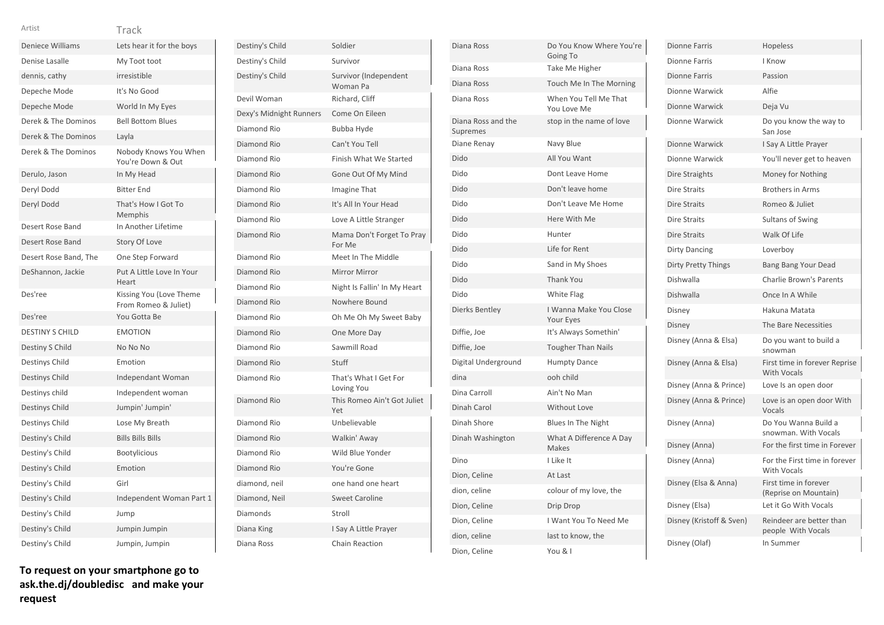| Artist | Track |
| --- | --- |
| Deniece Williams | Lets hear it for the boys |
| Denise Lasalle | My Toot toot |
| dennis, cathy | irresistible |
| Depeche Mode | It's No Good |
| Depeche Mode | World In My Eyes |
| Derek & The Dominos | Bell Bottom Blues |
| Derek & The Dominos | Layla |
| Derek & The Dominos | Nobody Knows You When You're Down & Out |
| Derulo, Jason | In My Head |
| Deryl Dodd | Bitter End |
| Deryl Dodd | That's How I Got To Memphis |
| Desert Rose Band | In Another Lifetime |
| Desert Rose Band | Story Of Love |
| Desert Rose Band, The | One Step Forward |
| DeShannon, Jackie | Put A Little Love In Your Heart |
| Des'ree | Kissing You (Love Theme From Romeo & Juliet) |
| Des'ree | You Gotta Be |
| DESTINY S CHILD | EMOTION |
| Destiny S Child | No No No |
| Destinys Child | Emotion |
| Destinys Child | Independant Woman |
| Destinys child | Independent woman |
| Destinys Child | Jumpin' Jumpin' |
| Destinys Child | Lose My Breath |
| Destiny's Child | Bills Bills Bills |
| Destiny's Child | Bootylicious |
| Destiny's Child | Emotion |
| Destiny's Child | Girl |
| Destiny's Child | Independent Woman Part 1 |
| Destiny's Child | Jump |
| Destiny's Child | Jumpin Jumpin |
| Destiny's Child | Jumpin, Jumpin |
| Destiny's Child | Soldier |
| Destiny's Child | Survivor |
| Destiny's Child | Survivor (Independent Woman Pa |
| Devil Woman | Richard, Cliff |
| Dexy's Midnight Runners | Come On Eileen |
| Diamond Rio | Bubba Hyde |
| Diamond Rio | Can't You Tell |
| Diamond Rio | Finish What We Started |
| Diamond Rio | Gone Out Of My Mind |
| Diamond Rio | Imagine That |
| Diamond Rio | It's All In Your Head |
| Diamond Rio | Love A Little Stranger |
| Diamond Rio | Mama Don't Forget To Pray For Me |
| Diamond Rio | Meet In The Middle |
| Diamond Rio | Mirror Mirror |
| Diamond Rio | Night Is Fallin' In My Heart |
| Diamond Rio | Nowhere Bound |
| Diamond Rio | Oh Me Oh My Sweet Baby |
| Diamond Rio | One More Day |
| Diamond Rio | Sawmill Road |
| Diamond Rio | Stuff |
| Diamond Rio | That's What I Get For Loving You |
| Diamond Rio | This Romeo Ain't Got Juliet Yet |
| Diamond Rio | Unbelievable |
| Diamond Rio | Walkin' Away |
| Diamond Rio | Wild Blue Yonder |
| Diamond Rio | You're Gone |
| diamond, neil | one hand one heart |
| Diamond, Neil | Sweet Caroline |
| Diamonds | Stroll |
| Diana King | I Say A Little Prayer |
| Diana Ross | Chain Reaction |
| Diana Ross | Do You Know Where You're Going To |
| Diana Ross | Take Me Higher |
| Diana Ross | Touch Me In The Morning |
| Diana Ross | When You Tell Me That You Love Me |
| Diana Ross and the Supremes | stop in the name of love |
| Diane Renay | Navy Blue |
| Dido | All You Want |
| Dido | Dont Leave Home |
| Dido | Don't leave home |
| Dido | Don't Leave Me Home |
| Dido | Here With Me |
| Dido | Hunter |
| Dido | Life for Rent |
| Dido | Sand in My Shoes |
| Dido | Thank You |
| Dido | White Flag |
| Dierks Bentley | I Wanna Make You Close Your Eyes |
| Diffie, Joe | It's Always Somethin' |
| Diffie, Joe | Tougher Than Nails |
| Digital Underground | Humpty Dance |
| dina | ooh child |
| Dina Carroll | Ain't No Man |
| Dinah Carol | Without Love |
| Dinah Shore | Blues In The Night |
| Dinah Washington | What A Difference A Day Makes |
| Dino | I Like It |
| Dion, Celine | At Last |
| dion, celine | colour of my love, the |
| Dion, Celine | Drip Drop |
| Dion, Celine | I Want You To Need Me |
| dion, celine | last to know, the |
| Dion, Celine | You & I |
| Dionne Farris | Hopeless |
| Dionne Farris | I Know |
| Dionne Farris | Passion |
| Dionne Warwick | Alfie |
| Dionne Warwick | Deja Vu |
| Dionne Warwick | Do you know the way to San Jose |
| Dionne Warwick | I Say A Little Prayer |
| Dionne Warwick | You'll never get to heaven |
| Dire Straights | Money for Nothing |
| Dire Straits | Brothers in Arms |
| Dire Straits | Romeo & Juliet |
| Dire Straits | Sultans of Swing |
| Dire Straits | Walk Of Life |
| Dirty Dancing | Loverboy |
| Dirty Pretty Things | Bang Bang Your Dead |
| Dishwalla | Charlie Brown's Parents |
| Dishwalla | Once In A While |
| Disney | Hakuna Matata |
| Disney | The Bare Necessities |
| Disney (Anna & Elsa) | Do you want to build a snowman |
| Disney (Anna & Elsa) | First time in forever Reprise With Vocals |
| Disney (Anna & Prince) | Love Is an open door |
| Disney (Anna & Prince) | Love is an open door With Vocals |
| Disney (Anna) | Do You Wanna Build a snowman. With Vocals |
| Disney (Anna) | For the first time in Forever |
| Disney (Anna) | For the First time in forever With Vocals |
| Disney (Elsa & Anna) | First time in forever (Reprise on Mountain) |
| Disney (Elsa) | Let it Go With Vocals |
| Disney (Kristoff & Sven) | Reindeer are better than people With Vocals |
| Disney (Olaf) | In Summer |

**To request on your smartphone go to ask.the.dj/doubledisc and make your request**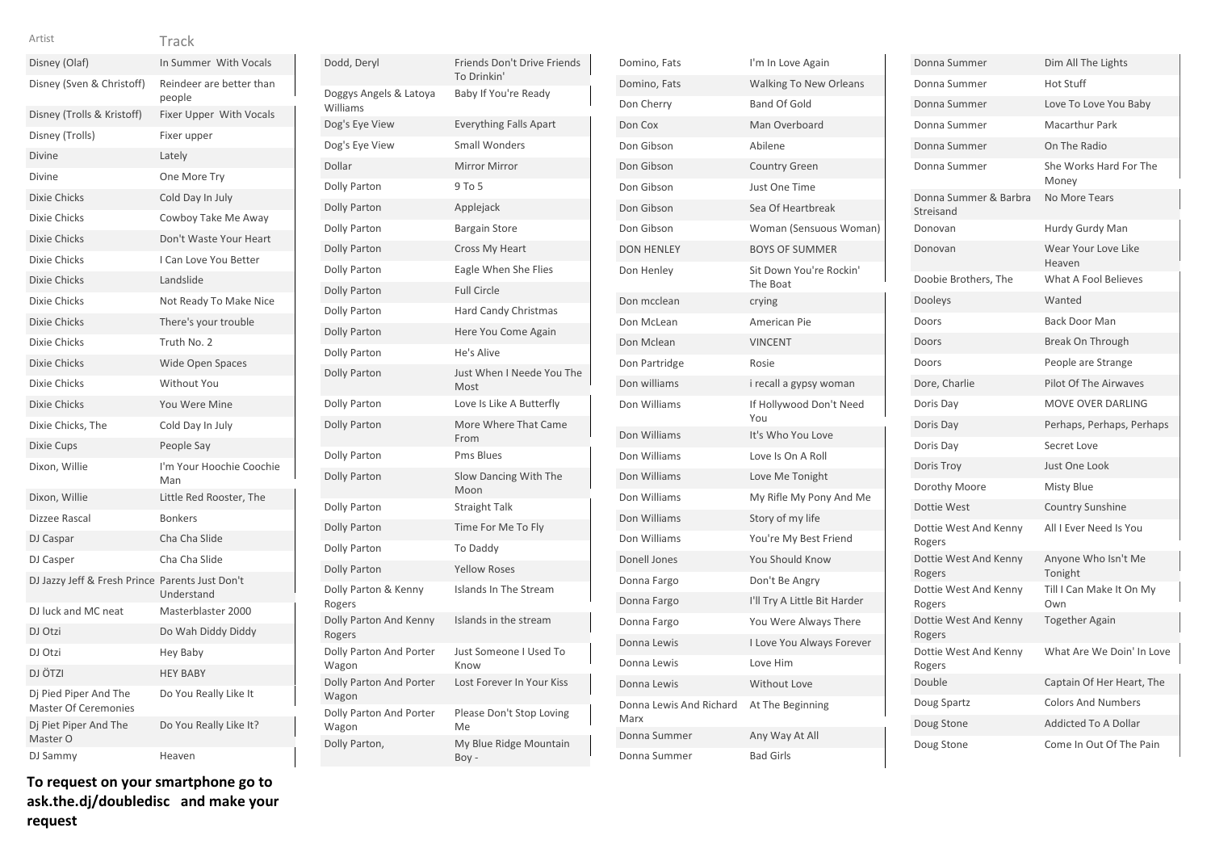| Artist | Track |
|---|---|
| Disney (Olaf) | In Summer  With Vocals |
| Disney (Sven & Christoff) | Reindeer are better than people |
| Disney (Trolls & Kristoff) | Fixer Upper  With Vocals |
| Disney (Trolls) | Fixer upper |
| Divine | Lately |
| Divine | One More Try |
| Dixie Chicks | Cold Day In July |
| Dixie Chicks | Cowboy Take Me Away |
| Dixie Chicks | Don't Waste Your Heart |
| Dixie Chicks | I Can Love You Better |
| Dixie Chicks | Landslide |
| Dixie Chicks | Not Ready To Make Nice |
| Dixie Chicks | There's your trouble |
| Dixie Chicks | Truth No. 2 |
| Dixie Chicks | Wide Open Spaces |
| Dixie Chicks | Without You |
| Dixie Chicks | You Were Mine |
| Dixie Chicks, The | Cold Day In July |
| Dixie Cups | People Say |
| Dixon, Willie | I'm Your Hoochie Coochie Man |
| Dixon, Willie | Little Red Rooster, The |
| Dizzee Rascal | Bonkers |
| DJ Caspar | Cha Cha Slide |
| DJ Casper | Cha Cha Slide |
| DJ Jazzy Jeff & Fresh Prince | Parents Just Don't Understand |
| DJ luck and MC neat | Masterblaster 2000 |
| DJ Otzi | Do Wah Diddy Diddy |
| DJ Otzi | Hey Baby |
| DJ ÖTZI | HEY BABY |
| Dj Pied Piper And The Master Of Ceremonies | Do You Really Like It |
| Dj Piet Piper And The Master O | Do You Really Like It? |
| DJ Sammy | Heaven |
| Dodd, Deryl | Friends Don't Drive Friends To Drinkin' |
| Doggys Angels & Latoya Williams | Baby If You're Ready |
| Dog's Eye View | Everything Falls Apart |
| Dog's Eye View | Small Wonders |
| Dollar | Mirror Mirror |
| Dolly Parton | 9 To 5 |
| Dolly Parton | Applejack |
| Dolly Parton | Bargain Store |
| Dolly Parton | Cross My Heart |
| Dolly Parton | Eagle When She Flies |
| Dolly Parton | Full Circle |
| Dolly Parton | Hard Candy Christmas |
| Dolly Parton | Here You Come Again |
| Dolly Parton | He's Alive |
| Dolly Parton | Just When I Neede You The Most |
| Dolly Parton | Love Is Like A Butterfly |
| Dolly Parton | More Where That Came From |
| Dolly Parton | Pms Blues |
| Dolly Parton | Slow Dancing With The Moon |
| Dolly Parton | Straight Talk |
| Dolly Parton | Time For Me To Fly |
| Dolly Parton | To Daddy |
| Dolly Parton | Yellow Roses |
| Dolly Parton & Kenny Rogers | Islands In The Stream |
| Dolly Parton And Kenny Rogers | Islands in the stream |
| Dolly Parton And Porter Wagon | Just Someone I Used To Know |
| Dolly Parton And Porter Wagon | Lost Forever In Your Kiss |
| Dolly Parton And Porter Wagon | Please Don't Stop Loving Me |
| Dolly Parton, | My Blue Ridge Mountain Boy - |
| Domino, Fats | I'm In Love Again |
| Domino, Fats | Walking To New Orleans |
| Don Cherry | Band Of Gold |
| Don Cox | Man Overboard |
| Don Gibson | Abilene |
| Don Gibson | Country Green |
| Don Gibson | Just One Time |
| Don Gibson | Sea Of Heartbreak |
| Don Gibson | Woman (Sensuous Woman) |
| DON HENLEY | BOYS OF SUMMER |
| Don Henley | Sit Down You're Rockin' The Boat |
| Don mcclean | crying |
| Don McLean | American Pie |
| Don Mclean | VINCENT |
| Don Partridge | Rosie |
| Don williams | i recall a gypsy woman |
| Don Williams | If Hollywood Don't Need You |
| Don Williams | It's Who You Love |
| Don Williams | Love Is On A Roll |
| Don Williams | Love Me Tonight |
| Don Williams | My Rifle My Pony And Me |
| Don Williams | Story of my life |
| Don Williams | You're My Best Friend |
| Donell Jones | You Should Know |
| Donna Fargo | Don't Be Angry |
| Donna Fargo | I'll Try A Little Bit Harder |
| Donna Fargo | You Were Always There |
| Donna Lewis | I Love You Always Forever |
| Donna Lewis | Love Him |
| Donna Lewis | Without Love |
| Donna Lewis And Richard Marx | At The Beginning |
| Donna Summer | Any Way At All |
| Donna Summer | Bad Girls |
| Donna Summer | Dim All The Lights |
| Donna Summer | Hot Stuff |
| Donna Summer | Love To Love You Baby |
| Donna Summer | Macarthur Park |
| Donna Summer | On The Radio |
| Donna Summer | She Works Hard For The Money |
| Donna Summer & Barbra Streisand | No More Tears |
| Donovan | Hurdy Gurdy Man |
| Donovan | Wear Your Love Like Heaven |
| Doobie Brothers, The | What A Fool Believes |
| Dooleys | Wanted |
| Doors | Back Door Man |
| Doors | Break On Through |
| Doors | People are Strange |
| Dore, Charlie | Pilot Of The Airwaves |
| Doris Day | MOVE OVER DARLING |
| Doris Day | Perhaps, Perhaps, Perhaps |
| Doris Day | Secret Love |
| Doris Troy | Just One Look |
| Dorothy Moore | Misty Blue |
| Dottie West | Country Sunshine |
| Dottie West And Kenny Rogers | All I Ever Need Is You |
| Dottie West And Kenny Rogers | Anyone Who Isn't Me Tonight |
| Dottie West And Kenny Rogers | Till I Can Make It On My Own |
| Dottie West And Kenny Rogers | Together Again |
| Dottie West And Kenny Rogers | What Are We Doin' In Love |
| Double | Captain Of Her Heart, The |
| Doug Spartz | Colors And Numbers |
| Doug Stone | Addicted To A Dollar |
| Doug Stone | Come In Out Of The Pain |

**To request on your smartphone go to ask.the.dj/doubledisc   and make your request**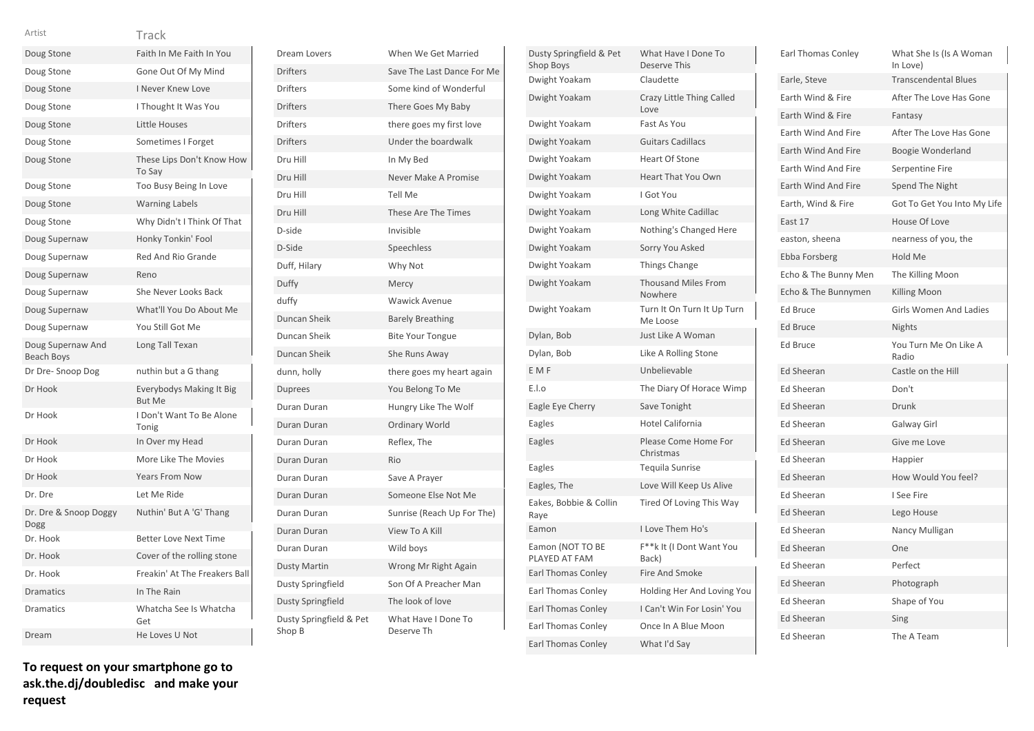| Artist | Track |
|---|---|
| Doug Stone | Faith In Me Faith In You |
| Doug Stone | Gone Out Of My Mind |
| Doug Stone | I Never Knew Love |
| Doug Stone | I Thought It Was You |
| Doug Stone | Little Houses |
| Doug Stone | Sometimes I Forget |
| Doug Stone | These Lips Don't Know How To Say |
| Doug Stone | Too Busy Being In Love |
| Doug Stone | Warning Labels |
| Doug Stone | Why Didn't I Think Of That |
| Doug Supernaw | Honky Tonkin' Fool |
| Doug Supernaw | Red And Rio Grande |
| Doug Supernaw | Reno |
| Doug Supernaw | She Never Looks Back |
| Doug Supernaw | What'll You Do About Me |
| Doug Supernaw | You Still Got Me |
| Doug Supernaw And Beach Boys | Long Tall Texan |
| Dr Dre- Snoop Dog | nuthin but a G thang |
| Dr Hook | Everybodys Making It Big But Me |
| Dr Hook | I Don't Want To Be Alone Tonig |
| Dr Hook | In Over my Head |
| Dr Hook | More Like The Movies |
| Dr Hook | Years From Now |
| Dr. Dre | Let Me Ride |
| Dr. Dre & Snoop Doggy Dogg | Nuthin' But A 'G' Thang |
| Dr. Hook | Better Love Next Time |
| Dr. Hook | Cover of the rolling stone |
| Dr. Hook | Freakin' At The Freakers Ball |
| Dramatics | In The Rain |
| Dramatics | Whatcha See Is Whatcha Get |
| Dream | He Loves U Not |
| Dream Lovers | When We Get Married |
| Drifters | Save The Last Dance For Me |
| Drifters | Some kind of Wonderful |
| Drifters | There Goes My Baby |
| Drifters | there goes my first love |
| Drifters | Under the boardwalk |
| Dru Hill | In My Bed |
| Dru Hill | Never Make A Promise |
| Dru Hill | Tell Me |
| Dru Hill | These Are The Times |
| D-side | Invisible |
| D-Side | Speechless |
| Duff, Hilary | Why Not |
| Duffy | Mercy |
| duffy | Wawick Avenue |
| Duncan Sheik | Barely Breathing |
| Duncan Sheik | Bite Your Tongue |
| Duncan Sheik | She Runs Away |
| dunn, holly | there goes my heart again |
| Duprees | You Belong To Me |
| Duran Duran | Hungry Like The Wolf |
| Duran Duran | Ordinary World |
| Duran Duran | Reflex, The |
| Duran Duran | Rio |
| Duran Duran | Save A Prayer |
| Duran Duran | Someone Else Not Me |
| Duran Duran | Sunrise (Reach Up For The) |
| Duran Duran | View To A Kill |
| Duran Duran | Wild boys |
| Dusty Martin | Wrong Mr Right Again |
| Dusty Springfield | Son Of A Preacher Man |
| Dusty Springfield | The look of love |
| Dusty Springfield & Pet Shop B | What Have I Done To Deserve Th |
| Dusty Springfield & Pet Shop Boys | What Have I Done To Deserve This |
| Dwight Yoakam | Claudette |
| Dwight Yoakam | Crazy Little Thing Called Love |
| Dwight Yoakam | Fast As You |
| Dwight Yoakam | Guitars Cadillacs |
| Dwight Yoakam | Heart Of Stone |
| Dwight Yoakam | Heart That You Own |
| Dwight Yoakam | I Got You |
| Dwight Yoakam | Long White Cadillac |
| Dwight Yoakam | Nothing's Changed Here |
| Dwight Yoakam | Sorry You Asked |
| Dwight Yoakam | Things Change |
| Dwight Yoakam | Thousand Miles From Nowhere |
| Dwight Yoakam | Turn It On Turn It Up Turn Me Loose |
| Dylan, Bob | Just Like A Woman |
| Dylan, Bob | Like A Rolling Stone |
| E M F | Unbelievable |
| E.l.o | The Diary Of Horace Wimp |
| Eagle Eye Cherry | Save Tonight |
| Eagles | Hotel California |
| Eagles | Please Come Home For Christmas |
| Eagles | Tequila Sunrise |
| Eagles, The | Love Will Keep Us Alive |
| Eakes, Bobbie & Collin Raye | Tired Of Loving This Way |
| Eamon | I Love Them Ho's |
| Eamon (NOT TO BE PLAYED AT FAM | F**k It (I Dont Want You Back) |
| Earl Thomas Conley | Fire And Smoke |
| Earl Thomas Conley | Holding Her And Loving You |
| Earl Thomas Conley | I Can't Win For Losin' You |
| Earl Thomas Conley | Once In A Blue Moon |
| Earl Thomas Conley | What I'd Say |
| Earl Thomas Conley | What She Is (Is A Woman In Love) |
| Earle, Steve | Transcendental Blues |
| Earth Wind & Fire | After The Love Has Gone |
| Earth Wind & Fire | Fantasy |
| Earth Wind And Fire | After The Love Has Gone |
| Earth Wind And Fire | Boogie Wonderland |
| Earth Wind And Fire | Serpentine Fire |
| Earth Wind And Fire | Spend The Night |
| Earth, Wind & Fire | Got To Get You Into My Life |
| East 17 | House Of Love |
| easton, sheena | nearness of you, the |
| Ebba Forsberg | Hold Me |
| Echo & The Bunny Men | The Killing Moon |
| Echo & The Bunnymen | Killing Moon |
| Ed Bruce | Girls Women And Ladies |
| Ed Bruce | Nights |
| Ed Bruce | You Turn Me On Like A Radio |
| Ed Sheeran | Castle on the Hill |
| Ed Sheeran | Don't |
| Ed Sheeran | Drunk |
| Ed Sheeran | Galway Girl |
| Ed Sheeran | Give me Love |
| Ed Sheeran | Happier |
| Ed Sheeran | How Would You feel? |
| Ed Sheeran | I See Fire |
| Ed Sheeran | Lego House |
| Ed Sheeran | Nancy Mulligan |
| Ed Sheeran | One |
| Ed Sheeran | Perfect |
| Ed Sheeran | Photograph |
| Ed Sheeran | Shape of You |
| Ed Sheeran | Sing |
| Ed Sheeran | The A Team |

**To request on your smartphone go to ask.the.dj/doubledisc and make your request**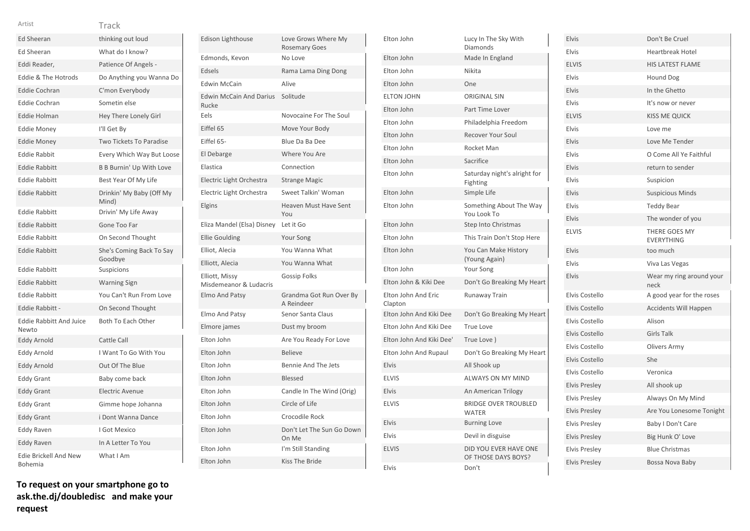| Artist | Track |
|---|---|
| Ed Sheeran | thinking out loud |
| Ed Sheeran | What do I know? |
| Eddi Reader, | Patience Of Angels - |
| Eddie & The Hotrods | Do Anything you Wanna Do |
| Eddie Cochran | C'mon Everybody |
| Eddie Cochran | Sometin else |
| Eddie Holman | Hey There Lonely Girl |
| Eddie Money | I'll Get By |
| Eddie Money | Two Tickets To Paradise |
| Eddie Rabbit | Every Which Way But Loose |
| Eddie Rabbitt | B B Burnin' Up With Love |
| Eddie Rabbitt | Best Year Of My Life |
| Eddie Rabbitt | Drinkin' My Baby (Off My Mind) |
| Eddie Rabbitt | Drivin' My Life Away |
| Eddie Rabbitt | Gone Too Far |
| Eddie Rabbitt | On Second Thought |
| Eddie Rabbitt | She's Coming Back To Say Goodbye |
| Eddie Rabbitt | Suspicions |
| Eddie Rabbitt | Warning Sign |
| Eddie Rabbitt | You Can't Run From Love |
| Eddie Rabbitt - | On Second Thought |
| Eddie Rabbitt And Juice Newto | Both To Each Other |
| Eddy Arnold | Cattle Call |
| Eddy Arnold | I Want To Go With You |
| Eddy Arnold | Out Of The Blue |
| Eddy Grant | Baby come back |
| Eddy Grant | Electric Avenue |
| Eddy Grant | Gimme hope Johanna |
| Eddy Grant | i Dont Wanna Dance |
| Eddy Raven | I Got Mexico |
| Eddy Raven | In A Letter To You |
| Edie Brickell And New Bohemia | What I Am |
| Edison Lighthouse | Love Grows Where My Rosemary Goes |
| Edmonds, Kevon | No Love |
| Edsels | Rama Lama Ding Dong |
| Edwin McCain | Alive |
| Edwin McCain And Darius Rucke | Solitude |
| Eels | Novocaine For The Soul |
| Eiffel 65 | Move Your Body |
| Eiffel 65- | Blue Da Ba Dee |
| El Debarge | Where You Are |
| Elastica | Connection |
| Electric Light Orchestra | Strange Magic |
| Electric Light Orchestra | Sweet Talkin' Woman |
| Elgins | Heaven Must Have Sent You |
| Eliza Mandel (Elsa) Disney | Let it Go |
| Ellie Goulding | Your Song |
| Elliot, Alecia | You Wanna What |
| Elliott, Alecia | You Wanna What |
| Elliott, Missy Misdemeanor & Ludacris | Gossip Folks |
| Elmo And Patsy | Grandma Got Run Over By A Reindeer |
| Elmo And Patsy | Senor Santa Claus |
| Elmore james | Dust my broom |
| Elton John | Are You Ready For Love |
| Elton John | Believe |
| Elton John | Bennie And The Jets |
| Elton John | Blessed |
| Elton John | Candle In The Wind (Orig) |
| Elton John | Circle of Life |
| Elton John | Crocodile Rock |
| Elton John | Don't Let The Sun Go Down On Me |
| Elton John | I'm Still Standing |
| Elton John | Kiss The Bride |
| Elton John | Lucy In The Sky With Diamonds |
| Elton John | Made In England |
| Elton John | Nikita |
| Elton John | One |
| ELTON JOHN | ORIGINAL SIN |
| Elton John | Part Time Lover |
| Elton John | Philadelphia Freedom |
| Elton John | Recover Your Soul |
| Elton John | Rocket Man |
| Elton John | Sacrifice |
| Elton John | Saturday night's alright for Fighting |
| Elton John | Simple Life |
| Elton John | Something About The Way You Look To |
| Elton John | Step Into Christmas |
| Elton John | This Train Don't Stop Here |
| Elton John | You Can Make History (Young Again) |
| Elton John | Your Song |
| Elton John & Kiki Dee | Don't Go Breaking My Heart |
| Elton John And Eric Clapton | Runaway Train |
| Elton John And Kiki Dee | Don't Go Breaking My Heart |
| Elton John And Kiki Dee | True Love |
| Elton John And Kiki Dee' | True Love ) |
| Elton John And Rupaul | Don't Go Breaking My Heart |
| Elvis | All Shook up |
| ELVIS | ALWAYS ON MY MIND |
| Elvis | An American Trilogy |
| ELVIS | BRIDGE OVER TROUBLED WATER |
| Elvis | Burning Love |
| Elvis | Devil in disguise |
| ELVIS | DID YOU EVER HAVE ONE OF THOSE DAYS BOYS? |
| Elvis | Don't |
| Elvis | Don't Be Cruel |
| Elvis | Heartbreak Hotel |
| ELVIS | HIS LATEST FLAME |
| Elvis | Hound Dog |
| Elvis | In the Ghetto |
| Elvis | It's now or never |
| ELVIS | KISS ME QUICK |
| Elvis | Love me |
| Elvis | Love Me Tender |
| Elvis | O Come All Ye Faithful |
| Elvis | return to sender |
| Elvis | Suspicion |
| Elvis | Suspicious Minds |
| Elvis | Teddy Bear |
| Elvis | The wonder of you |
| ELVIS | THERE GOES MY EVERYTHING |
| Elvis | too much |
| Elvis | Viva Las Vegas |
| Elvis | Wear my ring around your neck |
| Elvis Costello | A good year for the roses |
| Elvis Costello | Accidents Will Happen |
| Elvis Costello | Alison |
| Elvis Costello | Girls Talk |
| Elvis Costello | Olivers Army |
| Elvis Costello | She |
| Elvis Costello | Veronica |
| Elvis Presley | All shook up |
| Elvis Presley | Always On My Mind |
| Elvis Presley | Are You Lonesome Tonight |
| Elvis Presley | Baby I Don't Care |
| Elvis Presley | Big Hunk O' Love |
| Elvis Presley | Blue Christmas |
| Elvis Presley | Bossa Nova Baby |

**To request on your smartphone go to ask.the.dj/doubledisc and make your request**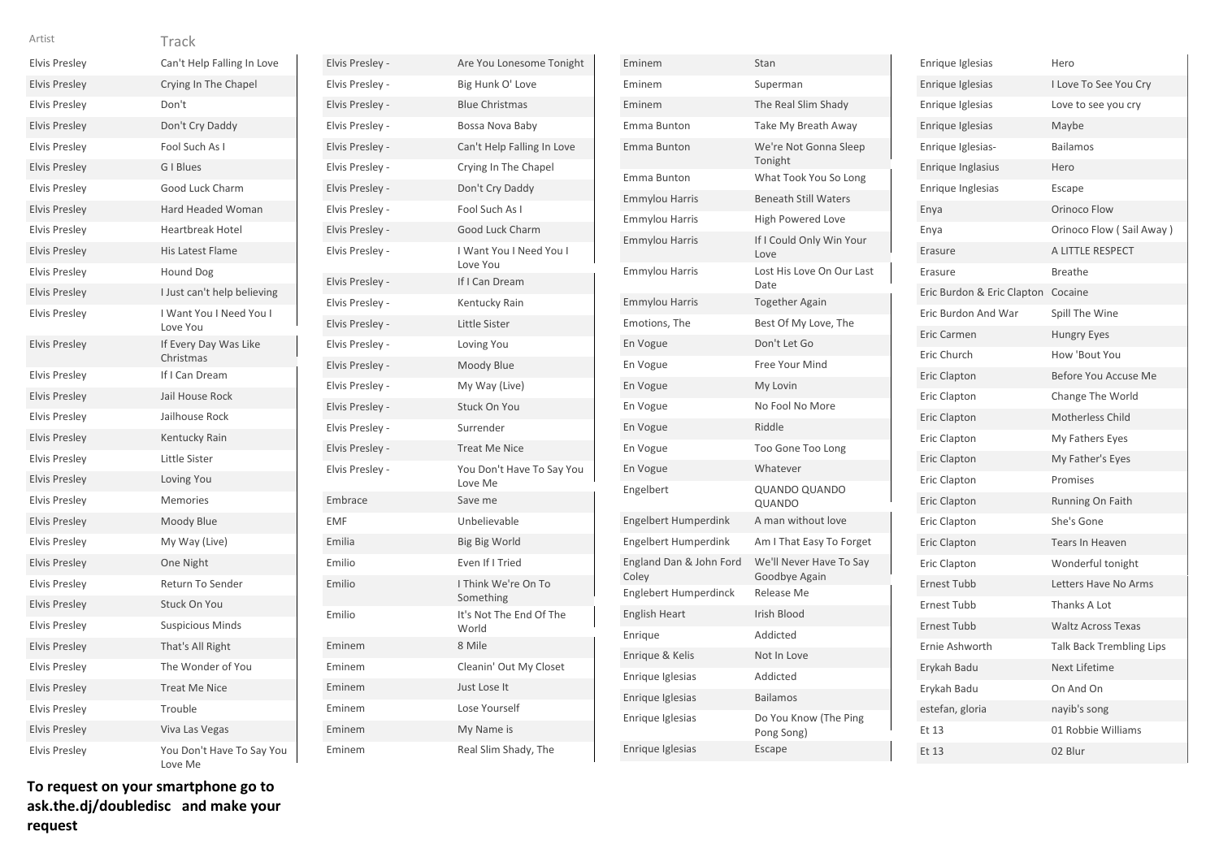| Artist | Track |
| --- | --- |
| Elvis Presley | Can't Help Falling In Love |
| Elvis Presley | Crying In The Chapel |
| Elvis Presley | Don't |
| Elvis Presley | Don't Cry Daddy |
| Elvis Presley | Fool Such As I |
| Elvis Presley | G I Blues |
| Elvis Presley | Good Luck Charm |
| Elvis Presley | Hard Headed Woman |
| Elvis Presley | Heartbreak Hotel |
| Elvis Presley | His Latest Flame |
| Elvis Presley | Hound Dog |
| Elvis Presley | I Just can't help believing |
| Elvis Presley | I Want You I Need You I Love You |
| Elvis Presley | If Every Day Was Like Christmas |
| Elvis Presley | If I Can Dream |
| Elvis Presley | Jail House Rock |
| Elvis Presley | Jailhouse Rock |
| Elvis Presley | Kentucky Rain |
| Elvis Presley | Little Sister |
| Elvis Presley | Loving You |
| Elvis Presley | Memories |
| Elvis Presley | Moody Blue |
| Elvis Presley | My Way (Live) |
| Elvis Presley | One Night |
| Elvis Presley | Return To Sender |
| Elvis Presley | Stuck On You |
| Elvis Presley | Suspicious Minds |
| Elvis Presley | That's All Right |
| Elvis Presley | The Wonder of You |
| Elvis Presley | Treat Me Nice |
| Elvis Presley | Trouble |
| Elvis Presley | Viva Las Vegas |
| Elvis Presley | You Don't Have To Say You Love Me |
| Elvis Presley - | Are You Lonesome Tonight |
| Elvis Presley - | Big Hunk O' Love |
| Elvis Presley - | Blue Christmas |
| Elvis Presley - | Bossa Nova Baby |
| Elvis Presley - | Can't Help Falling In Love |
| Elvis Presley - | Crying In The Chapel |
| Elvis Presley - | Don't Cry Daddy |
| Elvis Presley - | Fool Such As I |
| Elvis Presley - | Good Luck Charm |
| Elvis Presley - | I Want You I Need You I Love You |
| Elvis Presley - | If I Can Dream |
| Elvis Presley - | Kentucky Rain |
| Elvis Presley - | Little Sister |
| Elvis Presley - | Loving You |
| Elvis Presley - | Moody Blue |
| Elvis Presley - | My Way (Live) |
| Elvis Presley - | Stuck On You |
| Elvis Presley - | Surrender |
| Elvis Presley - | Treat Me Nice |
| Elvis Presley - | You Don't Have To Say You Love Me |
| Embrace | Save me |
| EMF | Unbelievable |
| Emilia | Big Big World |
| Emilio | Even If I Tried |
| Emilio | I Think We're On To Something |
| Emilio | It's Not The End Of The World |
| Eminem | 8 Mile |
| Eminem | Cleanin' Out My Closet |
| Eminem | Just Lose It |
| Eminem | Lose Yourself |
| Eminem | My Name is |
| Eminem | Real Slim Shady, The |
| Eminem | Stan |
| Eminem | Superman |
| Eminem | The Real Slim Shady |
| Emma Bunton | Take My Breath Away |
| Emma Bunton | We're Not Gonna Sleep Tonight |
| Emma Bunton | What Took You So Long |
| Emmylou Harris | Beneath Still Waters |
| Emmylou Harris | High Powered Love |
| Emmylou Harris | If I Could Only Win Your Love |
| Emmylou Harris | Lost His Love On Our Last Date |
| Emmylou Harris | Together Again |
| Emotions, The | Best Of My Love, The |
| En Vogue | Don't Let Go |
| En Vogue | Free Your Mind |
| En Vogue | My Lovin |
| En Vogue | No Fool No More |
| En Vogue | Riddle |
| En Vogue | Too Gone Too Long |
| En Vogue | Whatever |
| Engelbert | QUANDO QUANDO QUANDO |
| Engelbert Humperdink | A man without love |
| Engelbert Humperdink | Am I That Easy To Forget |
| England Dan & John Ford Coley | We'll Never Have To Say Goodbye Again |
| Englebert Humperdinck | Release Me |
| English Heart | Irish Blood |
| Enrique | Addicted |
| Enrique & Kelis | Not In Love |
| Enrique Iglesias | Addicted |
| Enrique Iglesias | Bailamos |
| Enrique Iglesias | Do You Know (The Ping Pong Song) |
| Enrique Iglesias | Escape |
| Enrique Iglesias | Hero |
| Enrique Iglesias | I Love To See You Cry |
| Enrique Iglesias | Love to see you cry |
| Enrique Iglesias | Maybe |
| Enrique Iglesias- | Bailamos |
| Enrique Inglasius | Hero |
| Enrique Inglesias | Escape |
| Enya | Orinoco Flow |
| Enya | Orinoco Flow ( Sail Away ) |
| Erasure | A LITTLE RESPECT |
| Erasure | Breathe |
| Eric Burdon & Eric Clapton | Cocaine |
| Eric Burdon And War | Spill The Wine |
| Eric Carmen | Hungry Eyes |
| Eric Church | How 'Bout You |
| Eric Clapton | Before You Accuse Me |
| Eric Clapton | Change The World |
| Eric Clapton | Motherless Child |
| Eric Clapton | My Fathers Eyes |
| Eric Clapton | My Father's Eyes |
| Eric Clapton | Promises |
| Eric Clapton | Running On Faith |
| Eric Clapton | She's Gone |
| Eric Clapton | Tears In Heaven |
| Eric Clapton | Wonderful tonight |
| Ernest Tubb | Letters Have No Arms |
| Ernest Tubb | Thanks A Lot |
| Ernest Tubb | Waltz Across Texas |
| Ernie Ashworth | Talk Back Trembling Lips |
| Erykah Badu | Next Lifetime |
| Erykah Badu | On And On |
| estefan, gloria | nayib's song |
| Et 13 | 01 Robbie Williams |
| Et 13 | 02 Blur |

**To request on your smartphone go to ask.the.dj/doubledisc and make your request**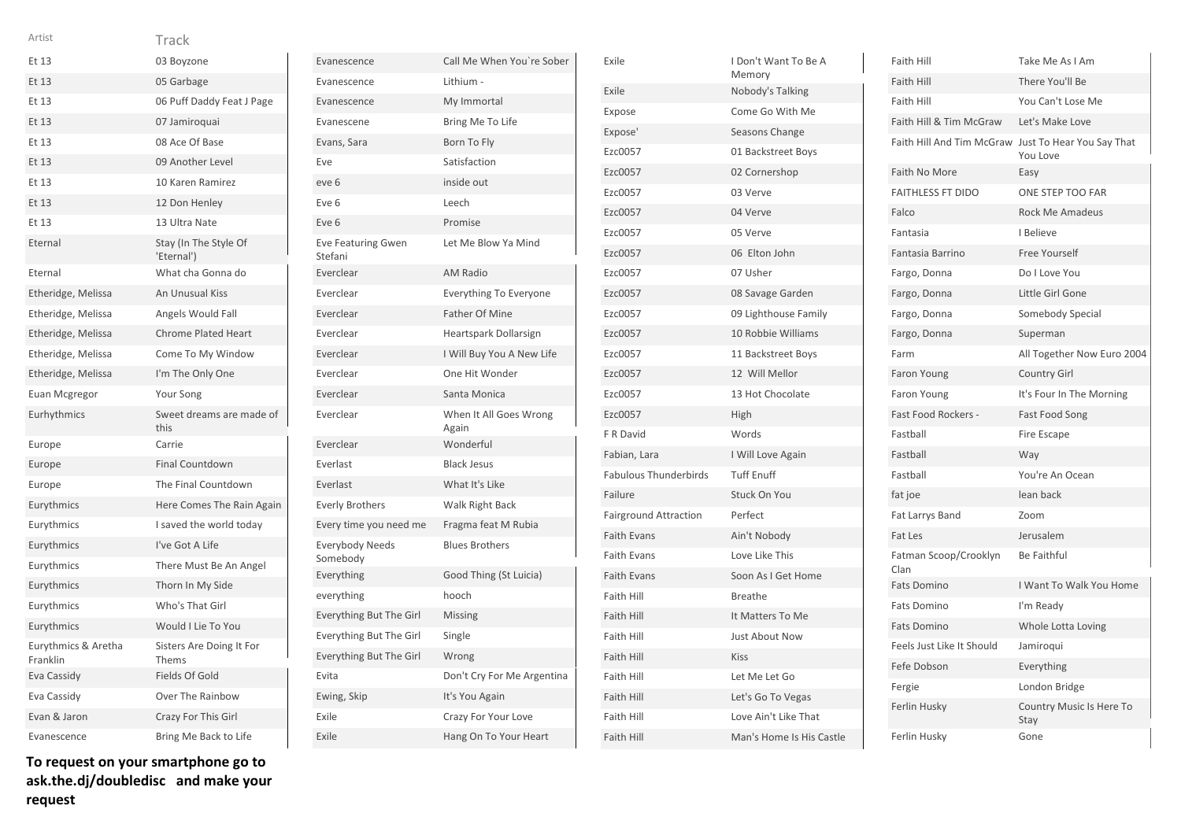| Artist | Track |
|---|---|
| Et 13 | 03 Boyzone |
| Et 13 | 05 Garbage |
| Et 13 | 06 Puff Daddy Feat J Page |
| Et 13 | 07 Jamiroquai |
| Et 13 | 08 Ace Of Base |
| Et 13 | 09 Another Level |
| Et 13 | 10 Karen Ramirez |
| Et 13 | 12 Don Henley |
| Et 13 | 13 Ultra Nate |
| Eternal | Stay (In The Style Of 'Eternal') |
| Eternal | What cha Gonna do |
| Etheridge, Melissa | An Unusual Kiss |
| Etheridge, Melissa | Angels Would Fall |
| Etheridge, Melissa | Chrome Plated Heart |
| Etheridge, Melissa | Come To My Window |
| Etheridge, Melissa | I'm The Only One |
| Euan Mcgregor | Your Song |
| Eurhythmics | Sweet dreams are made of this |
| Europe | Carrie |
| Europe | Final Countdown |
| Europe | The Final Countdown |
| Eurythmics | Here Comes The Rain Again |
| Eurythmics | I saved the world today |
| Eurythmics | I've Got A Life |
| Eurythmics | There Must Be An Angel |
| Eurythmics | Thorn In My Side |
| Eurythmics | Who's That Girl |
| Eurythmics | Would I Lie To You |
| Eurythmics & Aretha Franklin | Sisters Are Doing It For Thems |
| Eva Cassidy | Fields Of Gold |
| Eva Cassidy | Over The Rainbow |
| Evan & Jaron | Crazy For This Girl |
| Evanescence | Bring Me Back to Life |
| Evanescence | Call Me When You`re Sober |
| Evanescence | Lithium - |
| Evanescence | My Immortal |
| Evanescene | Bring Me To Life |
| Evans, Sara | Born To Fly |
| Eve | Satisfaction |
| eve 6 | inside out |
| Eve 6 | Leech |
| Eve 6 | Promise |
| Eve Featuring Gwen Stefani | Let Me Blow Ya Mind |
| Everclear | AM Radio |
| Everclear | Everything To Everyone |
| Everclear | Father Of Mine |
| Everclear | Heartspark Dollarsign |
| Everclear | I Will Buy You A New Life |
| Everclear | One Hit Wonder |
| Everclear | Santa Monica |
| Everclear | When It All Goes Wrong Again |
| Everclear | Wonderful |
| Everlast | Black Jesus |
| Everlast | What It's Like |
| Everly Brothers | Walk Right Back |
| Every time you need me | Fragma feat M Rubia |
| Everybody Needs Somebody | Blues Brothers |
| Everything | Good Thing (St Lucia) |
| everything | hooch |
| Everything But The Girl | Missing |
| Everything But The Girl | Single |
| Everything But The Girl | Wrong |
| Evita | Don't Cry For Me Argentina |
| Ewing, Skip | It's You Again |
| Exile | Crazy For Your Love |
| Exile | Hang On To Your Heart |
| Exile | I Don't Want To Be A Memory |
| Exile | Nobody's Talking |
| Expose | Come Go With Me |
| Expose' | Seasons Change |
| Ezc0057 | 01 Backstreet Boys |
| Ezc0057 | 02 Cornershop |
| Ezc0057 | 03 Verve |
| Ezc0057 | 04 Verve |
| Ezc0057 | 05 Verve |
| Ezc0057 | 06 Elton John |
| Ezc0057 | 07 Usher |
| Ezc0057 | 08 Savage Garden |
| Ezc0057 | 09 Lighthouse Family |
| Ezc0057 | 10 Robbie Williams |
| Ezc0057 | 11 Backstreet Boys |
| Ezc0057 | 12 Will Mellor |
| Ezc0057 | 13 Hot Chocolate |
| Ezc0057 | High |
| F R David | Words |
| Fabian, Lara | I Will Love Again |
| Fabulous Thunderbirds | Tuff Enuff |
| Failure | Stuck On You |
| Fairground Attraction | Perfect |
| Faith Evans | Ain't Nobody |
| Faith Evans | Love Like This |
| Faith Evans | Soon As I Get Home |
| Faith Hill | Breathe |
| Faith Hill | It Matters To Me |
| Faith Hill | Just About Now |
| Faith Hill | Kiss |
| Faith Hill | Let Me Let Go |
| Faith Hill | Let's Go To Vegas |
| Faith Hill | Love Ain't Like That |
| Faith Hill | Man's Home Is His Castle |
| Faith Hill | Take Me As I Am |
| Faith Hill | There You'll Be |
| Faith Hill | You Can't Lose Me |
| Faith Hill & Tim McGraw | Let's Make Love |
| Faith Hill And Tim McGraw | Just To Hear You Say That You Love |
| Faith No More | Easy |
| FAITHLESS FT DIDO | ONE STEP TOO FAR |
| Falco | Rock Me Amadeus |
| Fantasia | I Believe |
| Fantasia Barrino | Free Yourself |
| Fargo, Donna | Do I Love You |
| Fargo, Donna | Little Girl Gone |
| Fargo, Donna | Somebody Special |
| Fargo, Donna | Superman |
| Farm | All Together Now Euro 2004 |
| Faron Young | Country Girl |
| Faron Young | It's Four In The Morning |
| Fast Food Rockers - | Fast Food Song |
| Fastball | Fire Escape |
| Fastball | Way |
| Fastball | You're An Ocean |
| fat joe | lean back |
| Fat Larrys Band | Zoom |
| Fat Les | Jerusalem |
| Fatman Scoop/Crooklyn Clan | Be Faithful |
| Fats Domino | I Want To Walk You Home |
| Fats Domino | I'm Ready |
| Fats Domino | Whole Lotta Loving |
| Feels Just Like It Should | Jamiroqui |
| Fefe Dobson | Everything |
| Fergie | London Bridge |
| Ferlin Husky | Country Music Is Here To Stay |
| Ferlin Husky | Gone |

**To request on your smartphone go to ask.the.dj/doubledisc and make your request**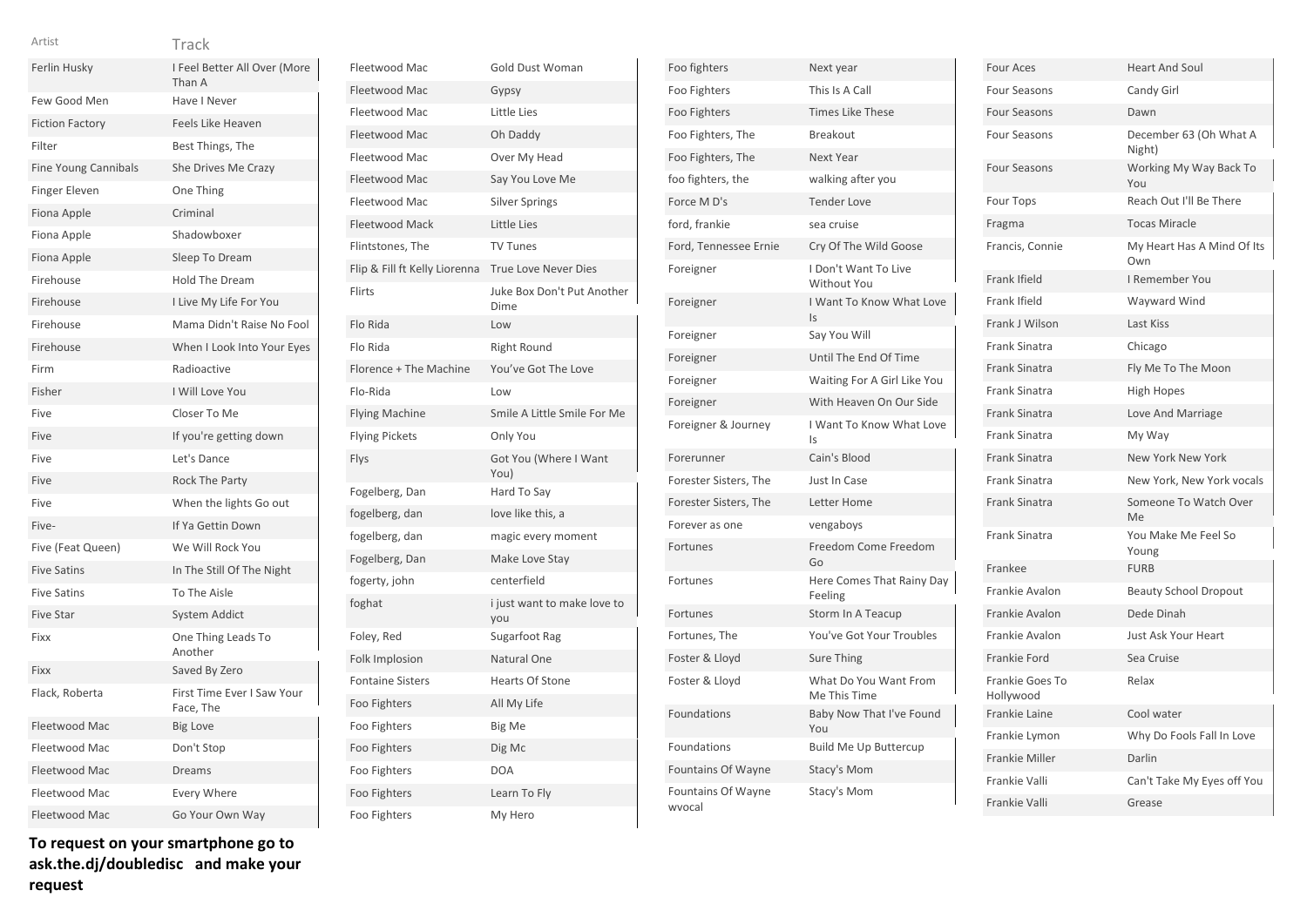| Artist | Track |
|---|---|
| Ferlin Husky | I Feel Better All Over (More Than A |
| Few Good Men | Have I Never |
| Fiction Factory | Feels Like Heaven |
| Filter | Best Things, The |
| Fine Young Cannibals | She Drives Me Crazy |
| Finger Eleven | One Thing |
| Fiona Apple | Criminal |
| Fiona Apple | Shadowboxer |
| Fiona Apple | Sleep To Dream |
| Firehouse | Hold The Dream |
| Firehouse | I Live My Life For You |
| Firehouse | Mama Didn't Raise No Fool |
| Firehouse | When I Look Into Your Eyes |
| Firm | Radioactive |
| Fisher | I Will Love You |
| Five | Closer To Me |
| Five | If you're getting down |
| Five | Let's Dance |
| Five | Rock The Party |
| Five | When the lights Go out |
| Five- | If Ya Gettin Down |
| Five (Feat Queen) | We Will Rock You |
| Five Satins | In The Still Of The Night |
| Five Satins | To The Aisle |
| Five Star | System Addict |
| Fixx | One Thing Leads To Another |
| Fixx | Saved By Zero |
| Flack, Roberta | First Time Ever I Saw Your Face, The |
| Fleetwood Mac | Big Love |
| Fleetwood Mac | Don't Stop |
| Fleetwood Mac | Dreams |
| Fleetwood Mac | Every Where |
| Fleetwood Mac | Go Your Own Way |
| Fleetwood Mac | Gold Dust Woman |
| Fleetwood Mac | Gypsy |
| Fleetwood Mac | Little Lies |
| Fleetwood Mac | Oh Daddy |
| Fleetwood Mac | Over My Head |
| Fleetwood Mac | Say You Love Me |
| Fleetwood Mac | Silver Springs |
| Fleetwood Mack | Little Lies |
| Flintstones, The | TV Tunes |
| Flip & Fill ft Kelly Liorenna | True Love Never Dies |
| Flirts | Juke Box Don't Put Another Dime |
| Flo Rida | Low |
| Flo Rida | Right Round |
| Florence + The Machine | You've Got The Love |
| Flo-Rida | Low |
| Flying Machine | Smile A Little Smile For Me |
| Flying Pickets | Only You |
| Flys | Got You (Where I Want You) |
| Fogelberg, Dan | Hard To Say |
| fogelberg, dan | love like this, a |
| fogelberg, dan | magic every moment |
| Fogelberg, Dan | Make Love Stay |
| fogerty, john | centerfield |
| foghat | i just want to make love to you |
| Foley, Red | Sugarfoot Rag |
| Folk Implosion | Natural One |
| Fontaine Sisters | Hearts Of Stone |
| Foo Fighters | All My Life |
| Foo Fighters | Big Me |
| Foo Fighters | Dig Mc |
| Foo Fighters | DOA |
| Foo Fighters | Learn To Fly |
| Foo Fighters | My Hero |
| Foo fighters | Next year |
| Foo Fighters | This Is A Call |
| Foo Fighters | Times Like These |
| Foo Fighters, The | Breakout |
| Foo Fighters, The | Next Year |
| foo fighters, the | walking after you |
| Force M D's | Tender Love |
| ford, frankie | sea cruise |
| Ford, Tennessee Ernie | Cry Of The Wild Goose |
| Foreigner | I Don't Want To Live Without You |
| Foreigner | I Want To Know What Love Is |
| Foreigner | Say You Will |
| Foreigner | Until The End Of Time |
| Foreigner | Waiting For A Girl Like You |
| Foreigner | With Heaven On Our Side |
| Foreigner & Journey | I Want To Know What Love Is |
| Forerunner | Cain's Blood |
| Forester Sisters, The | Just In Case |
| Forester Sisters, The | Letter Home |
| Forever as one | vengaboys |
| Fortunes | Freedom Come Freedom Go |
| Fortunes | Here Comes That Rainy Day Feeling |
| Fortunes | Storm In A Teacup |
| Fortunes, The | You've Got Your Troubles |
| Foster & Lloyd | Sure Thing |
| Foster & Lloyd | What Do You Want From Me This Time |
| Foundations | Baby Now That I've Found You |
| Foundations | Build Me Up Buttercup |
| Fountains Of Wayne | Stacy's Mom |
| Fountains Of Wayne wvocal | Stacy's Mom |
| Four Aces | Heart And Soul |
| Four Seasons | Candy Girl |
| Four Seasons | Dawn |
| Four Seasons | December 63 (Oh What A Night) |
| Four Seasons | Working My Way Back To You |
| Four Tops | Reach Out I'll Be There |
| Fragma | Tocas Miracle |
| Francis, Connie | My Heart Has A Mind Of Its Own |
| Frank Ifield | I Remember You |
| Frank Ifield | Wayward Wind |
| Frank J Wilson | Last Kiss |
| Frank Sinatra | Chicago |
| Frank Sinatra | Fly Me To The Moon |
| Frank Sinatra | High Hopes |
| Frank Sinatra | Love And Marriage |
| Frank Sinatra | My Way |
| Frank Sinatra | New York New York |
| Frank Sinatra | New York, New York vocals |
| Frank Sinatra | Someone To Watch Over Me |
| Frank Sinatra | You Make Me Feel So Young |
| Frankee | FURB |
| Frankie Avalon | Beauty School Dropout |
| Frankie Avalon | Dede Dinah |
| Frankie Avalon | Just Ask Your Heart |
| Frankie Ford | Sea Cruise |
| Frankie Goes To Hollywood | Relax |
| Frankie Laine | Cool water |
| Frankie Lymon | Why Do Fools Fall In Love |
| Frankie Miller | Darlin |
| Frankie Valli | Can't Take My Eyes off You |
| Frankie Valli | Grease |

**To request on your smartphone go to ask.the.dj/doubledisc and make your request**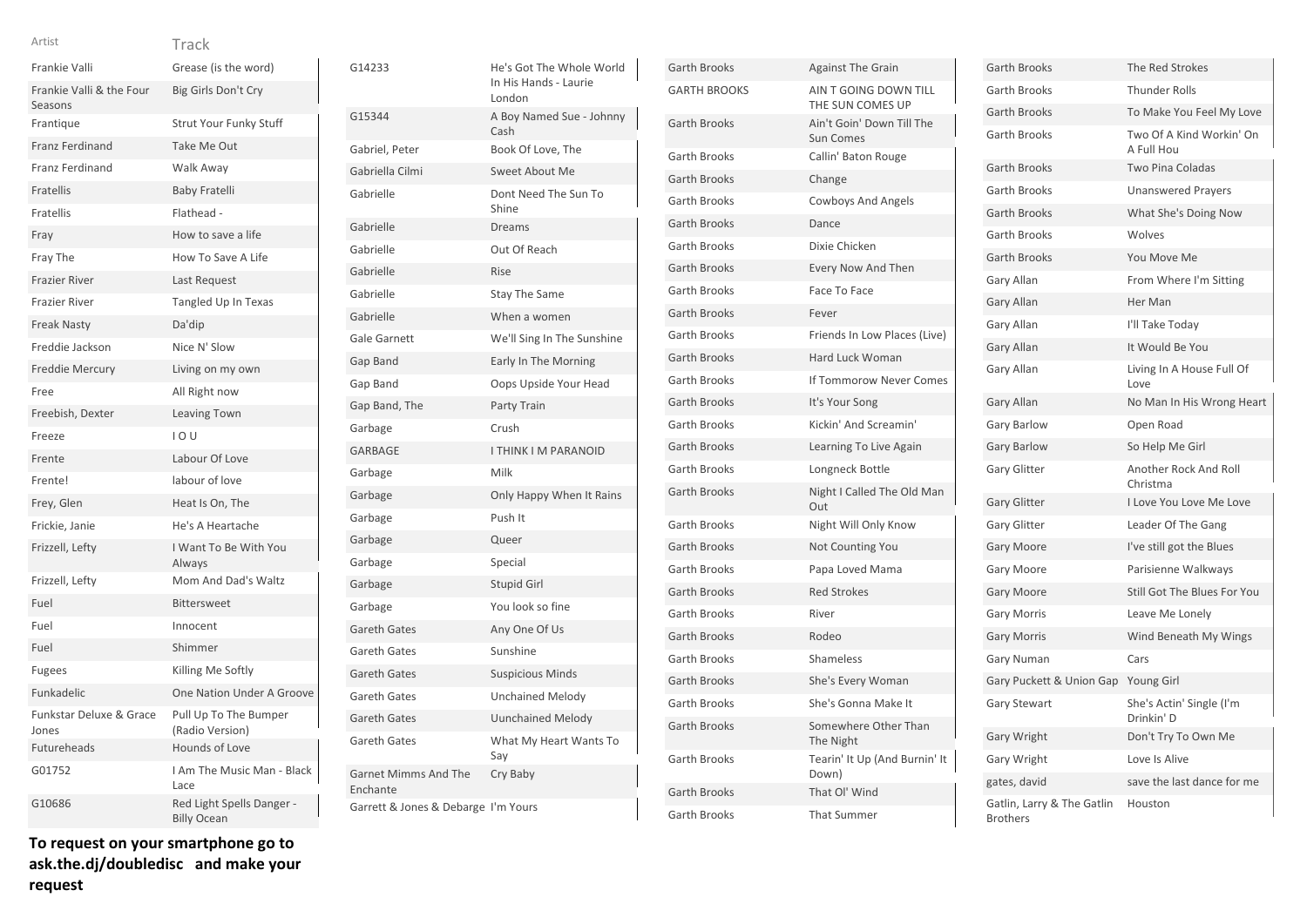| Artist | Track |
|---|---|
| Frankie Valli | Grease (is the word) |
| Frankie Valli & the Four Seasons | Big Girls Don't Cry |
| Frantique | Strut Your Funky Stuff |
| Franz Ferdinand | Take Me Out |
| Franz Ferdinand | Walk Away |
| Fratellis | Baby Fratelli |
| Fratellis | Flathead - |
| Fray | How to save a life |
| Fray The | How To Save A Life |
| Frazier River | Last Request |
| Frazier River | Tangled Up In Texas |
| Freak Nasty | Da'dip |
| Freddie Jackson | Nice N' Slow |
| Freddie Mercury | Living on my own |
| Free | All Right now |
| Freebish, Dexter | Leaving Town |
| Freeze | I O U |
| Frente | Labour Of Love |
| Frente! | labour of love |
| Frey, Glen | Heat Is On, The |
| Frickie, Janie | He's A Heartache |
| Frizzell, Lefty | I Want To Be With You Always |
| Frizzell, Lefty | Mom And Dad's Waltz |
| Fuel | Bittersweet |
| Fuel | Innocent |
| Fuel | Shimmer |
| Fugees | Killing Me Softly |
| Funkadelic | One Nation Under A Groove |
| Funkstar Deluxe & Grace Jones | Pull Up To The Bumper (Radio Version) |
| Futureheads | Hounds of Love |
| G01752 | I Am The Music Man - Black Lace |
| G10686 | Red Light Spells Danger - Billy Ocean |
| G14233 | He's Got The Whole World In His Hands - Laurie London |
| G15344 | A Boy Named Sue - Johnny Cash |
| Gabriel, Peter | Book Of Love, The |
| Gabriella Cilmi | Sweet About Me |
| Gabrielle | Dont Need The Sun To Shine |
| Gabrielle | Dreams |
| Gabrielle | Out Of Reach |
| Gabrielle | Rise |
| Gabrielle | Stay The Same |
| Gabrielle | When a women |
| Gale Garnett | We'll Sing In The Sunshine |
| Gap Band | Early In The Morning |
| Gap Band | Oops Upside Your Head |
| Gap Band, The | Party Train |
| Garbage | Crush |
| GARBAGE | I THINK I M PARANOID |
| Garbage | Milk |
| Garbage | Only Happy When It Rains |
| Garbage | Push It |
| Garbage | Queer |
| Garbage | Special |
| Garbage | Stupid Girl |
| Garbage | You look so fine |
| Gareth Gates | Any One Of Us |
| Gareth Gates | Sunshine |
| Gareth Gates | Suspicious Minds |
| Gareth Gates | Unchained Melody |
| Gareth Gates | Uunchained Melody |
| Gareth Gates | What My Heart Wants To Say |
| Garnet Mimms And The Enchante | Cry Baby |
| Garrett & Jones & Debarge | I'm Yours |
| Garth Brooks | Against The Grain |
| GARTH BROOKS | AIN T GOING DOWN TILL THE SUN COMES UP |
| Garth Brooks | Ain't Goin' Down Till The Sun Comes |
| Garth Brooks | Callin' Baton Rouge |
| Garth Brooks | Change |
| Garth Brooks | Cowboys And Angels |
| Garth Brooks | Dance |
| Garth Brooks | Dixie Chicken |
| Garth Brooks | Every Now And Then |
| Garth Brooks | Face To Face |
| Garth Brooks | Fever |
| Garth Brooks | Friends In Low Places (Live) |
| Garth Brooks | Hard Luck Woman |
| Garth Brooks | If Tommorow Never Comes |
| Garth Brooks | It's Your Song |
| Garth Brooks | Kickin' And Screamin' |
| Garth Brooks | Learning To Live Again |
| Garth Brooks | Longneck Bottle |
| Garth Brooks | Night I Called The Old Man Out |
| Garth Brooks | Night Will Only Know |
| Garth Brooks | Not Counting You |
| Garth Brooks | Papa Loved Mama |
| Garth Brooks | Red Strokes |
| Garth Brooks | River |
| Garth Brooks | Rodeo |
| Garth Brooks | Shameless |
| Garth Brooks | She's Every Woman |
| Garth Brooks | She's Gonna Make It |
| Garth Brooks | Somewhere Other Than The Night |
| Garth Brooks | Tearin' It Up (And Burnin' It Down) |
| Garth Brooks | That Ol' Wind |
| Garth Brooks | That Summer |
| Garth Brooks | The Red Strokes |
| Garth Brooks | Thunder Rolls |
| Garth Brooks | To Make You Feel My Love |
| Garth Brooks | Two Of A Kind Workin' On A Full Hou |
| Garth Brooks | Two Pina Coladas |
| Garth Brooks | Unanswered Prayers |
| Garth Brooks | What She's Doing Now |
| Garth Brooks | Wolves |
| Garth Brooks | You Move Me |
| Gary Allan | From Where I'm Sitting |
| Gary Allan | Her Man |
| Gary Allan | I'll Take Today |
| Gary Allan | It Would Be You |
| Gary Allan | Living In A House Full Of Love |
| Gary Allan | No Man In His Wrong Heart |
| Gary Barlow | Open Road |
| Gary Barlow | So Help Me Girl |
| Gary Glitter | Another Rock And Roll Christma |
| Gary Glitter | I Love You Love Me Love |
| Gary Glitter | Leader Of The Gang |
| Gary Moore | I've still got the Blues |
| Gary Moore | Parisienne Walkways |
| Gary Moore | Still Got The Blues For You |
| Gary Morris | Leave Me Lonely |
| Gary Morris | Wind Beneath My Wings |
| Gary Numan | Cars |
| Gary Puckett & Union Gap | Young Girl |
| Gary Stewart | She's Actin' Single (I'm Drinkin' D |
| Gary Wright | Don't Try To Own Me |
| Gary Wright | Love Is Alive |
| gates, david | save the last dance for me |
| Gatlin, Larry & The Gatlin Brothers | Houston |

**To request on your smartphone go to ask.the.dj/doubledisc and make your request**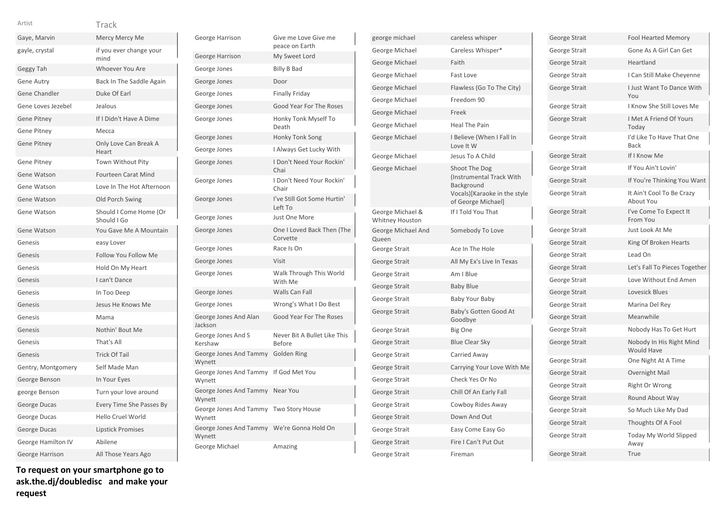| Artist | Track |
|---|---|
| Gaye, Marvin | Mercy Mercy Me |
| gayle, crystal | if you ever change your mind |
| Geggy Tah | Whoever You Are |
| Gene Autry | Back In The Saddle Again |
| Gene Chandler | Duke Of Earl |
| Gene Loves Jezebel | Jealous |
| Gene Pitney | If I Didn't Have A Dime |
| Gene Pitney | Mecca |
| Gene Pitney | Only Love Can Break A Heart |
| Gene Pitney | Town Without Pity |
| Gene Watson | Fourteen Carat Mind |
| Gene Watson | Love In The Hot Afternoon |
| Gene Watson | Old Porch Swing |
| Gene Watson | Should I Come Home (Or Should I Go |
| Gene Watson | You Gave Me A Mountain |
| Genesis | easy Lover |
| Genesis | Follow You Follow Me |
| Genesis | Hold On My Heart |
| Genesis | I can't Dance |
| Genesis | In Too Deep |
| Genesis | Jesus He Knows Me |
| Genesis | Mama |
| Genesis | Nothin' Bout Me |
| Genesis | That's All |
| Genesis | Trick Of Tail |
| Gentry, Montgomery | Self Made Man |
| George Benson | In Your Eyes |
| george Benson | Turn your love around |
| George Ducas | Every Time She Passes By |
| George Ducas | Hello Cruel World |
| George Ducas | Lipstick Promises |
| George Hamilton IV | Abilene |
| George Harrison | All Those Years Ago |
| George Harrison | Give me Love Give me peace on Earth |
| George Harrison | My Sweet Lord |
| George Jones | Billy B Bad |
| George Jones | Door |
| George Jones | Finally Friday |
| George Jones | Good Year For The Roses |
| George Jones | Honky Tonk Myself To Death |
| George Jones | Honky Tonk Song |
| George Jones | I Always Get Lucky With |
| George Jones | I Don't Need Your Rockin' Chai |
| George Jones | I Don't Need Your Rockin' Chair |
| George Jones | I've Still Got Some Hurtin' Left To |
| George Jones | Just One More |
| George Jones | One I Loved Back Then (The Corvette |
| George Jones | Race Is On |
| George Jones | Visit |
| George Jones | Walk Through This World With Me |
| George Jones | Walls Can Fall |
| George Jones | Wrong's What I Do Best |
| George Jones And Alan Jackson | Good Year For The Roses |
| George Jones And S Kershaw | Never Bit A Bullet Like This Before |
| George Jones And Tammy Wynett | Golden Ring |
| George Jones And Tammy Wynett | If God Met You |
| George Jones And Tammy Wynett | Near You |
| George Jones And Tammy Wynett | Two Story House |
| George Jones And Tammy Wynett | We're Gonna Hold On |
| George Michael | Amazing |
| george michael | careless whisper |
| George Michael | Careless Whisper* |
| George Michael | Faith |
| George Michael | Fast Love |
| George Michael | Flawless (Go To The City) |
| George Michael | Freedom 90 |
| George Michael | Freek |
| George Michael | Heal The Pain |
| George Michael | I Believe (When I Fall In Love It W |
| George Michael | Jesus To A Child |
| George Michael | Shoot The Dog (Instrumental Track With Background Vocals)[Karaoke in the style of George Michael] |
| George Michael & Whitney Houston | If I Told You That |
| George Michael And Queen | Somebody To Love |
| George Strait | Ace In The Hole |
| George Strait | All My Ex's Live In Texas |
| George Strait | Am I Blue |
| George Strait | Baby Blue |
| George Strait | Baby Your Baby |
| George Strait | Baby's Gotten Good At Goodbye |
| George Strait | Big One |
| George Strait | Blue Clear Sky |
| George Strait | Carried Away |
| George Strait | Carrying Your Love With Me |
| George Strait | Check Yes Or No |
| George Strait | Chill Of An Early Fall |
| George Strait | Cowboy Rides Away |
| George Strait | Down And Out |
| George Strait | Easy Come Easy Go |
| George Strait | Fire I Can't Put Out |
| George Strait | Fireman |
| George Strait | Fool Hearted Memory |
| George Strait | Gone As A Girl Can Get |
| George Strait | Heartland |
| George Strait | I Can Still Make Cheyenne |
| George Strait | I Just Want To Dance With You |
| George Strait | I Know She Still Loves Me |
| George Strait | I Met A Friend Of Yours Today |
| George Strait | I'd Like To Have That One Back |
| George Strait | If I Know Me |
| George Strait | If You Ain't Lovin' |
| George Strait | If You're Thinking You Want |
| George Strait | It Ain't Cool To Be Crazy About You |
| George Strait | I've Come To Expect It From You |
| George Strait | Just Look At Me |
| George Strait | King Of Broken Hearts |
| George Strait | Lead On |
| George Strait | Let's Fall To Pieces Together |
| George Strait | Love Without End Amen |
| George Strait | Lovesick Blues |
| George Strait | Marina Del Rey |
| George Strait | Meanwhile |
| George Strait | Nobody Has To Get Hurt |
| George Strait | Nobody In His Right Mind Would Have |
| George Strait | One Night At A Time |
| George Strait | Overnight Mail |
| George Strait | Right Or Wrong |
| George Strait | Round About Way |
| George Strait | So Much Like My Dad |
| George Strait | Thoughts Of A Fool |
| George Strait | Today My World Slipped Away |
| George Strait | True |

**To request on your smartphone go to ask.the.dj/doubledisc and make your request**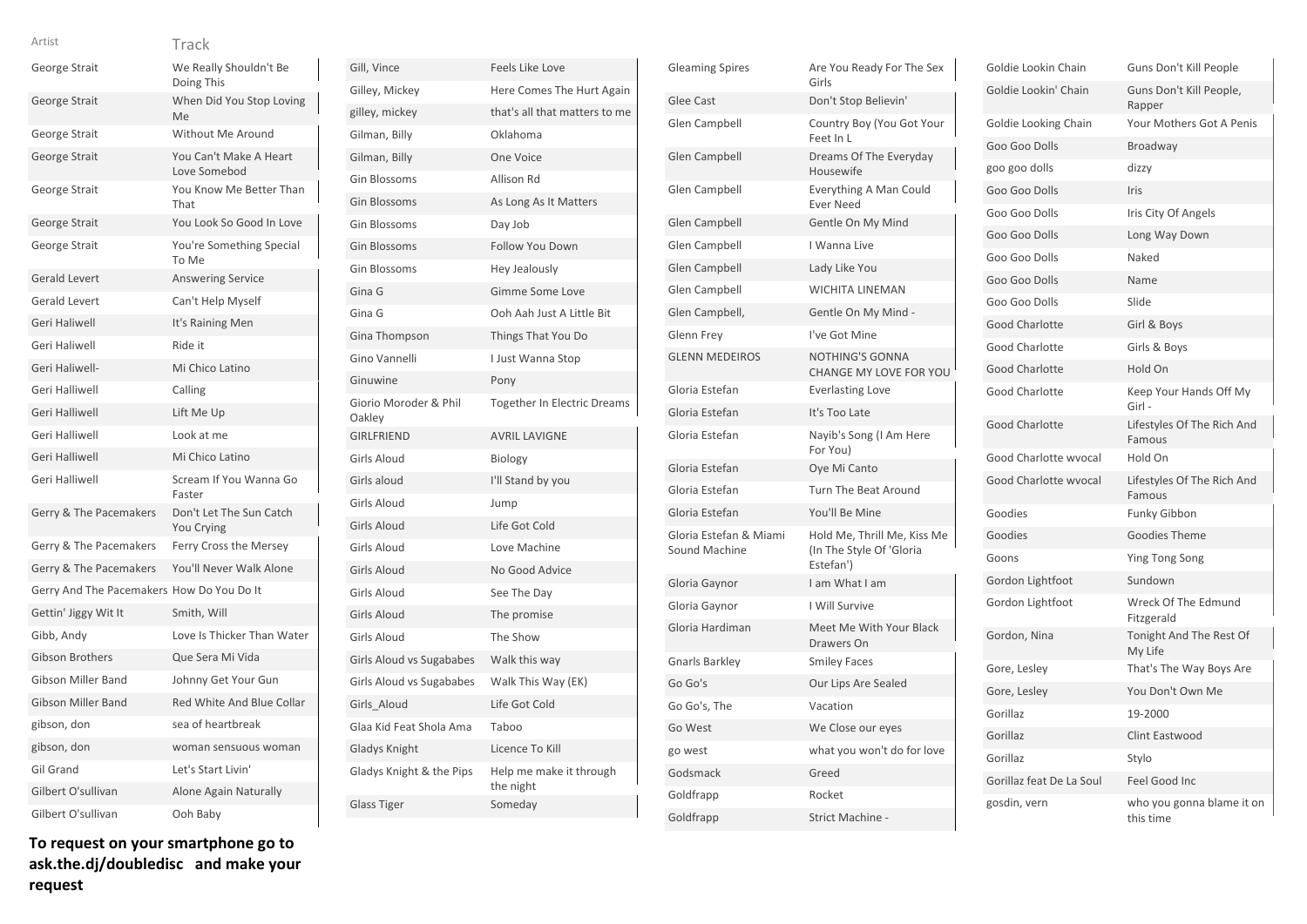| Artist | Track |
|---|---|
| George Strait | We Really Shouldn't Be Doing This |
| George Strait | When Did You Stop Loving Me |
| George Strait | Without Me Around |
| George Strait | You Can't Make A Heart Love Somebod |
| George Strait | You Know Me Better Than That |
| George Strait | You Look So Good In Love |
| George Strait | You're Something Special To Me |
| Gerald Levert | Answering Service |
| Gerald Levert | Can't Help Myself |
| Geri Haliwell | It's Raining Men |
| Geri Haliwell | Ride it |
| Geri Haliwell- | Mi Chico Latino |
| Geri Halliwell | Calling |
| Geri Halliwell | Lift Me Up |
| Geri Halliwell | Look at me |
| Geri Halliwell | Mi Chico Latino |
| Geri Halliwell | Scream If You Wanna Go Faster |
| Gerry & The Pacemakers | Don't Let The Sun Catch You Crying |
| Gerry & The Pacemakers | Ferry Cross the Mersey |
| Gerry & The Pacemakers | You'll Never Walk Alone |
| Gerry And The Pacemakers | How Do You Do It |
| Gettin' Jiggy Wit It | Smith, Will |
| Gibb, Andy | Love Is Thicker Than Water |
| Gibson Brothers | Que Sera Mi Vida |
| Gibson Miller Band | Johnny Get Your Gun |
| Gibson Miller Band | Red White And Blue Collar |
| gibson, don | sea of heartbreak |
| gibson, don | woman sensuous woman |
| Gil Grand | Let's Start Livin' |
| Gilbert O'sullivan | Alone Again Naturally |
| Gilbert O'sullivan | Ooh Baby |
| Gill, Vince | Feels Like Love |
| Gilley, Mickey | Here Comes The Hurt Again |
| gilley, mickey | that's all that matters to me |
| Gilman, Billy | Oklahoma |
| Gilman, Billy | One Voice |
| Gin Blossoms | Allison Rd |
| Gin Blossoms | As Long As It Matters |
| Gin Blossoms | Day Job |
| Gin Blossoms | Follow You Down |
| Gin Blossoms | Hey Jealously |
| Gina G | Gimme Some Love |
| Gina G | Ooh Aah Just A Little Bit |
| Gina Thompson | Things That You Do |
| Gino Vannelli | I Just Wanna Stop |
| Ginuwine | Pony |
| Giorio Moroder & Phil Oakley | Together In Electric Dreams |
| GIRLFRIEND | AVRIL LAVIGNE |
| Girls Aloud | Biology |
| Girls aloud | I'll Stand by you |
| Girls Aloud | Jump |
| Girls Aloud | Life Got Cold |
| Girls Aloud | Love Machine |
| Girls Aloud | No Good Advice |
| Girls Aloud | See The Day |
| Girls Aloud | The promise |
| Girls Aloud | The Show |
| Girls Aloud vs Sugababes | Walk this way |
| Girls Aloud vs Sugababes | Walk This Way (EK) |
| Girls_Aloud | Life Got Cold |
| Glaa Kid Feat Shola Ama | Taboo |
| Gladys Knight | Licence To Kill |
| Gladys Knight & the Pips | Help me make it through the night |
| Glass Tiger | Someday |
| Gleaming Spires | Are You Ready For The Sex Girls |
| Glee Cast | Don't Stop Believin' |
| Glen Campbell | Country Boy (You Got Your Feet In L |
| Glen Campbell | Dreams Of The Everyday Housewife |
| Glen Campbell | Everything A Man Could Ever Need |
| Glen Campbell | Gentle On My Mind |
| Glen Campbell | I Wanna Live |
| Glen Campbell | Lady Like You |
| Glen Campbell | WICHITA LINEMAN |
| Glen Campbell, | Gentle On My Mind - |
| Glenn Frey | I've Got Mine |
| GLENN MEDEIROS | NOTHING'S GONNA CHANGE MY LOVE FOR YOU |
| Gloria Estefan | Everlasting Love |
| Gloria Estefan | It's Too Late |
| Gloria Estefan | Nayib's Song (I Am Here For You) |
| Gloria Estefan | Oye Mi Canto |
| Gloria Estefan | Turn The Beat Around |
| Gloria Estefan | You'll Be Mine |
| Gloria Estefan & Miami Sound Machine | Hold Me, Thrill Me, Kiss Me (In The Style Of 'Gloria Estefan') |
| Gloria Gaynor | I am What I am |
| Gloria Gaynor | I Will Survive |
| Gloria Hardiman | Meet Me With Your Black Drawers On |
| Gnarls Barkley | Smiley Faces |
| Go Go's | Our Lips Are Sealed |
| Go Go's, The | Vacation |
| Go West | We Close our eyes |
| go west | what you won't do for love |
| Godsmack | Greed |
| Goldfrapp | Rocket |
| Goldfrapp | Strict Machine - |
| Goldie Lookin Chain | Guns Don't Kill People |
| Goldie Lookin' Chain | Guns Don't Kill People, Rapper |
| Goldie Looking Chain | Your Mothers Got A Penis |
| Goo Goo Dolls | Broadway |
| goo goo dolls | dizzy |
| Goo Goo Dolls | Iris |
| Goo Goo Dolls | Iris City Of Angels |
| Goo Goo Dolls | Long Way Down |
| Goo Goo Dolls | Naked |
| Goo Goo Dolls | Name |
| Goo Goo Dolls | Slide |
| Good Charlotte | Girl & Boys |
| Good Charlotte | Girls & Boys |
| Good Charlotte | Hold On |
| Good Charlotte | Keep Your Hands Off My Girl - |
| Good Charlotte | Lifestyles Of The Rich And Famous |
| Good Charlotte wvocal | Hold On |
| Good Charlotte wvocal | Lifestyles Of The Rich And Famous |
| Goodies | Funky Gibbon |
| Goodies | Goodies Theme |
| Goons | Ying Tong Song |
| Gordon Lightfoot | Sundown |
| Gordon Lightfoot | Wreck Of The Edmund Fitzgerald |
| Gordon, Nina | Tonight And The Rest Of My Life |
| Gore, Lesley | That's The Way Boys Are |
| Gore, Lesley | You Don't Own Me |
| Gorillaz | 19-2000 |
| Gorillaz | Clint Eastwood |
| Gorillaz | Stylo |
| Gorillaz feat De La Soul | Feel Good Inc |
| gosdin, vern | who you gonna blame it on this time |

**To request on your smartphone go to ask.the.dj/doubledisc and make your request**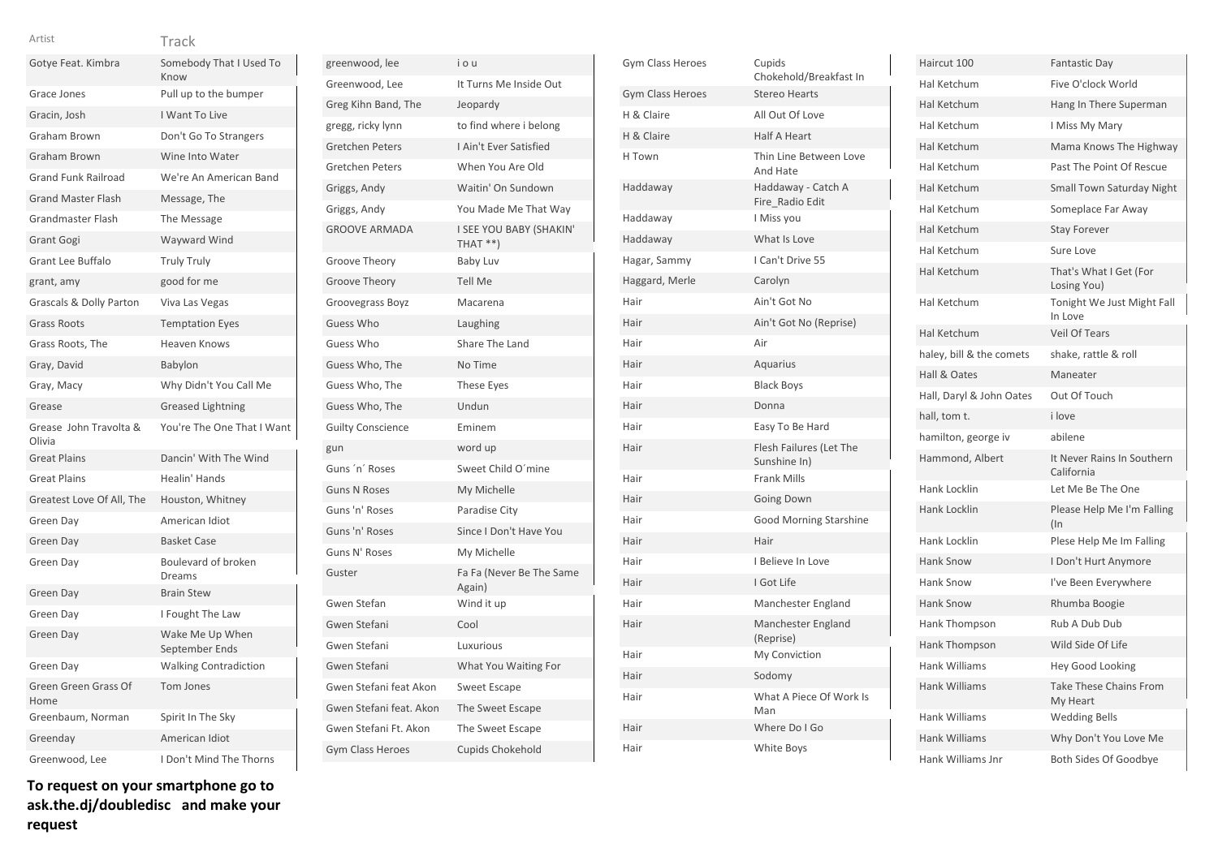| Artist | Track |
|---|---|
| Gotye Feat. Kimbra | Somebody That I Used To Know |
| Grace Jones | Pull up to the bumper |
| Gracin, Josh | I Want To Live |
| Graham Brown | Don't Go To Strangers |
| Graham Brown | Wine Into Water |
| Grand Funk Railroad | We're An American Band |
| Grand Master Flash | Message, The |
| Grandmaster Flash | The Message |
| Grant Gogi | Wayward Wind |
| Grant Lee Buffalo | Truly Truly |
| grant, amy | good for me |
| Grascals & Dolly Parton | Viva Las Vegas |
| Grass Roots | Temptation Eyes |
| Grass Roots, The | Heaven Knows |
| Gray, David | Babylon |
| Gray, Macy | Why Didn't You Call Me |
| Grease | Greased Lightning |
| Grease John Travolta & Olivia | You're The One That I Want |
| Great Plains | Dancin' With The Wind |
| Great Plains | Healin' Hands |
| Greatest Love Of All, The | Houston, Whitney |
| Green Day | American Idiot |
| Green Day | Basket Case |
| Green Day | Boulevard of broken Dreams |
| Green Day | Brain Stew |
| Green Day | I Fought The Law |
| Green Day | Wake Me Up When September Ends |
| Green Day | Walking Contradiction |
| Green Green Grass Of Home | Tom Jones |
| Greenbaum, Norman | Spirit In The Sky |
| Greenday | American Idiot |
| Greenwood, Lee | I Don't Mind The Thorns |
| greenwood, lee | i o u |
| Greenwood, Lee | It Turns Me Inside Out |
| Greg Kihn Band, The | Jeopardy |
| gregg, ricky lynn | to find where i belong |
| Gretchen Peters | I Ain't Ever Satisfied |
| Gretchen Peters | When You Are Old |
| Griggs, Andy | Waitin' On Sundown |
| Griggs, Andy | You Made Me That Way |
| GROOVE ARMADA | I SEE YOU BABY (SHAKIN' THAT **) |
| Groove Theory | Baby Luv |
| Groove Theory | Tell Me |
| Groovegrass Boyz | Macarena |
| Guess Who | Laughing |
| Guess Who | Share The Land |
| Guess Who, The | No Time |
| Guess Who, The | These Eyes |
| Guess Who, The | Undun |
| Guilty Conscience | Eminem |
| gun | word up |
| Guns ´n´ Roses | Sweet Child O´mine |
| Guns N Roses | My Michelle |
| Guns 'n' Roses | Paradise City |
| Guns 'n' Roses | Since I Don't Have You |
| Guns N' Roses | My Michelle |
| Guster | Fa Fa (Never Be The Same Again) |
| Gwen Stefan | Wind it up |
| Gwen Stefani | Cool |
| Gwen Stefani | Luxurious |
| Gwen Stefani | What You Waiting For |
| Gwen Stefani feat Akon | Sweet Escape |
| Gwen Stefani feat. Akon | The Sweet Escape |
| Gwen Stefani Ft. Akon | The Sweet Escape |
| Gym Class Heroes | Cupids Chokehold |
| Gym Class Heroes | Cupids Chokehold/Breakfast In |
| Gym Class Heroes | Stereo Hearts |
| H & Claire | All Out Of Love |
| H & Claire | Half A Heart |
| H Town | Thin Line Between Love And Hate |
| Haddaway | Haddaway - Catch A Fire_Radio Edit |
| Haddaway | I Miss you |
| Haddaway | What Is Love |
| Hagar, Sammy | I Can't Drive 55 |
| Haggard, Merle | Carolyn |
| Hair | Ain't Got No |
| Hair | Ain't Got No (Reprise) |
| Hair | Air |
| Hair | Aquarius |
| Hair | Black Boys |
| Hair | Donna |
| Hair | Easy To Be Hard |
| Hair | Flesh Failures (Let The Sunshine In) |
| Hair | Frank Mills |
| Hair | Going Down |
| Hair | Good Morning Starshine |
| Hair | Hair |
| Hair | I Believe In Love |
| Hair | I Got Life |
| Hair | Manchester England |
| Hair | Manchester England (Reprise) |
| Hair | My Conviction |
| Hair | Sodomy |
| Hair | What A Piece Of Work Is Man |
| Hair | Where Do I Go |
| Hair | White Boys |
| Haircut 100 | Fantastic Day |
| Hal Ketchum | Five O'clock World |
| Hal Ketchum | Hang In There Superman |
| Hal Ketchum | I Miss My Mary |
| Hal Ketchum | Mama Knows The Highway |
| Hal Ketchum | Past The Point Of Rescue |
| Hal Ketchum | Small Town Saturday Night |
| Hal Ketchum | Someplace Far Away |
| Hal Ketchum | Stay Forever |
| Hal Ketchum | Sure Love |
| Hal Ketchum | That's What I Get (For Losing You) |
| Hal Ketchum | Tonight We Just Might Fall In Love |
| Hal Ketchum | Veil Of Tears |
| haley, bill & the comets | shake, rattle & roll |
| Hall & Oates | Maneater |
| Hall, Daryl & John Oates | Out Of Touch |
| hall, tom t. | i love |
| hamilton, george iv | abilene |
| Hammond, Albert | It Never Rains In Southern California |
| Hank Locklin | Let Me Be The One |
| Hank Locklin | Please Help Me I'm Falling (In |
| Hank Locklin | Plese Help Me Im Falling |
| Hank Snow | I Don't Hurt Anymore |
| Hank Snow | I've Been Everywhere |
| Hank Snow | Rhumba Boogie |
| Hank Thompson | Rub A Dub Dub |
| Hank Thompson | Wild Side Of Life |
| Hank Williams | Hey Good Looking |
| Hank Williams | Take These Chains From My Heart |
| Hank Williams | Wedding Bells |
| Hank Williams | Why Don't You Love Me |
| Hank Williams Jnr | Both Sides Of Goodbye |

**To request on your smartphone go to ask.the.dj/doubledisc and make your request**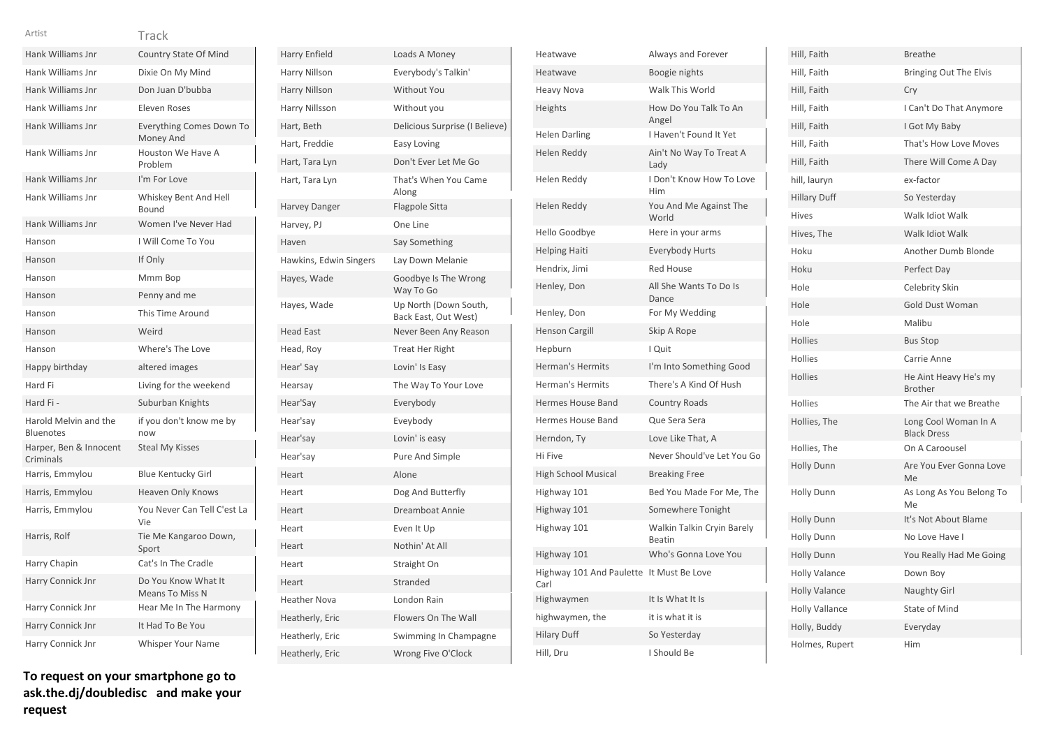| Artist | Track |
|---|---|
| Hank Williams Jnr | Country State Of Mind |
| Hank Williams Jnr | Dixie On My Mind |
| Hank Williams Jnr | Don Juan D'bubba |
| Hank Williams Jnr | Eleven Roses |
| Hank Williams Jnr | Everything Comes Down To Money And |
| Hank Williams Jnr | Houston We Have A Problem |
| Hank Williams Jnr | I'm For Love |
| Hank Williams Jnr | Whiskey Bent And Hell Bound |
| Hank Williams Jnr | Women I've Never Had |
| Hanson | I Will Come To You |
| Hanson | If Only |
| Hanson | Mmm Bop |
| Hanson | Penny and me |
| Hanson | This Time Around |
| Hanson | Weird |
| Hanson | Where's The Love |
| Happy birthday | altered images |
| Hard Fi | Living for the weekend |
| Hard Fi - | Suburban Knights |
| Harold Melvin and the Bluenotes | if you don't know me by now |
| Harper, Ben & Innocent Criminals | Steal My Kisses |
| Harris, Emmylou | Blue Kentucky Girl |
| Harris, Emmylou | Heaven Only Knows |
| Harris, Emmylou | You Never Can Tell C'est La Vie |
| Harris, Rolf | Tie Me Kangaroo Down, Sport |
| Harry Chapin | Cat's In The Cradle |
| Harry Connick Jnr | Do You Know What It Means To Miss N |
| Harry Connick Jnr | Hear Me In The Harmony |
| Harry Connick Jnr | It Had To Be You |
| Harry Connick Jnr | Whisper Your Name |
| Harry Enfield | Loads A Money |
| Harry Nillson | Everybody's Talkin' |
| Harry Nillson | Without You |
| Harry Nillsson | Without you |
| Hart, Beth | Delicious Surprise (I Believe) |
| Hart, Freddie | Easy Loving |
| Hart, Tara Lyn | Don't Ever Let Me Go |
| Hart, Tara Lyn | That's When You Came Along |
| Harvey Danger | Flagpole Sitta |
| Harvey, PJ | One Line |
| Haven | Say Something |
| Hawkins, Edwin Singers | Lay Down Melanie |
| Hayes, Wade | Goodbye Is The Wrong Way To Go |
| Hayes, Wade | Up North (Down South, Back East, Out West) |
| Head East | Never Been Any Reason |
| Head, Roy | Treat Her Right |
| Hear' Say | Lovin' Is Easy |
| Hearsay | The Way To Your Love |
| Hear'Say | Everybody |
| Hear'say | Eveybody |
| Hear'say | Lovin' is easy |
| Hear'say | Pure And Simple |
| Heart | Alone |
| Heart | Dog And Butterfly |
| Heart | Dreamboat Annie |
| Heart | Even It Up |
| Heart | Nothin' At All |
| Heart | Straight On |
| Heart | Stranded |
| Heather Nova | London Rain |
| Heatherly, Eric | Flowers On The Wall |
| Heatherly, Eric | Swimming In Champagne |
| Heatherly, Eric | Wrong Five O'Clock |
| Heatwave | Always and Forever |
| Heatwave | Boogie nights |
| Heavy Nova | Walk This World |
| Heights | How Do You Talk To An Angel |
| Helen Darling | I Haven't Found It Yet |
| Helen Reddy | Ain't No Way To Treat A Lady |
| Helen Reddy | I Don't Know How To Love Him |
| Helen Reddy | You And Me Against The World |
| Hello Goodbye | Here in your arms |
| Helping Haiti | Everybody Hurts |
| Hendrix, Jimi | Red House |
| Henley, Don | All She Wants To Do Is Dance |
| Henley, Don | For My Wedding |
| Henson Cargill | Skip A Rope |
| Hepburn | I Quit |
| Herman's Hermits | I'm Into Something Good |
| Herman's Hermits | There's A Kind Of Hush |
| Hermes House Band | Country Roads |
| Hermes House Band | Que Sera Sera |
| Herndon, Ty | Love Like That, A |
| Hi Five | Never Should've Let You Go |
| High School Musical | Breaking Free |
| Highway 101 | Bed You Made For Me, The |
| Highway 101 | Somewhere Tonight |
| Highway 101 | Walkin Talkin Cryin Barely Beatin |
| Highway 101 | Who's Gonna Love You |
| Highway 101 And Paulette Carl | It Must Be Love |
| Highwaymen | It Is What It Is |
| highwaymen, the | it is what it is |
| Hilary Duff | So Yesterday |
| Hill, Dru | I Should Be |
| Hill, Faith | Breathe |
| Hill, Faith | Bringing Out The Elvis |
| Hill, Faith | Cry |
| Hill, Faith | I Can't Do That Anymore |
| Hill, Faith | I Got My Baby |
| Hill, Faith | That's How Love Moves |
| Hill, Faith | There Will Come A Day |
| hill, lauryn | ex-factor |
| Hillary Duff | So Yesterday |
| Hives | Walk Idiot Walk |
| Hives, The | Walk Idiot Walk |
| Hoku | Another Dumb Blonde |
| Hoku | Perfect Day |
| Hole | Celebrity Skin |
| Hole | Gold Dust Woman |
| Hole | Malibu |
| Hollies | Bus Stop |
| Hollies | Carrie Anne |
| Hollies | He Aint Heavy He's my Brother |
| Hollies | The Air that we Breathe |
| Hollies, The | Long Cool Woman In A Black Dress |
| Hollies, The | On A Caroousel |
| Holly Dunn | Are You Ever Gonna Love Me |
| Holly Dunn | As Long As You Belong To Me |
| Holly Dunn | It's Not About Blame |
| Holly Dunn | No Love Have I |
| Holly Dunn | You Really Had Me Going |
| Holly Valance | Down Boy |
| Holly Valance | Naughty Girl |
| Holly Vallance | State of Mind |
| Holly, Buddy | Everyday |
| Holmes, Rupert | Him |

**To request on your smartphone go to ask.the.dj/doubledisc and make your request**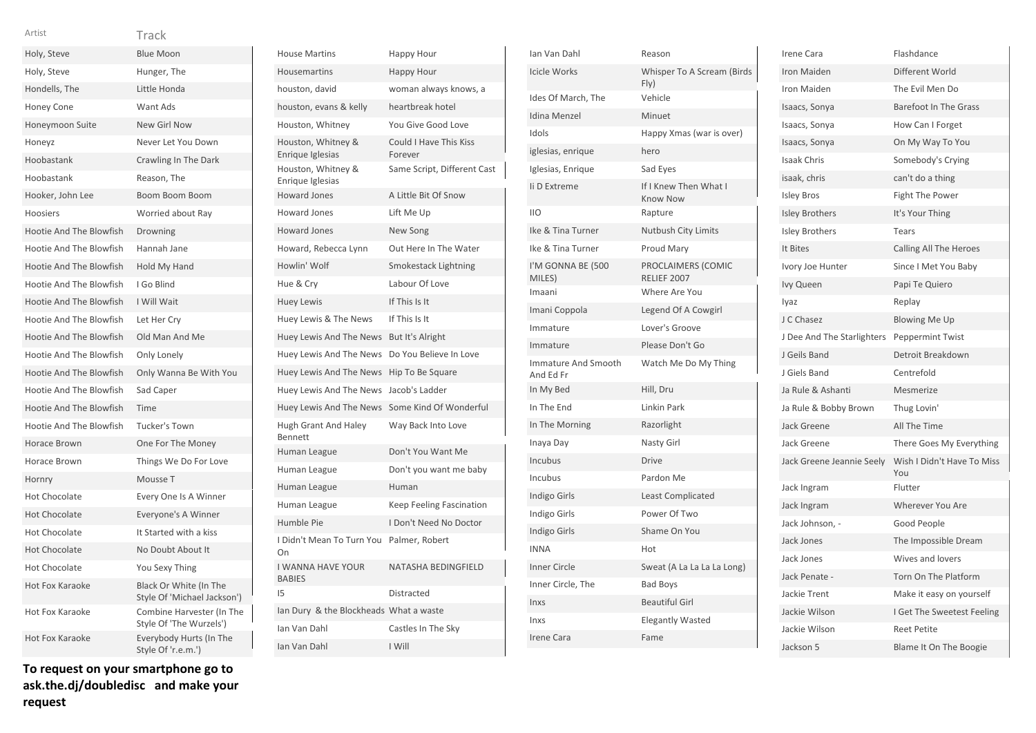| Artist | Track |
|---|---|
| Holy, Steve | Blue Moon |
| Holy, Steve | Hunger, The |
| Hondells, The | Little Honda |
| Honey Cone | Want Ads |
| Honeymoon Suite | New Girl Now |
| Honeyz | Never Let You Down |
| Hoobastank | Crawling In The Dark |
| Hoobastank | Reason, The |
| Hooker, John Lee | Boom Boom Boom |
| Hoosiers | Worried about Ray |
| Hootie And The Blowfish | Drowning |
| Hootie And The Blowfish | Hannah Jane |
| Hootie And The Blowfish | Hold My Hand |
| Hootie And The Blowfish | I Go Blind |
| Hootie And The Blowfish | I Will Wait |
| Hootie And The Blowfish | Let Her Cry |
| Hootie And The Blowfish | Old Man And Me |
| Hootie And The Blowfish | Only Lonely |
| Hootie And The Blowfish | Only Wanna Be With You |
| Hootie And The Blowfish | Sad Caper |
| Hootie And The Blowfish | Time |
| Hootie And The Blowfish | Tucker's Town |
| Horace Brown | One For The Money |
| Horace Brown | Things We Do For Love |
| Hornry | Mousse T |
| Hot Chocolate | Every One Is A Winner |
| Hot Chocolate | Everyone's A Winner |
| Hot Chocolate | It Started with a kiss |
| Hot Chocolate | No Doubt About It |
| Hot Chocolate | You Sexy Thing |
| Hot Fox Karaoke | Black Or White (In The Style Of 'Michael Jackson') |
| Hot Fox Karaoke | Combine Harvester (In The Style Of 'The Wurzels') |
| Hot Fox Karaoke | Everybody Hurts (In The Style Of 'r.e.m.') |
| House Martins | Happy Hour |
| Housemartins | Happy Hour |
| houston, david | woman always knows, a |
| houston, evans & kelly | heartbreak hotel |
| Houston, Whitney | You Give Good Love |
| Houston, Whitney & Enrique Iglesias | Could I Have This Kiss Forever |
| Houston, Whitney & Enrique Iglesias | Same Script, Different Cast |
| Howard Jones | A Little Bit Of Snow |
| Howard Jones | Lift Me Up |
| Howard Jones | New Song |
| Howard, Rebecca Lynn | Out Here In The Water |
| Howlin' Wolf | Smokestack Lightning |
| Hue & Cry | Labour Of Love |
| Huey Lewis | If This Is It |
| Huey Lewis & The News | If This Is It |
| Huey Lewis And The News | But It's Alright |
| Huey Lewis And The News | Do You Believe In Love |
| Huey Lewis And The News | Hip To Be Square |
| Huey Lewis And The News | Jacob's Ladder |
| Huey Lewis And The News | Some Kind Of Wonderful |
| Hugh Grant And Haley Bennett | Way Back Into Love |
| Human League | Don't You Want Me |
| Human League | Don't you want me baby |
| Human League | Human |
| Human League | Keep Feeling Fascination |
| Humble Pie | I Don't Need No Doctor |
| I Didn't Mean To Turn You On | Palmer, Robert |
| I WANNA HAVE YOUR BABIES | NATASHA BEDINGFIELD |
| I5 | Distracted |
| Ian Dury & the Blockheads | What a waste |
| Ian Van Dahl | Castles In The Sky |
| Ian Van Dahl | I Will |
| Ian Van Dahl | Reason |
| Icicle Works | Whisper To A Scream (Birds Fly) |
| Ides Of March, The | Vehicle |
| Idina Menzel | Minuet |
| Idols | Happy Xmas (war is over) |
| iglesias, enrique | hero |
| Iglesias, Enrique | Sad Eyes |
| Ii D Extreme | If I Knew Then What I Know Now |
| IIO | Rapture |
| Ike & Tina Turner | Nutbush City Limits |
| Ike & Tina Turner | Proud Mary |
| I'M GONNA BE (500 MILES) | PROCLAIMERS (COMIC RELIEF 2007 |
| Imaani | Where Are You |
| Imani Coppola | Legend Of A Cowgirl |
| Immature | Lover's Groove |
| Immature | Please Don't Go |
| Immature And Smooth And Ed Fr | Watch Me Do My Thing |
| In My Bed | Hill, Dru |
| In The End | Linkin Park |
| In The Morning | Razorlight |
| Inaya Day | Nasty Girl |
| Incubus | Drive |
| Incubus | Pardon Me |
| Indigo Girls | Least Complicated |
| Indigo Girls | Power Of Two |
| Indigo Girls | Shame On You |
| INNA | Hot |
| Inner Circle | Sweat (A La La La La Long) |
| Inner Circle, The | Bad Boys |
| Inxs | Beautiful Girl |
| Inxs | Elegantly Wasted |
| Irene Cara | Fame |
| Irene Cara | Flashdance |
| Iron Maiden | Different World |
| Iron Maiden | The Evil Men Do |
| Isaacs, Sonya | Barefoot In The Grass |
| Isaacs, Sonya | How Can I Forget |
| Isaacs, Sonya | On My Way To You |
| Isaak Chris | Somebody's Crying |
| isaak, chris | can't do a thing |
| Isley Bros | Fight The Power |
| Isley Brothers | It's Your Thing |
| Isley Brothers | Tears |
| It Bites | Calling All The Heroes |
| Ivory Joe Hunter | Since I Met You Baby |
| Ivy Queen | Papi Te Quiero |
| Iyaz | Replay |
| J C Chasez | Blowing Me Up |
| J Dee And The Starlighters | Peppermint Twist |
| J Geils Band | Detroit Breakdown |
| J Giels Band | Centrefold |
| Ja Rule & Ashanti | Mesmerize |
| Ja Rule & Bobby Brown | Thug Lovin' |
| Jack Greene | All The Time |
| Jack Greene | There Goes My Everything |
| Jack Greene Jeannie Seely | Wish I Didn't Have To Miss You |
| Jack Ingram | Flutter |
| Jack Ingram | Wherever You Are |
| Jack Johnson, - | Good People |
| Jack Jones | The Impossible Dream |
| Jack Jones | Wives and lovers |
| Jack Penate - | Torn On The Platform |
| Jackie Trent | Make it easy on yourself |
| Jackie Wilson | I Get The Sweetest Feeling |
| Jackie Wilson | Reet Petite |
| Jackson 5 | Blame It On The Boogie |

**To request on your smartphone go to ask.the.dj/doubledisc and make your request**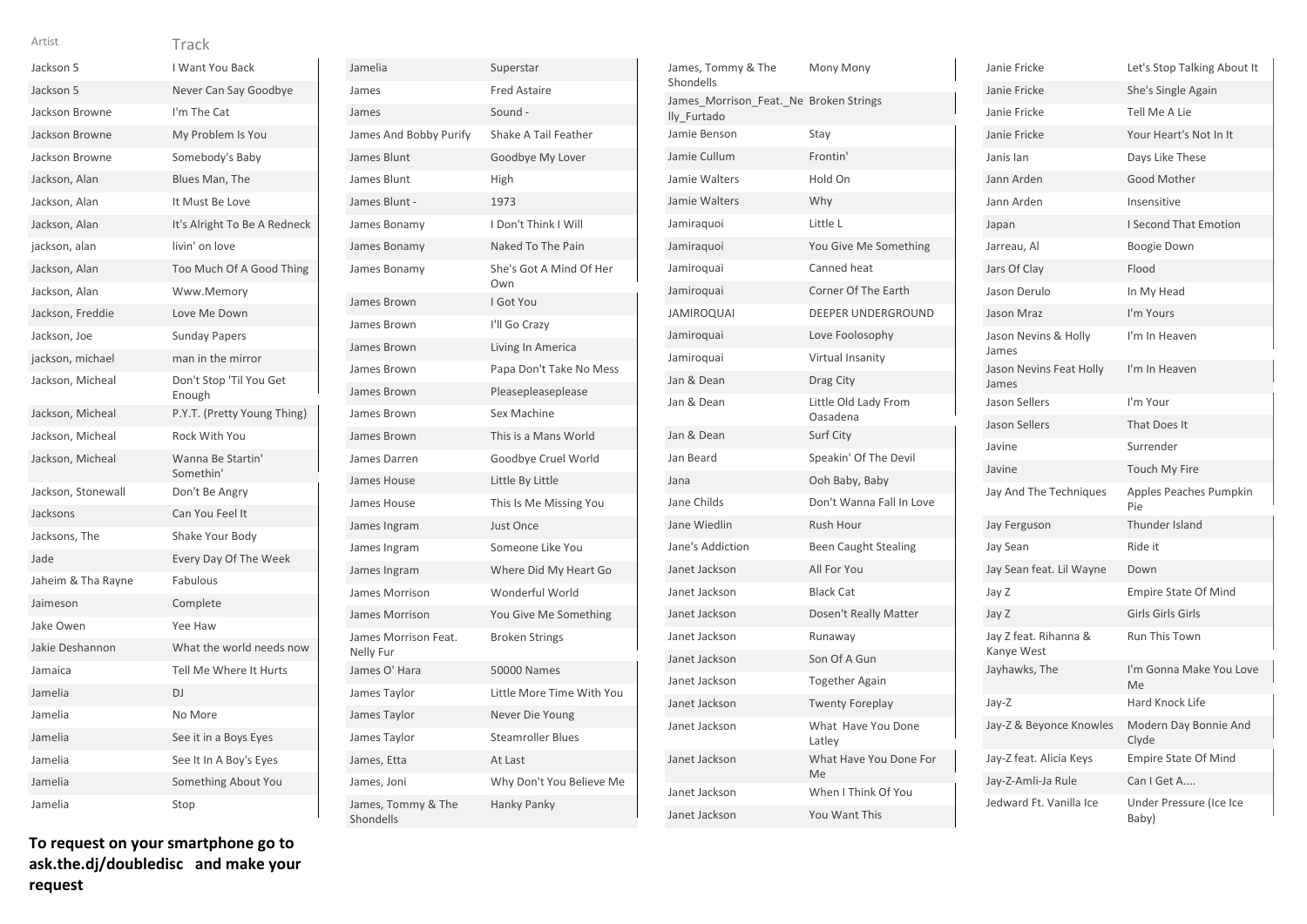| Artist | Track |
|---|---|
| Jackson 5 | I Want You Back |
| Jackson 5 | Never Can Say Goodbye |
| Jackson Browne | I'm The Cat |
| Jackson Browne | My Problem Is You |
| Jackson Browne | Somebody's Baby |
| Jackson, Alan | Blues Man, The |
| Jackson, Alan | It Must Be Love |
| Jackson, Alan | It's Alright To Be A Redneck |
| jackson, alan | livin' on love |
| Jackson, Alan | Too Much Of A Good Thing |
| Jackson, Alan | Www.Memory |
| Jackson, Freddie | Love Me Down |
| Jackson, Joe | Sunday Papers |
| jackson, michael | man in the mirror |
| Jackson, Micheal | Don't Stop 'Til You Get Enough |
| Jackson, Micheal | P.Y.T. (Pretty Young Thing) |
| Jackson, Micheal | Rock With You |
| Jackson, Micheal | Wanna Be Startin' Somethin' |
| Jackson, Stonewall | Don't Be Angry |
| Jacksons | Can You Feel It |
| Jacksons, The | Shake Your Body |
| Jade | Every Day Of The Week |
| Jaheim & Tha Rayne | Fabulous |
| Jaimeson | Complete |
| Jake Owen | Yee Haw |
| Jakie Deshannon | What the world needs now |
| Jamaica | Tell Me Where It Hurts |
| Jamelia | DJ |
| Jamelia | No More |
| Jamelia | See it in a Boys Eyes |
| Jamelia | See It In A Boy's Eyes |
| Jamelia | Something About You |
| Jamelia | Stop |
| Jamelia | Superstar |
| James | Fred Astaire |
| James | Sound - |
| James And Bobby Purify | Shake A Tail Feather |
| James Blunt | Goodbye My Lover |
| James Blunt | High |
| James Blunt - | 1973 |
| James Bonamy | I Don't Think I Will |
| James Bonamy | Naked To The Pain |
| James Bonamy | She's Got A Mind Of Her Own |
| James Brown | I Got You |
| James Brown | I'll Go Crazy |
| James Brown | Living In America |
| James Brown | Papa Don't Take No Mess |
| James Brown | Pleasepleaseplease |
| James Brown | Sex Machine |
| James Brown | This is a Mans World |
| James Darren | Goodbye Cruel World |
| James House | Little By Little |
| James House | This Is Me Missing You |
| James Ingram | Just Once |
| James Ingram | Someone Like You |
| James Ingram | Where Did My Heart Go |
| James Morrison | Wonderful World |
| James Morrison | You Give Me Something |
| James Morrison Feat. Nelly Fur | Broken Strings |
| James O' Hara | 50000 Names |
| James Taylor | Little More Time With You |
| James Taylor | Never Die Young |
| James Taylor | Steamroller Blues |
| James, Etta | At Last |
| James, Joni | Why Don't You Believe Me |
| James, Tommy & The Shondells | Hanky Panky |
| James, Tommy & The Shondells | Mony Mony |
| James_Morrison_Feat._Nelly_Furtado | Broken Strings |
| Jamie Benson | Stay |
| Jamie Cullum | Frontin' |
| Jamie Walters | Hold On |
| Jamie Walters | Why |
| Jamiraquoi | Little L |
| Jamiraquoi | You Give Me Something |
| Jamiroquai | Canned heat |
| Jamiroquai | Corner Of The Earth |
| JAMIROQUAI | DEEPER UNDERGROUND |
| Jamiroquai | Love Foolosophy |
| Jamiroquai | Virtual Insanity |
| Jan & Dean | Drag City |
| Jan & Dean | Little Old Lady From Oasadena |
| Jan & Dean | Surf City |
| Jan Beard | Speakin' Of The Devil |
| Jana | Ooh Baby, Baby |
| Jane Childs | Don't Wanna Fall In Love |
| Jane Wiedlin | Rush Hour |
| Jane's Addiction | Been Caught Stealing |
| Janet Jackson | All For You |
| Janet Jackson | Black Cat |
| Janet Jackson | Dosen't Really Matter |
| Janet Jackson | Runaway |
| Janet Jackson | Son Of A Gun |
| Janet Jackson | Together Again |
| Janet Jackson | Twenty Foreplay |
| Janet Jackson | What Have You Done Latley |
| Janet Jackson | What Have You Done For Me |
| Janet Jackson | When I Think Of You |
| Janet Jackson | You Want This |
| Janie Fricke | Let's Stop Talking About It |
| Janie Fricke | She's Single Again |
| Janie Fricke | Tell Me A Lie |
| Janie Fricke | Your Heart's Not In It |
| Janis Ian | Days Like These |
| Jann Arden | Good Mother |
| Jann Arden | Insensitive |
| Japan | I Second That Emotion |
| Jarreau, Al | Boogie Down |
| Jars Of Clay | Flood |
| Jason Derulo | In My Head |
| Jason Mraz | I'm Yours |
| Jason Nevins & Holly James | I'm In Heaven |
| Jason Nevins Feat Holly James | I'm In Heaven |
| Jason Sellers | I'm Your |
| Jason Sellers | That Does It |
| Javine | Surrender |
| Javine | Touch My Fire |
| Jay And The Techniques | Apples Peaches Pumpkin Pie |
| Jay Ferguson | Thunder Island |
| Jay Sean | Ride it |
| Jay Sean feat. Lil Wayne | Down |
| Jay Z | Empire State Of Mind |
| Jay Z | Girls Girls Girls |
| Jay Z feat. Rihanna & Kanye West | Run This Town |
| Jayhawks, The | I'm Gonna Make You Love Me |
| Jay-Z | Hard Knock Life |
| Jay-Z & Beyonce Knowles | Modern Day Bonnie And Clyde |
| Jay-Z feat. Alicia Keys | Empire State Of Mind |
| Jay-Z-Amli-Ja Rule | Can I Get A.... |
| Jedward Ft. Vanilla Ice | Under Pressure (Ice Ice Baby) |

**To request on your smartphone go to ask.the.dj/doubledisc and make your request**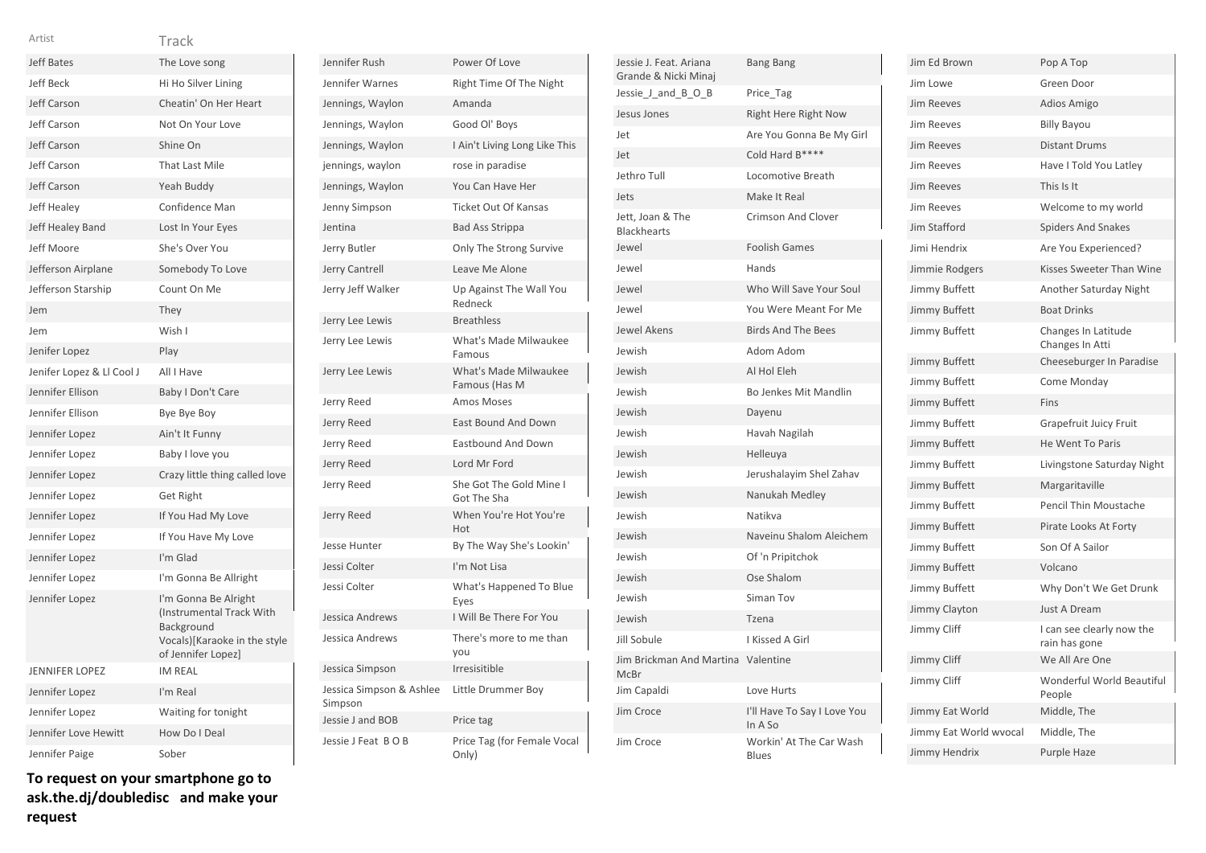| Artist | Track |
|---|---|
| Jeff Bates | The Love song |
| Jeff Beck | Hi Ho Silver Lining |
| Jeff Carson | Cheatin' On Her Heart |
| Jeff Carson | Not On Your Love |
| Jeff Carson | Shine On |
| Jeff Carson | That Last Mile |
| Jeff Carson | Yeah Buddy |
| Jeff Healey | Confidence Man |
| Jeff Healey Band | Lost In Your Eyes |
| Jeff Moore | She's Over You |
| Jefferson Airplane | Somebody To Love |
| Jefferson Starship | Count On Me |
| Jem | They |
| Jem | Wish I |
| Jenifer Lopez | Play |
| Jenifer Lopez & Ll Cool J | All I Have |
| Jennifer Ellison | Baby I Don't Care |
| Jennifer Ellison | Bye Bye Boy |
| Jennifer Lopez | Ain't It Funny |
| Jennifer Lopez | Baby I love you |
| Jennifer Lopez | Crazy little thing called love |
| Jennifer Lopez | Get Right |
| Jennifer Lopez | If You Had My Love |
| Jennifer Lopez | If You Have My Love |
| Jennifer Lopez | I'm Glad |
| Jennifer Lopez | I'm Gonna Be Allright |
| Jennifer Lopez | I'm Gonna Be Alright (Instrumental Track With Background Vocals)[Karaoke in the style of Jennifer Lopez] |
| JENNIFER LOPEZ | IM REAL |
| Jennifer Lopez | I'm Real |
| Jennifer Lopez | Waiting for tonight |
| Jennifer Love Hewitt | How Do I Deal |
| Jennifer Paige | Sober |
| Jennifer Rush | Power Of Love |
| Jennifer Warnes | Right Time Of The Night |
| Jennings, Waylon | Amanda |
| Jennings, Waylon | Good Ol' Boys |
| Jennings, Waylon | I Ain't Living Long Like This |
| jennings, waylon | rose in paradise |
| Jennings, Waylon | You Can Have Her |
| Jenny Simpson | Ticket Out Of Kansas |
| Jentina | Bad Ass Strippa |
| Jerry Butler | Only The Strong Survive |
| Jerry Cantrell | Leave Me Alone |
| Jerry Jeff Walker | Up Against The Wall You Redneck |
| Jerry Lee Lewis | Breathless |
| Jerry Lee Lewis | What's Made Milwaukee Famous |
| Jerry Lee Lewis | What's Made Milwaukee Famous (Has M |
| Jerry Reed | Amos Moses |
| Jerry Reed | East Bound And Down |
| Jerry Reed | Eastbound And Down |
| Jerry Reed | Lord Mr Ford |
| Jerry Reed | She Got The Gold Mine I Got The Sha |
| Jerry Reed | When You're Hot You're Hot |
| Jesse Hunter | By The Way She's Lookin' |
| Jessi Colter | I'm Not Lisa |
| Jessi Colter | What's Happened To Blue Eyes |
| Jessica Andrews | I Will Be There For You |
| Jessica Andrews | There's more to me than you |
| Jessica Simpson | Irresisitible |
| Jessica Simpson & Ashlee Simpson | Little Drummer Boy |
| Jessie J and BOB | Price tag |
| Jessie J Feat B O B | Price Tag (for Female Vocal Only) |
| Jessie J. Feat. Ariana Grande & Nicki Minaj | Bang Bang |
| Jessie_J_and_B_O_B | Price_Tag |
| Jesus Jones | Right Here Right Now |
| Jet | Are You Gonna Be My Girl |
| Jet | Cold Hard B**** |
| Jethro Tull | Locomotive Breath |
| Jets | Make It Real |
| Jett, Joan & The Blackhearts | Crimson And Clover |
| Jewel | Foolish Games |
| Jewel | Hands |
| Jewel | Who Will Save Your Soul |
| Jewel | You Were Meant For Me |
| Jewel Akens | Birds And The Bees |
| Jewish | Adom Adom |
| Jewish | Al Hol Eleh |
| Jewish | Bo Jenkes Mit Mandlin |
| Jewish | Dayenu |
| Jewish | Havah Nagilah |
| Jewish | Helleuya |
| Jewish | Jerushalayim Shel Zahav |
| Jewish | Nanukah Medley |
| Jewish | Natikva |
| Jewish | Naveinu Shalom Aleichem |
| Jewish | Of 'n Pripitchok |
| Jewish | Ose Shalom |
| Jewish | Siman Tov |
| Jewish | Tzena |
| Jill Sobule | I Kissed A Girl |
| Jim Brickman And Martina McBr | Valentine |
| Jim Capaldi | Love Hurts |
| Jim Croce | I'll Have To Say I Love You In A So |
| Jim Croce | Workin' At The Car Wash Blues |
| Jim Ed Brown | Pop A Top |
| Jim Lowe | Green Door |
| Jim Reeves | Adios Amigo |
| Jim Reeves | Billy Bayou |
| Jim Reeves | Distant Drums |
| Jim Reeves | Have I Told You Latley |
| Jim Reeves | This Is It |
| Jim Reeves | Welcome to my world |
| Jim Stafford | Spiders And Snakes |
| Jimi Hendrix | Are You Experienced? |
| Jimmie Rodgers | Kisses Sweeter Than Wine |
| Jimmy Buffett | Another Saturday Night |
| Jimmy Buffett | Boat Drinks |
| Jimmy Buffett | Changes In Latitude Changes In Atti |
| Jimmy Buffett | Cheeseburger In Paradise |
| Jimmy Buffett | Come Monday |
| Jimmy Buffett | Fins |
| Jimmy Buffett | Grapefruit Juicy Fruit |
| Jimmy Buffett | He Went To Paris |
| Jimmy Buffett | Livingstone Saturday Night |
| Jimmy Buffett | Margaritaville |
| Jimmy Buffett | Pencil Thin Moustache |
| Jimmy Buffett | Pirate Looks At Forty |
| Jimmy Buffett | Son Of A Sailor |
| Jimmy Buffett | Volcano |
| Jimmy Buffett | Why Don't We Get Drunk |
| Jimmy Clayton | Just A Dream |
| Jimmy Cliff | I can see clearly now the rain has gone |
| Jimmy Cliff | We All Are One |
| Jimmy Cliff | Wonderful World Beautiful People |
| Jimmy Eat World | Middle, The |
| Jimmy Eat World wvocal | Middle, The |
| Jimmy Hendrix | Purple Haze |

**To request on your smartphone go to ask.the.dj/doubledisc and make your request**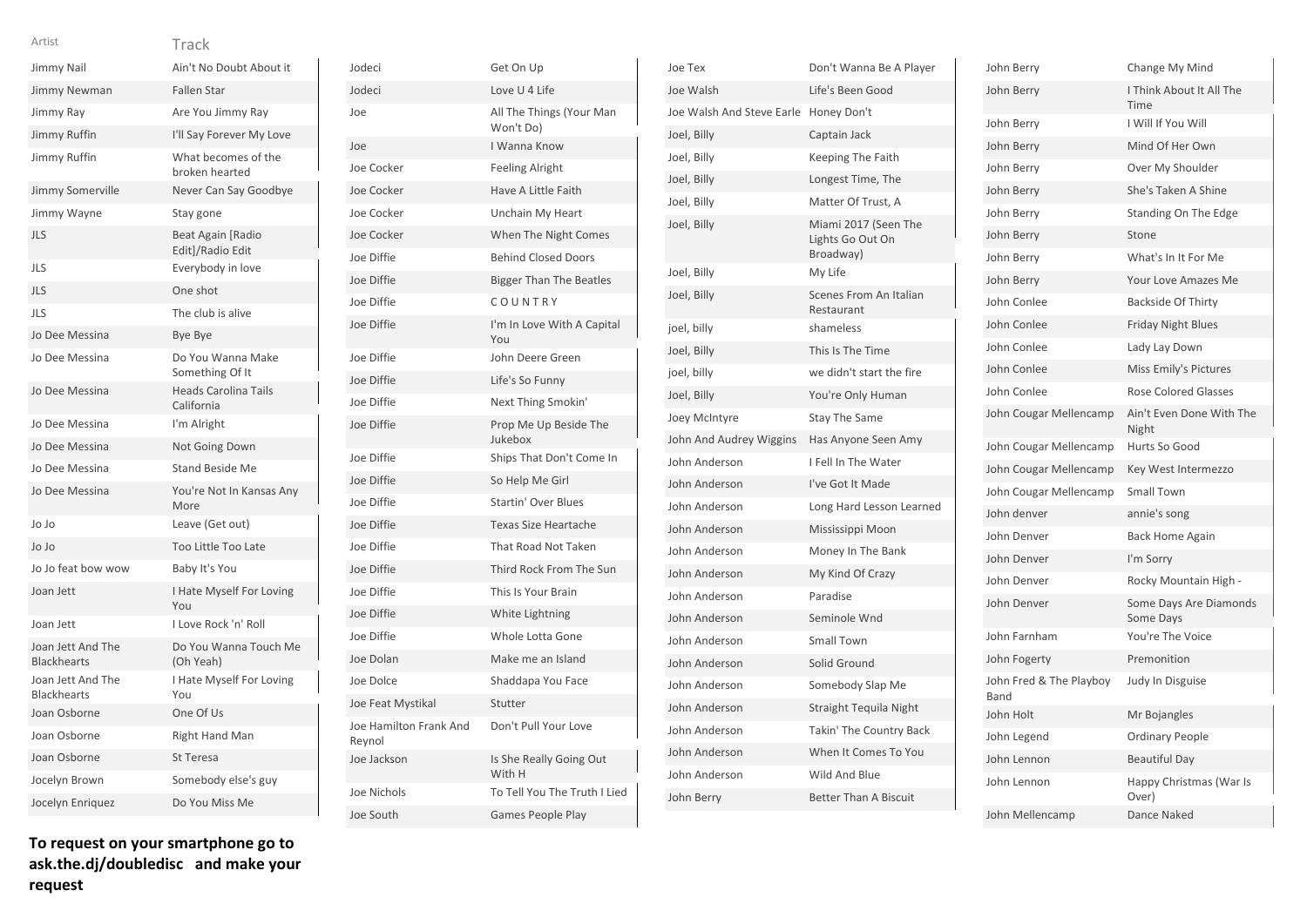| Artist | Track |
|---|---|
| Jimmy Nail | Ain't No Doubt About it |
| Jimmy Newman | Fallen Star |
| Jimmy Ray | Are You Jimmy Ray |
| Jimmy Ruffin | I'll Say Forever My Love |
| Jimmy Ruffin | What becomes of the broken hearted |
| Jimmy Somerville | Never Can Say Goodbye |
| Jimmy Wayne | Stay gone |
| JLS | Beat Again [Radio Edit]/Radio Edit |
| JLS | Everybody in love |
| JLS | One shot |
| JLS | The club is alive |
| Jo Dee Messina | Bye Bye |
| Jo Dee Messina | Do You Wanna Make Something Of It |
| Jo Dee Messina | Heads Carolina Tails California |
| Jo Dee Messina | I'm Alright |
| Jo Dee Messina | Not Going Down |
| Jo Dee Messina | Stand Beside Me |
| Jo Dee Messina | You're Not In Kansas Any More |
| Jo Jo | Leave (Get out) |
| Jo Jo | Too Little Too Late |
| Jo Jo feat bow wow | Baby It's You |
| Joan Jett | I Hate Myself For Loving You |
| Joan Jett | I Love Rock 'n' Roll |
| Joan Jett And The Blackhearts | Do You Wanna Touch Me (Oh Yeah) |
| Joan Jett And The Blackhearts | I Hate Myself For Loving You |
| Joan Osborne | One Of Us |
| Joan Osborne | Right Hand Man |
| Joan Osborne | St Teresa |
| Jocelyn Brown | Somebody else's guy |
| Jocelyn Enriquez | Do You Miss Me |
| Jodeci | Get On Up |
| Jodeci | Love U 4 Life |
| Joe | All The Things (Your Man Won't Do) |
| Joe | I Wanna Know |
| Joe Cocker | Feeling Alright |
| Joe Cocker | Have A Little Faith |
| Joe Cocker | Unchain My Heart |
| Joe Cocker | When The Night Comes |
| Joe Diffie | Behind Closed Doors |
| Joe Diffie | Bigger Than The Beatles |
| Joe Diffie | C O U N T R Y |
| Joe Diffie | I'm In Love With A Capital You |
| Joe Diffie | John Deere Green |
| Joe Diffie | Life's So Funny |
| Joe Diffie | Next Thing Smokin' |
| Joe Diffie | Prop Me Up Beside The Jukebox |
| Joe Diffie | Ships That Don't Come In |
| Joe Diffie | So Help Me Girl |
| Joe Diffie | Startin' Over Blues |
| Joe Diffie | Texas Size Heartache |
| Joe Diffie | That Road Not Taken |
| Joe Diffie | Third Rock From The Sun |
| Joe Diffie | This Is Your Brain |
| Joe Diffie | White Lightning |
| Joe Diffie | Whole Lotta Gone |
| Joe Dolan | Make me an Island |
| Joe Dolce | Shaddapa You Face |
| Joe Feat Mystikal | Stutter |
| Joe Hamilton Frank And Reynol | Don't Pull Your Love |
| Joe Jackson | Is She Really Going Out With H |
| Joe Nichols | To Tell You The Truth I Lied |
| Joe South | Games People Play |
| Joe Tex | Don't Wanna Be A Player |
| Joe Walsh | Life's Been Good |
| Joe Walsh And Steve Earle | Honey Don't |
| Joel, Billy | Captain Jack |
| Joel, Billy | Keeping The Faith |
| Joel, Billy | Longest Time, The |
| Joel, Billy | Matter Of Trust, A |
| Joel, Billy | Miami 2017 (Seen The Lights Go Out On Broadway) |
| Joel, Billy | My Life |
| Joel, Billy | Scenes From An Italian Restaurant |
| joel, billy | shameless |
| Joel, Billy | This Is The Time |
| joel, billy | we didn't start the fire |
| Joel, Billy | You're Only Human |
| Joey McIntyre | Stay The Same |
| John And Audrey Wiggins | Has Anyone Seen Amy |
| John Anderson | I Fell In The Water |
| John Anderson | I've Got It Made |
| John Anderson | Long Hard Lesson Learned |
| John Anderson | Mississippi Moon |
| John Anderson | Money In The Bank |
| John Anderson | My Kind Of Crazy |
| John Anderson | Paradise |
| John Anderson | Seminole Wnd |
| John Anderson | Small Town |
| John Anderson | Solid Ground |
| John Anderson | Somebody Slap Me |
| John Anderson | Straight Tequila Night |
| John Anderson | Takin' The Country Back |
| John Anderson | When It Comes To You |
| John Anderson | Wild And Blue |
| John Berry | Better Than A Biscuit |
| John Berry | Change My Mind |
| John Berry | I Think About It All The Time |
| John Berry | I Will If You Will |
| John Berry | Mind Of Her Own |
| John Berry | Over My Shoulder |
| John Berry | She's Taken A Shine |
| John Berry | Standing On The Edge |
| John Berry | Stone |
| John Berry | What's In It For Me |
| John Berry | Your Love Amazes Me |
| John Conlee | Backside Of Thirty |
| John Conlee | Friday Night Blues |
| John Conlee | Lady Lay Down |
| John Conlee | Miss Emily's Pictures |
| John Conlee | Rose Colored Glasses |
| John Cougar Mellencamp | Ain't Even Done With The Night |
| John Cougar Mellencamp | Hurts So Good |
| John Cougar Mellencamp | Key West Intermezzo |
| John Cougar Mellencamp | Small Town |
| John denver | annie's song |
| John Denver | Back Home Again |
| John Denver | I'm Sorry |
| John Denver | Rocky Mountain High - |
| John Denver | Some Days Are Diamonds Some Days |
| John Farnham | You're The Voice |
| John Fogerty | Premonition |
| John Fred & The Playboy Band | Judy In Disguise |
| John Holt | Mr Bojangles |
| John Legend | Ordinary People |
| John Lennon | Beautiful Day |
| John Lennon | Happy Christmas (War Is Over) |
| John Mellencamp | Dance Naked |

**To request on your smartphone go to ask.the.dj/doubledisc and make your request**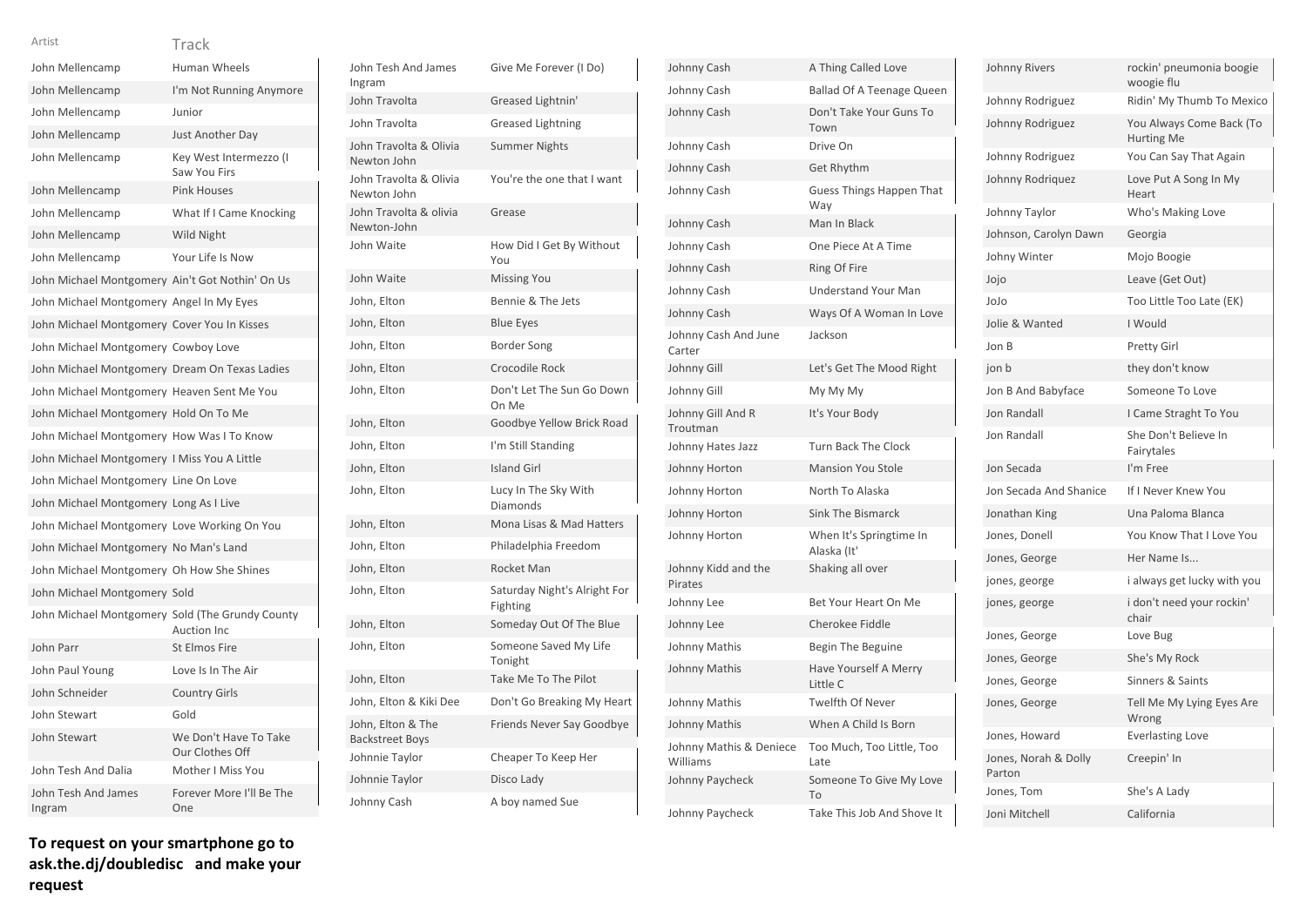| Artist | Track |
| --- | --- |
| John Mellencamp | Human Wheels |
| John Mellencamp | I'm Not Running Anymore |
| John Mellencamp | Junior |
| John Mellencamp | Just Another Day |
| John Mellencamp | Key West Intermezzo (I Saw You Firs |
| John Mellencamp | Pink Houses |
| John Mellencamp | What If I Came Knocking |
| John Mellencamp | Wild Night |
| John Mellencamp | Your Life Is Now |
| John Michael Montgomery | Ain't Got Nothin' On Us |
| John Michael Montgomery | Angel In My Eyes |
| John Michael Montgomery | Cover You In Kisses |
| John Michael Montgomery | Cowboy Love |
| John Michael Montgomery | Dream On Texas Ladies |
| John Michael Montgomery | Heaven Sent Me You |
| John Michael Montgomery | Hold On To Me |
| John Michael Montgomery | How Was I To Know |
| John Michael Montgomery | I Miss You A Little |
| John Michael Montgomery | Line On Love |
| John Michael Montgomery | Long As I Live |
| John Michael Montgomery | Love Working On You |
| John Michael Montgomery | No Man's Land |
| John Michael Montgomery | Oh How She Shines |
| John Michael Montgomery | Sold |
| John Michael Montgomery | Sold (The Grundy County Auction Inc |
| John Parr | St Elmos Fire |
| John Paul Young | Love Is In The Air |
| John Schneider | Country Girls |
| John Stewart | Gold |
| John Stewart | We Don't Have To Take Our Clothes Off |
| John Tesh And Dalia | Mother I Miss You |
| John Tesh And James Ingram | Forever More I'll Be The One |
| John Tesh And James Ingram | Give Me Forever (I Do) |
| John Travolta | Greased Lightnin' |
| John Travolta | Greased Lightning |
| John Travolta & Olivia Newton John | Summer Nights |
| John Travolta & Olivia Newton John | You're the one that I want |
| John Travolta & olivia Newton-John | Grease |
| John Waite | How Did I Get By Without You |
| John Waite | Missing You |
| John, Elton | Bennie & The Jets |
| John, Elton | Blue Eyes |
| John, Elton | Border Song |
| John, Elton | Crocodile Rock |
| John, Elton | Don't Let The Sun Go Down On Me |
| John, Elton | Goodbye Yellow Brick Road |
| John, Elton | I'm Still Standing |
| John, Elton | Island Girl |
| John, Elton | Lucy In The Sky With Diamonds |
| John, Elton | Mona Lisas & Mad Hatters |
| John, Elton | Philadelphia Freedom |
| John, Elton | Rocket Man |
| John, Elton | Saturday Night's Alright For Fighting |
| John, Elton | Someday Out Of The Blue |
| John, Elton | Someone Saved My Life Tonight |
| John, Elton | Take Me To The Pilot |
| John, Elton & Kiki Dee | Don't Go Breaking My Heart |
| John, Elton & The Backstreet Boys | Friends Never Say Goodbye |
| Johnnie Taylor | Cheaper To Keep Her |
| Johnnie Taylor | Disco Lady |
| Johnny Cash | A boy named Sue |
| Johnny Cash | A Thing Called Love |
| Johnny Cash | Ballad Of A Teenage Queen |
| Johnny Cash | Don't Take Your Guns To Town |
| Johnny Cash | Drive On |
| Johnny Cash | Get Rhythm |
| Johnny Cash | Guess Things Happen That Way |
| Johnny Cash | Man In Black |
| Johnny Cash | One Piece At A Time |
| Johnny Cash | Ring Of Fire |
| Johnny Cash | Understand Your Man |
| Johnny Cash | Ways Of A Woman In Love |
| Johnny Cash And June Carter | Jackson |
| Johnny Gill | Let's Get The Mood Right |
| Johnny Gill | My My My |
| Johnny Gill And R Troutman | It's Your Body |
| Johnny Hates Jazz | Turn Back The Clock |
| Johnny Horton | Mansion You Stole |
| Johnny Horton | North To Alaska |
| Johnny Horton | Sink The Bismarck |
| Johnny Horton | When It's Springtime In Alaska (It' |
| Johnny Kidd and the Pirates | Shaking all over |
| Johnny Lee | Bet Your Heart On Me |
| Johnny Lee | Cherokee Fiddle |
| Johnny Mathis | Begin The Beguine |
| Johnny Mathis | Have Yourself A Merry Little C |
| Johnny Mathis | Twelfth Of Never |
| Johnny Mathis | When A Child Is Born |
| Johnny Mathis & Deniece Williams | Too Much, Too Little, Too Late |
| Johnny Paycheck | Someone To Give My Love To |
| Johnny Paycheck | Take This Job And Shove It |
| Johnny Rivers | rockin' pneumonia boogie woogie flu |
| Johnny Rodriguez | Ridin' My Thumb To Mexico |
| Johnny Rodriguez | You Always Come Back (To Hurting Me |
| Johnny Rodriguez | You Can Say That Again |
| Johnny Rodriquez | Love Put A Song In My Heart |
| Johnny Taylor | Who's Making Love |
| Johnson, Carolyn Dawn | Georgia |
| Johny Winter | Mojo Boogie |
| Jojo | Leave (Get Out) |
| JoJo | Too Little Too Late (EK) |
| Jolie & Wanted | I Would |
| Jon B | Pretty Girl |
| jon b | they don't know |
| Jon B And Babyface | Someone To Love |
| Jon Randall | I Came Straght To You |
| Jon Randall | She Don't Believe In Fairytales |
| Jon Secada | I'm Free |
| Jon Secada And Shanice | If I Never Knew You |
| Jonathan King | Una Paloma Blanca |
| Jones, Donell | You Know That I Love You |
| Jones, George | Her Name Is... |
| jones, george | i always get lucky with you |
| jones, george | i don't need your rockin' chair |
| Jones, George | Love Bug |
| Jones, George | She's My Rock |
| Jones, George | Sinners & Saints |
| Jones, George | Tell Me My Lying Eyes Are Wrong |
| Jones, Howard | Everlasting Love |
| Jones, Norah & Dolly Parton | Creepin' In |
| Jones, Tom | She's A Lady |
| Joni Mitchell | California |

**To request on your smartphone go to ask.the.dj/doubledisc and make your request**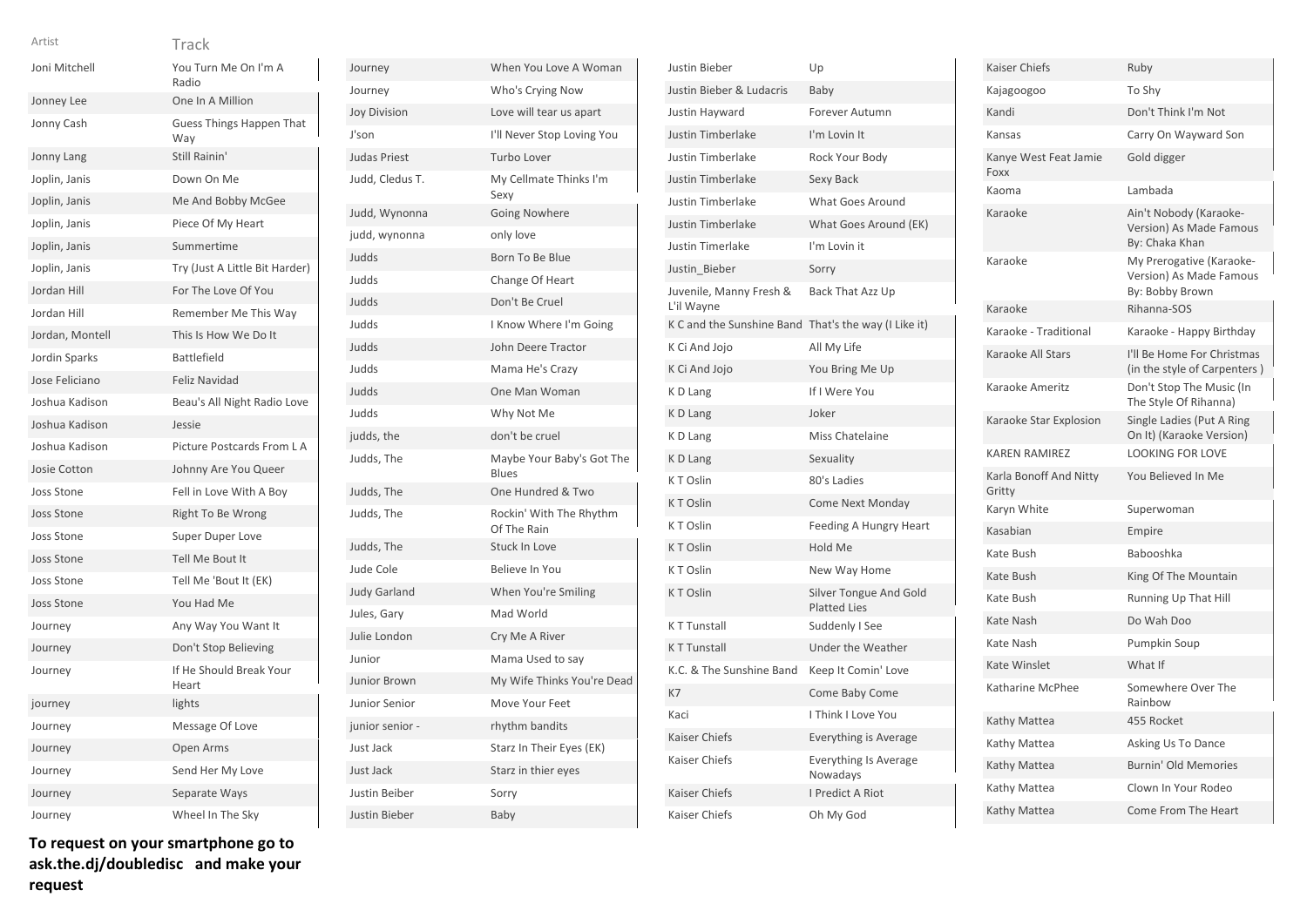| Artist | Track |
|---|---|
| Joni Mitchell | You Turn Me On I'm A Radio |
| Jonney Lee | One In A Million |
| Jonny Cash | Guess Things Happen That Way |
| Jonny Lang | Still Rainin' |
| Joplin, Janis | Down On Me |
| Joplin, Janis | Me And Bobby McGee |
| Joplin, Janis | Piece Of My Heart |
| Joplin, Janis | Summertime |
| Joplin, Janis | Try (Just A Little Bit Harder) |
| Jordan Hill | For The Love Of You |
| Jordan Hill | Remember Me This Way |
| Jordan, Montell | This Is How We Do It |
| Jordin Sparks | Battlefield |
| Jose Feliciano | Feliz Navidad |
| Joshua Kadison | Beau's All Night Radio Love |
| Joshua Kadison | Jessie |
| Joshua Kadison | Picture Postcards From L A |
| Josie Cotton | Johnny Are You Queer |
| Joss Stone | Fell in Love With A Boy |
| Joss Stone | Right To Be Wrong |
| Joss Stone | Super Duper Love |
| Joss Stone | Tell Me Bout It |
| Joss Stone | Tell Me 'Bout It (EK) |
| Joss Stone | You Had Me |
| Journey | Any Way You Want It |
| Journey | Don't Stop Believing |
| Journey | If He Should Break Your Heart |
| journey | lights |
| Journey | Message Of Love |
| Journey | Open Arms |
| Journey | Send Her My Love |
| Journey | Separate Ways |
| Journey | Wheel In The Sky |
| Journey | When You Love A Woman |
| Journey | Who's Crying Now |
| Joy Division | Love will tear us apart |
| J'son | I'll Never Stop Loving You |
| Judas Priest | Turbo Lover |
| Judd, Cledus T. | My Cellmate Thinks I'm Sexy |
| Judd, Wynonna | Going Nowhere |
| judd, wynonna | only love |
| Judds | Born To Be Blue |
| Judds | Change Of Heart |
| Judds | Don't Be Cruel |
| Judds | I Know Where I'm Going |
| Judds | John Deere Tractor |
| Judds | Mama He's Crazy |
| Judds | One Man Woman |
| Judds | Why Not Me |
| judds, the | don't be cruel |
| Judds, The | Maybe Your Baby's Got The Blues |
| Judds, The | One Hundred & Two |
| Judds, The | Rockin' With The Rhythm Of The Rain |
| Judds, The | Stuck In Love |
| Jude Cole | Believe In You |
| Judy Garland | When You're Smiling |
| Jules, Gary | Mad World |
| Julie London | Cry Me A River |
| Junior | Mama Used to say |
| Junior Brown | My Wife Thinks You're Dead |
| Junior Senior | Move Your Feet |
| junior senior - | rhythm bandits |
| Just Jack | Starz In Their Eyes (EK) |
| Just Jack | Starz in thier eyes |
| Justin Beiber | Sorry |
| Justin Bieber | Baby |
| Justin Bieber | Up |
| Justin Bieber & Ludacris | Baby |
| Justin Hayward | Forever Autumn |
| Justin Timberlake | I'm Lovin It |
| Justin Timberlake | Rock Your Body |
| Justin Timberlake | Sexy Back |
| Justin Timberlake | What Goes Around |
| Justin Timberlake | What Goes Around (EK) |
| Justin Timerlake | I'm Lovin it |
| Justin_Bieber | Sorry |
| Juvenile, Manny Fresh & L'il Wayne | Back That Azz Up |
| K C and the Sunshine Band | That's the way (I Like it) |
| K Ci And Jojo | All My Life |
| K Ci And Jojo | You Bring Me Up |
| K D Lang | If I Were You |
| K D Lang | Joker |
| K D Lang | Miss Chatelaine |
| K D Lang | Sexuality |
| K T Oslin | 80's Ladies |
| K T Oslin | Come Next Monday |
| K T Oslin | Feeding A Hungry Heart |
| K T Oslin | Hold Me |
| K T Oslin | New Way Home |
| K T Oslin | Silver Tongue And Gold Platted Lies |
| K T Tunstall | Suddenly I See |
| K T Tunstall | Under the Weather |
| K.C. & The Sunshine Band | Keep It Comin' Love |
| K7 | Come Baby Come |
| Kaci | I Think I Love You |
| Kaiser Chiefs | Everything is Average |
| Kaiser Chiefs | Everything Is Average Nowadays |
| Kaiser Chiefs | I Predict A Riot |
| Kaiser Chiefs | Oh My God |
| Kaiser Chiefs | Ruby |
| Kajagoogoo | To Shy |
| Kandi | Don't Think I'm Not |
| Kansas | Carry On Wayward Son |
| Kanye West Feat Jamie Foxx | Gold digger |
| Kaoma | Lambada |
| Karaoke | Ain't Nobody (Karaoke-Version) As Made Famous By: Chaka Khan |
| Karaoke | My Prerogative (Karaoke-Version) As Made Famous By: Bobby Brown |
| Karaoke | Rihanna-SOS |
| Karaoke - Traditional | Karaoke - Happy Birthday |
| Karaoke All Stars | I'll Be Home For Christmas (in the style of Carpenters ) |
| Karaoke Ameritz | Don't Stop The Music (In The Style Of Rihanna) |
| Karaoke Star Explosion | Single Ladies (Put A Ring On It) (Karaoke Version) |
| KAREN RAMIREZ | LOOKING FOR LOVE |
| Karla Bonoff And Nitty Gritty | You Believed In Me |
| Karyn White | Superwoman |
| Kasabian | Empire |
| Kate Bush | Babooshka |
| Kate Bush | King Of The Mountain |
| Kate Bush | Running Up That Hill |
| Kate Nash | Do Wah Doo |
| Kate Nash | Pumpkin Soup |
| Kate Winslet | What If |
| Katharine McPhee | Somewhere Over The Rainbow |
| Kathy Mattea | 455 Rocket |
| Kathy Mattea | Asking Us To Dance |
| Kathy Mattea | Burnin' Old Memories |
| Kathy Mattea | Clown In Your Rodeo |
| Kathy Mattea | Come From The Heart |

**To request on your smartphone go to ask.the.dj/doubledisc and make your request**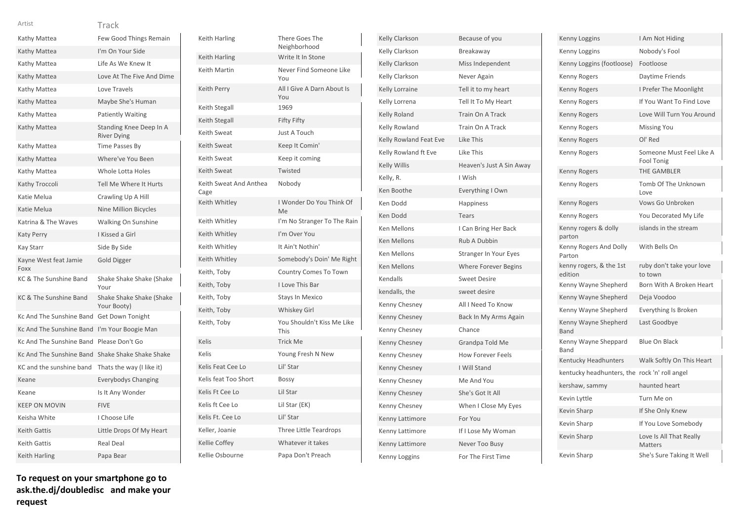| Artist | Track |
|---|---|
| Kathy Mattea | Few Good Things Remain |
| Kathy Mattea | I'm On Your Side |
| Kathy Mattea | Life As We Knew It |
| Kathy Mattea | Love At The Five And Dime |
| Kathy Mattea | Love Travels |
| Kathy Mattea | Maybe She's Human |
| Kathy Mattea | Patiently Waiting |
| Kathy Mattea | Standing Knee Deep In A River Dying |
| Kathy Mattea | Time Passes By |
| Kathy Mattea | Where've You Been |
| Kathy Mattea | Whole Lotta Holes |
| Kathy Troccoli | Tell Me Where It Hurts |
| Katie Melua | Crawling Up A Hill |
| Katie Melua | Nine Million Bicycles |
| Katrina & The Waves | Walking On Sunshine |
| Katy Perry | I Kissed a Girl |
| Kay Starr | Side By Side |
| Kayne West feat Jamie Foxx | Gold Digger |
| KC & The Sunshine Band | Shake Shake Shake (Shake Your |
| KC & The Sunshine Band | Shake Shake Shake (Shake Your Booty) |
| Kc And The Sunshine Band | Get Down Tonight |
| Kc And The Sunshine Band | I'm Your Boogie Man |
| Kc And The Sunshine Band | Please Don't Go |
| Kc And The Sunshine Band | Shake Shake Shake Shake |
| KC and the sunshine band | Thats the way (I like it) |
| Keane | Everybodys Changing |
| Keane | Is It Any Wonder |
| KEEP ON MOVIN | FIVE |
| Keisha White | I Choose Life |
| Keith Gattis | Little Drops Of My Heart |
| Keith Gattis | Real Deal |
| Keith Harling | Papa Bear |
| Keith Harling | There Goes The Neighborhood |
| Keith Harling | Write It In Stone |
| Keith Martin | Never Find Someone Like You |
| Keith Perry | All I Give A Darn About Is You |
| Keith Stegall | 1969 |
| Keith Stegall | Fifty Fifty |
| Keith Sweat | Just A Touch |
| Keith Sweat | Keep It Comin' |
| Keith Sweat | Keep it coming |
| Keith Sweat | Twisted |
| Keith Sweat And Anthea Cage | Nobody |
| Keith Whitley | I Wonder Do You Think Of Me |
| Keith Whitley | I'm No Stranger To The Rain |
| Keith Whitley | I'm Over You |
| Keith Whitley | It Ain't Nothin' |
| Keith Whitley | Somebody's Doin' Me Right |
| Keith, Toby | Country Comes To Town |
| Keith, Toby | I Love This Bar |
| Keith, Toby | Stays In Mexico |
| Keith, Toby | Whiskey Girl |
| Keith, Toby | You Shouldn't Kiss Me Like This |
| Kelis | Trick Me |
| Kelis | Young Fresh N New |
| Kelis Feat Cee Lo | Lil' Star |
| Kelis feat Too Short | Bossy |
| Kelis Ft Cee Lo | Lil Star |
| Kelis ft Cee Lo | Lil Star (EK) |
| Kelis Ft. Cee Lo | Lil' Star |
| Keller, Joanie | Three Little Teardrops |
| Kellie Coffey | Whatever it takes |
| Kellie Osbourne | Papa Don't Preach |
| Kelly Clarkson | Because of you |
| Kelly Clarkson | Breakaway |
| Kelly Clarkson | Miss Independent |
| Kelly Clarkson | Never Again |
| Kelly Lorraine | Tell it to my heart |
| Kelly Lorrena | Tell It To My Heart |
| Kelly Roland | Train On A Track |
| Kelly Rowland | Train On A Track |
| Kelly Rowland Feat Eve | Like This |
| Kelly Rowland ft Eve | Like This |
| Kelly Willis | Heaven's Just A Sin Away |
| Kelly, R. | I Wish |
| Ken Boothe | Everything I Own |
| Ken Dodd | Happiness |
| Ken Dodd | Tears |
| Ken Mellons | I Can Bring Her Back |
| Ken Mellons | Rub A Dubbin |
| Ken Mellons | Stranger In Your Eyes |
| Ken Mellons | Where Forever Begins |
| Kendalls | Sweet Desire |
| kendalls, the | sweet desire |
| Kenny Chesney | All I Need To Know |
| Kenny Chesney | Back In My Arms Again |
| Kenny Chesney | Chance |
| Kenny Chesney | Grandpa Told Me |
| Kenny Chesney | How Forever Feels |
| Kenny Chesney | I Will Stand |
| Kenny Chesney | Me And You |
| Kenny Chesney | She's Got It All |
| Kenny Chesney | When I Close My Eyes |
| Kenny Lattimore | For You |
| Kenny Lattimore | If I Lose My Woman |
| Kenny Lattimore | Never Too Busy |
| Kenny Loggins | For The First Time |
| Kenny Loggins | I Am Not Hiding |
| Kenny Loggins | Nobody's Fool |
| Kenny Loggins (footloose) | Footloose |
| Kenny Rogers | Daytime Friends |
| Kenny Rogers | I Prefer The Moonlight |
| Kenny Rogers | If You Want To Find Love |
| Kenny Rogers | Love Will Turn You Around |
| Kenny Rogers | Missing You |
| Kenny Rogers | Ol' Red |
| Kenny Rogers | Someone Must Feel Like A Fool Tonig |
| Kenny Rogers | THE GAMBLER |
| Kenny Rogers | Tomb Of The Unknown Love |
| Kenny Rogers | Vows Go Unbroken |
| Kenny Rogers | You Decorated My Life |
| Kenny rogers & dolly parton | islands in the stream |
| Kenny Rogers And Dolly Parton | With Bells On |
| kenny rogers, & the 1st edition | ruby don't take your love to town |
| Kenny Wayne Shepherd | Born With A Broken Heart |
| Kenny Wayne Shepherd | Deja Voodoo |
| Kenny Wayne Shepherd | Everything Is Broken |
| Kenny Wayne Shepherd Band | Last Goodbye |
| Kenny Wayne Sheppard Band | Blue On Black |
| Kentucky Headhunters | Walk Softly On This Heart |
| kentucky headhunters, the | rock 'n' roll angel |
| kershaw, sammy | haunted heart |
| Kevin Lyttle | Turn Me on |
| Kevin Sharp | If She Only Knew |
| Kevin Sharp | If You Love Somebody |
| Kevin Sharp | Love Is All That Really Matters |
| Kevin Sharp | She's Sure Taking It Well |

**To request on your smartphone go to ask.the.dj/doubledisc and make your request**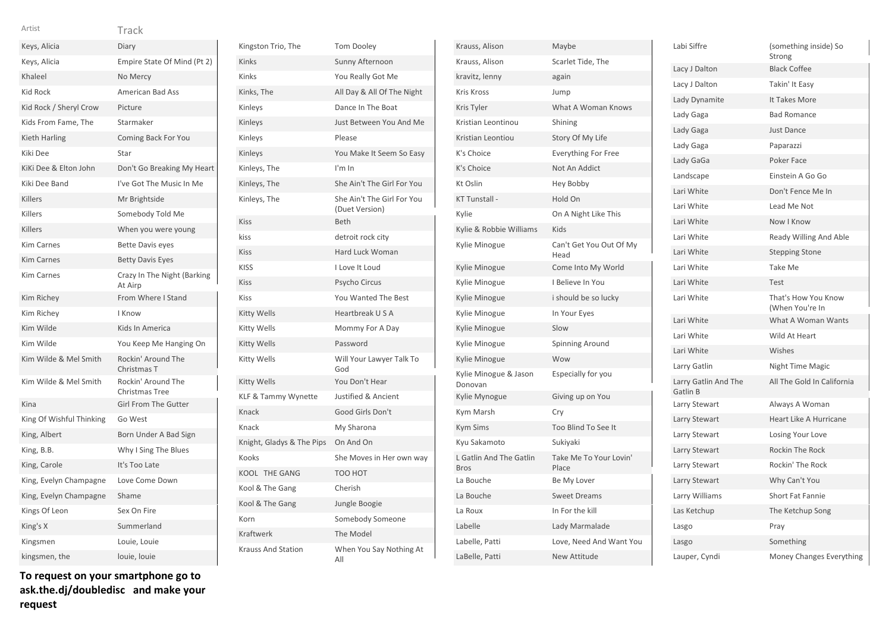| Artist | Track |
|---|---|
| Keys, Alicia | Diary |
| Keys, Alicia | Empire State Of Mind (Pt 2) |
| Khaleel | No Mercy |
| Kid Rock | American Bad Ass |
| Kid Rock / Sheryl Crow | Picture |
| Kids From Fame, The | Starmaker |
| Kieth Harling | Coming Back For You |
| Kiki Dee | Star |
| KiKi Dee & Elton John | Don't Go Breaking My Heart |
| Kiki Dee Band | I've Got The Music In Me |
| Killers | Mr Brightside |
| Killers | Somebody Told Me |
| Killers | When you were young |
| Kim Carnes | Bette Davis eyes |
| Kim Carnes | Betty Davis Eyes |
| Kim Carnes | Crazy In The Night (Barking At Airp |
| Kim Richey | From Where I Stand |
| Kim Richey | I Know |
| Kim Wilde | Kids In America |
| Kim Wilde | You Keep Me Hanging On |
| Kim Wilde & Mel Smith | Rockin' Around The Christmas T |
| Kim Wilde & Mel Smith | Rockin' Around The Christmas Tree |
| Kina | Girl From The Gutter |
| King Of Wishful Thinking | Go West |
| King, Albert | Born Under A Bad Sign |
| King, B.B. | Why I Sing The Blues |
| King, Carole | It's Too Late |
| King, Evelyn Champagne | Love Come Down |
| King, Evelyn Champagne | Shame |
| Kings Of Leon | Sex On Fire |
| King's X | Summerland |
| Kingsmen | Louie, Louie |
| kingsmen, the | louie, louie |
| Kingston Trio, The | Tom Dooley |
| Kinks | Sunny Afternoon |
| Kinks | You Really Got Me |
| Kinks, The | All Day & All Of The Night |
| Kinleys | Dance In The Boat |
| Kinleys | Just Between You And Me |
| Kinleys | Please |
| Kinleys | You Make It Seem So Easy |
| Kinleys, The | I'm In |
| Kinleys, The | She Ain't The Girl For You |
| Kinleys, The | She Ain't The Girl For You (Duet Version) |
| Kiss | Beth |
| kiss | detroit rock city |
| Kiss | Hard Luck Woman |
| KISS | I Love It Loud |
| Kiss | Psycho Circus |
| Kiss | You Wanted The Best |
| Kitty Wells | Heartbreak U S A |
| Kitty Wells | Mommy For A Day |
| Kitty Wells | Password |
| Kitty Wells | Will Your Lawyer Talk To God |
| Kitty Wells | You Don't Hear |
| KLF & Tammy Wynette | Justified & Ancient |
| Knack | Good Girls Don't |
| Knack | My Sharona |
| Knight, Gladys & The Pips | On And On |
| Kooks | She Moves in Her own way |
| KOOL THE GANG | TOO HOT |
| Kool & The Gang | Cherish |
| Kool & The Gang | Jungle Boogie |
| Korn | Somebody Someone |
| Kraftwerk | The Model |
| Krauss And Station | When You Say Nothing At All |
| Krauss, Alison | Maybe |
| Krauss, Alison | Scarlet Tide, The |
| kravitz, lenny | again |
| Kris Kross | Jump |
| Kris Tyler | What A Woman Knows |
| Kristian Leontinou | Shining |
| Kristian Leontiou | Story Of My Life |
| K's Choice | Everything For Free |
| K's Choice | Not An Addict |
| Kt Oslin | Hey Bobby |
| KT Tunstall - | Hold On |
| Kylie | On A Night Like This |
| Kylie & Robbie Williams | Kids |
| Kylie Minogue | Can't Get You Out Of My Head |
| Kylie Minogue | Come Into My World |
| Kylie Minogue | I Believe In You |
| Kylie Minogue | i should be so lucky |
| Kylie Minogue | In Your Eyes |
| Kylie Minogue | Slow |
| Kylie Minogue | Spinning Around |
| Kylie Minogue | Wow |
| Kylie Minogue & Jason Donovan | Especially for you |
| Kylie Mynogue | Giving up on You |
| Kym Marsh | Cry |
| Kym Sims | Too Blind To See It |
| Kyu Sakamoto | Sukiyaki |
| L Gatlin And The Gatlin Bros | Take Me To Your Lovin' Place |
| La Bouche | Be My Lover |
| La Bouche | Sweet Dreams |
| La Roux | In For the kill |
| Labelle | Lady Marmalade |
| Labelle, Patti | Love, Need And Want You |
| LaBelle, Patti | New Attitude |
| Labi Siffre | (something inside) So Strong |
| Lacy J Dalton | Black Coffee |
| Lacy J Dalton | Takin' It Easy |
| Lady Dynamite | It Takes More |
| Lady Gaga | Bad Romance |
| Lady Gaga | Just Dance |
| Lady Gaga | Paparazzi |
| Lady GaGa | Poker Face |
| Landscape | Einstein A Go Go |
| Lari White | Don't Fence Me In |
| Lari White | Lead Me Not |
| Lari White | Now I Know |
| Lari White | Ready Willing And Able |
| Lari White | Stepping Stone |
| Lari White | Take Me |
| Lari White | Test |
| Lari White | That's How You Know (When You're In |
| Lari White | What A Woman Wants |
| Lari White | Wild At Heart |
| Lari White | Wishes |
| Larry Gatlin | Night Time Magic |
| Larry Gatlin And The Gatlin B | All The Gold In California |
| Larry Stewart | Always A Woman |
| Larry Stewart | Heart Like A Hurricane |
| Larry Stewart | Losing Your Love |
| Larry Stewart | Rockin The Rock |
| Larry Stewart | Rockin' The Rock |
| Larry Stewart | Why Can't You |
| Larry Williams | Short Fat Fannie |
| Las Ketchup | The Ketchup Song |
| Lasgo | Pray |
| Lasgo | Something |
| Lauper, Cyndi | Money Changes Everything |

**To request on your smartphone go to ask.the.dj/doubledisc and make your request**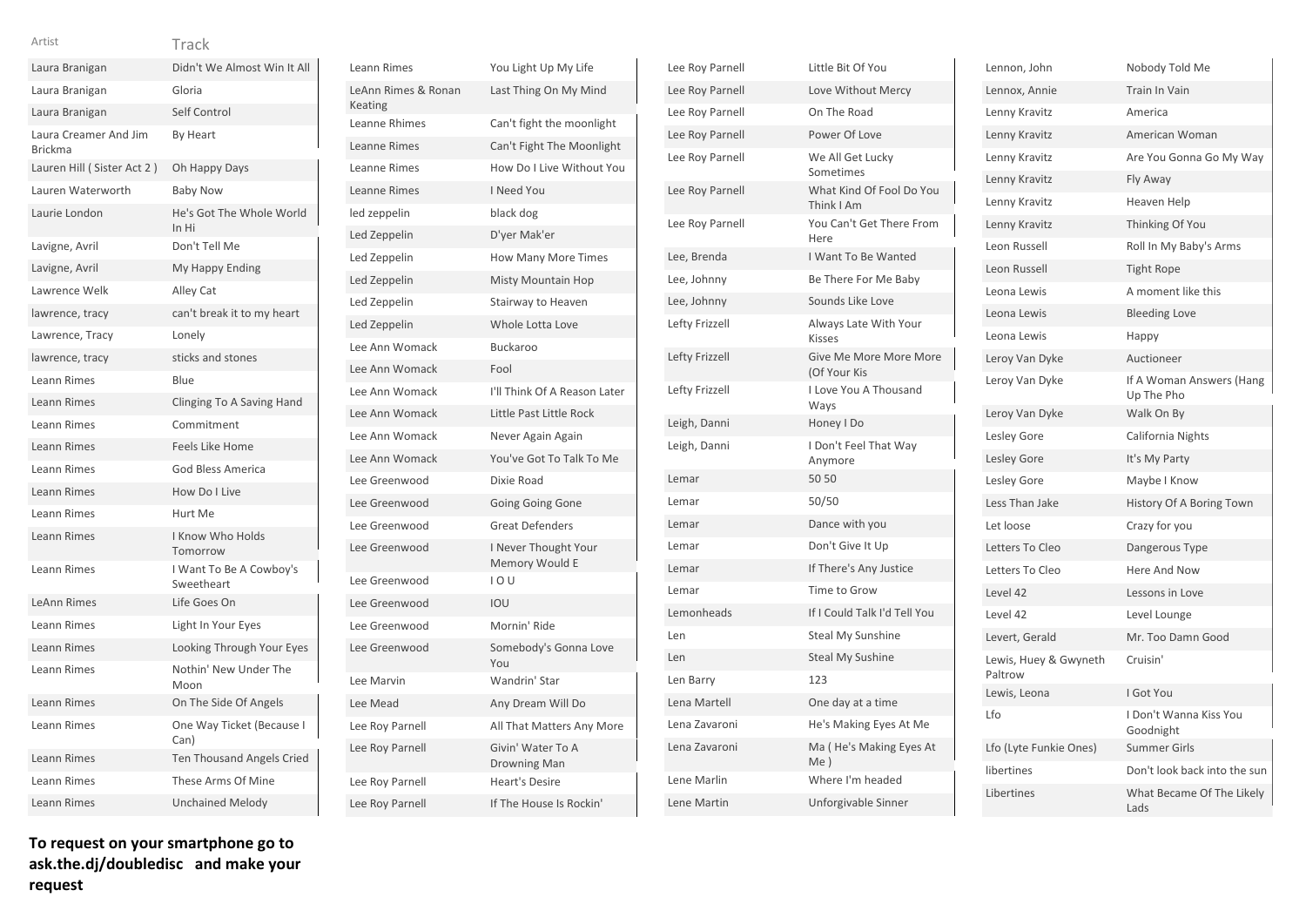| Artist | Track |
| --- | --- |
| Laura Branigan | Didn't We Almost Win It All |
| Laura Branigan | Gloria |
| Laura Branigan | Self Control |
| Laura Creamer And Jim Brickma | By Heart |
| Lauren Hill ( Sister Act 2 ) | Oh Happy Days |
| Lauren Waterworth | Baby Now |
| Laurie London | He's Got The Whole World In Hi |
| Lavigne, Avril | Don't Tell Me |
| Lavigne, Avril | My Happy Ending |
| Lawrence Welk | Alley Cat |
| lawrence, tracy | can't break it to my heart |
| Lawrence, Tracy | Lonely |
| lawrence, tracy | sticks and stones |
| Leann Rimes | Blue |
| Leann Rimes | Clinging To A Saving Hand |
| Leann Rimes | Commitment |
| Leann Rimes | Feels Like Home |
| Leann Rimes | God Bless America |
| Leann Rimes | How Do I Live |
| Leann Rimes | Hurt Me |
| Leann Rimes | I Know Who Holds Tomorrow |
| Leann Rimes | I Want To Be A Cowboy's Sweetheart |
| LeAnn Rimes | Life Goes On |
| Leann Rimes | Light In Your Eyes |
| Leann Rimes | Looking Through Your Eyes |
| Leann Rimes | Nothin' New Under The Moon |
| Leann Rimes | On The Side Of Angels |
| Leann Rimes | One Way Ticket (Because I Can) |
| Leann Rimes | Ten Thousand Angels Cried |
| Leann Rimes | These Arms Of Mine |
| Leann Rimes | Unchained Melody |
| Leann Rimes | You Light Up My Life |
| LeAnn Rimes & Ronan Keating | Last Thing On My Mind |
| Leanne Rhimes | Can't fight the moonlight |
| Leanne Rimes | Can't Fight The Moonlight |
| Leanne Rimes | How Do I Live Without You |
| Leanne Rimes | I Need You |
| led zeppelin | black dog |
| Led Zeppelin | D'yer Mak'er |
| Led Zeppelin | How Many More Times |
| Led Zeppelin | Misty Mountain Hop |
| Led Zeppelin | Stairway to Heaven |
| Led Zeppelin | Whole Lotta Love |
| Lee Ann Womack | Buckaroo |
| Lee Ann Womack | Fool |
| Lee Ann Womack | I'll Think Of A Reason Later |
| Lee Ann Womack | Little Past Little Rock |
| Lee Ann Womack | Never Again Again |
| Lee Ann Womack | You've Got To Talk To Me |
| Lee Greenwood | Dixie Road |
| Lee Greenwood | Going Going Gone |
| Lee Greenwood | Great Defenders |
| Lee Greenwood | I Never Thought Your Memory Would E |
| Lee Greenwood | I O U |
| Lee Greenwood | IOU |
| Lee Greenwood | Mornin' Ride |
| Lee Greenwood | Somebody's Gonna Love You |
| Lee Marvin | Wandrin' Star |
| Lee Mead | Any Dream Will Do |
| Lee Roy Parnell | All That Matters Any More |
| Lee Roy Parnell | Givin' Water To A Drowning Man |
| Lee Roy Parnell | Heart's Desire |
| Lee Roy Parnell | If The House Is Rockin' |
| Lee Roy Parnell | Little Bit Of You |
| Lee Roy Parnell | Love Without Mercy |
| Lee Roy Parnell | On The Road |
| Lee Roy Parnell | Power Of Love |
| Lee Roy Parnell | We All Get Lucky Sometimes |
| Lee Roy Parnell | What Kind Of Fool Do You Think I Am |
| Lee Roy Parnell | You Can't Get There From Here |
| Lee, Brenda | I Want To Be Wanted |
| Lee, Johnny | Be There For Me Baby |
| Lee, Johnny | Sounds Like Love |
| Lefty Frizzell | Always Late With Your Kisses |
| Lefty Frizzell | Give Me More More More (Of Your Kis |
| Lefty Frizzell | I Love You A Thousand Ways |
| Leigh, Danni | Honey I Do |
| Leigh, Danni | I Don't Feel That Way Anymore |
| Lemar | 50 50 |
| Lemar | 50/50 |
| Lemar | Dance with you |
| Lemar | Don't Give It Up |
| Lemar | If There's Any Justice |
| Lemar | Time to Grow |
| Lemonheads | If I Could Talk I'd Tell You |
| Len | Steal My Sunshine |
| Len | Steal My Sushine |
| Len Barry | 123 |
| Lena Martell | One day at a time |
| Lena Zavaroni | He's Making Eyes At Me |
| Lena Zavaroni | Ma ( He's Making Eyes At Me ) |
| Lene Marlin | Where I'm headed |
| Lene Martin | Unforgivable Sinner |
| Lennon, John | Nobody Told Me |
| Lennox, Annie | Train In Vain |
| Lenny Kravitz | America |
| Lenny Kravitz | American Woman |
| Lenny Kravitz | Are You Gonna Go My Way |
| Lenny Kravitz | Fly Away |
| Lenny Kravitz | Heaven Help |
| Lenny Kravitz | Thinking Of You |
| Leon Russell | Roll In My Baby's Arms |
| Leon Russell | Tight Rope |
| Leona Lewis | A moment like this |
| Leona Lewis | Bleeding Love |
| Leona Lewis | Happy |
| Leroy Van Dyke | Auctioneer |
| Leroy Van Dyke | If A Woman Answers (Hang Up The Pho |
| Leroy Van Dyke | Walk On By |
| Lesley Gore | California Nights |
| Lesley Gore | It's My Party |
| Lesley Gore | Maybe I Know |
| Less Than Jake | History Of A Boring Town |
| Let loose | Crazy for you |
| Letters To Cleo | Dangerous Type |
| Letters To Cleo | Here And Now |
| Level 42 | Lessons in Love |
| Level 42 | Level Lounge |
| Levert, Gerald | Mr. Too Damn Good |
| Lewis, Huey & Gwyneth Paltrow | Cruisin' |
| Lewis, Leona | I Got You |
| Lfo | I Don't Wanna Kiss You Goodnight |
| Lfo (Lyte Funkie Ones) | Summer Girls |
| libertines | Don't look back into the sun |
| Libertines | What Became Of The Likely Lads |

**To request on your smartphone go to ask.the.dj/doubledisc and make your request**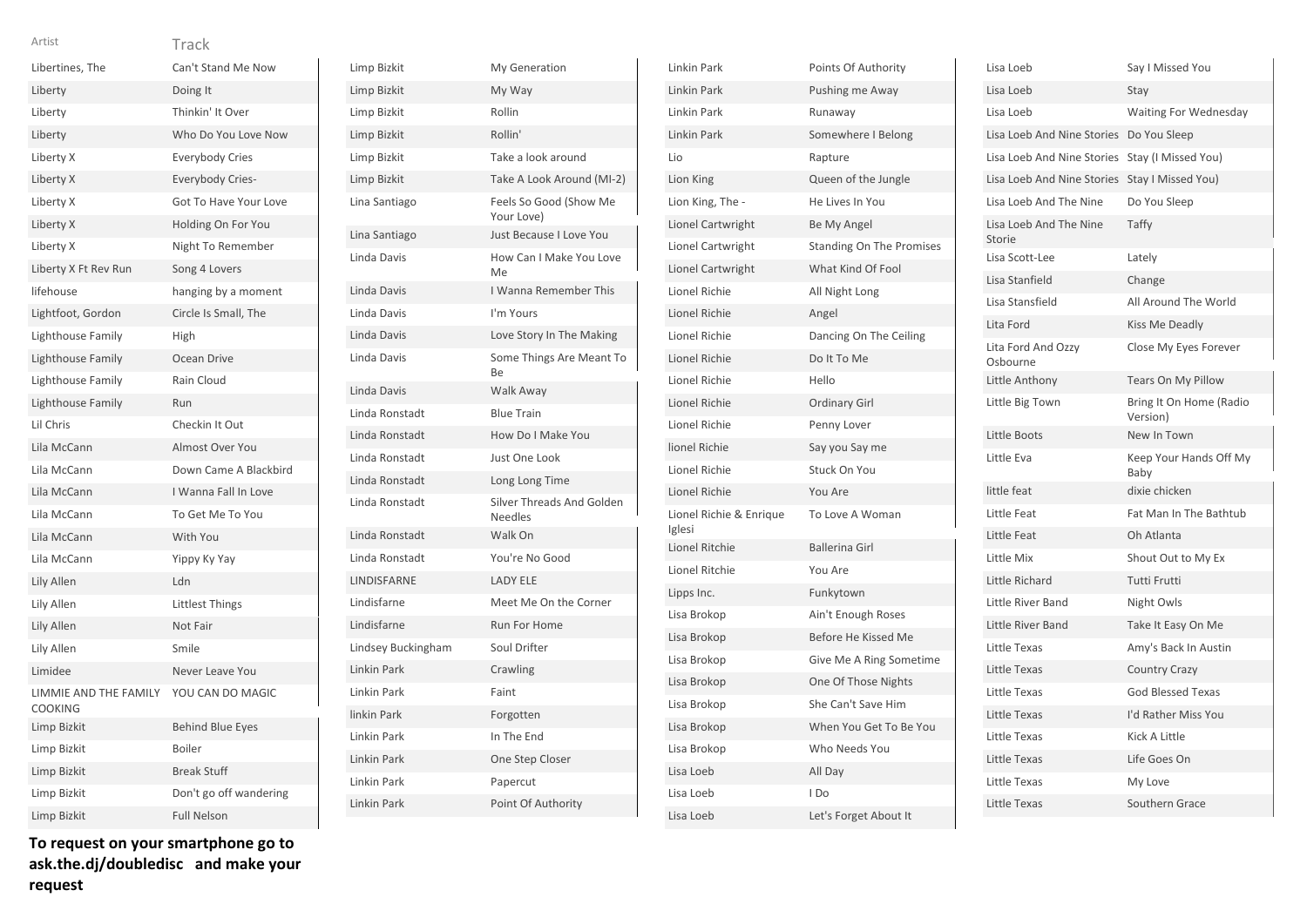| Artist | Track |
|---|---|
| Libertines, The | Can't Stand Me Now |
| Liberty | Doing It |
| Liberty | Thinkin' It Over |
| Liberty | Who Do You Love Now |
| Liberty X | Everybody Cries |
| Liberty X | Everybody Cries- |
| Liberty X | Got To Have Your Love |
| Liberty X | Holding On For You |
| Liberty X | Night To Remember |
| Liberty X Ft Rev Run | Song 4 Lovers |
| lifehouse | hanging by a moment |
| Lightfoot, Gordon | Circle Is Small, The |
| Lighthouse Family | High |
| Lighthouse Family | Ocean Drive |
| Lighthouse Family | Rain Cloud |
| Lighthouse Family | Run |
| Lil Chris | Checkin It Out |
| Lila McCann | Almost Over You |
| Lila McCann | Down Came A Blackbird |
| Lila McCann | I Wanna Fall In Love |
| Lila McCann | To Get Me To You |
| Lila McCann | With You |
| Lila McCann | Yippy Ky Yay |
| Lily Allen | Ldn |
| Lily Allen | Littlest Things |
| Lily Allen | Not Fair |
| Lily Allen | Smile |
| Limidee | Never Leave You |
| LIMMIE AND THE FAMILY COOKING | YOU CAN DO MAGIC |
| Limp Bizkit | Behind Blue Eyes |
| Limp Bizkit | Boiler |
| Limp Bizkit | Break Stuff |
| Limp Bizkit | Don't go off wandering |
| Limp Bizkit | Full Nelson |
| Limp Bizkit | My Generation |
| Limp Bizkit | My Way |
| Limp Bizkit | Rollin |
| Limp Bizkit | Rollin' |
| Limp Bizkit | Take a look around |
| Limp Bizkit | Take A Look Around (MI-2) |
| Lina Santiago | Feels So Good (Show Me Your Love) |
| Lina Santiago | Just Because I Love You |
| Linda Davis | How Can I Make You Love Me |
| Linda Davis | I Wanna Remember This |
| Linda Davis | I'm Yours |
| Linda Davis | Love Story In The Making |
| Linda Davis | Some Things Are Meant To Be |
| Linda Davis | Walk Away |
| Linda Ronstadt | Blue Train |
| Linda Ronstadt | How Do I Make You |
| Linda Ronstadt | Just One Look |
| Linda Ronstadt | Long Long Time |
| Linda Ronstadt | Silver Threads And Golden Needles |
| Linda Ronstadt | Walk On |
| Linda Ronstadt | You're No Good |
| LINDISFARNE | LADY ELE |
| Lindisfarne | Meet Me On the Corner |
| Lindisfarne | Run For Home |
| Lindsey Buckingham | Soul Drifter |
| Linkin Park | Crawling |
| Linkin Park | Faint |
| linkin Park | Forgotten |
| Linkin Park | In The End |
| Linkin Park | One Step Closer |
| Linkin Park | Papercut |
| Linkin Park | Point Of Authority |
| Linkin Park | Points Of Authority |
| Linkin Park | Pushing me Away |
| Linkin Park | Runaway |
| Linkin Park | Somewhere I Belong |
| Lio | Rapture |
| Lion King | Queen of the Jungle |
| Lion King, The - | He Lives In You |
| Lionel Cartwright | Be My Angel |
| Lionel Cartwright | Standing On The Promises |
| Lionel Cartwright | What Kind Of Fool |
| Lionel Richie | All Night Long |
| Lionel Richie | Angel |
| Lionel Richie | Dancing On The Ceiling |
| Lionel Richie | Do It To Me |
| Lionel Richie | Hello |
| Lionel Richie | Ordinary Girl |
| Lionel Richie | Penny Lover |
| lionel Richie | Say you Say me |
| Lionel Richie | Stuck On You |
| Lionel Richie | You Are |
| Lionel Richie & Enrique Iglesi | To Love A Woman |
| Lionel Ritchie | Ballerina Girl |
| Lionel Ritchie | You Are |
| Lipps Inc. | Funkytown |
| Lisa Brokop | Ain't Enough Roses |
| Lisa Brokop | Before He Kissed Me |
| Lisa Brokop | Give Me A Ring Sometime |
| Lisa Brokop | One Of Those Nights |
| Lisa Brokop | She Can't Save Him |
| Lisa Brokop | When You Get To Be You |
| Lisa Brokop | Who Needs You |
| Lisa Loeb | All Day |
| Lisa Loeb | I Do |
| Lisa Loeb | Let's Forget About It |
| Lisa Loeb | Say I Missed You |
| Lisa Loeb | Stay |
| Lisa Loeb | Waiting For Wednesday |
| Lisa Loeb And Nine Stories | Do You Sleep |
| Lisa Loeb And Nine Stories | Stay (I Missed You) |
| Lisa Loeb And Nine Stories | Stay I Missed You) |
| Lisa Loeb And The Nine | Do You Sleep |
| Lisa Loeb And The Nine Storie | Taffy |
| Lisa Scott-Lee | Lately |
| Lisa Stanfield | Change |
| Lisa Stansfield | All Around The World |
| Lita Ford | Kiss Me Deadly |
| Lita Ford And Ozzy Osbourne | Close My Eyes Forever |
| Little Anthony | Tears On My Pillow |
| Little Big Town | Bring It On Home (Radio Version) |
| Little Boots | New In Town |
| Little Eva | Keep Your Hands Off My Baby |
| little feat | dixie chicken |
| Little Feat | Fat Man In The Bathtub |
| Little Feat | Oh Atlanta |
| Little Mix | Shout Out to My Ex |
| Little Richard | Tutti Frutti |
| Little River Band | Night Owls |
| Little River Band | Take It Easy On Me |
| Little Texas | Amy's Back In Austin |
| Little Texas | Country Crazy |
| Little Texas | God Blessed Texas |
| Little Texas | I'd Rather Miss You |
| Little Texas | Kick A Little |
| Little Texas | Life Goes On |
| Little Texas | My Love |
| Little Texas | Southern Grace |

**To request on your smartphone go to ask.the.dj/doubledisc and make your request**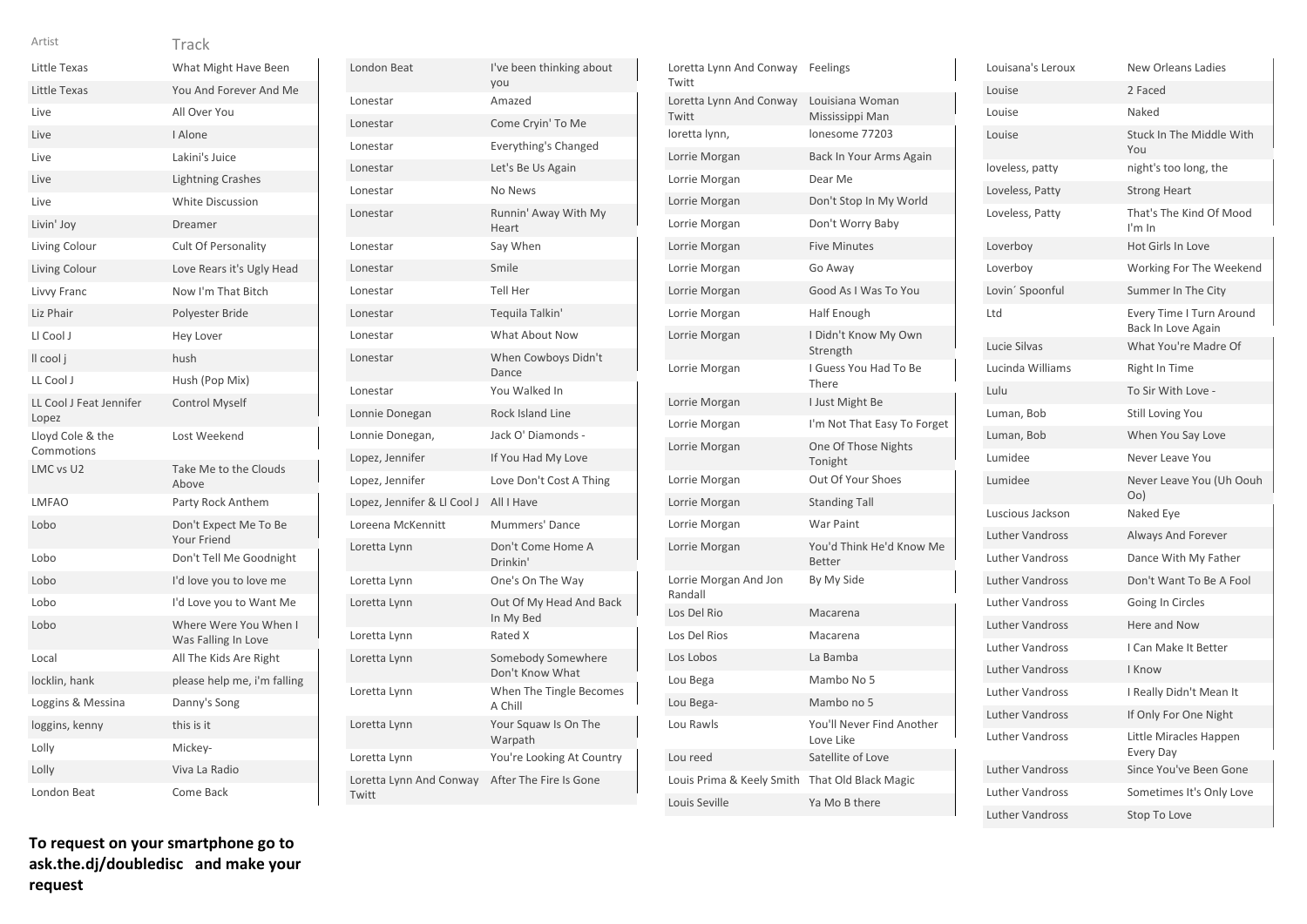| Artist | Track |
|---|---|
| Little Texas | What Might Have Been |
| Little Texas | You And Forever And Me |
| Live | All Over You |
| Live | I Alone |
| Live | Lakini's Juice |
| Live | Lightning Crashes |
| Live | White Discussion |
| Livin' Joy | Dreamer |
| Living Colour | Cult Of Personality |
| Living Colour | Love Rears it's Ugly Head |
| Livvy Franc | Now I'm That Bitch |
| Liz Phair | Polyester Bride |
| Ll Cool J | Hey Lover |
| ll cool j | hush |
| LL Cool J | Hush (Pop Mix) |
| LL Cool J Feat Jennifer Lopez | Control Myself |
| Lloyd Cole & the Commotions | Lost Weekend |
| LMC vs U2 | Take Me to the Clouds Above |
| LMFAO | Party Rock Anthem |
| Lobo | Don't Expect Me To Be Your Friend |
| Lobo | Don't Tell Me Goodnight |
| Lobo | I'd love you to love me |
| Lobo | I'd Love you to Want Me |
| Lobo | Where Were You When I Was Falling In Love |
| Local | All The Kids Are Right |
| locklin, hank | please help me, i'm falling |
| Loggins & Messina | Danny's Song |
| loggins, kenny | this is it |
| Lolly | Mickey- |
| Lolly | Viva La Radio |
| London Beat | Come Back |
| London Beat | I've been thinking about you |
| Lonestar | Amazed |
| Lonestar | Come Cryin' To Me |
| Lonestar | Everything's Changed |
| Lonestar | Let's Be Us Again |
| Lonestar | No News |
| Lonestar | Runnin' Away With My Heart |
| Lonestar | Say When |
| Lonestar | Smile |
| Lonestar | Tell Her |
| Lonestar | Tequila Talkin' |
| Lonestar | What About Now |
| Lonestar | When Cowboys Didn't Dance |
| Lonestar | You Walked In |
| Lonnie Donegan | Rock Island Line |
| Lonnie Donegan, | Jack O' Diamonds - |
| Lopez, Jennifer | If You Had My Love |
| Lopez, Jennifer | Love Don't Cost A Thing |
| Lopez, Jennifer & Ll Cool J | All I Have |
| Loreena McKennitt | Mummers' Dance |
| Loretta Lynn | Don't Come Home A Drinkin' |
| Loretta Lynn | One's On The Way |
| Loretta Lynn | Out Of My Head And Back In My Bed |
| Loretta Lynn | Rated X |
| Loretta Lynn | Somebody Somewhere Don't Know What |
| Loretta Lynn | When The Tingle Becomes A Chill |
| Loretta Lynn | Your Squaw Is On The Warpath |
| Loretta Lynn | You're Looking At Country |
| Loretta Lynn And Conway Twitt | After The Fire Is Gone |
| Loretta Lynn And Conway Twitt | Feelings |
| Loretta Lynn And Conway Twitt | Louisiana Woman Mississippi Man |
| loretta lynn, | lonesome 77203 |
| Lorrie Morgan | Back In Your Arms Again |
| Lorrie Morgan | Dear Me |
| Lorrie Morgan | Don't Stop In My World |
| Lorrie Morgan | Don't Worry Baby |
| Lorrie Morgan | Five Minutes |
| Lorrie Morgan | Go Away |
| Lorrie Morgan | Good As I Was To You |
| Lorrie Morgan | Half Enough |
| Lorrie Morgan | I Didn't Know My Own Strength |
| Lorrie Morgan | I Guess You Had To Be There |
| Lorrie Morgan | I Just Might Be |
| Lorrie Morgan | I'm Not That Easy To Forget |
| Lorrie Morgan | One Of Those Nights Tonight |
| Lorrie Morgan | Out Of Your Shoes |
| Lorrie Morgan | Standing Tall |
| Lorrie Morgan | War Paint |
| Lorrie Morgan | You'd Think He'd Know Me Better |
| Lorrie Morgan And Jon Randall | By My Side |
| Los Del Rio | Macarena |
| Los Del Rios | Macarena |
| Los Lobos | La Bamba |
| Lou Bega | Mambo No 5 |
| Lou Bega- | Mambo no 5 |
| Lou Rawls | You'll Never Find Another Love Like |
| Lou reed | Satellite of Love |
| Louis Prima & Keely Smith | That Old Black Magic |
| Louis Seville | Ya Mo B there |
| Louisana's Leroux | New Orleans Ladies |
| Louise | 2 Faced |
| Louise | Naked |
| Louise | Stuck In The Middle With You |
| loveless, patty | night's too long, the |
| Loveless, Patty | Strong Heart |
| Loveless, Patty | That's The Kind Of Mood I'm In |
| Loverboy | Hot Girls In Love |
| Loverboy | Working For The Weekend |
| Lovin´ Spoonful | Summer In The City |
| Ltd | Every Time I Turn Around Back In Love Again |
| Lucie Silvas | What You're Madre Of |
| Lucinda Williams | Right In Time |
| Lulu | To Sir With Love - |
| Luman, Bob | Still Loving You |
| Luman, Bob | When You Say Love |
| Lumidee | Never Leave You |
| Lumidee | Never Leave You (Uh Oouh Oo) |
| Luscious Jackson | Naked Eye |
| Luther Vandross | Always And Forever |
| Luther Vandross | Dance With My Father |
| Luther Vandross | Don't Want To Be A Fool |
| Luther Vandross | Going In Circles |
| Luther Vandross | Here and Now |
| Luther Vandross | I Can Make It Better |
| Luther Vandross | I Know |
| Luther Vandross | I Really Didn't Mean It |
| Luther Vandross | If Only For One Night |
| Luther Vandross | Little Miracles Happen Every Day |
| Luther Vandross | Since You've Been Gone |
| Luther Vandross | Sometimes It's Only Love |
| Luther Vandross | Stop To Love |

**To request on your smartphone go to ask.the.dj/doubledisc and make your request**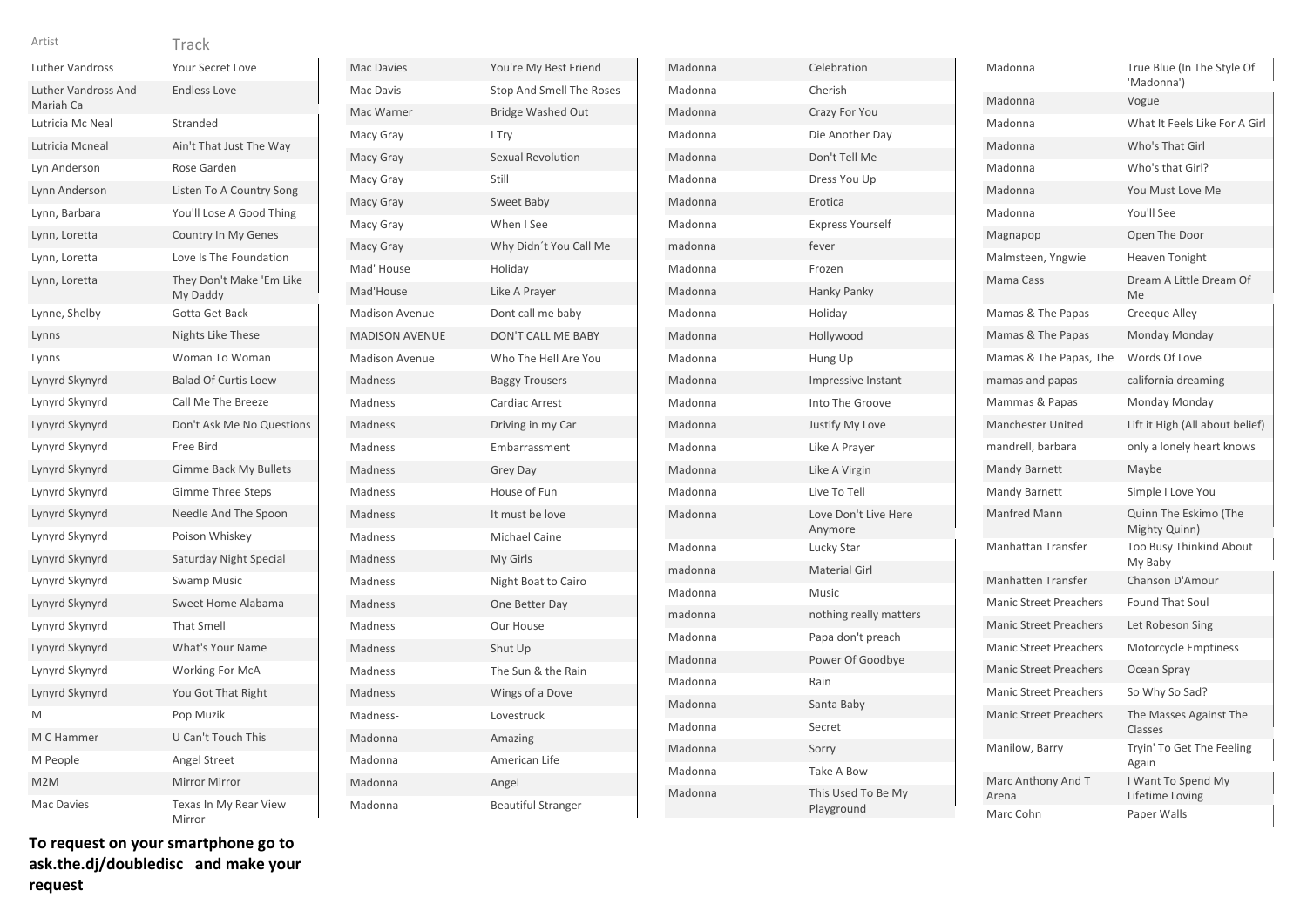| Artist | Track |
|---|---|
| Luther Vandross | Your Secret Love |
| Luther Vandross And Mariah Ca | Endless Love |
| Lutricia Mc Neal | Stranded |
| Lutricia Mcneal | Ain't That Just The Way |
| Lyn Anderson | Rose Garden |
| Lynn Anderson | Listen To A Country Song |
| Lynn, Barbara | You'll Lose A Good Thing |
| Lynn, Loretta | Country In My Genes |
| Lynn, Loretta | Love Is The Foundation |
| Lynn, Loretta | They Don't Make 'Em Like My Daddy |
| Lynne, Shelby | Gotta Get Back |
| Lynns | Nights Like These |
| Lynns | Woman To Woman |
| Lynyrd Skynyrd | Balad Of Curtis Loew |
| Lynyrd Skynyrd | Call Me The Breeze |
| Lynyrd Skynyrd | Don't Ask Me No Questions |
| Lynyrd Skynyrd | Free Bird |
| Lynyrd Skynyrd | Gimme Back My Bullets |
| Lynyrd Skynyrd | Gimme Three Steps |
| Lynyrd Skynyrd | Needle And The Spoon |
| Lynyrd Skynyrd | Poison Whiskey |
| Lynyrd Skynyrd | Saturday Night Special |
| Lynyrd Skynyrd | Swamp Music |
| Lynyrd Skynyrd | Sweet Home Alabama |
| Lynyrd Skynyrd | That Smell |
| Lynyrd Skynyrd | What's Your Name |
| Lynyrd Skynyrd | Working For McA |
| Lynyrd Skynyrd | You Got That Right |
| M | Pop Muzik |
| M C Hammer | U Can't Touch This |
| M People | Angel Street |
| M2M | Mirror Mirror |
| Mac Davies | Texas In My Rear View Mirror |
| Mac Davies | You're My Best Friend |
| Mac Davis | Stop And Smell The Roses |
| Mac Warner | Bridge Washed Out |
| Macy Gray | I Try |
| Macy Gray | Sexual Revolution |
| Macy Gray | Still |
| Macy Gray | Sweet Baby |
| Macy Gray | When I See |
| Macy Gray | Why Didn´t You Call Me |
| Mad' House | Holiday |
| Mad'House | Like A Prayer |
| Madison Avenue | Dont call me baby |
| MADISON AVENUE | DON'T CALL ME BABY |
| Madison Avenue | Who The Hell Are You |
| Madness | Baggy Trousers |
| Madness | Cardiac Arrest |
| Madness | Driving in my Car |
| Madness | Embarrassment |
| Madness | Grey Day |
| Madness | House of Fun |
| Madness | It must be love |
| Madness | Michael Caine |
| Madness | My Girls |
| Madness | Night Boat to Cairo |
| Madness | One Better Day |
| Madness | Our House |
| Madness | Shut Up |
| Madness | The Sun & the Rain |
| Madness | Wings of a Dove |
| Madness- | Lovestruck |
| Madonna | Amazing |
| Madonna | American Life |
| Madonna | Angel |
| Madonna | Beautiful Stranger |
| Madonna | Celebration |
| Madonna | Cherish |
| Madonna | Crazy For You |
| Madonna | Die Another Day |
| Madonna | Don't Tell Me |
| Madonna | Dress You Up |
| Madonna | Erotica |
| Madonna | Express Yourself |
| madonna | fever |
| Madonna | Frozen |
| Madonna | Hanky Panky |
| Madonna | Holiday |
| Madonna | Hollywood |
| Madonna | Hung Up |
| Madonna | Impressive Instant |
| Madonna | Into The Groove |
| Madonna | Justify My Love |
| Madonna | Like A Prayer |
| Madonna | Like A Virgin |
| Madonna | Live To Tell |
| Madonna | Love Don't Live Here Anymore |
| Madonna | Lucky Star |
| madonna | Material Girl |
| Madonna | Music |
| madonna | nothing really matters |
| Madonna | Papa don't preach |
| Madonna | Power Of Goodbye |
| Madonna | Rain |
| Madonna | Santa Baby |
| Madonna | Secret |
| Madonna | Sorry |
| Madonna | Take A Bow |
| Madonna | This Used To Be My Playground |
| Madonna | True Blue (In The Style Of 'Madonna') |
| Madonna | Vogue |
| Madonna | What It Feels Like For A Girl |
| Madonna | Who's That Girl |
| Madonna | Who's that Girl? |
| Madonna | You Must Love Me |
| Madonna | You'll See |
| Magnapop | Open The Door |
| Malmsteen, Yngwie | Heaven Tonight |
| Mama Cass | Dream A Little Dream Of Me |
| Mamas & The Papas | Creeque Alley |
| Mamas & The Papas | Monday Monday |
| Mamas & The Papas, The | Words Of Love |
| mamas and papas | california dreaming |
| Mammas & Papas | Monday Monday |
| Manchester United | Lift it High (All about belief) |
| mandrell, barbara | only a lonely heart knows |
| Mandy Barnett | Maybe |
| Mandy Barnett | Simple I Love You |
| Manfred Mann | Quinn The Eskimo (The Mighty Quinn) |
| Manhattan Transfer | Too Busy Thinkind About My Baby |
| Manhatten Transfer | Chanson D'Amour |
| Manic Street Preachers | Found That Soul |
| Manic Street Preachers | Let Robeson Sing |
| Manic Street Preachers | Motorcycle Emptiness |
| Manic Street Preachers | Ocean Spray |
| Manic Street Preachers | So Why So Sad? |
| Manic Street Preachers | The Masses Against The Classes |
| Manilow, Barry | Tryin' To Get The Feeling Again |
| Marc Anthony And T Arena | I Want To Spend My Lifetime Loving |
| Marc Cohn | Paper Walls |

**To request on your smartphone go to ask.the.dj/doubledisc and make your request**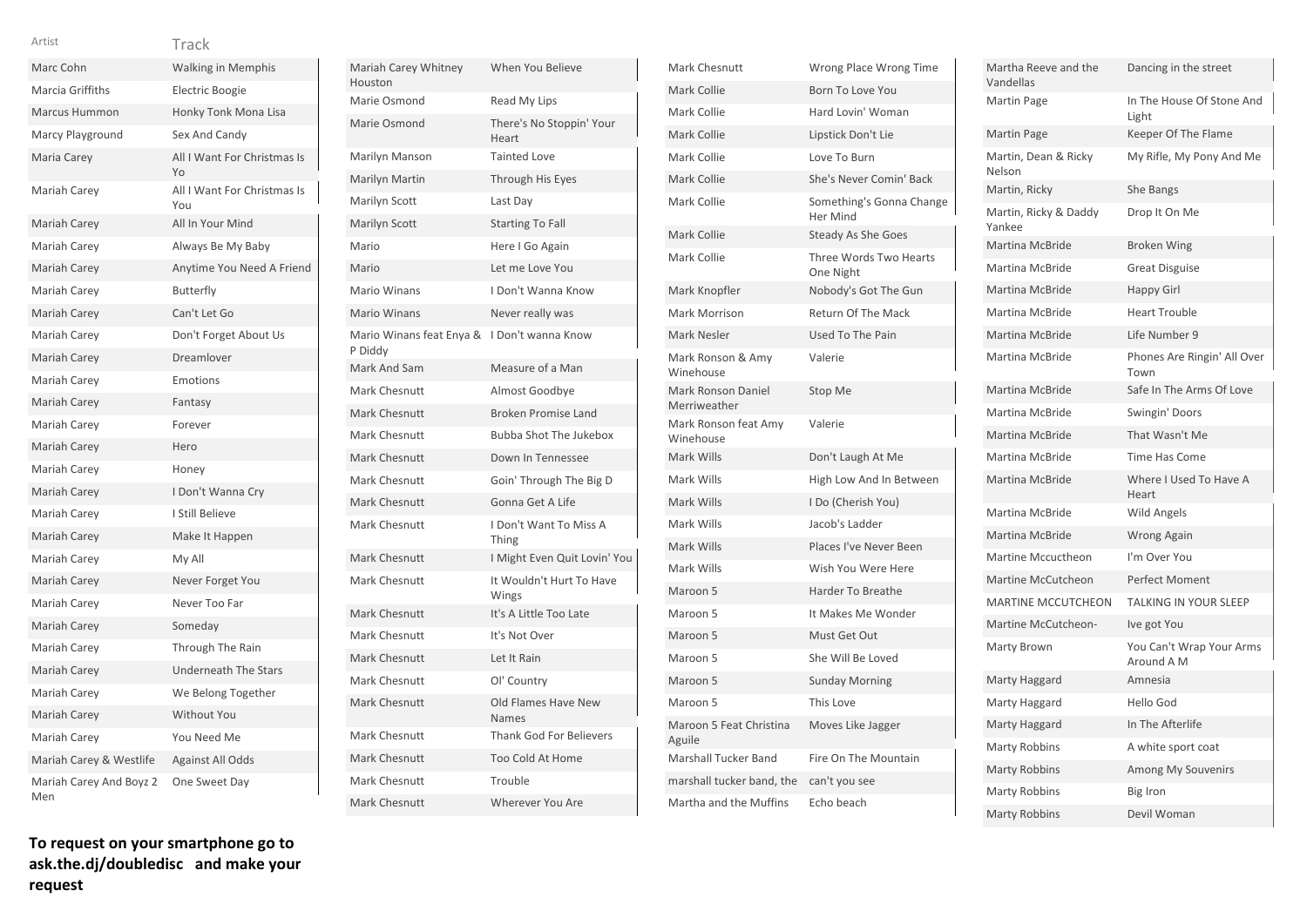| Artist | Track |
|---|---|
| Marc Cohn | Walking in Memphis |
| Marcia Griffiths | Electric Boogie |
| Marcus Hummon | Honky Tonk Mona Lisa |
| Marcy Playground | Sex And Candy |
| Maria Carey | All I Want For Christmas Is Yo |
| Mariah Carey | All I Want For Christmas Is You |
| Mariah Carey | All In Your Mind |
| Mariah Carey | Always Be My Baby |
| Mariah Carey | Anytime You Need A Friend |
| Mariah Carey | Butterfly |
| Mariah Carey | Can't Let Go |
| Mariah Carey | Don't Forget About Us |
| Mariah Carey | Dreamlover |
| Mariah Carey | Emotions |
| Mariah Carey | Fantasy |
| Mariah Carey | Forever |
| Mariah Carey | Hero |
| Mariah Carey | Honey |
| Mariah Carey | I Don't Wanna Cry |
| Mariah Carey | I Still Believe |
| Mariah Carey | Make It Happen |
| Mariah Carey | My All |
| Mariah Carey | Never Forget You |
| Mariah Carey | Never Too Far |
| Mariah Carey | Someday |
| Mariah Carey | Through The Rain |
| Mariah Carey | Underneath The Stars |
| Mariah Carey | We Belong Together |
| Mariah Carey | Without You |
| Mariah Carey | You Need Me |
| Mariah Carey & Westlife | Against All Odds |
| Mariah Carey And Boyz 2 Men | One Sweet Day |
| Mariah Carey Whitney Houston | When You Believe |
| Marie Osmond | Read My Lips |
| Marie Osmond | There's No Stoppin' Your Heart |
| Marilyn Manson | Tainted Love |
| Marilyn Martin | Through His Eyes |
| Marilyn Scott | Last Day |
| Marilyn Scott | Starting To Fall |
| Mario | Here I Go Again |
| Mario | Let me Love You |
| Mario Winans | I Don't Wanna Know |
| Mario Winans | Never really was |
| Mario Winans feat Enya & P Diddy | I Don't wanna Know |
| Mark And Sam | Measure of a Man |
| Mark Chesnutt | Almost Goodbye |
| Mark Chesnutt | Broken Promise Land |
| Mark Chesnutt | Bubba Shot The Jukebox |
| Mark Chesnutt | Down In Tennessee |
| Mark Chesnutt | Goin' Through The Big D |
| Mark Chesnutt | Gonna Get A Life |
| Mark Chesnutt | I Don't Want To Miss A Thing |
| Mark Chesnutt | I Might Even Quit Lovin' You |
| Mark Chesnutt | It Wouldn't Hurt To Have Wings |
| Mark Chesnutt | It's A Little Too Late |
| Mark Chesnutt | It's Not Over |
| Mark Chesnutt | Let It Rain |
| Mark Chesnutt | Ol' Country |
| Mark Chesnutt | Old Flames Have New Names |
| Mark Chesnutt | Thank God For Believers |
| Mark Chesnutt | Too Cold At Home |
| Mark Chesnutt | Trouble |
| Mark Chesnutt | Wherever You Are |
| Mark Chesnutt | Wrong Place Wrong Time |
| Mark Collie | Born To Love You |
| Mark Collie | Hard Lovin' Woman |
| Mark Collie | Lipstick Don't Lie |
| Mark Collie | Love To Burn |
| Mark Collie | She's Never Comin' Back |
| Mark Collie | Something's Gonna Change Her Mind |
| Mark Collie | Steady As She Goes |
| Mark Collie | Three Words Two Hearts One Night |
| Mark Knopfler | Nobody's Got The Gun |
| Mark Morrison | Return Of The Mack |
| Mark Nesler | Used To The Pain |
| Mark Ronson & Amy Winehouse | Valerie |
| Mark Ronson Daniel Merriweather | Stop Me |
| Mark Ronson feat Amy Winehouse | Valerie |
| Mark Wills | Don't Laugh At Me |
| Mark Wills | High Low And In Between |
| Mark Wills | I Do (Cherish You) |
| Mark Wills | Jacob's Ladder |
| Mark Wills | Places I've Never Been |
| Mark Wills | Wish You Were Here |
| Maroon 5 | Harder To Breathe |
| Maroon 5 | It Makes Me Wonder |
| Maroon 5 | Must Get Out |
| Maroon 5 | She Will Be Loved |
| Maroon 5 | Sunday Morning |
| Maroon 5 | This Love |
| Maroon 5 Feat Christina Aguile | Moves Like Jagger |
| Marshall Tucker Band | Fire On The Mountain |
| marshall tucker band, the | can't you see |
| Martha and the Muffins | Echo beach |
| Martha Reeve and the Vandellas | Dancing in the street |
| Martin Page | In The House Of Stone And Light |
| Martin Page | Keeper Of The Flame |
| Martin, Dean & Ricky Nelson | My Rifle, My Pony And Me |
| Martin, Ricky | She Bangs |
| Martin, Ricky & Daddy Yankee | Drop It On Me |
| Martina McBride | Broken Wing |
| Martina McBride | Great Disguise |
| Martina McBride | Happy Girl |
| Martina McBride | Heart Trouble |
| Martina McBride | Life Number 9 |
| Martina McBride | Phones Are Ringin' All Over Town |
| Martina McBride | Safe In The Arms Of Love |
| Martina McBride | Swingin' Doors |
| Martina McBride | That Wasn't Me |
| Martina McBride | Time Has Come |
| Martina McBride | Where I Used To Have A Heart |
| Martina McBride | Wild Angels |
| Martina McBride | Wrong Again |
| Martine Mccuctheon | I'm Over You |
| Martine McCutcheon | Perfect Moment |
| MARTINE MCCUTCHEON | TALKING IN YOUR SLEEP |
| Martine McCutcheon- | Ive got You |
| Marty Brown | You Can't Wrap Your Arms Around A M |
| Marty Haggard | Amnesia |
| Marty Haggard | Hello God |
| Marty Haggard | In The Afterlife |
| Marty Robbins | A white sport coat |
| Marty Robbins | Among My Souvenirs |
| Marty Robbins | Big Iron |
| Marty Robbins | Devil Woman |

**To request on your smartphone go to ask.the.dj/doubledisc and make your request**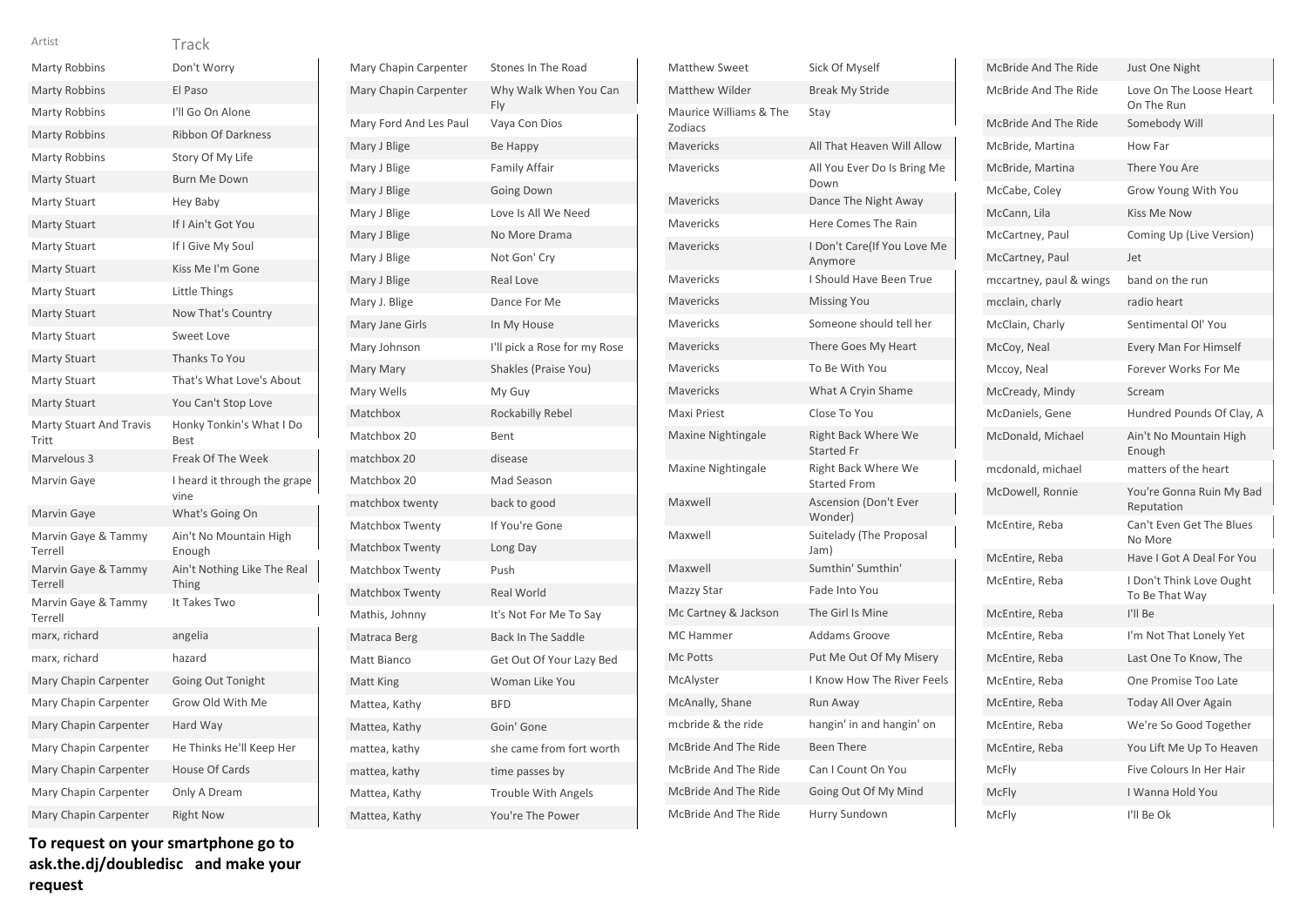| Artist | Track |
|---|---|
| Marty Robbins | Don't Worry |
| Marty Robbins | El Paso |
| Marty Robbins | I'll Go On Alone |
| Marty Robbins | Ribbon Of Darkness |
| Marty Robbins | Story Of My Life |
| Marty Stuart | Burn Me Down |
| Marty Stuart | Hey Baby |
| Marty Stuart | If I Ain't Got You |
| Marty Stuart | If I Give My Soul |
| Marty Stuart | Kiss Me I'm Gone |
| Marty Stuart | Little Things |
| Marty Stuart | Now That's Country |
| Marty Stuart | Sweet Love |
| Marty Stuart | Thanks To You |
| Marty Stuart | That's What Love's About |
| Marty Stuart | You Can't Stop Love |
| Marty Stuart And Travis Tritt | Honky Tonkin's What I Do Best |
| Marvelous 3 | Freak Of The Week |
| Marvin Gaye | I heard it through the grape vine |
| Marvin Gaye | What's Going On |
| Marvin Gaye & Tammy Terrell | Ain't No Mountain High Enough |
| Marvin Gaye & Tammy Terrell | Ain't Nothing Like The Real Thing |
| Marvin Gaye & Tammy Terrell | It Takes Two |
| marx, richard | angelia |
| marx, richard | hazard |
| Mary Chapin Carpenter | Going Out Tonight |
| Mary Chapin Carpenter | Grow Old With Me |
| Mary Chapin Carpenter | Hard Way |
| Mary Chapin Carpenter | He Thinks He'll Keep Her |
| Mary Chapin Carpenter | House Of Cards |
| Mary Chapin Carpenter | Only A Dream |
| Mary Chapin Carpenter | Right Now |
| Mary Chapin Carpenter | Stones In The Road |
| Mary Chapin Carpenter | Why Walk When You Can Fly |
| Mary Ford And Les Paul | Vaya Con Dios |
| Mary J Blige | Be Happy |
| Mary J Blige | Family Affair |
| Mary J Blige | Going Down |
| Mary J Blige | Love Is All We Need |
| Mary J Blige | No More Drama |
| Mary J Blige | Not Gon' Cry |
| Mary J Blige | Real Love |
| Mary J. Blige | Dance For Me |
| Mary Jane Girls | In My House |
| Mary Johnson | I'll pick a Rose for my Rose |
| Mary Mary | Shakles (Praise You) |
| Mary Wells | My Guy |
| Matchbox | Rockabilly Rebel |
| Matchbox 20 | Bent |
| matchbox 20 | disease |
| Matchbox 20 | Mad Season |
| matchbox twenty | back to good |
| Matchbox Twenty | If You're Gone |
| Matchbox Twenty | Long Day |
| Matchbox Twenty | Push |
| Matchbox Twenty | Real World |
| Mathis, Johnny | It's Not For Me To Say |
| Matraca Berg | Back In The Saddle |
| Matt Bianco | Get Out Of Your Lazy Bed |
| Matt King | Woman Like You |
| Mattea, Kathy | BFD |
| Mattea, Kathy | Goin' Gone |
| mattea, kathy | she came from fort worth |
| mattea, kathy | time passes by |
| Mattea, Kathy | Trouble With Angels |
| Mattea, Kathy | You're The Power |
| Matthew Sweet | Sick Of Myself |
| Matthew Wilder | Break My Stride |
| Maurice Williams & The Zodiacs | Stay |
| Mavericks | All That Heaven Will Allow |
| Mavericks | All You Ever Do Is Bring Me Down |
| Mavericks | Dance The Night Away |
| Mavericks | Here Comes The Rain |
| Mavericks | I Don't Care(If You Love Me Anymore |
| Mavericks | I Should Have Been True |
| Mavericks | Missing You |
| Mavericks | Someone should tell her |
| Mavericks | There Goes My Heart |
| Mavericks | To Be With You |
| Mavericks | What A Cryin Shame |
| Maxi Priest | Close To You |
| Maxine Nightingale | Right Back Where We Started Fr |
| Maxine Nightingale | Right Back Where We Started From |
| Maxwell | Ascension (Don't Ever Wonder) |
| Maxwell | Suitelady (The Proposal Jam) |
| Maxwell | Sumthin' Sumthin' |
| Mazzy Star | Fade Into You |
| Mc Cartney & Jackson | The Girl Is Mine |
| MC Hammer | Addams Groove |
| Mc Potts | Put Me Out Of My Misery |
| McAlyster | I Know How The River Feels |
| McAnally, Shane | Run Away |
| mcbride & the ride | hangin' in and hangin' on |
| McBride And The Ride | Been There |
| McBride And The Ride | Can I Count On You |
| McBride And The Ride | Going Out Of My Mind |
| McBride And The Ride | Hurry Sundown |
| McBride And The Ride | Just One Night |
| McBride And The Ride | Love On The Loose Heart On The Run |
| McBride And The Ride | Somebody Will |
| McBride, Martina | How Far |
| McBride, Martina | There You Are |
| McCabe, Coley | Grow Young With You |
| McCann, Lila | Kiss Me Now |
| McCartney, Paul | Coming Up (Live Version) |
| McCartney, Paul | Jet |
| mccartney, paul & wings | band on the run |
| mcclain, charly | radio heart |
| McClain, Charly | Sentimental Ol' You |
| McCoy, Neal | Every Man For Himself |
| Mccoy, Neal | Forever Works For Me |
| McCready, Mindy | Scream |
| McDaniels, Gene | Hundred Pounds Of Clay, A |
| McDonald, Michael | Ain't No Mountain High Enough |
| mcdonald, michael | matters of the heart |
| McDowell, Ronnie | You're Gonna Ruin My Bad Reputation |
| McEntire, Reba | Can't Even Get The Blues No More |
| McEntire, Reba | Have I Got A Deal For You |
| McEntire, Reba | I Don't Think Love Ought To Be That Way |
| McEntire, Reba | I'll Be |
| McEntire, Reba | I'm Not That Lonely Yet |
| McEntire, Reba | Last One To Know, The |
| McEntire, Reba | One Promise Too Late |
| McEntire, Reba | Today All Over Again |
| McEntire, Reba | We're So Good Together |
| McEntire, Reba | You Lift Me Up To Heaven |
| McFly | Five Colours In Her Hair |
| McFly | I Wanna Hold You |
| McFly | I'll Be Ok |

**To request on your smartphone go to ask.the.dj/doubledisc and make your request**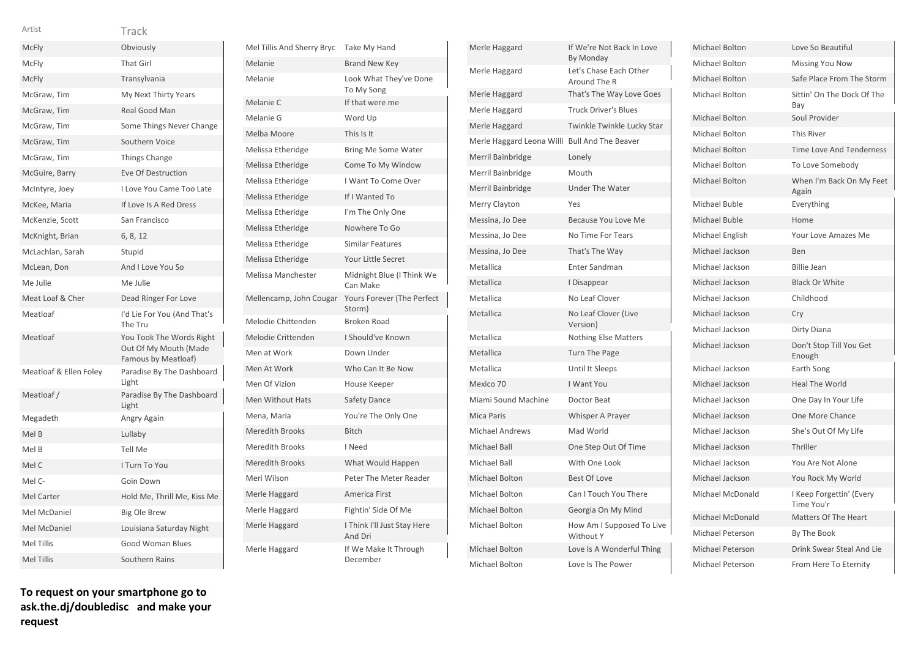| Artist | Track |
|---|---|
| McFly | Obviously |
| McFly | That Girl |
| McFly | Transylvania |
| McGraw, Tim | My Next Thirty Years |
| McGraw, Tim | Real Good Man |
| McGraw, Tim | Some Things Never Change |
| McGraw, Tim | Southern Voice |
| McGraw, Tim | Things Change |
| McGuire, Barry | Eve Of Destruction |
| McIntyre, Joey | I Love You Came Too Late |
| McKee, Maria | If Love Is A Red Dress |
| McKenzie, Scott | San Francisco |
| McKnight, Brian | 6, 8, 12 |
| McLachlan, Sarah | Stupid |
| McLean, Don | And I Love You So |
| Me Julie | Me Julie |
| Meat Loaf & Cher | Dead Ringer For Love |
| Meatloaf | I'd Lie For You (And That's The Tru |
| Meatloaf | You Took The Words Right Out Of My Mouth (Made Famous by Meatloaf) |
| Meatloaf & Ellen Foley | Paradise By The Dashboard Light |
| Meatloaf / | Paradise By The Dashboard Light |
| Megadeth | Angry Again |
| Mel B | Lullaby |
| Mel B | Tell Me |
| Mel C | I Turn To You |
| Mel C- | Goin Down |
| Mel Carter | Hold Me, Thrill Me, Kiss Me |
| Mel McDaniel | Big Ole Brew |
| Mel McDaniel | Louisiana Saturday Night |
| Mel Tillis | Good Woman Blues |
| Mel Tillis | Southern Rains |
| Mel Tillis And Sherry Bryc | Take My Hand |
| Melanie | Brand New Key |
| Melanie | Look What They've Done To My Song |
| Melanie C | If that were me |
| Melanie G | Word Up |
| Melba Moore | This Is It |
| Melissa Etheridge | Bring Me Some Water |
| Melissa Etheridge | Come To My Window |
| Melissa Etheridge | I Want To Come Over |
| Melissa Etheridge | If I Wanted To |
| Melissa Etheridge | I'm The Only One |
| Melissa Etheridge | Nowhere To Go |
| Melissa Etheridge | Similar Features |
| Melissa Etheridge | Your Little Secret |
| Melissa Manchester | Midnight Blue (I Think We Can Make |
| Mellencamp, John Cougar | Yours Forever (The Perfect Storm) |
| Melodie Chittenden | Broken Road |
| Melodie Crittenden | I Should've Known |
| Men at Work | Down Under |
| Men At Work | Who Can It Be Now |
| Men Of Vizion | House Keeper |
| Men Without Hats | Safety Dance |
| Mena, Maria | You're The Only One |
| Meredith Brooks | Bitch |
| Meredith Brooks | I Need |
| Meredith Brooks | What Would Happen |
| Meri Wilson | Peter The Meter Reader |
| Merle Haggard | America First |
| Merle Haggard | Fightin' Side Of Me |
| Merle Haggard | I Think I'll Just Stay Here And Dri |
| Merle Haggard | If We Make It Through December |
| Merle Haggard | If We're Not Back In Love By Monday |
| Merle Haggard | Let's Chase Each Other Around The R |
| Merle Haggard | That's The Way Love Goes |
| Merle Haggard | Truck Driver's Blues |
| Merle Haggard | Twinkle Twinkle Lucky Star |
| Merle Haggard Leona Willi | Bull And The Beaver |
| Merril Bainbridge | Lonely |
| Merril Bainbridge | Mouth |
| Merril Bainbridge | Under The Water |
| Merry Clayton | Yes |
| Messina, Jo Dee | Because You Love Me |
| Messina, Jo Dee | No Time For Tears |
| Messina, Jo Dee | That's The Way |
| Metallica | Enter Sandman |
| Metallica | I Disappear |
| Metallica | No Leaf Clover |
| Metallica | No Leaf Clover (Live Version) |
| Metallica | Nothing Else Matters |
| Metallica | Turn The Page |
| Metallica | Until It Sleeps |
| Mexico 70 | I Want You |
| Miami Sound Machine | Doctor Beat |
| Mica Paris | Whisper A Prayer |
| Michael Andrews | Mad World |
| Michael Ball | One Step Out Of Time |
| Michael Ball | With One Look |
| Michael Bolton | Best Of Love |
| Michael Bolton | Can I Touch You There |
| Michael Bolton | Georgia On My Mind |
| Michael Bolton | How Am I Supposed To Live Without Y |
| Michael Bolton | Love Is A Wonderful Thing |
| Michael Bolton | Love Is The Power |
| Michael Bolton | Love So Beautiful |
| Michael Bolton | Missing You Now |
| Michael Bolton | Safe Place From The Storm |
| Michael Bolton | Sittin' On The Dock Of The Bay |
| Michael Bolton | Soul Provider |
| Michael Bolton | This River |
| Michael Bolton | Time Love And Tenderness |
| Michael Bolton | To Love Somebody |
| Michael Bolton | When I'm Back On My Feet Again |
| Michael Buble | Everything |
| Michael Buble | Home |
| Michael English | Your Love Amazes Me |
| Michael Jackson | Ben |
| Michael Jackson | Billie Jean |
| Michael Jackson | Black Or White |
| Michael Jackson | Childhood |
| Michael Jackson | Cry |
| Michael Jackson | Dirty Diana |
| Michael Jackson | Don't Stop Till You Get Enough |
| Michael Jackson | Earth Song |
| Michael Jackson | Heal The World |
| Michael Jackson | One Day In Your Life |
| Michael Jackson | One More Chance |
| Michael Jackson | She's Out Of My Life |
| Michael Jackson | Thriller |
| Michael Jackson | You Are Not Alone |
| Michael Jackson | You Rock My World |
| Michael McDonald | I Keep Forgettin' (Every Time You'r |
| Michael McDonald | Matters Of The Heart |
| Michael Peterson | By The Book |
| Michael Peterson | Drink Swear Steal And Lie |
| Michael Peterson | From Here To Eternity |

**To request on your smartphone go to ask.the.dj/doubledisc and make your request**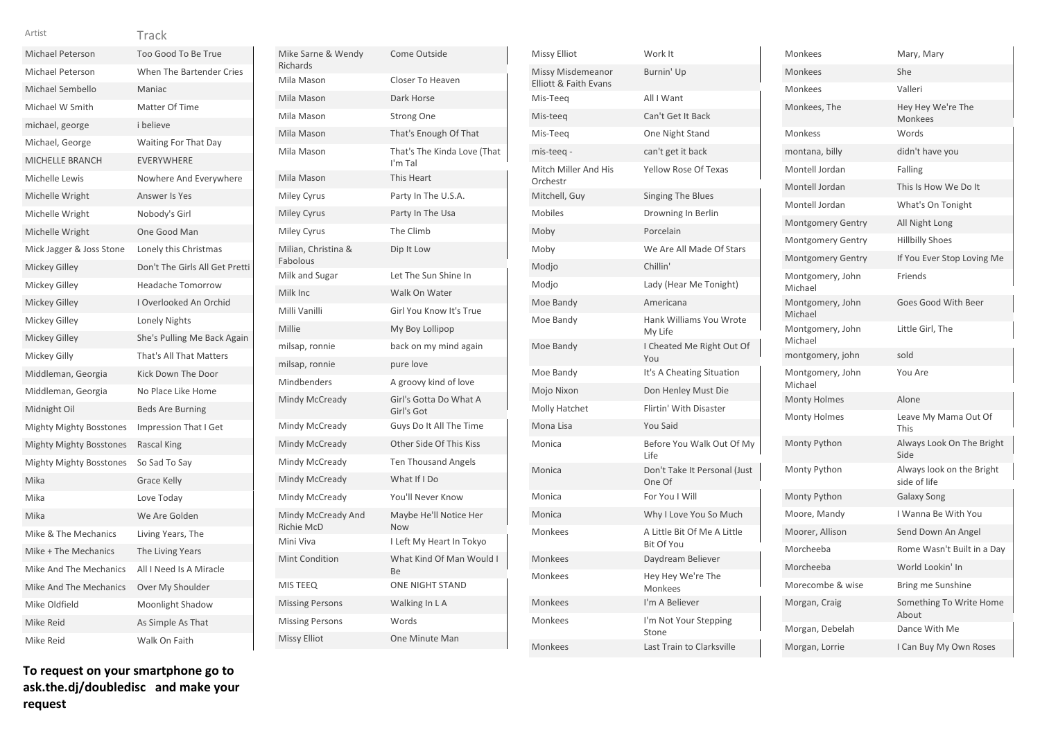| Artist | Track |
|---|---|
| Michael Peterson | Too Good To Be True |
| Michael Peterson | When The Bartender Cries |
| Michael Sembello | Maniac |
| Michael W Smith | Matter Of Time |
| michael, george | i believe |
| Michael, George | Waiting For That Day |
| MICHELLE BRANCH | EVERYWHERE |
| Michelle Lewis | Nowhere And Everywhere |
| Michelle Wright | Answer Is Yes |
| Michelle Wright | Nobody's Girl |
| Michelle Wright | One Good Man |
| Mick Jagger & Joss Stone | Lonely this Christmas |
| Mickey Gilley | Don't The Girls All Get Pretti |
| Mickey Gilley | Headache Tomorrow |
| Mickey Gilley | I Overlooked An Orchid |
| Mickey Gilley | Lonely Nights |
| Mickey Gilley | She's Pulling Me Back Again |
| Mickey Gilly | That's All That Matters |
| Middleman, Georgia | Kick Down The Door |
| Middleman, Georgia | No Place Like Home |
| Midnight Oil | Beds Are Burning |
| Mighty Mighty Bosstones | Impression That I Get |
| Mighty Mighty Bosstones | Rascal King |
| Mighty Mighty Bosstones | So Sad To Say |
| Mika | Grace Kelly |
| Mika | Love Today |
| Mika | We Are Golden |
| Mike & The Mechanics | Living Years, The |
| Mike + The Mechanics | The Living Years |
| Mike And The Mechanics | All I Need Is A Miracle |
| Mike And The Mechanics | Over My Shoulder |
| Mike Oldfield | Moonlight Shadow |
| Mike Reid | As Simple As That |
| Mike Reid | Walk On Faith |
| Mike Sarne & Wendy Richards | Come Outside |
| Mila Mason | Closer To Heaven |
| Mila Mason | Dark Horse |
| Mila Mason | Strong One |
| Mila Mason | That's Enough Of That |
| Mila Mason | That's The Kinda Love (That I'm Tal |
| Mila Mason | This Heart |
| Miley Cyrus | Party In The U.S.A. |
| Miley Cyrus | Party In The Usa |
| Miley Cyrus | The Climb |
| Milian, Christina & Fabolous | Dip It Low |
| Milk and Sugar | Let The Sun Shine In |
| Milk Inc | Walk On Water |
| Milli Vanilli | Girl You Know It's True |
| Millie | My Boy Lollipop |
| milsap, ronnie | back on my mind again |
| milsap, ronnie | pure love |
| Mindbenders | A groovy kind of love |
| Mindy McCready | Girl's Gotta Do What A Girl's Got |
| Mindy McCready | Guys Do It All The Time |
| Mindy McCready | Other Side Of This Kiss |
| Mindy McCready | Ten Thousand Angels |
| Mindy McCready | What If I Do |
| Mindy McCready | You'll Never Know |
| Mindy McCready And Richie McD | Maybe He'll Notice Her Now |
| Mini Viva | I Left My Heart In Tokyo |
| Mint Condition | What Kind Of Man Would I Be |
| MIS TEEQ | ONE NIGHT STAND |
| Missing Persons | Walking In L A |
| Missing Persons | Words |
| Missy Elliot | One Minute Man |
| Missy Elliot | Work It |
| Missy Misdemeanor Elliott & Faith Evans | Burnin' Up |
| Mis-Teeq | All I Want |
| Mis-teeq | Can't Get It Back |
| Mis-Teeq | One Night Stand |
| mis-teeq - | can't get it back |
| Mitch Miller And His Orchestr | Yellow Rose Of Texas |
| Mitchell, Guy | Singing The Blues |
| Mobiles | Drowning In Berlin |
| Moby | Porcelain |
| Moby | We Are All Made Of Stars |
| Modjo | Chillin' |
| Modjo | Lady (Hear Me Tonight) |
| Moe Bandy | Americana |
| Moe Bandy | Hank Williams You Wrote My Life |
| Moe Bandy | I Cheated Me Right Out Of You |
| Moe Bandy | It's A Cheating Situation |
| Mojo Nixon | Don Henley Must Die |
| Molly Hatchet | Flirtin' With Disaster |
| Mona Lisa | You Said |
| Monica | Before You Walk Out Of My Life |
| Monica | Don't Take It Personal (Just One Of |
| Monica | For You I Will |
| Monica | Why I Love You So Much |
| Monkees | A Little Bit Of Me A Little Bit Of You |
| Monkees | Daydream Believer |
| Monkees | Hey Hey We're The Monkees |
| Monkees | I'm A Believer |
| Monkees | I'm Not Your Stepping Stone |
| Monkees | Last Train to Clarksville |
| Monkees | Mary, Mary |
| Monkees | She |
| Monkees | Valleri |
| Monkees, The | Hey Hey We're The Monkees |
| Monkess | Words |
| montana, billy | didn't have you |
| Montell Jordan | Falling |
| Montell Jordan | This Is How We Do It |
| Montell Jordan | What's On Tonight |
| Montgomery Gentry | All Night Long |
| Montgomery Gentry | Hillbilly Shoes |
| Montgomery Gentry | If You Ever Stop Loving Me |
| Montgomery, John Michael | Friends |
| Montgomery, John Michael | Goes Good With Beer |
| Montgomery, John Michael | Little Girl, The |
| montgomery, john | sold |
| Montgomery, John Michael | You Are |
| Monty Holmes | Alone |
| Monty Holmes | Leave My Mama Out Of This |
| Monty Python | Always Look On The Bright Side |
| Monty Python | Always look on the Bright side of life |
| Monty Python | Galaxy Song |
| Moore, Mandy | I Wanna Be With You |
| Moorer, Allison | Send Down An Angel |
| Morcheeba | Rome Wasn't Built in a Day |
| Morcheeba | World Lookin' In |
| Morecombe & wise | Bring me Sunshine |
| Morgan, Craig | Something To Write Home About |
| Morgan, Debelah | Dance With Me |
| Morgan, Lorrie | I Can Buy My Own Roses |

**To request on your smartphone go to ask.the.dj/doubledisc and make your request**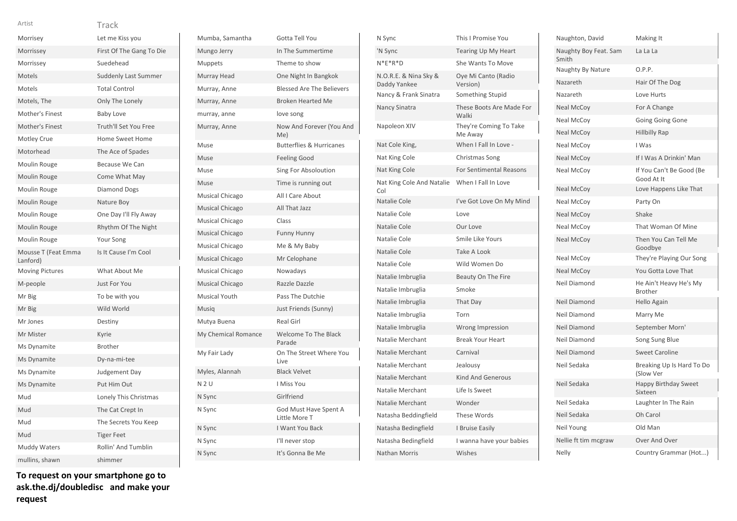| Artist | Track |
| --- | --- |
| Morrisey | Let me Kiss you |
| Morrissey | First Of The Gang To Die |
| Morrissey | Suedehead |
| Motels | Suddenly Last Summer |
| Motels | Total Control |
| Motels, The | Only The Lonely |
| Mother's Finest | Baby Love |
| Mother's Finest | Truth'll Set You Free |
| Motley Crue | Home Sweet Home |
| Motorhead | The Ace of Spades |
| Moulin Rouge | Because We Can |
| Moulin Rouge | Come What May |
| Moulin Rouge | Diamond Dogs |
| Moulin Rouge | Nature Boy |
| Moulin Rouge | One Day I'll Fly Away |
| Moulin Rouge | Rhythm Of The Night |
| Moulin Rouge | Your Song |
| Mousse T (Feat Emma Lanford) | Is It Cause I'm Cool |
| Moving Pictures | What About Me |
| M-people | Just For You |
| Mr Big | To be with you |
| Mr Big | Wild World |
| Mr Jones | Destiny |
| Mr Mister | Kyrie |
| Ms Dynamite | Brother |
| Ms Dynamite | Dy-na-mi-tee |
| Ms Dynamite | Judgement Day |
| Ms Dynamite | Put Him Out |
| Mud | Lonely This Christmas |
| Mud | The Cat Crept In |
| Mud | The Secrets You Keep |
| Mud | Tiger Feet |
| Muddy Waters | Rollin' And Tumblin |
| mullins, shawn | shimmer |
| Mumba, Samantha | Gotta Tell You |
| Mungo Jerry | In The Summertime |
| Muppets | Theme to show |
| Murray Head | One Night In Bangkok |
| Murray, Anne | Blessed Are The Believers |
| Murray, Anne | Broken Hearted Me |
| murray, anne | love song |
| Murray, Anne | Now And Forever (You And Me) |
| Muse | Butterflies & Hurricanes |
| Muse | Feeling Good |
| Muse | Sing For Absoloution |
| Muse | Time is running out |
| Musical Chicago | All I Care About |
| Musical Chicago | All That Jazz |
| Musical Chicago | Class |
| Musical Chicago | Funny Hunny |
| Musical Chicago | Me & My Baby |
| Musical Chicago | Mr Celophane |
| Musical Chicago | Nowadays |
| Musical Chicago | Razzle Dazzle |
| Musical Youth | Pass The Dutchie |
| Musiq | Just Friends (Sunny) |
| Mutya Buena | Real Girl |
| My Chemical Romance | Welcome To The Black Parade |
| My Fair Lady | On The Street Where You Live |
| Myles, Alannah | Black Velvet |
| N 2 U | I Miss You |
| N Sync | Girlfriend |
| N Sync | God Must Have Spent A Little More T |
| N Sync | I Want You Back |
| N Sync | I'll never stop |
| N Sync | It's Gonna Be Me |
| N Sync | This I Promise You |
| 'N Sync | Tearing Up My Heart |
| N*E*R*D | She Wants To Move |
| N.O.R.E. & Nina Sky & Daddy Yankee | Oye Mi Canto (Radio Version) |
| Nancy & Frank Sinatra | Something Stupid |
| Nancy Sinatra | These Boots Are Made For Walki |
| Napoleon XIV | They're Coming To Take Me Away |
| Nat Cole King, | When I Fall In Love - |
| Nat King Cole | Christmas Song |
| Nat King Cole | For Sentimental Reasons |
| Nat King Cole And Natalie Col | When I Fall In Love |
| Natalie Cole | I've Got Love On My Mind |
| Natalie Cole | Love |
| Natalie Cole | Our Love |
| Natalie Cole | Smile Like Yours |
| Natalie Cole | Take A Look |
| Natalie Cole | Wild Women Do |
| Natalie Imbruglia | Beauty On The Fire |
| Natalie Imbruglia | Smoke |
| Natalie Imbruglia | That Day |
| Natalie Imbruglia | Torn |
| Natalie Imbruglia | Wrong Impression |
| Natalie Merchant | Break Your Heart |
| Natalie Merchant | Carnival |
| Natalie Merchant | Jealousy |
| Natalie Merchant | Kind And Generous |
| Natalie Merchant | Life Is Sweet |
| Natalie Merchant | Wonder |
| Natasha Beddingfield | These Words |
| Natasha Bedingfield | I Bruise Easily |
| Natasha Bedingfield | I wanna have your babies |
| Nathan Morris | Wishes |
| Naughton, David | Making It |
| Naughty Boy Feat. Sam Smith | La La La |
| Naughty By Nature | O.P.P. |
| Nazareth | Hair Of The Dog |
| Nazareth | Love Hurts |
| Neal McCoy | For A Change |
| Neal McCoy | Going Going Gone |
| Neal McCoy | Hillbilly Rap |
| Neal McCoy | I Was |
| Neal McCoy | If I Was A Drinkin' Man |
| Neal McCoy | If You Can't Be Good (Be Good At It |
| Neal McCoy | Love Happens Like That |
| Neal McCoy | Party On |
| Neal McCoy | Shake |
| Neal McCoy | That Woman Of Mine |
| Neal McCoy | Then You Can Tell Me Goodbye |
| Neal McCoy | They're Playing Our Song |
| Neal McCoy | You Gotta Love That |
| Neil Diamond | He Ain't Heavy He's My Brother |
| Neil Diamond | Hello Again |
| Neil Diamond | Marry Me |
| Neil Diamond | September Morn' |
| Neil Diamond | Song Sung Blue |
| Neil Diamond | Sweet Caroline |
| Neil Sedaka | Breaking Up Is Hard To Do (Slow Ver |
| Neil Sedaka | Happy Birthday Sweet Sixteen |
| Neil Sedaka | Laughter In The Rain |
| Neil Sedaka | Oh Carol |
| Neil Young | Old Man |
| Nellie ft tim mcgraw | Over And Over |
| Nelly | Country Grammar (Hot...) |

**To request on your smartphone go to ask.the.dj/doubledisc and make your request**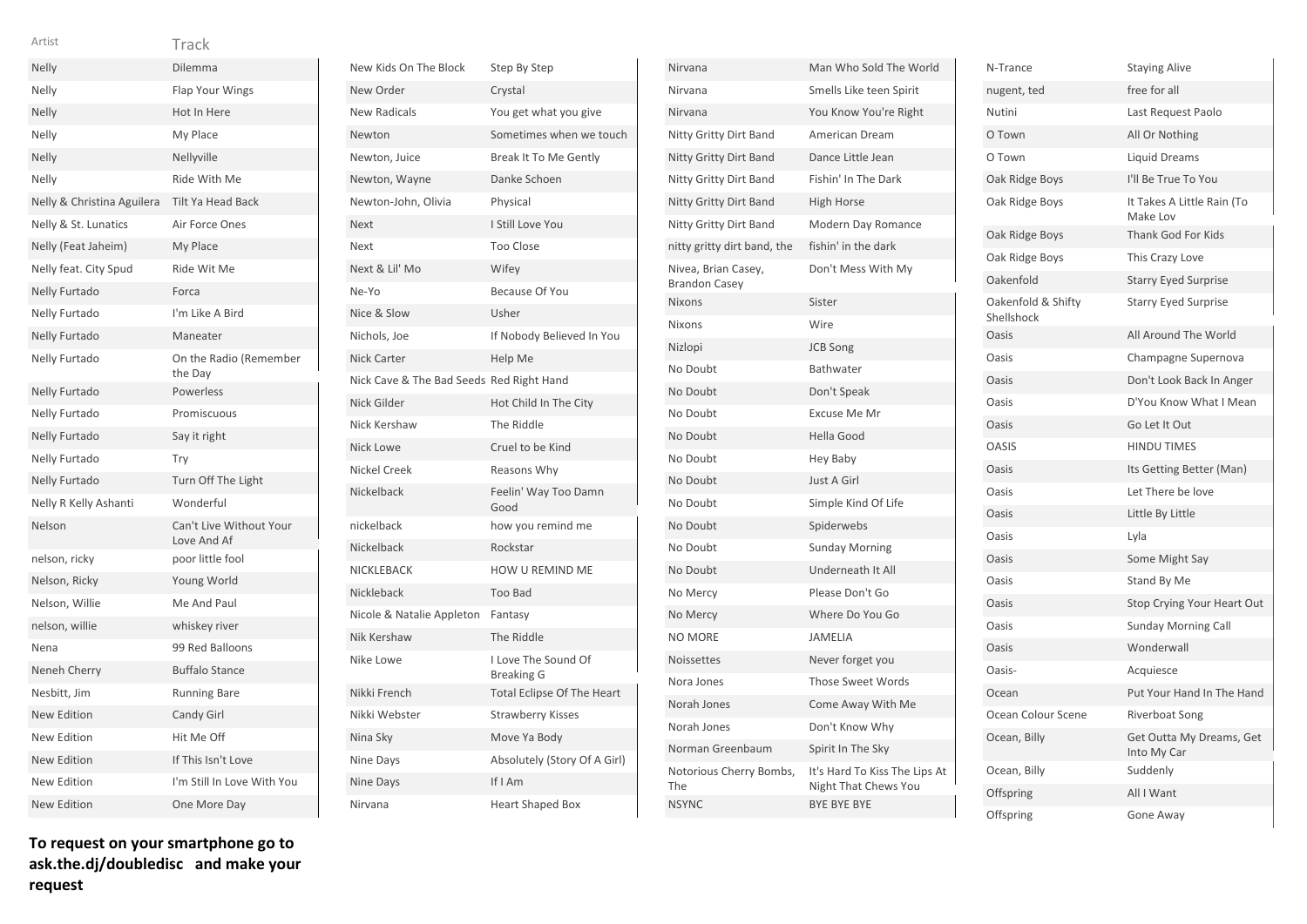| Artist | Track |
| --- | --- |
| Nelly | Dilemma |
| Nelly | Flap Your Wings |
| Nelly | Hot In Here |
| Nelly | My Place |
| Nelly | Nellyville |
| Nelly | Ride With Me |
| Nelly & Christina Aguilera | Tilt Ya Head Back |
| Nelly & St. Lunatics | Air Force Ones |
| Nelly (Feat Jaheim) | My Place |
| Nelly feat. City Spud | Ride Wit Me |
| Nelly Furtado | Forca |
| Nelly Furtado | I'm Like A Bird |
| Nelly Furtado | Maneater |
| Nelly Furtado | On the Radio (Remember the Day |
| Nelly Furtado | Powerless |
| Nelly Furtado | Promiscuous |
| Nelly Furtado | Say it right |
| Nelly Furtado | Try |
| Nelly Furtado | Turn Off The Light |
| Nelly R Kelly Ashanti | Wonderful |
| Nelson | Can't Live Without Your Love And Af |
| nelson, ricky | poor little fool |
| Nelson, Ricky | Young World |
| Nelson, Willie | Me And Paul |
| nelson, willie | whiskey river |
| Nena | 99 Red Balloons |
| Neneh Cherry | Buffalo Stance |
| Nesbitt, Jim | Running Bare |
| New Edition | Candy Girl |
| New Edition | Hit Me Off |
| New Edition | If This Isn't Love |
| New Edition | I'm Still In Love With You |
| New Edition | One More Day |
| New Kids On The Block | Step By Step |
| New Order | Crystal |
| New Radicals | You get what you give |
| Newton | Sometimes when we touch |
| Newton, Juice | Break It To Me Gently |
| Newton, Wayne | Danke Schoen |
| Newton-John, Olivia | Physical |
| Next | I Still Love You |
| Next | Too Close |
| Next & Lil' Mo | Wifey |
| Ne-Yo | Because Of You |
| Nice & Slow | Usher |
| Nichols, Joe | If Nobody Believed In You |
| Nick Carter | Help Me |
| Nick Cave & The Bad Seeds | Red Right Hand |
| Nick Gilder | Hot Child In The City |
| Nick Kershaw | The Riddle |
| Nick Lowe | Cruel to be Kind |
| Nickel Creek | Reasons Why |
| Nickelback | Feelin' Way Too Damn Good |
| nickelback | how you remind me |
| Nickelback | Rockstar |
| NICKLEBACK | HOW U REMIND ME |
| Nickleback | Too Bad |
| Nicole & Natalie Appleton | Fantasy |
| Nik Kershaw | The Riddle |
| Nike Lowe | I Love The Sound Of Breaking G |
| Nikki French | Total Eclipse Of The Heart |
| Nikki Webster | Strawberry Kisses |
| Nina Sky | Move Ya Body |
| Nine Days | Absolutely (Story Of A Girl) |
| Nine Days | If I Am |
| Nirvana | Heart Shaped Box |
| Nirvana | Man Who Sold The World |
| Nirvana | Smells Like teen Spirit |
| Nirvana | You Know You're Right |
| Nitty Gritty Dirt Band | American Dream |
| Nitty Gritty Dirt Band | Dance Little Jean |
| Nitty Gritty Dirt Band | Fishin' In The Dark |
| Nitty Gritty Dirt Band | High Horse |
| Nitty Gritty Dirt Band | Modern Day Romance |
| nitty gritty dirt band, the | fishin' in the dark |
| Nivea, Brian Casey, Brandon Casey | Don't Mess With My |
| Nixons | Sister |
| Nixons | Wire |
| Nizlopi | JCB Song |
| No Doubt | Bathwater |
| No Doubt | Don't Speak |
| No Doubt | Excuse Me Mr |
| No Doubt | Hella Good |
| No Doubt | Hey Baby |
| No Doubt | Just A Girl |
| No Doubt | Simple Kind Of Life |
| No Doubt | Spiderwebs |
| No Doubt | Sunday Morning |
| No Doubt | Underneath It All |
| No Mercy | Please Don't Go |
| No Mercy | Where Do You Go |
| NO MORE | JAMELIA |
| Noissettes | Never forget you |
| Nora Jones | Those Sweet Words |
| Norah Jones | Come Away With Me |
| Norah Jones | Don't Know Why |
| Norman Greenbaum | Spirit In The Sky |
| Notorious Cherry Bombs, The | It's Hard To Kiss The Lips At Night That Chews You |
| NSYNC | BYE BYE BYE |
| N-Trance | Staying Alive |
| nugent, ted | free for all |
| Nutini | Last Request Paolo |
| O Town | All Or Nothing |
| O Town | Liquid Dreams |
| Oak Ridge Boys | I'll Be True To You |
| Oak Ridge Boys | It Takes A Little Rain (To Make Lov |
| Oak Ridge Boys | Thank God For Kids |
| Oak Ridge Boys | This Crazy Love |
| Oakenfold | Starry Eyed Surprise |
| Oakenfold & Shifty Shellshock | Starry Eyed Surprise |
| Oasis | All Around The World |
| Oasis | Champagne Supernova |
| Oasis | Don't Look Back In Anger |
| Oasis | D'You Know What I Mean |
| Oasis | Go Let It Out |
| OASIS | HINDU TIMES |
| Oasis | Its Getting Better (Man) |
| Oasis | Let There be love |
| Oasis | Little By Little |
| Oasis | Lyla |
| Oasis | Some Might Say |
| Oasis | Stand By Me |
| Oasis | Stop Crying Your Heart Out |
| Oasis | Sunday Morning Call |
| Oasis | Wonderwall |
| Oasis- | Acquiesce |
| Ocean | Put Your Hand In The Hand |
| Ocean Colour Scene | Riverboat Song |
| Ocean, Billy | Get Outta My Dreams, Get Into My Car |
| Ocean, Billy | Suddenly |
| Offspring | All I Want |
| Offspring | Gone Away |

**To request on your smartphone go to ask.the.dj/doubledisc and make your request**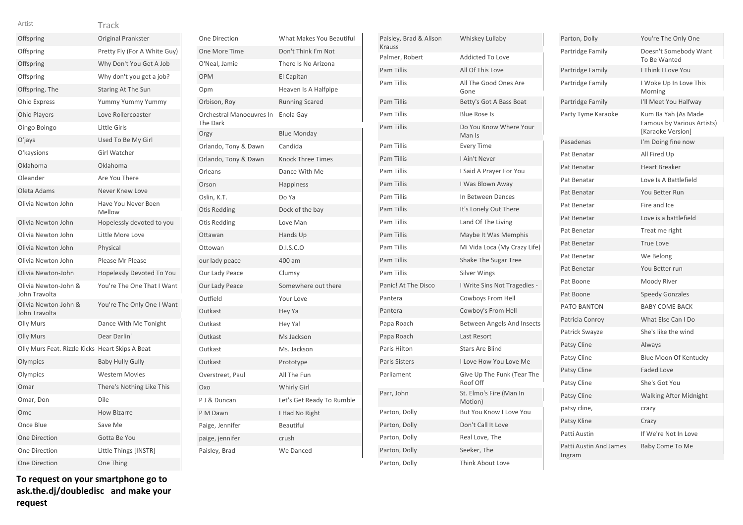| Artist | Track |
|---|---|
| Offspring | Original Prankster |
| Offspring | Pretty Fly (For A White Guy) |
| Offspring | Why Don't You Get A Job |
| Offspring | Why don't you get a job? |
| Offspring, The | Staring At The Sun |
| Ohio Express | Yummy Yummy Yummy |
| Ohio Players | Love Rollercoaster |
| Oingo Boingo | Little Girls |
| O'jays | Used To Be My Girl |
| O'kaysions | Girl Watcher |
| Oklahoma | Oklahoma |
| Oleander | Are You There |
| Oleta Adams | Never Knew Love |
| Olivia Newton John | Have You Never Been Mellow |
| Olivia Newton John | Hopelessly devoted to you |
| Olivia Newton John | Little More Love |
| Olivia Newton John | Physical |
| Olivia Newton John | Please Mr Please |
| Olivia Newton-John | Hopelessly Devoted To You |
| Olivia Newton-John & John Travolta | You're The One That I Want |
| Olivia Newton-John & John Travolta | You're The Only One I Want |
| Olly Murs | Dance With Me Tonight |
| Olly Murs | Dear Darlin' |
| Olly Murs Feat. Rizzle Kicks | Heart Skips A Beat |
| Olympics | Baby Hully Gully |
| Olympics | Western Movies |
| Omar | There's Nothing Like This |
| Omar, Don | Dile |
| Omc | How Bizarre |
| Once Blue | Save Me |
| One Direction | Gotta Be You |
| One Direction | Little Things [INSTR] |
| One Direction | One Thing |
| One Direction | What Makes You Beautiful |
| One More Time | Don't Think I'm Not |
| O'Neal, Jamie | There Is No Arizona |
| OPM | El Capitan |
| Opm | Heaven Is A Halfpipe |
| Orbison, Roy | Running Scared |
| Orchestral Manoeuvres In The Dark | Enola Gay |
| Orgy | Blue Monday |
| Orlando, Tony & Dawn | Candida |
| Orlando, Tony & Dawn | Knock Three Times |
| Orleans | Dance With Me |
| Orson | Happiness |
| Oslin, K.T. | Do Ya |
| Otis Redding | Dock of the bay |
| Otis Redding | Love Man |
| Ottawan | Hands Up |
| Ottowan | D.I.S.C.O |
| our lady peace | 400 am |
| Our Lady Peace | Clumsy |
| Our Lady Peace | Somewhere out there |
| Outfield | Your Love |
| Outkast | Hey Ya |
| Outkast | Hey Ya! |
| Outkast | Ms Jackson |
| Outkast | Ms. Jackson |
| Outkast | Prototype |
| Overstreet, Paul | All The Fun |
| Oxo | Whirly Girl |
| P J & Duncan | Let's Get Ready To Rumble |
| P M Dawn | I Had No Right |
| Paige, Jennifer | Beautiful |
| paige, jennifer | crush |
| Paisley, Brad | We Danced |
| Paisley, Brad & Alison Krauss | Whiskey Lullaby |
| Palmer, Robert | Addicted To Love |
| Pam Tillis | All Of This Love |
| Pam Tillis | All The Good Ones Are Gone |
| Pam Tillis | Betty's Got A Bass Boat |
| Pam Tillis | Blue Rose Is |
| Pam Tillis | Do You Know Where Your Man Is |
| Pam Tillis | Every Time |
| Pam Tillis | I Ain't Never |
| Pam Tillis | I Said A Prayer For You |
| Pam Tillis | I Was Blown Away |
| Pam Tillis | In Between Dances |
| Pam Tillis | It's Lonely Out There |
| Pam Tillis | Land Of The Living |
| Pam Tillis | Maybe It Was Memphis |
| Pam Tillis | Mi Vida Loca (My Crazy Life) |
| Pam Tillis | Shake The Sugar Tree |
| Pam Tillis | Silver Wings |
| Panic! At The Disco | I Write Sins Not Tragedies - |
| Pantera | Cowboys From Hell |
| Pantera | Cowboy's From Hell |
| Papa Roach | Between Angels And Insects |
| Papa Roach | Last Resort |
| Paris Hilton | Stars Are Blind |
| Paris Sisters | I Love How You Love Me |
| Parliament | Give Up The Funk (Tear The Roof Off |
| Parr, John | St. Elmo's Fire (Man In Motion) |
| Parton, Dolly | But You Know I Love You |
| Parton, Dolly | Don't Call It Love |
| Parton, Dolly | Real Love, The |
| Parton, Dolly | Seeker, The |
| Parton, Dolly | Think About Love |
| Parton, Dolly | You're The Only One |
| Partridge Family | Doesn't Somebody Want To Be Wanted |
| Partridge Family | I Think I Love You |
| Partridge Family | I Woke Up In Love This Morning |
| Partridge Family | I'll Meet You Halfway |
| Party Tyme Karaoke | Kum Ba Yah (As Made Famous by Various Artists) [Karaoke Version] |
| Pasadenas | I'm Doing fine now |
| Pat Benatar | All Fired Up |
| Pat Benatar | Heart Breaker |
| Pat Benatar | Love Is A Battlefield |
| Pat Benatar | You Better Run |
| Pat Benetar | Fire and Ice |
| Pat Benetar | Love is a battlefield |
| Pat Benetar | Treat me right |
| Pat Benetar | True Love |
| Pat Benetar | We Belong |
| Pat Benetar | You Better run |
| Pat Boone | Moody River |
| Pat Boone | Speedy Gonzales |
| PATO BANTON | BABY COME BACK |
| Patricia Conroy | What Else Can I Do |
| Patrick Swayze | She's like the wind |
| Patsy Cline | Always |
| Patsy Cline | Blue Moon Of Kentucky |
| Patsy Cline | Faded Love |
| Patsy Cline | She's Got You |
| Patsy Cline | Walking After Midnight |
| patsy cline, | crazy |
| Patsy Kline | Crazy |
| Patti Austin | If We're Not In Love |
| Patti Austin And James Ingram | Baby Come To Me |

**To request on your smartphone go to ask.the.dj/doubledisc and make your request**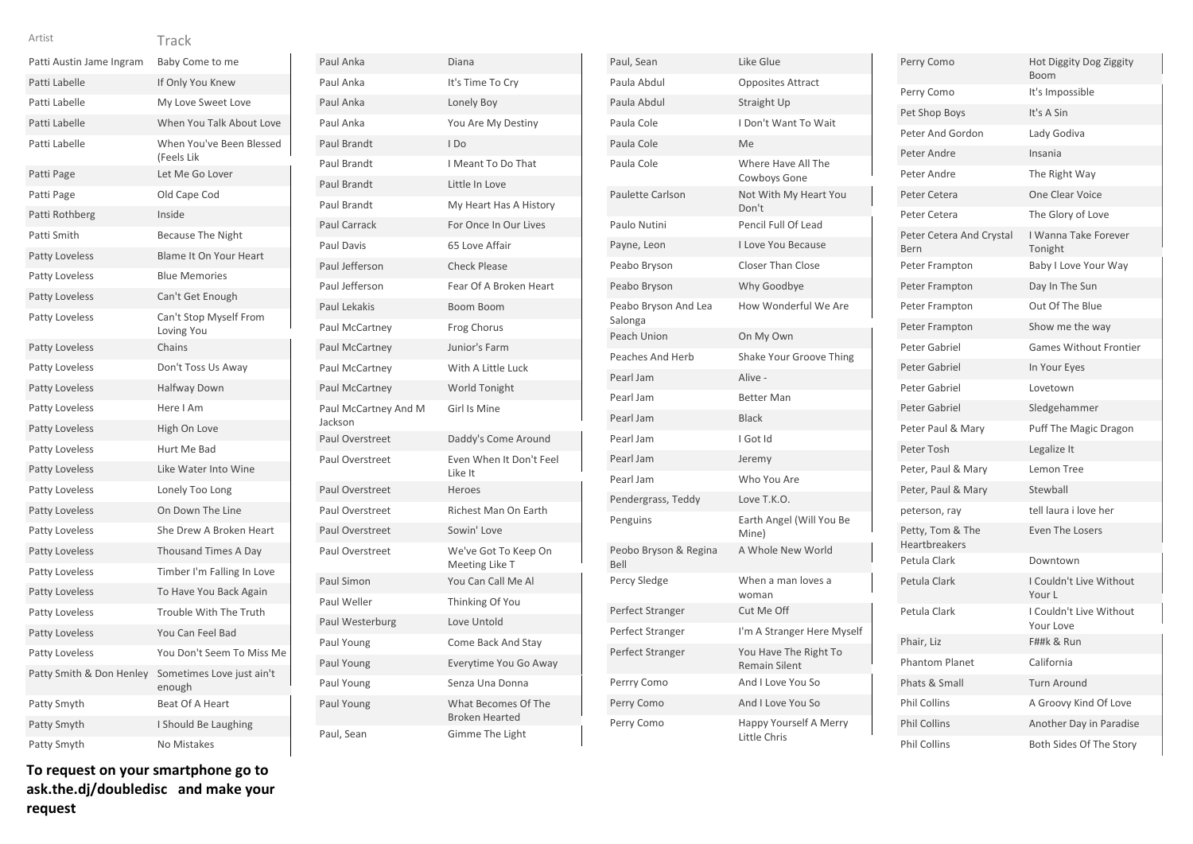| Artist | Track |
| --- | --- |
| Patti Austin Jame Ingram | Baby Come to me |
| Patti Labelle | If Only You Knew |
| Patti Labelle | My Love Sweet Love |
| Patti Labelle | When You Talk About Love |
| Patti Labelle | When You've Been Blessed (Feels Lik |
| Patti Page | Let Me Go Lover |
| Patti Page | Old Cape Cod |
| Patti Rothberg | Inside |
| Patti Smith | Because The Night |
| Patty Loveless | Blame It On Your Heart |
| Patty Loveless | Blue Memories |
| Patty Loveless | Can't Get Enough |
| Patty Loveless | Can't Stop Myself From Loving You |
| Patty Loveless | Chains |
| Patty Loveless | Don't Toss Us Away |
| Patty Loveless | Halfway Down |
| Patty Loveless | Here I Am |
| Patty Loveless | High On Love |
| Patty Loveless | Hurt Me Bad |
| Patty Loveless | Like Water Into Wine |
| Patty Loveless | Lonely Too Long |
| Patty Loveless | On Down The Line |
| Patty Loveless | She Drew A Broken Heart |
| Patty Loveless | Thousand Times A Day |
| Patty Loveless | Timber I'm Falling In Love |
| Patty Loveless | To Have You Back Again |
| Patty Loveless | Trouble With The Truth |
| Patty Loveless | You Can Feel Bad |
| Patty Loveless | You Don't Seem To Miss Me |
| Patty Smith & Don Henley | Sometimes Love just ain't enough |
| Patty Smyth | Beat Of A Heart |
| Patty Smyth | I Should Be Laughing |
| Patty Smyth | No Mistakes |
| Paul Anka | Diana |
| Paul Anka | It's Time To Cry |
| Paul Anka | Lonely Boy |
| Paul Anka | You Are My Destiny |
| Paul Brandt | I Do |
| Paul Brandt | I Meant To Do That |
| Paul Brandt | Little In Love |
| Paul Brandt | My Heart Has A History |
| Paul Carrack | For Once In Our Lives |
| Paul Davis | 65 Love Affair |
| Paul Jefferson | Check Please |
| Paul Jefferson | Fear Of A Broken Heart |
| Paul Lekakis | Boom Boom |
| Paul McCartney | Frog Chorus |
| Paul McCartney | Junior's Farm |
| Paul McCartney | With A Little Luck |
| Paul McCartney | World Tonight |
| Paul McCartney And M Jackson | Girl Is Mine |
| Paul Overstreet | Daddy's Come Around |
| Paul Overstreet | Even When It Don't Feel Like It |
| Paul Overstreet | Heroes |
| Paul Overstreet | Richest Man On Earth |
| Paul Overstreet | Sowin' Love |
| Paul Overstreet | We've Got To Keep On Meeting Like T |
| Paul Simon | You Can Call Me Al |
| Paul Weller | Thinking Of You |
| Paul Westerburg | Love Untold |
| Paul Young | Come Back And Stay |
| Paul Young | Everytime You Go Away |
| Paul Young | Senza Una Donna |
| Paul Young | What Becomes Of The Broken Hearted |
| Paul, Sean | Gimme The Light |
| Paul, Sean | Like Glue |
| Paula Abdul | Opposites Attract |
| Paula Abdul | Straight Up |
| Paula Cole | I Don't Want To Wait |
| Paula Cole | Me |
| Paula Cole | Where Have All The Cowboys Gone |
| Paulette Carlson | Not With My Heart You Don't |
| Paulo Nutini | Pencil Full Of Lead |
| Payne, Leon | I Love You Because |
| Peabo Bryson | Closer Than Close |
| Peabo Bryson | Why Goodbye |
| Peabo Bryson And Lea Salonga | How Wonderful We Are |
| Peach Union | On My Own |
| Peaches And Herb | Shake Your Groove Thing |
| Pearl Jam | Alive - |
| Pearl Jam | Better Man |
| Pearl Jam | Black |
| Pearl Jam | I Got Id |
| Pearl Jam | Jeremy |
| Pearl Jam | Who You Are |
| Pendergrass, Teddy | Love T.K.O. |
| Penguins | Earth Angel (Will You Be Mine) |
| Peobo Bryson & Regina Bell | A Whole New World |
| Percy Sledge | When a man loves a woman |
| Perfect Stranger | Cut Me Off |
| Perfect Stranger | I'm A Stranger Here Myself |
| Perfect Stranger | You Have The Right To Remain Silent |
| Perrry Como | And I Love You So |
| Perry Como | And I Love You So |
| Perry Como | Happy Yourself A Merry Little Chris |
| Perry Como | Hot Diggity Dog Ziggity Boom |
| Perry Como | It's Impossible |
| Pet Shop Boys | It's A Sin |
| Peter And Gordon | Lady Godiva |
| Peter Andre | Insania |
| Peter Andre | The Right Way |
| Peter Cetera | One Clear Voice |
| Peter Cetera | The Glory of Love |
| Peter Cetera And Crystal Bern | I Wanna Take Forever Tonight |
| Peter Frampton | Baby I Love Your Way |
| Peter Frampton | Day In The Sun |
| Peter Frampton | Out Of The Blue |
| Peter Frampton | Show me the way |
| Peter Gabriel | Games Without Frontier |
| Peter Gabriel | In Your Eyes |
| Peter Gabriel | Lovetown |
| Peter Gabriel | Sledgehammer |
| Peter Paul & Mary | Puff The Magic Dragon |
| Peter Tosh | Legalize It |
| Peter, Paul & Mary | Lemon Tree |
| Peter, Paul & Mary | Stewball |
| peterson, ray | tell laura i love her |
| Petty, Tom & The Heartbreakers | Even The Losers |
| Petula Clark | Downtown |
| Petula Clark | I Couldn't Live Without Your L |
| Petula Clark | I Couldn't Live Without Your Love |
| Phair, Liz | F##k & Run |
| Phantom Planet | California |
| Phats & Small | Turn Around |
| Phil Collins | A Groovy Kind Of Love |
| Phil Collins | Another Day in Paradise |
| Phil Collins | Both Sides Of The Story |

**To request on your smartphone go to ask.the.dj/doubledisc and make your request**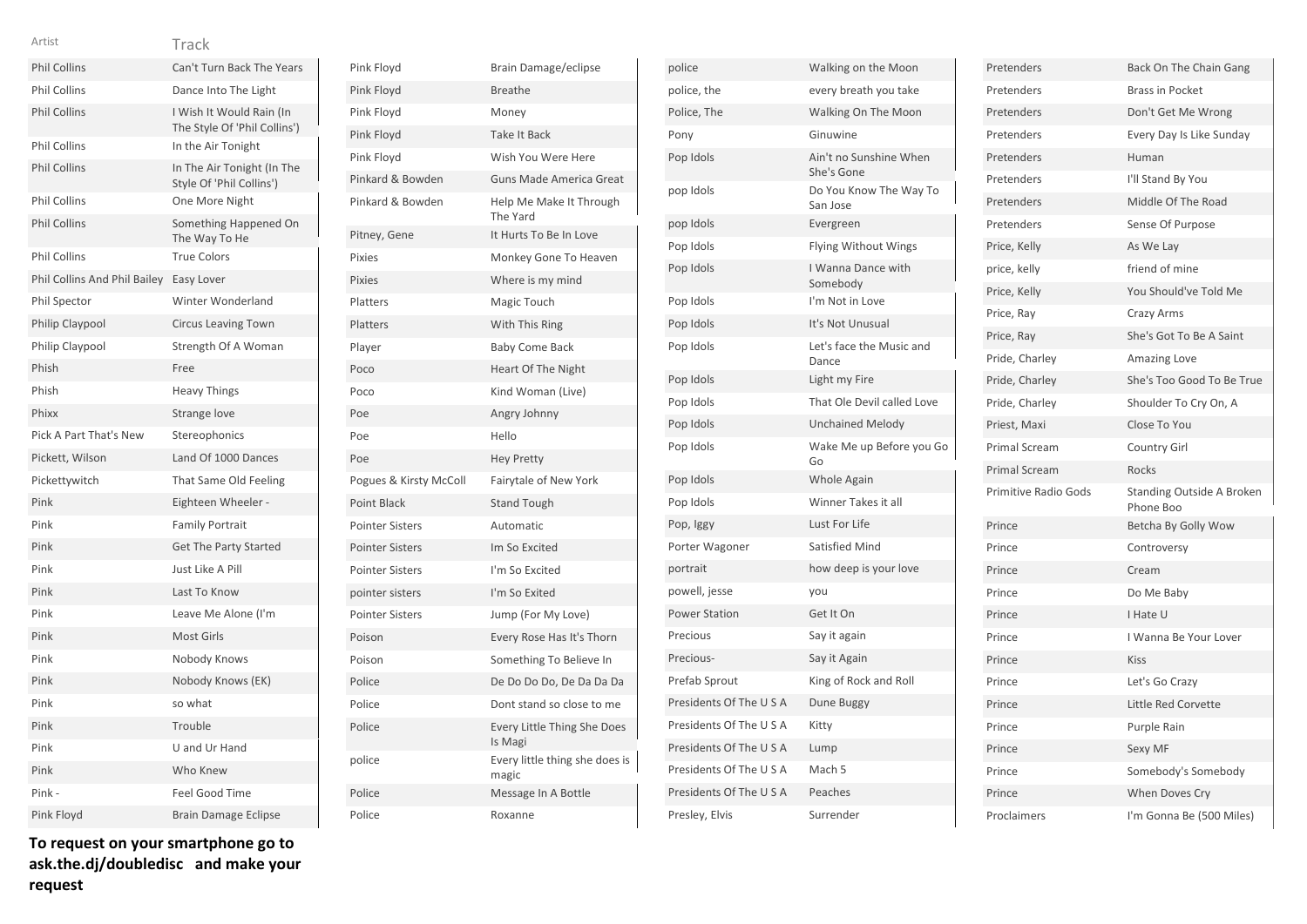| Artist | Track |
|---|---|
| Phil Collins | Can't Turn Back The Years |
| Phil Collins | Dance Into The Light |
| Phil Collins | I Wish It Would Rain (In The Style Of 'Phil Collins') |
| Phil Collins | In the Air Tonight |
| Phil Collins | In The Air Tonight (In The Style Of 'Phil Collins') |
| Phil Collins | One More Night |
| Phil Collins | Something Happened On The Way To He |
| Phil Collins | True Colors |
| Phil Collins And Phil Bailey | Easy Lover |
| Phil Spector | Winter Wonderland |
| Philip Claypool | Circus Leaving Town |
| Philip Claypool | Strength Of A Woman |
| Phish | Free |
| Phish | Heavy Things |
| Phixx | Strange love |
| Pick A Part That's New | Stereophonics |
| Pickett, Wilson | Land Of 1000 Dances |
| Pickettywitch | That Same Old Feeling |
| Pink | Eighteen Wheeler - |
| Pink | Family Portrait |
| Pink | Get The Party Started |
| Pink | Just Like A Pill |
| Pink | Last To Know |
| Pink | Leave Me Alone (I'm |
| Pink | Most Girls |
| Pink | Nobody Knows |
| Pink | Nobody Knows (EK) |
| Pink | so what |
| Pink | Trouble |
| Pink | U and Ur Hand |
| Pink | Who Knew |
| Pink - | Feel Good Time |
| Pink Floyd | Brain Damage Eclipse |
| Pink Floyd | Brain Damage/eclipse |
| Pink Floyd | Breathe |
| Pink Floyd | Money |
| Pink Floyd | Take It Back |
| Pink Floyd | Wish You Were Here |
| Pinkard & Bowden | Guns Made America Great |
| Pinkard & Bowden | Help Me Make It Through The Yard |
| Pitney, Gene | It Hurts To Be In Love |
| Pixies | Monkey Gone To Heaven |
| Pixies | Where is my mind |
| Platters | Magic Touch |
| Platters | With This Ring |
| Player | Baby Come Back |
| Poco | Heart Of The Night |
| Poco | Kind Woman (Live) |
| Poe | Angry Johnny |
| Poe | Hello |
| Poe | Hey Pretty |
| Pogues & Kirsty McColl | Fairytale of New York |
| Point Black | Stand Tough |
| Pointer Sisters | Automatic |
| Pointer Sisters | Im So Excited |
| Pointer Sisters | I'm So Excited |
| pointer sisters | I'm So Exited |
| Pointer Sisters | Jump (For My Love) |
| Poison | Every Rose Has It's Thorn |
| Poison | Something To Believe In |
| Police | De Do Do Do, De Da Da Da |
| Police | Dont stand so close to me |
| Police | Every Little Thing She Does Is Magi |
| police | Every little thing she does is magic |
| Police | Message In A Bottle |
| Police | Roxanne |
| police | Walking on the Moon |
| police, the | every breath you take |
| Police, The | Walking On The Moon |
| Pony | Ginuwine |
| Pop Idols | Ain't no Sunshine When She's Gone |
| pop Idols | Do You Know The Way To San Jose |
| pop Idols | Evergreen |
| Pop Idols | Flying Without Wings |
| Pop Idols | I Wanna Dance with Somebody |
| Pop Idols | I'm Not in Love |
| Pop Idols | It's Not Unusual |
| Pop Idols | Let's face the Music and Dance |
| Pop Idols | Light my Fire |
| Pop Idols | That Ole Devil called Love |
| Pop Idols | Unchained Melody |
| Pop Idols | Wake Me up Before you Go Go |
| Pop Idols | Whole Again |
| Pop Idols | Winner Takes it all |
| Pop, Iggy | Lust For Life |
| Porter Wagoner | Satisfied Mind |
| portrait | how deep is your love |
| powell, jesse | you |
| Power Station | Get It On |
| Precious | Say it again |
| Precious- | Say it Again |
| Prefab Sprout | King of Rock and Roll |
| Presidents Of The U S A | Dune Buggy |
| Presidents Of The U S A | Kitty |
| Presidents Of The U S A | Lump |
| Presidents Of The U S A | Mach 5 |
| Presidents Of The U S A | Peaches |
| Presley, Elvis | Surrender |
| Pretenders | Back On The Chain Gang |
| Pretenders | Brass in Pocket |
| Pretenders | Don't Get Me Wrong |
| Pretenders | Every Day Is Like Sunday |
| Pretenders | Human |
| Pretenders | I'll Stand By You |
| Pretenders | Middle Of The Road |
| Pretenders | Sense Of Purpose |
| Price, Kelly | As We Lay |
| price, kelly | friend of mine |
| Price, Kelly | You Should've Told Me |
| Price, Ray | Crazy Arms |
| Price, Ray | She's Got To Be A Saint |
| Pride, Charley | Amazing Love |
| Pride, Charley | She's Too Good To Be True |
| Pride, Charley | Shoulder To Cry On, A |
| Priest, Maxi | Close To You |
| Primal Scream | Country Girl |
| Primal Scream | Rocks |
| Primitive Radio Gods | Standing Outside A Broken Phone Boo |
| Prince | Betcha By Golly Wow |
| Prince | Controversy |
| Prince | Cream |
| Prince | Do Me Baby |
| Prince | I Hate U |
| Prince | I Wanna Be Your Lover |
| Prince | Kiss |
| Prince | Let's Go Crazy |
| Prince | Little Red Corvette |
| Prince | Purple Rain |
| Prince | Sexy MF |
| Prince | Somebody's Somebody |
| Prince | When Doves Cry |
| Proclaimers | I'm Gonna Be (500 Miles) |

**To request on your smartphone go to ask.the.dj/doubledisc and make your request**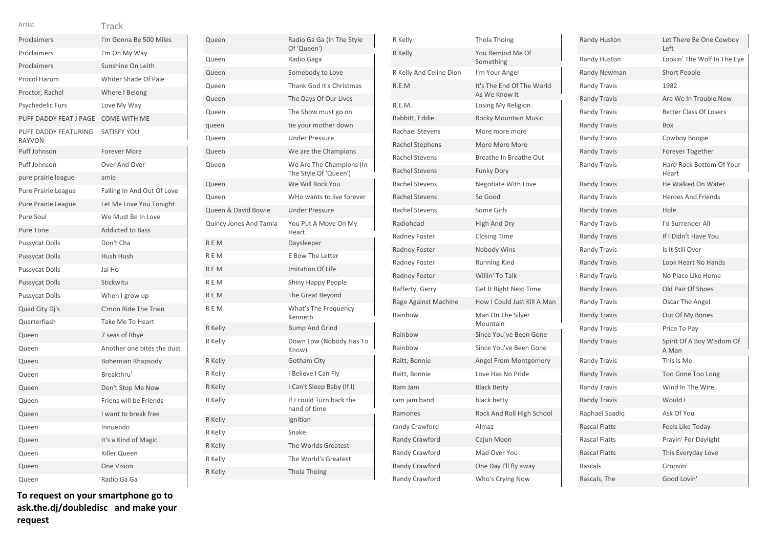| Artist | Track |
|---|---|
| Proclaimers | I'm Gonna Be 500 Miles |
| Proclaimers | I'm On My Way |
| Proclaimers | Sunshine On Leith |
| Procol Harum | Whiter Shade Of Pale |
| Proctor, Rachel | Where I Belong |
| Psychedelic Furs | Love My Way |
| PUFF DADDY FEAT J PAGE | COME WITH ME |
| PUFF DADDY FEATURING RAYVON | SATISFY YOU |
| Puff Johnson | Forever More |
| Puff Johnson | Over And Over |
| pure prairie league | amie |
| Pure Prairie League | Falling In And Out Of Love |
| Pure Prairie League | Let Me Love You Tonight |
| Pure Soul | We Must Be In Love |
| Pure Tone | Addicted to Bass |
| Pussycat Dolls | Don't Cha |
| Pussycat Dolls | Hush Hush |
| Pussycat Dolls | Jai Ho |
| Pussycat Dolls | Stickwitu |
| Pussycat Dolls | When I grow up |
| Quad City Dj's | C'mon Ride The Train |
| Quarterflash | Take Me To Heart |
| Queen | 7 seas of Rhye |
| Queen | Another one bites the dust |
| Queen | Bohemian Rhapsody |
| Queen | Breakthru' |
| Queen | Don't Stop Me Now |
| Queen | Friens will be Friends |
| Queen | I want to break free |
| Queen | Innuendo |
| Queen | It's a Kind of Magic |
| Queen | Killer Queen |
| Queen | One Vision |
| Queen | Radio Ga Ga |
| Queen | Radio Ga Ga (In The Style Of 'Queen') |
| Queen | Radio Gaga |
| Queen | Somebody to Love |
| Queen | Thank God It's Christmas |
| Queen | The Days Of Our Lives |
| Queen | The Show must go on |
| queen | tie your mother down |
| Queen | Under Pressure |
| Queen | We are the Champions |
| Queen | We Are The Champions (In The Style Of 'Queen') |
| Queen | We Will Rock You |
| Queen | WHo wants to live forever |
| Queen & David Bowie | Under Pressure |
| Quincy Jones And Tamia | You Put A Move On My Heart |
| R E M | Daysleeper |
| R E M | E Bow The Letter |
| R E M | Imitation Of Life |
| R E M | Shiny Happy People |
| R E M | The Great Beyond |
| R E M | What's The Frequency Kenneth |
| R Kelly | Bump And Grind |
| R Kelly | Down Low (Nobody Has To Know) |
| R Kelly | Gotham City |
| R Kelly | I Believe I Can Fly |
| R Kelly | I Can't Sleep Baby (If I) |
| R Kelly | If I could Turn back the hand of time |
| R Kelly | Ignition |
| R Kelly | Snake |
| R Kelly | The Worlds Greatest |
| R Kelly | The World's Greatest |
| R Kelly | Thoia Thoing |
| R Kelly | Thola Thoing |
| R Kelly | You Remind Me Of Something |
| R Kelly And Celine Dion | I'm Your Angel |
| R.E.M | It's The End Of The World As We Know It |
| R.E.M. | Losing My Religion |
| Rabbitt, Eddie | Rocky Mountain Music |
| Rachael Stevens | More more more |
| Rachel Stephens | More More More |
| Rachel Stevens | Breathe In Breathe Out |
| Rachel Stevens | Funky Dory |
| Rachel Stevens | Negotiate With Love |
| Rachel Stevens | So Good |
| Rachel Stevens | Some Girls |
| Radiohead | High And Dry |
| Radney Foster | Closing Time |
| Radney Foster | Nobody Wins |
| Radney Foster | Running Kind |
| Radney Foster | Willin' To Talk |
| Rafferty, Gerry | Get It Right Next Time |
| Rage Against Machine | How I Could Just Kill A Man |
| Rainbow | Man On The Silver Mountain |
| Rainbow | Since You´ve Been Gone |
| Rainbow | Since You've Been Gone |
| Raitt, Bonnie | Angel From Montgomery |
| Raitt, Bonnie | Love Has No Pride |
| Ram Jam | Black Betty |
| ram jam band | black betty |
| Ramones | Rock And Roll High School |
| randy Crawford | Almaz |
| Randy Crawford | Cajun Moon |
| Randy Crawford | Mad Over You |
| Randy Crawford | One Day I'll fly away |
| Randy Crawford | Who's Crying Now |
| Randy Huston | Let There Be One Cowboy Left |
| Randy Huston | Lookin' The Wolf In The Eye |
| Randy Newman | Short People |
| Randy Travis | 1982 |
| Randy Travis | Are We In Trouble Now |
| Randy Travis | Better Class Of Losers |
| Randy Travis | Box |
| Randy Travis | Cowboy Boogie |
| Randy Travis | Forever Together |
| Randy Travis | Hard Rock Bottom Of Your Heart |
| Randy Travis | He Walked On Water |
| Randy Travis | Heroes And Friends |
| Randy Travis | Hole |
| Randy Travis | I'd Surrender All |
| Randy Travis | If I Didn't Have You |
| Randy Travis | Is It Still Over |
| Randy Travis | Look Heart No Hands |
| Randy Travis | No Place Like Home |
| Randy Travis | Old Pair Of Shoes |
| Randy Travis | Oscar The Angel |
| Randy Travis | Out Of My Bones |
| Randy Travis | Price To Pay |
| Randy Travis | Spirit Of A Boy Wisdom Of A Man |
| Randy Travis | This Is Me |
| Randy Travis | Too Gone Too Long |
| Randy Travis | Wind In The Wire |
| Randy Travis | Would I |
| Raphael Saadiq | Ask Of You |
| Rascal Flatts | Feels Like Today |
| Rascal Flatts | Prayin' For Daylight |
| Rascal Flatts | This Everyday Love |
| Rascals | Groovin' |
| Rascals, The | Good Lovin' |

**To request on your smartphone go to ask.the.dj/doubledisc and make your request**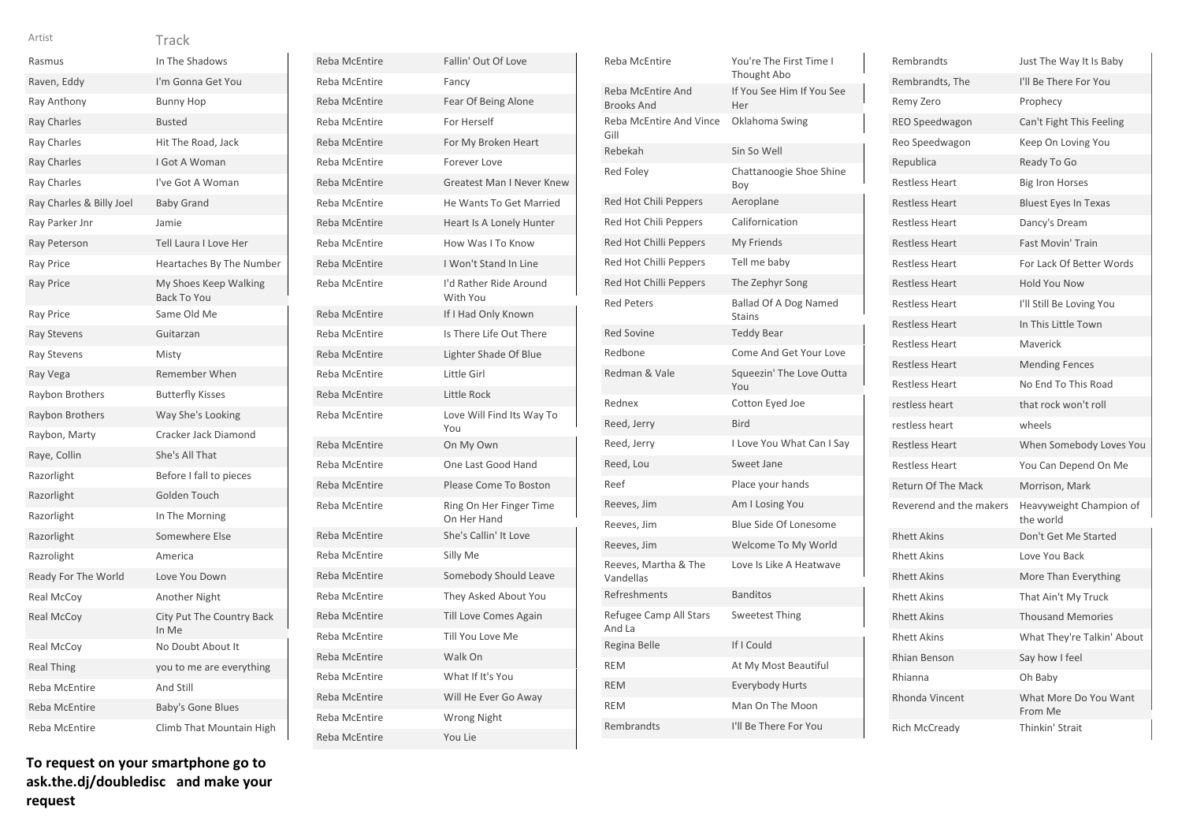| Artist | Track |
|---|---|
| Rasmus | In The Shadows |
| Raven, Eddy | I'm Gonna Get You |
| Ray Anthony | Bunny Hop |
| Ray Charles | Busted |
| Ray Charles | Hit The Road, Jack |
| Ray Charles | I Got A Woman |
| Ray Charles | I've Got A Woman |
| Ray Charles & Billy Joel | Baby Grand |
| Ray Parker Jnr | Jamie |
| Ray Peterson | Tell Laura I Love Her |
| Ray Price | Heartaches By The Number |
| Ray Price | My Shoes Keep Walking Back To You |
| Ray Price | Same Old Me |
| Ray Stevens | Guitarzan |
| Ray Stevens | Misty |
| Ray Vega | Remember When |
| Raybon Brothers | Butterfly Kisses |
| Raybon Brothers | Way She's Looking |
| Raybon, Marty | Cracker Jack Diamond |
| Raye, Collin | She's All That |
| Razorlight | Before I fall to pieces |
| Razorlight | Golden Touch |
| Razorlight | In The Morning |
| Razorlight | Somewhere Else |
| Razrolight | America |
| Ready For The World | Love You Down |
| Real McCoy | Another Night |
| Real McCoy | City Put The Country Back In Me |
| Real McCoy | No Doubt About It |
| Real Thing | you to me are everything |
| Reba McEntire | And Still |
| Reba McEntire | Baby's Gone Blues |
| Reba McEntire | Climb That Mountain High |
| Reba McEntire | Fallin' Out Of Love |
| Reba McEntire | Fancy |
| Reba McEntire | Fear Of Being Alone |
| Reba McEntire | For Herself |
| Reba McEntire | For My Broken Heart |
| Reba McEntire | Forever Love |
| Reba McEntire | Greatest Man I Never Knew |
| Reba McEntire | He Wants To Get Married |
| Reba McEntire | Heart Is A Lonely Hunter |
| Reba McEntire | How Was I To Know |
| Reba McEntire | I Won't Stand In Line |
| Reba McEntire | I'd Rather Ride Around With You |
| Reba McEntire | If I Had Only Known |
| Reba McEntire | Is There Life Out There |
| Reba McEntire | Lighter Shade Of Blue |
| Reba McEntire | Little Girl |
| Reba McEntire | Little Rock |
| Reba McEntire | Love Will Find Its Way To You |
| Reba McEntire | On My Own |
| Reba McEntire | One Last Good Hand |
| Reba McEntire | Please Come To Boston |
| Reba McEntire | Ring On Her Finger Time On Her Hand |
| Reba McEntire | She's Callin' It Love |
| Reba McEntire | Silly Me |
| Reba McEntire | Somebody Should Leave |
| Reba McEntire | They Asked About You |
| Reba McEntire | Till Love Comes Again |
| Reba McEntire | Till You Love Me |
| Reba McEntire | Walk On |
| Reba McEntire | What If It's You |
| Reba McEntire | Will He Ever Go Away |
| Reba McEntire | Wrong Night |
| Reba McEntire | You Lie |
| Reba McEntire | You're The First Time I Thought Abo |
| Reba McEntire And Brooks And | If You See Him If You See Her |
| Reba McEntire And Vince Gill | Oklahoma Swing |
| Rebekah | Sin So Well |
| Red Foley | Chattanoogie Shoe Shine Boy |
| Red Hot Chili Peppers | Aeroplane |
| Red Hot Chili Peppers | Californication |
| Red Hot Chilli Peppers | My Friends |
| Red Hot Chilli Peppers | Tell me baby |
| Red Hot Chilli Peppers | The Zephyr Song |
| Red Peters | Ballad Of A Dog Named Stains |
| Red Sovine | Teddy Bear |
| Redbone | Come And Get Your Love |
| Redman & Vale | Squeezin' The Love Outta You |
| Rednex | Cotton Eyed Joe |
| Reed, Jerry | Bird |
| Reed, Jerry | I Love You What Can I Say |
| Reed, Lou | Sweet Jane |
| Reef | Place your hands |
| Reeves, Jim | Am I Losing You |
| Reeves, Jim | Blue Side Of Lonesome |
| Reeves, Jim | Welcome To My World |
| Reeves, Martha & The Vandellas | Love Is Like A Heatwave |
| Refreshments | Banditos |
| Refugee Camp All Stars And La | Sweetest Thing |
| Regina Belle | If I Could |
| REM | At My Most Beautiful |
| REM | Everybody Hurts |
| REM | Man On The Moon |
| Rembrandts | I'll Be There For You |
| Rembrandts | Just The Way It Is Baby |
| Rembrandts, The | I'll Be There For You |
| Remy Zero | Prophecy |
| REO Speedwagon | Can't Fight This Feeling |
| Reo Speedwagon | Keep On Loving You |
| Republica | Ready To Go |
| Restless Heart | Big Iron Horses |
| Restless Heart | Bluest Eyes In Texas |
| Restless Heart | Dancy's Dream |
| Restless Heart | Fast Movin' Train |
| Restless Heart | For Lack Of Better Words |
| Restless Heart | Hold You Now |
| Restless Heart | I'll Still Be Loving You |
| Restless Heart | In This Little Town |
| Restless Heart | Maverick |
| Restless Heart | Mending Fences |
| Restless Heart | No End To This Road |
| restless heart | that rock won't roll |
| restless heart | wheels |
| Restless Heart | When Somebody Loves You |
| Restless Heart | You Can Depend On Me |
| Return Of The Mack | Morrison, Mark |
| Reverend and the makers | Heavyweight Champion of the world |
| Rhett Akins | Don't Get Me Started |
| Rhett Akins | Love You Back |
| Rhett Akins | More Than Everything |
| Rhett Akins | That Ain't My Truck |
| Rhett Akins | Thousand Memories |
| Rhett Akins | What They're Talkin' About |
| Rhian Benson | Say how I feel |
| Rhianna | Oh Baby |
| Rhonda Vincent | What More Do You Want From Me |
| Rich McCready | Thinkin' Strait |

**To request on your smartphone go to ask.the.dj/doubledisc and make your request**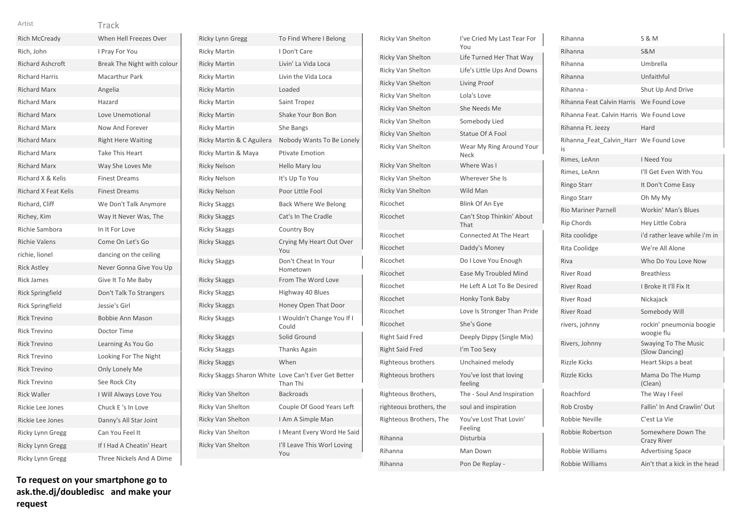| Artist | Track |
|---|---|
| Rich McCready | When Hell Freezes Over |
| Rich, John | I Pray For You |
| Richard Ashcroft | Break The Night with colour |
| Richard Harris | Macarthur Park |
| Richard Marx | Angelia |
| Richard Marx | Hazard |
| Richard Marx | Love Unemotional |
| Richard Marx | Now And Forever |
| Richard Marx | Right Here Waiting |
| Richard Marx | Take This Heart |
| Richard Marx | Way She Loves Me |
| Richard X & Kelis | Finest Dreams |
| Richard X Feat Kelis | Finest Dreams |
| Richard, Cliff | We Don't Talk Anymore |
| Richey, Kim | Way It Never Was, The |
| Richie Sambora | In It For Love |
| Richie Valens | Come On Let's Go |
| richie, lionel | dancing on the ceiling |
| Rick Astley | Never Gonna Give You Up |
| Rick James | Give It To Me Baby |
| Rick Springfield | Don't Talk To Strangers |
| Rick Springfield | Jessie's Girl |
| Rick Trevino | Bobbie Ann Mason |
| Rick Trevino | Doctor Time |
| Rick Trevino | Learning As You Go |
| Rick Trevino | Looking For The Night |
| Rick Trevino | Only Lonely Me |
| Rick Trevino | See Rock City |
| Rick Waller | I Will Always Love You |
| Rickie Lee Jones | Chuck E 's In Love |
| Rickie Lee Jones | Danny's All Star Joint |
| Ricky Lynn Gregg | Can You Feel It |
| Ricky Lynn Gregg | If I Had A Cheatin' Heart |
| Ricky Lynn Gregg | Three Nickels And A Dime |
| Ricky Lynn Gregg | To Find Where I Belong |
| Ricky Martin | I Don't Care |
| Ricky Martin | Livin' La Vida Loca |
| Ricky Martin | Livin the Vida Loca |
| Ricky Martin | Loaded |
| Ricky Martin | Saint Tropez |
| Ricky Martin | Shake Your Bon Bon |
| Ricky Martin | She Bangs |
| Ricky Martin & C Aguilera | Nobody Wants To Be Lonely |
| Ricky Martin & Maya | Ptivate Emotion |
| Ricky Nelson | Hello Mary lou |
| Ricky Nelson | It's Up To You |
| Ricky Nelson | Poor Little Fool |
| Ricky Skaggs | Back Where We Belong |
| Ricky Skaggs | Cat's In The Cradle |
| Ricky Skaggs | Country Boy |
| Ricky Skaggs | Crying My Heart Out Over You |
| Ricky Skaggs | Don't Cheat In Your Hometown |
| Ricky Skaggs | From The Word Love |
| Ricky Skaggs | Highway 40 Blues |
| Ricky Skaggs | Honey Open That Door |
| Ricky Skaggs | I Wouldn't Change You If I Could |
| Ricky Skaggs | Solid Ground |
| Ricky Skaggs | Thanks Again |
| Ricky Skaggs | When |
| Ricky Skaggs Sharon White | Love Can't Ever Get Better Than Thi |
| Ricky Van Shelton | Backroads |
| Ricky Van Shelton | Couple Of Good Years Left |
| Ricky Van Shelton | I Am A Simple Man |
| Ricky Van Shelton | I Meant Every Word He Said |
| Ricky Van Shelton | I'll Leave This Worl Loving You |
| Ricky Van Shelton | I've Cried My Last Tear For You |
| Ricky Van Shelton | Life Turned Her That Way |
| Ricky Van Shelton | Life's Little Ups And Downs |
| Ricky Van Shelton | Living Proof |
| Ricky Van Shelton | Lola's Love |
| Ricky Van Shelton | She Needs Me |
| Ricky Van Shelton | Somebody Lied |
| Ricky Van Shelton | Statue Of A Fool |
| Ricky Van Shelton | Wear My Ring Around Your Neck |
| Ricky Van Shelton | Where Was I |
| Ricky Van Shelton | Wherever She Is |
| Ricky Van Shelton | Wild Man |
| Ricochet | Blink Of An Eye |
| Ricochet | Can't Stop Thinkin' About That |
| Ricochet | Connected At The Heart |
| Ricochet | Daddy's Money |
| Ricochet | Do I Love You Enough |
| Ricochet | Ease My Troubled Mind |
| Ricochet | He Left A Lot To Be Desired |
| Ricochet | Honky Tonk Baby |
| Ricochet | Love Is Stronger Than Pride |
| Ricochet | She's Gone |
| Right Said Fred | Deeply Dippy (Single Mix) |
| Right Said Fred | I'm Too Sexy |
| Righteous brothers | Unchained melody |
| Righteous brothers | You've lost that loving feeling |
| Righteous Brothers, | The - Soul And Inspiration |
| righteous brothers, the | soul and inspiration |
| Righteous Brothers, The | You've Lost That Lovin' Feeling |
| Rihanna | Disturbia |
| Rihanna | Man Down |
| Rihanna | Pon De Replay - |
| Rihanna | S & M |
| Rihanna | S&M |
| Rihanna | Umbrella |
| Rihanna | Unfaithful |
| Rihanna - | Shut Up And Drive |
| Rihanna Feat Calvin Harris | We Found Love |
| Rihanna Feat. Calvin Harris | We Found Love |
| Rihanna Ft. Jeezy | Hard |
| Rihanna_Feat_Calvin_Harris | We Found Love |
| Rimes, LeAnn | I Need You |
| Rimes, LeAnn | I'll Get Even With You |
| Ringo Starr | It Don't Come Easy |
| Ringo Starr | Oh My My |
| Rio Mariner Parnell | Workin' Man's Blues |
| Rip Chords | Hey Little Cobra |
| Rita coolidge | i'd rather leave while i'm in |
| Rita Coolidge | We're All Alone |
| Riva | Who Do You Love Now |
| River Road | Breathless |
| River Road | I Broke It I'll Fix It |
| River Road | Nickajack |
| River Road | Somebody Will |
| rivers, johnny | rockin' pneumonia boogie woogie flu |
| Rivers, Johnny | Swaying To The Music (Slow Dancing) |
| Rizzle Kicks | Heart Skips a beat |
| Rizzle Kicks | Mama Do The Hump (Clean) |
| Roachford | The Way I Feel |
| Rob Crosby | Fallin' In And Crawlin' Out |
| Robbie Neville | C'est La Vie |
| Robbie Robertson | Somewhere Down The Crazy River |
| Robbie Williams | Advertising Space |
| Robbie Williams | Ain't that a kick in the head |

**To request on your smartphone go to ask.the.dj/doubledisc and make your request**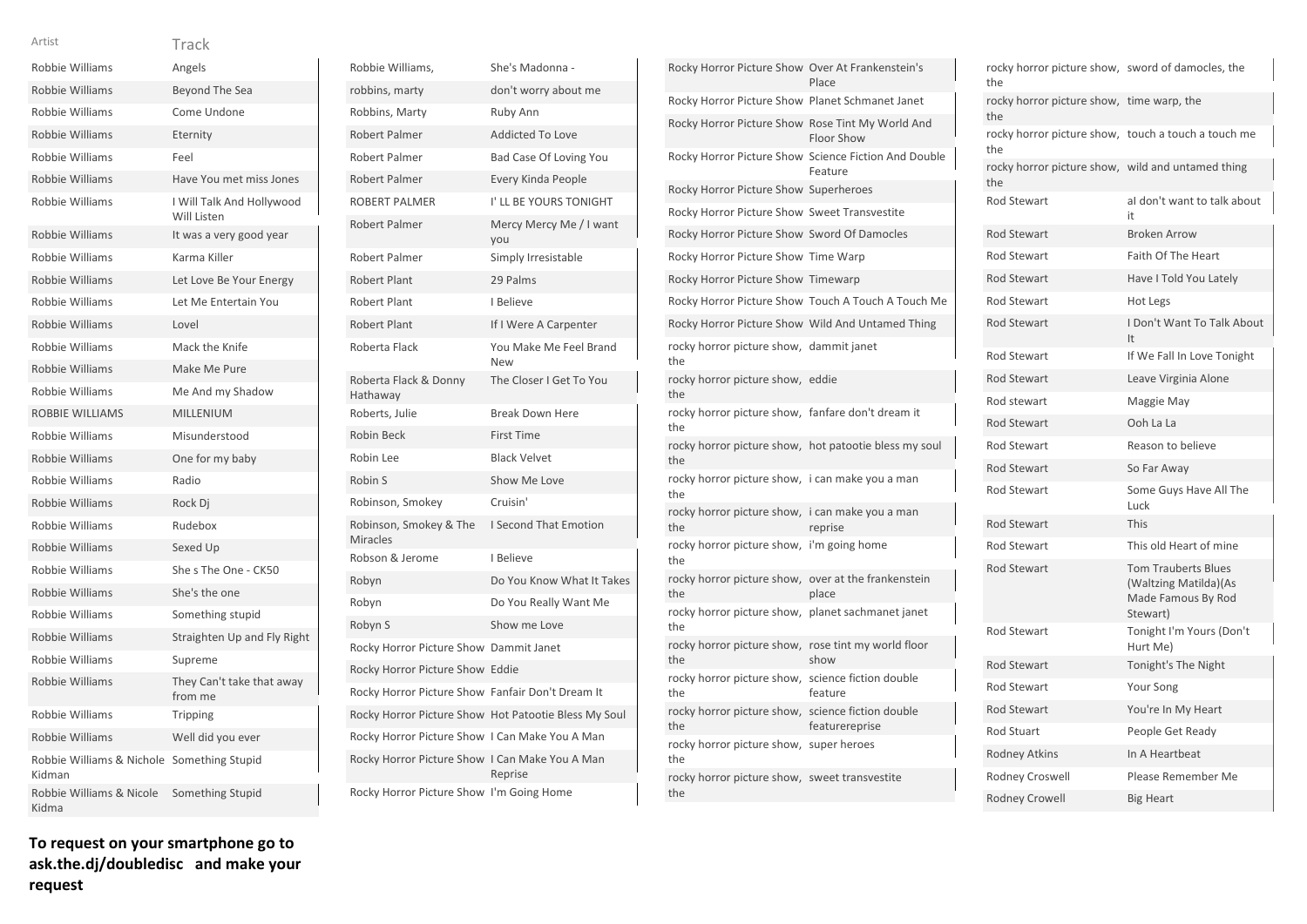| Artist | Track |
|---|---|
| Robbie Williams | Angels |
| Robbie Williams | Beyond The Sea |
| Robbie Williams | Come Undone |
| Robbie Williams | Eternity |
| Robbie Williams | Feel |
| Robbie Williams | Have You met miss Jones |
| Robbie Williams | I Will Talk And Hollywood Will Listen |
| Robbie Williams | It was a very good year |
| Robbie Williams | Karma Killer |
| Robbie Williams | Let Love Be Your Energy |
| Robbie Williams | Let Me Entertain You |
| Robbie Williams | Lovel |
| Robbie Williams | Mack the Knife |
| Robbie Williams | Make Me Pure |
| Robbie Williams | Me And my Shadow |
| ROBBIE WILLIAMS | MILLENIUM |
| Robbie Williams | Misunderstood |
| Robbie Williams | One for my baby |
| Robbie Williams | Radio |
| Robbie Williams | Rock Dj |
| Robbie Williams | Rudebox |
| Robbie Williams | Sexed Up |
| Robbie Williams | She s The One - CK50 |
| Robbie Williams | She's the one |
| Robbie Williams | Something stupid |
| Robbie Williams | Straighten Up and Fly Right |
| Robbie Williams | Supreme |
| Robbie Williams | They Can't take that away from me |
| Robbie Williams | Tripping |
| Robbie Williams | Well did you ever |
| Robbie Williams & Nichole Kidman | Something Stupid |
| Robbie Williams & Nicole Kidma | Something Stupid |
| Robbie Williams, | She's Madonna - |
| robbins, marty | don't worry about me |
| Robbins, Marty | Ruby Ann |
| Robert Palmer | Addicted To Love |
| Robert Palmer | Bad Case Of Loving You |
| Robert Palmer | Every Kinda People |
| ROBERT PALMER | I' LL BE YOURS TONIGHT |
| Robert Palmer | Mercy Mercy Me / I want you |
| Robert Palmer | Simply Irresistable |
| Robert Plant | 29 Palms |
| Robert Plant | I Believe |
| Robert Plant | If I Were A Carpenter |
| Roberta Flack | You Make Me Feel Brand New |
| Roberta Flack & Donny Hathaway | The Closer I Get To You |
| Roberts, Julie | Break Down Here |
| Robin Beck | First Time |
| Robin Lee | Black Velvet |
| Robin S | Show Me Love |
| Robinson, Smokey | Cruisin' |
| Robinson, Smokey & The Miracles | I Second That Emotion |
| Robson & Jerome | I Believe |
| Robyn | Do You Know What It Takes |
| Robyn | Do You Really Want Me |
| Robyn S | Show me Love |
| Rocky Horror Picture Show | Dammit Janet |
| Rocky Horror Picture Show | Eddie |
| Rocky Horror Picture Show | Fanfair Don't Dream It |
| Rocky Horror Picture Show | Hot Patootie Bless My Soul |
| Rocky Horror Picture Show | I Can Make You A Man |
| Rocky Horror Picture Show | I Can Make You A Man Reprise |
| Rocky Horror Picture Show | I'm Going Home |
| Rocky Horror Picture Show | Over At Frankenstein's Place |
| Rocky Horror Picture Show | Planet Schmanet Janet |
| Rocky Horror Picture Show | Rose Tint My World And Floor Show |
| Rocky Horror Picture Show | Science Fiction And Double Feature |
| Rocky Horror Picture Show | Superheroes |
| Rocky Horror Picture Show | Sweet Transvestite |
| Rocky Horror Picture Show | Sword Of Damocles |
| Rocky Horror Picture Show | Time Warp |
| Rocky Horror Picture Show | Timewarp |
| Rocky Horror Picture Show | Touch A Touch A Touch Me |
| Rocky Horror Picture Show | Wild And Untamed Thing |
| rocky horror picture show, the | dammit janet |
| rocky horror picture show, the | eddie |
| rocky horror picture show, the | fanfare don't dream it |
| rocky horror picture show, the | hot patootie bless my soul |
| rocky horror picture show, the | i can make you a man |
| rocky horror picture show, the | i can make you a man reprise |
| rocky horror picture show, the | i'm going home |
| rocky horror picture show, the | over at the frankenstein place |
| rocky horror picture show, the | planet sachmanet janet |
| rocky horror picture show, the | rose tint my world floor show |
| rocky horror picture show, the | science fiction double feature |
| rocky horror picture show, the | science fiction double featurereprise |
| rocky horror picture show, the | super heroes |
| rocky horror picture show, the | sweet transvestite |
| rocky horror picture show, the | sword of damocles, the |
| rocky horror picture show, the | time warp, the |
| rocky horror picture show, the | touch a touch a touch me |
| rocky horror picture show, the | wild and untamed thing |
| Rod Stewart | aI don't want to talk about it |
| Rod Stewart | Broken Arrow |
| Rod Stewart | Faith Of The Heart |
| Rod Stewart | Have I Told You Lately |
| Rod Stewart | Hot Legs |
| Rod Stewart | I Don't Want To Talk About It |
| Rod Stewart | If We Fall In Love Tonight |
| Rod Stewart | Leave Virginia Alone |
| Rod stewart | Maggie May |
| Rod Stewart | Ooh La La |
| Rod Stewart | Reason to believe |
| Rod Stewart | So Far Away |
| Rod Stewart | Some Guys Have All The Luck |
| Rod Stewart | This |
| Rod Stewart | This old Heart of mine |
| Rod Stewart | Tom Trauberts Blues (Waltzing Matilda)(As Made Famous By Rod Stewart) |
| Rod Stewart | Tonight I'm Yours (Don't Hurt Me) |
| Rod Stewart | Tonight's The Night |
| Rod Stewart | Your Song |
| Rod Stewart | You're In My Heart |
| Rod Stuart | People Get Ready |
| Rodney Atkins | In A Heartbeat |
| Rodney Croswell | Please Remember Me |
| Rodney Crowell | Big Heart |

**To request on your smartphone go to ask.the.dj/doubledisc and make your request**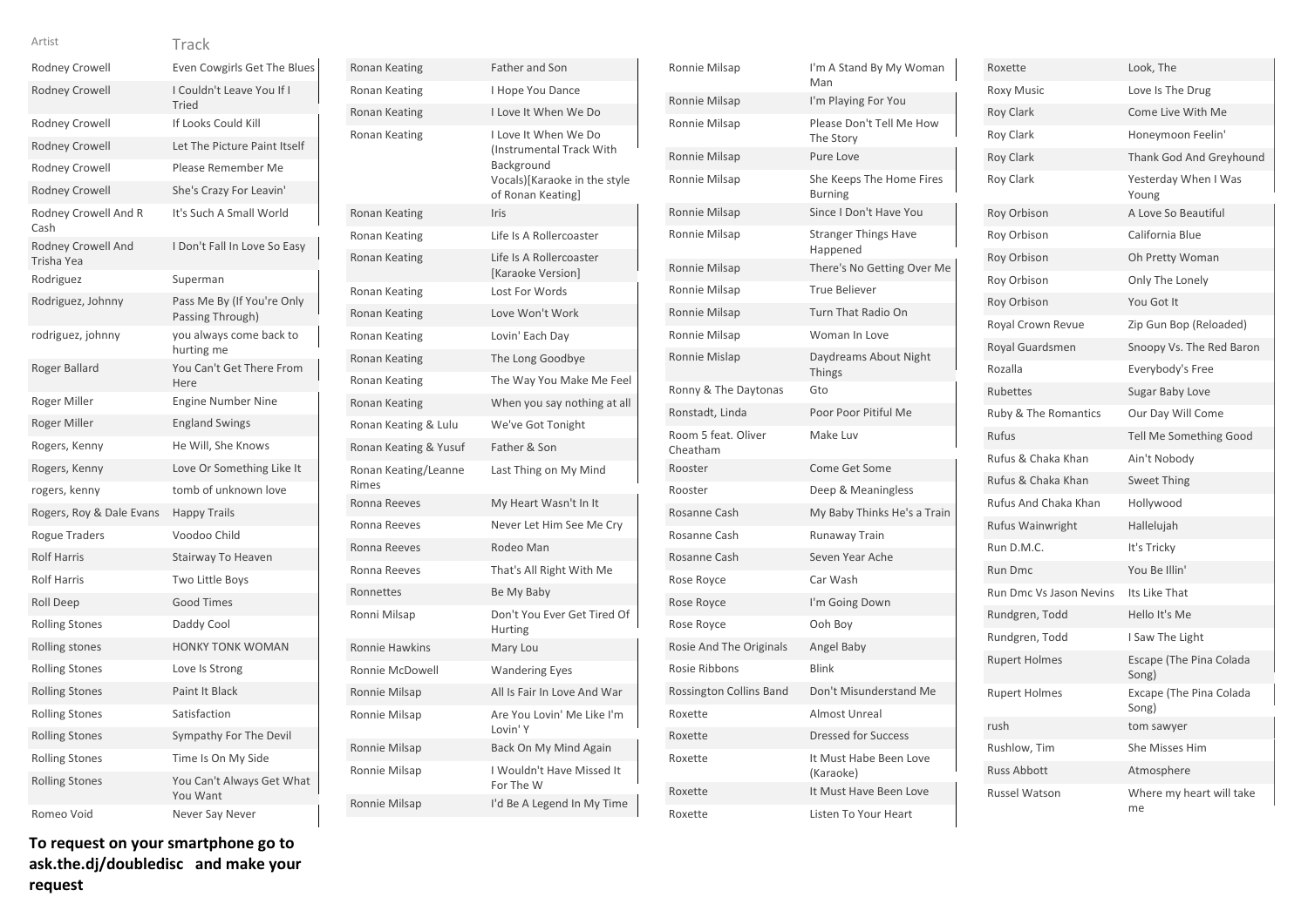| Artist | Track |
|---|---|
| Rodney Crowell | Even Cowgirls Get The Blues |
| Rodney Crowell | I Couldn't Leave You If I Tried |
| Rodney Crowell | If Looks Could Kill |
| Rodney Crowell | Let The Picture Paint Itself |
| Rodney Crowell | Please Remember Me |
| Rodney Crowell | She's Crazy For Leavin' |
| Rodney Crowell And R Cash | It's Such A Small World |
| Rodney Crowell And Trisha Yea | I Don't Fall In Love So Easy |
| Rodriguez | Superman |
| Rodriguez, Johnny | Pass Me By (If You're Only Passing Through) |
| rodriguez, johnny | you always come back to hurting me |
| Roger Ballard | You Can't Get There From Here |
| Roger Miller | Engine Number Nine |
| Roger Miller | England Swings |
| Rogers, Kenny | He Will, She Knows |
| Rogers, Kenny | Love Or Something Like It |
| rogers, kenny | tomb of unknown love |
| Rogers, Roy & Dale Evans | Happy Trails |
| Rogue Traders | Voodoo Child |
| Rolf Harris | Stairway To Heaven |
| Rolf Harris | Two Little Boys |
| Roll Deep | Good Times |
| Rolling Stones | Daddy Cool |
| Rolling stones | HONKY TONK WOMAN |
| Rolling Stones | Love Is Strong |
| Rolling Stones | Paint It Black |
| Rolling Stones | Satisfaction |
| Rolling Stones | Sympathy For The Devil |
| Rolling Stones | Time Is On My Side |
| Rolling Stones | You Can't Always Get What You Want |
| Romeo Void | Never Say Never |
| Ronan Keating | Father and Son |
| Ronan Keating | I Hope You Dance |
| Ronan Keating | I Love It When We Do |
| Ronan Keating | I Love It When We Do (Instrumental Track With Background Vocals)[Karaoke in the style of Ronan Keating] |
| Ronan Keating | Iris |
| Ronan Keating | Life Is A Rollercoaster |
| Ronan Keating | Life Is A Rollercoaster [Karaoke Version] |
| Ronan Keating | Lost For Words |
| Ronan Keating | Love Won't Work |
| Ronan Keating | Lovin' Each Day |
| Ronan Keating | The Long Goodbye |
| Ronan Keating | The Way You Make Me Feel |
| Ronan Keating | When you say nothing at all |
| Ronan Keating & Lulu | We've Got Tonight |
| Ronan Keating & Yusuf | Father & Son |
| Ronan Keating/Leanne Rimes | Last Thing on My Mind |
| Ronna Reeves | My Heart Wasn't In It |
| Ronna Reeves | Never Let Him See Me Cry |
| Ronna Reeves | Rodeo Man |
| Ronna Reeves | That's All Right With Me |
| Ronnettes | Be My Baby |
| Ronni Milsap | Don't You Ever Get Tired Of Hurting |
| Ronnie Hawkins | Mary Lou |
| Ronnie McDowell | Wandering Eyes |
| Ronnie Milsap | All Is Fair In Love And War |
| Ronnie Milsap | Are You Lovin' Me Like I'm Lovin' Y |
| Ronnie Milsap | Back On My Mind Again |
| Ronnie Milsap | I Wouldn't Have Missed It For The W |
| Ronnie Milsap | I'd Be A Legend In My Time |
| Ronnie Milsap | I'm A Stand By My Woman Man |
| Ronnie Milsap | I'm Playing For You |
| Ronnie Milsap | Please Don't Tell Me How The Story |
| Ronnie Milsap | Pure Love |
| Ronnie Milsap | She Keeps The Home Fires Burning |
| Ronnie Milsap | Since I Don't Have You |
| Ronnie Milsap | Stranger Things Have Happened |
| Ronnie Milsap | There's No Getting Over Me |
| Ronnie Milsap | True Believer |
| Ronnie Milsap | Turn That Radio On |
| Ronnie Milsap | Woman In Love |
| Ronnie Mislap | Daydreams About Night Things |
| Ronny & The Daytonas | Gto |
| Ronstadt, Linda | Poor Poor Pitiful Me |
| Room 5 feat. Oliver Cheatham | Make Luv |
| Rooster | Come Get Some |
| Rooster | Deep & Meaningless |
| Rosanne Cash | My Baby Thinks He's a Train |
| Rosanne Cash | Runaway Train |
| Rosanne Cash | Seven Year Ache |
| Rose Royce | Car Wash |
| Rose Royce | I'm Going Down |
| Rose Royce | Ooh Boy |
| Rosie And The Originals | Angel Baby |
| Rosie Ribbons | Blink |
| Rossington Collins Band | Don't Misunderstand Me |
| Roxette | Almost Unreal |
| Roxette | Dressed for Success |
| Roxette | It Must Habe Been Love (Karaoke) |
| Roxette | It Must Have Been Love |
| Roxette | Listen To Your Heart |
| Roxette | Look, The |
| Roxy Music | Love Is The Drug |
| Roy Clark | Come Live With Me |
| Roy Clark | Honeymoon Feelin' |
| Roy Clark | Thank God And Greyhound |
| Roy Clark | Yesterday When I Was Young |
| Roy Orbison | A Love So Beautiful |
| Roy Orbison | California Blue |
| Roy Orbison | Oh Pretty Woman |
| Roy Orbison | Only The Lonely |
| Roy Orbison | You Got It |
| Royal Crown Revue | Zip Gun Bop (Reloaded) |
| Royal Guardsmen | Snoopy Vs. The Red Baron |
| Rozalla | Everybody's Free |
| Rubettes | Sugar Baby Love |
| Ruby & The Romantics | Our Day Will Come |
| Rufus | Tell Me Something Good |
| Rufus & Chaka Khan | Ain't Nobody |
| Rufus & Chaka Khan | Sweet Thing |
| Rufus And Chaka Khan | Hollywood |
| Rufus Wainwright | Hallelujah |
| Run D.M.C. | It's Tricky |
| Run Dmc | You Be Illin' |
| Run Dmc Vs Jason Nevins | Its Like That |
| Rundgren, Todd | Hello It's Me |
| Rundgren, Todd | I Saw The Light |
| Rupert Holmes | Escape (The Pina Colada Song) |
| Rupert Holmes | Excape (The Pina Colada Song) |
| rush | tom sawyer |
| Rushlow, Tim | She Misses Him |
| Russ Abbott | Atmosphere |
| Russel Watson | Where my heart will take me |

**To request on your smartphone go to ask.the.dj/doubledisc and make your request**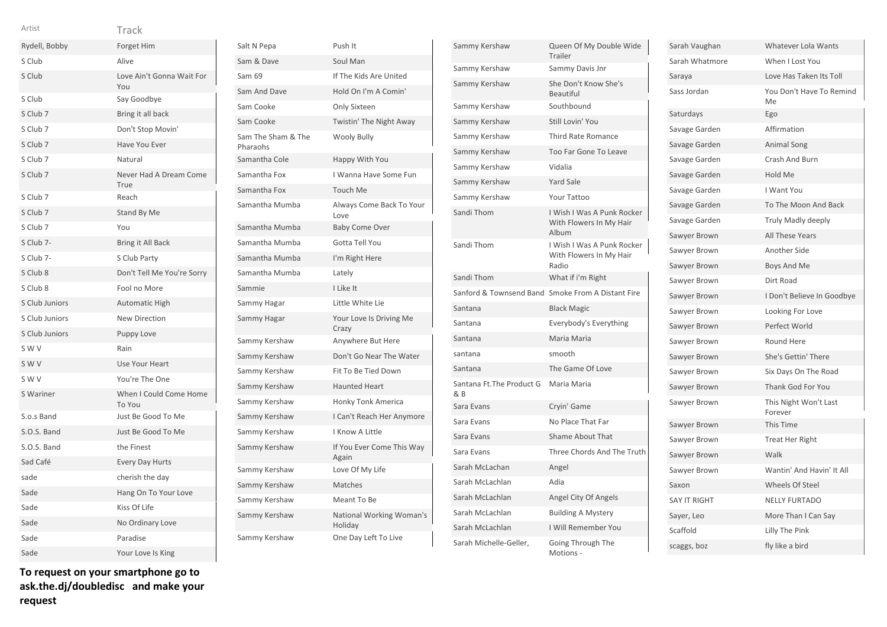| Artist | Track |
|---|---|
| Rydell, Bobby | Forget Him |
| S Club | Alive |
| S Club | Love Ain't Gonna Wait For You |
| S Club | Say Goodbye |
| S Club 7 | Bring it all back |
| S Club 7 | Don't Stop Movin' |
| S Club 7 | Have You Ever |
| S Club 7 | Natural |
| S Club 7 | Never Had A Dream Come True |
| S Club 7 | Reach |
| S Club 7 | Stand By Me |
| S Club 7 | You |
| S Club 7- | Bring it All Back |
| S Club 7- | S Club Party |
| S Club 8 | Don't Tell Me You're Sorry |
| S Club 8 | Fool no More |
| S Club Juniors | Automatic High |
| S Club Juniors | New Direction |
| S Club Juniors | Puppy Love |
| S W V | Rain |
| S W V | Use Your Heart |
| S W V | You're The One |
| S Wariner | When I Could Come Home To You |
| S.o.s Band | Just Be Good To Me |
| S.O.S. Band | Just Be Good To Me |
| S.O.S. Band | the Finest |
| Sad Café | Every Day Hurts |
| sade | cherish the day |
| Sade | Hang On To Your Love |
| Sade | Kiss Of Life |
| Sade | No Ordinary Love |
| Sade | Paradise |
| Sade | Your Love Is King |
| Salt N Pepa | Push It |
| Sam & Dave | Soul Man |
| Sam 69 | If The Kids Are United |
| Sam And Dave | Hold On I'm A Comin' |
| Sam Cooke | Only Sixteen |
| Sam Cooke | Twistin' The Night Away |
| Sam The Sham & The Pharaohs | Wooly Bully |
| Samantha Cole | Happy With You |
| Samantha Fox | I Wanna Have Some Fun |
| Samantha Fox | Touch Me |
| Samantha Mumba | Always Come Back To Your Love |
| Samantha Mumba | Baby Come Over |
| Samantha Mumba | Gotta Tell You |
| Samantha Mumba | I'm Right Here |
| Samantha Mumba | Lately |
| Sammie | I Like It |
| Sammy Hagar | Little White Lie |
| Sammy Hagar | Your Love Is Driving Me Crazy |
| Sammy Kershaw | Anywhere But Here |
| Sammy Kershaw | Don't Go Near The Water |
| Sammy Kershaw | Fit To Be Tied Down |
| Sammy Kershaw | Haunted Heart |
| Sammy Kershaw | Honky Tonk America |
| Sammy Kershaw | I Can't Reach Her Anymore |
| Sammy Kershaw | I Know A Little |
| Sammy Kershaw | If You Ever Come This Way Again |
| Sammy Kershaw | Love Of My Life |
| Sammy Kershaw | Matches |
| Sammy Kershaw | Meant To Be |
| Sammy Kershaw | National Working Woman's Holiday |
| Sammy Kershaw | One Day Left To Live |
| Sammy Kershaw | Queen Of My Double Wide Trailer |
| Sammy Kershaw | Sammy Davis Jnr |
| Sammy Kershaw | She Don't Know She's Beautiful |
| Sammy Kershaw | Southbound |
| Sammy Kershaw | Still Lovin' You |
| Sammy Kershaw | Third Rate Romance |
| Sammy Kershaw | Too Far Gone To Leave |
| Sammy Kershaw | Vidalia |
| Sammy Kershaw | Yard Sale |
| Sammy Kershaw | Your Tattoo |
| Sandi Thom | I Wish I Was A Punk Rocker With Flowers In My Hair Album |
| Sandi Thom | I Wish I Was A Punk Rocker With Flowers In My Hair Radio |
| Sandi Thom | What if i'm Right |
| Sanford & Townsend Band | Smoke From A Distant Fire |
| Santana | Black Magic |
| Santana | Everybody's Everything |
| Santana | Maria Maria |
| santana | smooth |
| Santana | The Game Of Love |
| Santana Ft.The Product G & B | Maria Maria |
| Sara Evans | Cryin' Game |
| Sara Evans | No Place That Far |
| Sara Evans | Shame About That |
| Sara Evans | Three Chords And The Truth |
| Sarah McLachan | Angel |
| Sarah McLachlan | Adia |
| Sarah McLachlan | Angel City Of Angels |
| Sarah McLachlan | Building A Mystery |
| Sarah McLachlan | I Will Remember You |
| Sarah Michelle-Geller, | Going Through The Motions - |
| Sarah Vaughan | Whatever Lola Wants |
| Sarah Whatmore | When I Lost You |
| Saraya | Love Has Taken Its Toll |
| Sass Jordan | You Don't Have To Remind Me |
| Saturdays | Ego |
| Savage Garden | Affirmation |
| Savage Garden | Animal Song |
| Savage Garden | Crash And Burn |
| Savage Garden | Hold Me |
| Savage Garden | I Want You |
| Savage Garden | To The Moon And Back |
| Savage Garden | Truly Madly deeply |
| Sawyer Brown | All These Years |
| Sawyer Brown | Another Side |
| Sawyer Brown | Boys And Me |
| Sawyer Brown | Dirt Road |
| Sawyer Brown | I Don't Believe In Goodbye |
| Sawyer Brown | Looking For Love |
| Sawyer Brown | Perfect World |
| Sawyer Brown | Round Here |
| Sawyer Brown | She's Gettin' There |
| Sawyer Brown | Six Days On The Road |
| Sawyer Brown | Thank God For You |
| Sawyer Brown | This Night Won't Last Forever |
| Sawyer Brown | This Time |
| Sawyer Brown | Treat Her Right |
| Sawyer Brown | Walk |
| Sawyer Brown | Wantin' And Havin' It All |
| Saxon | Wheels Of Steel |
| SAY IT RIGHT | NELLY FURTADO |
| Sayer, Leo | More Than I Can Say |
| Scaffold | Lilly The Pink |
| scaggs, boz | fly like a bird |

**To request on your smartphone go to ask.the.dj/doubledisc and make your request**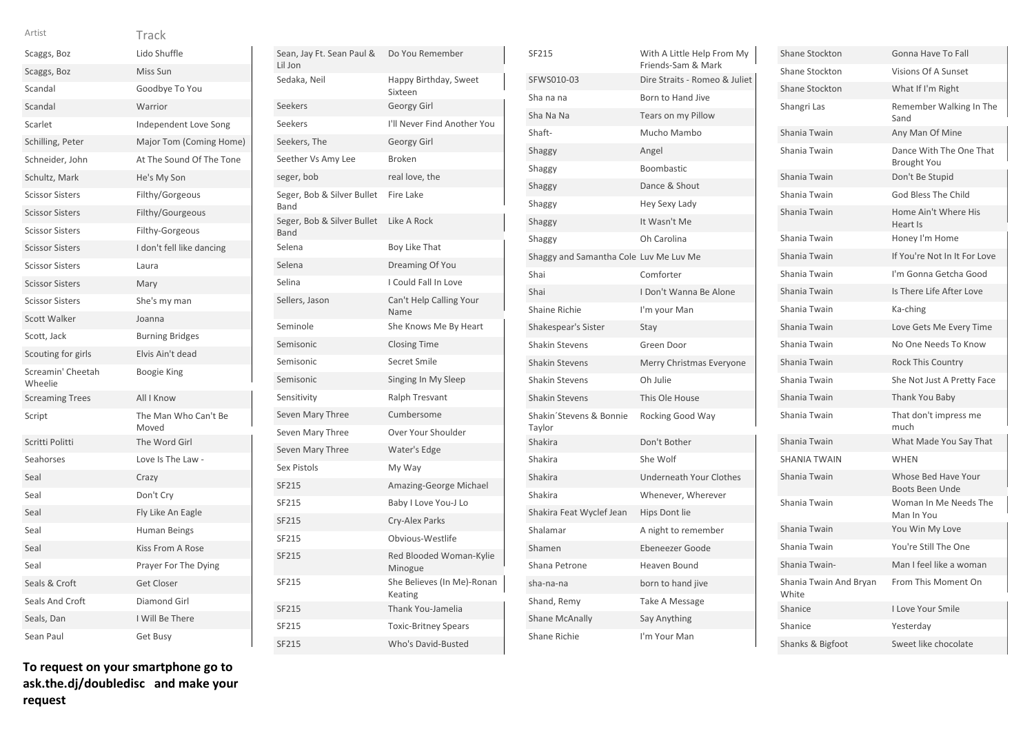| Artist | Track |
|---|---|
| Scaggs, Boz | Lido Shuffle |
| Scaggs, Boz | Miss Sun |
| Scandal | Goodbye To You |
| Scandal | Warrior |
| Scarlet | Independent Love Song |
| Schilling, Peter | Major Tom (Coming Home) |
| Schneider, John | At The Sound Of The Tone |
| Schultz, Mark | He's My Son |
| Scissor Sisters | Filthy/Gorgeous |
| Scissor Sisters | Filthy/Gourgeous |
| Scissor Sisters | Filthy-Gorgeous |
| Scissor Sisters | I don't fell like dancing |
| Scissor Sisters | Laura |
| Scissor Sisters | Mary |
| Scissor Sisters | She's my man |
| Scott Walker | Joanna |
| Scott, Jack | Burning Bridges |
| Scouting for girls | Elvis Ain't dead |
| Screamin' Cheetah Wheelie | Boogie King |
| Screaming Trees | All I Know |
| Script | The Man Who Can't Be Moved |
| Scritti Politti | The Word Girl |
| Seahorses | Love Is The Law - |
| Seal | Crazy |
| Seal | Don't Cry |
| Seal | Fly Like An Eagle |
| Seal | Human Beings |
| Seal | Kiss From A Rose |
| Seal | Prayer For The Dying |
| Seals & Croft | Get Closer |
| Seals And Croft | Diamond Girl |
| Seals, Dan | I Will Be There |
| Sean Paul | Get Busy |
| Sean, Jay Ft. Sean Paul & Lil Jon | Do You Remember |
| Sedaka, Neil | Happy Birthday, Sweet Sixteen |
| Seekers | Georgy Girl |
| Seekers | I'll Never Find Another You |
| Seekers, The | Georgy Girl |
| Seether Vs Amy Lee | Broken |
| seger, bob | real love, the |
| Seger, Bob & Silver Bullet Band | Fire Lake |
| Seger, Bob & Silver Bullet Band | Like A Rock |
| Selena | Boy Like That |
| Selena | Dreaming Of You |
| Selina | I Could Fall In Love |
| Sellers, Jason | Can't Help Calling Your Name |
| Seminole | She Knows Me By Heart |
| Semisonic | Closing Time |
| Semisonic | Secret Smile |
| Semisonic | Singing In My Sleep |
| Sensitivity | Ralph Tresvant |
| Seven Mary Three | Cumbersome |
| Seven Mary Three | Over Your Shoulder |
| Seven Mary Three | Water's Edge |
| Sex Pistols | My Way |
| SF215 | Amazing-George Michael |
| SF215 | Baby I Love You-J Lo |
| SF215 | Cry-Alex Parks |
| SF215 | Obvious-Westlife |
| SF215 | Red Blooded Woman-Kylie Minogue |
| SF215 | She Believes (In Me)-Ronan Keating |
| SF215 | Thank You-Jamelia |
| SF215 | Toxic-Britney Spears |
| SF215 | Who's David-Busted |
| SF215 | With A Little Help From My Friends-Sam & Mark |
| SFWS010-03 | Dire Straits - Romeo & Juliet |
| Sha na na | Born to Hand Jive |
| Sha Na Na | Tears on my Pillow |
| Shaft- | Mucho Mambo |
| Shaggy | Angel |
| Shaggy | Boombastic |
| Shaggy | Dance & Shout |
| Shaggy | Hey Sexy Lady |
| Shaggy | It Wasn't Me |
| Shaggy | Oh Carolina |
| Shaggy and Samantha Cole | Luv Me Luv Me |
| Shai | Comforter |
| Shai | I Don't Wanna Be Alone |
| Shaine Richie | I'm your Man |
| Shakespear's Sister | Stay |
| Shakin Stevens | Green Door |
| Shakin Stevens | Merry Christmas Everyone |
| Shakin Stevens | Oh Julie |
| Shakin Stevens | This Ole House |
| Shakin´Stevens & Bonnie Taylor | Rocking Good Way |
| Shakira | Don't Bother |
| Shakira | She Wolf |
| Shakira | Underneath Your Clothes |
| Shakira | Whenever, Wherever |
| Shakira Feat Wyclef Jean | Hips Dont lie |
| Shalamar | A night to remember |
| Shamen | Ebeneezer Goode |
| Shana Petrone | Heaven Bound |
| sha-na-na | born to hand jive |
| Shand, Remy | Take A Message |
| Shane McAnally | Say Anything |
| Shane Richie | I'm Your Man |
| Shane Stockton | Gonna Have To Fall |
| Shane Stockton | Visions Of A Sunset |
| Shane Stockton | What If I'm Right |
| Shangri Las | Remember Walking In The Sand |
| Shania Twain | Any Man Of Mine |
| Shania Twain | Dance With The One That Brought You |
| Shania Twain | Don't Be Stupid |
| Shania Twain | God Bless The Child |
| Shania Twain | Home Ain't Where His Heart Is |
| Shania Twain | Honey I'm Home |
| Shania Twain | If You're Not In It For Love |
| Shania Twain | I'm Gonna Getcha Good |
| Shania Twain | Is There Life After Love |
| Shania Twain | Ka-ching |
| Shania Twain | Love Gets Me Every Time |
| Shania Twain | No One Needs To Know |
| Shania Twain | Rock This Country |
| Shania Twain | She Not Just A Pretty Face |
| Shania Twain | Thank You Baby |
| Shania Twain | That don't impress me much |
| Shania Twain | What Made You Say That |
| SHANIA TWAIN | WHEN |
| Shania Twain | Whose Bed Have Your Boots Been Unde |
| Shania Twain | Woman In Me Needs The Man In You |
| Shania Twain | You Win My Love |
| Shania Twain | You're Still The One |
| Shania Twain- | Man I feel like a woman |
| Shania Twain And Bryan White | From This Moment On |
| Shanice | I Love Your Smile |
| Shanice | Yesterday |
| Shanks & Bigfoot | Sweet like chocolate |

**To request on your smartphone go to ask.the.dj/doubledisc and make your request**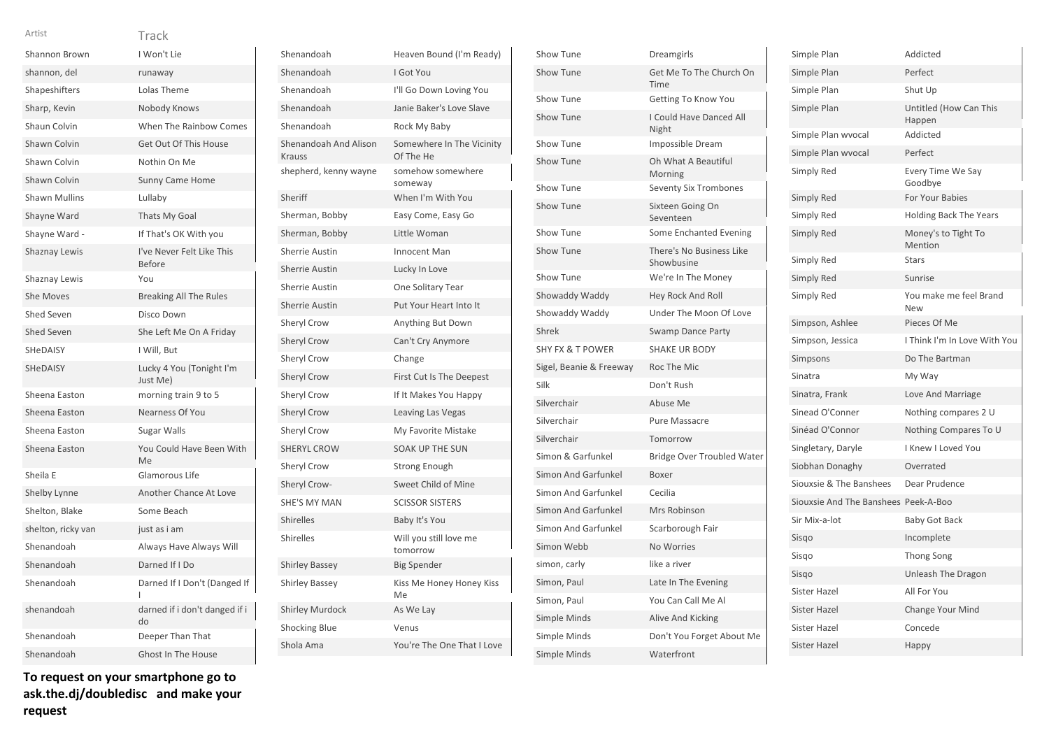| Artist | Track |
|---|---|
| Shannon Brown | I Won't Lie |
| shannon, del | runaway |
| Shapeshifters | Lolas Theme |
| Sharp, Kevin | Nobody Knows |
| Shaun Colvin | When The Rainbow Comes |
| Shawn Colvin | Get Out Of This House |
| Shawn Colvin | Nothin On Me |
| Shawn Colvin | Sunny Came Home |
| Shawn Mullins | Lullaby |
| Shayne Ward | Thats My Goal |
| Shayne Ward - | If That's OK With you |
| Shaznay Lewis | I've Never Felt Like This Before |
| Shaznay Lewis | You |
| She Moves | Breaking All The Rules |
| Shed Seven | Disco Down |
| Shed Seven | She Left Me On A Friday |
| SHeDAISY | I Will, But |
| SHeDAISY | Lucky 4 You (Tonight I'm Just Me) |
| Sheena Easton | morning train 9 to 5 |
| Sheena Easton | Nearness Of You |
| Sheena Easton | Sugar Walls |
| Sheena Easton | You Could Have Been With Me |
| Sheila E | Glamorous Life |
| Shelby Lynne | Another Chance At Love |
| Shelton, Blake | Some Beach |
| shelton, ricky van | just as i am |
| Shenandoah | Always Have Always Will |
| Shenandoah | Darned If I Do |
| Shenandoah | Darned If I Don't (Danged If I |
| shenandoah | darned if i don't danged if i do |
| Shenandoah | Deeper Than That |
| Shenandoah | Ghost In The House |
| Shenandoah | Heaven Bound (I'm Ready) |
| Shenandoah | I Got You |
| Shenandoah | I'll Go Down Loving You |
| Shenandoah | Janie Baker's Love Slave |
| Shenandoah | Rock My Baby |
| Shenandoah And Alison Krauss | Somewhere In The Vicinity Of The He |
| shepherd, kenny wayne | somehow somewhere someway |
| Sheriff | When I'm With You |
| Sherman, Bobby | Easy Come, Easy Go |
| Sherman, Bobby | Little Woman |
| Sherrie Austin | Innocent Man |
| Sherrie Austin | Lucky In Love |
| Sherrie Austin | One Solitary Tear |
| Sherrie Austin | Put Your Heart Into It |
| Sheryl Crow | Anything But Down |
| Sheryl Crow | Can't Cry Anymore |
| Sheryl Crow | Change |
| Sheryl Crow | First Cut Is The Deepest |
| Sheryl Crow | If It Makes You Happy |
| Sheryl Crow | Leaving Las Vegas |
| Sheryl Crow | My Favorite Mistake |
| SHERYL CROW | SOAK UP THE SUN |
| Sheryl Crow | Strong Enough |
| Sheryl Crow- | Sweet Child of Mine |
| SHE'S MY MAN | SCISSOR SISTERS |
| Shirelles | Baby It's You |
| Shirelles | Will you still love me tomorrow |
| Shirley Bassey | Big Spender |
| Shirley Bassey | Kiss Me Honey Honey Kiss Me |
| Shirley Murdock | As We Lay |
| Shocking Blue | Venus |
| Shola Ama | You're The One That I Love |
| Show Tune | Dreamgirls |
| Show Tune | Get Me To The Church On Time |
| Show Tune | Getting To Know You |
| Show Tune | I Could Have Danced All Night |
| Show Tune | Impossible Dream |
| Show Tune | Oh What A Beautiful Morning |
| Show Tune | Seventy Six Trombones |
| Show Tune | Sixteen Going On Seventeen |
| Show Tune | Some Enchanted Evening |
| Show Tune | There's No Business Like Showbusine |
| Show Tune | We're In The Money |
| Showaddy Waddy | Hey Rock And Roll |
| Showaddy Waddy | Under The Moon Of Love |
| Shrek | Swamp Dance Party |
| SHY FX & T POWER | SHAKE UR BODY |
| Sigel, Beanie & Freeway | Roc The Mic |
| Silk | Don't Rush |
| Silverchair | Abuse Me |
| Silverchair | Pure Massacre |
| Silverchair | Tomorrow |
| Simon & Garfunkel | Bridge Over Troubled Water |
| Simon And Garfunkel | Boxer |
| Simon And Garfunkel | Cecilia |
| Simon And Garfunkel | Mrs Robinson |
| Simon And Garfunkel | Scarborough Fair |
| Simon Webb | No Worries |
| simon, carly | like a river |
| Simon, Paul | Late In The Evening |
| Simon, Paul | You Can Call Me Al |
| Simple Minds | Alive And Kicking |
| Simple Minds | Don't You Forget About Me |
| Simple Minds | Waterfront |
| Simple Plan | Addicted |
| Simple Plan | Perfect |
| Simple Plan | Shut Up |
| Simple Plan | Untitled (How Can This Happen |
| Simple Plan wvocal | Addicted |
| Simple Plan wvocal | Perfect |
| Simply Red | Every Time We Say Goodbye |
| Simply Red | For Your Babies |
| Simply Red | Holding Back The Years |
| Simply Red | Money's to Tight To Mention |
| Simply Red | Stars |
| Simply Red | Sunrise |
| Simply Red | You make me feel Brand New |
| Simpson, Ashlee | Pieces Of Me |
| Simpson, Jessica | I Think I'm In Love With You |
| Simpsons | Do The Bartman |
| Sinatra | My Way |
| Sinatra, Frank | Love And Marriage |
| Sinead O'Conner | Nothing compares 2 U |
| Sinéad O'Connor | Nothing Compares To U |
| Singletary, Daryle | I Knew I Loved You |
| Siobhan Donaghy | Overrated |
| Siouxsie & The Banshees | Dear Prudence |
| Siouxsie And The Banshees | Peek-A-Boo |
| Sir Mix-a-lot | Baby Got Back |
| Sisqo | Incomplete |
| Sisqo | Thong Song |
| Sisqo | Unleash The Dragon |
| Sister Hazel | All For You |
| Sister Hazel | Change Your Mind |
| Sister Hazel | Concede |
| Sister Hazel | Happy |

**To request on your smartphone go to ask.the.dj/doubledisc and make your request**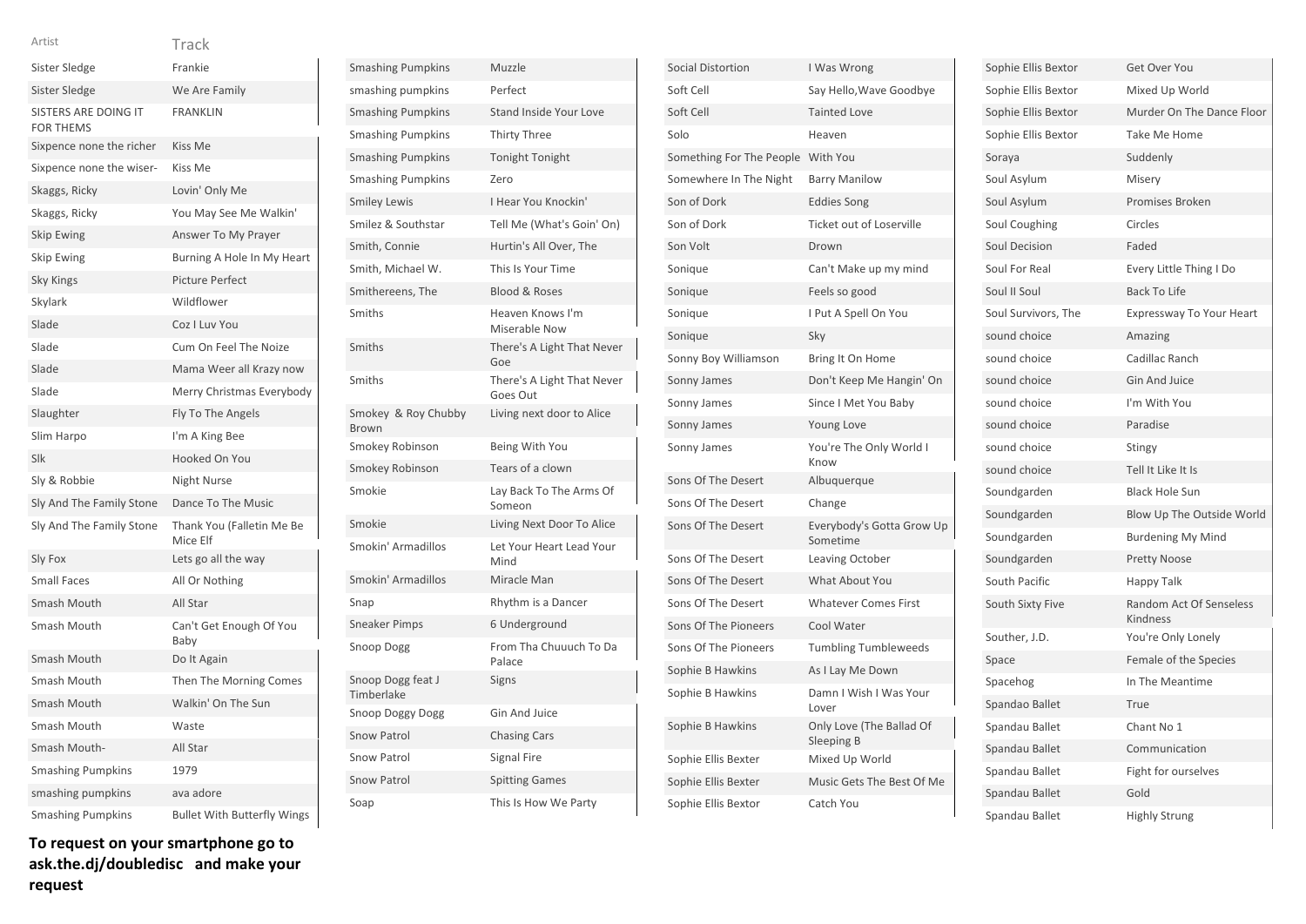| Artist | Track |
|---|---|
| Sister Sledge | Frankie |
| Sister Sledge | We Are Family |
| SISTERS ARE DOING IT FOR THEMS | FRANKLIN |
| Sixpence none the richer | Kiss Me |
| Sixpence none the wiser- | Kiss Me |
| Skaggs, Ricky | Lovin' Only Me |
| Skaggs, Ricky | You May See Me Walkin' |
| Skip Ewing | Answer To My Prayer |
| Skip Ewing | Burning A Hole In My Heart |
| Sky Kings | Picture Perfect |
| Skylark | Wildflower |
| Slade | Coz I Luv You |
| Slade | Cum On Feel The Noize |
| Slade | Mama Weer all Krazy now |
| Slade | Merry Christmas Everybody |
| Slaughter | Fly To The Angels |
| Slim Harpo | I'm A King Bee |
| Slk | Hooked On You |
| Sly & Robbie | Night Nurse |
| Sly And The Family Stone | Dance To The Music |
| Sly And The Family Stone | Thank You (Falletin Me Be Mice Elf |
| Sly Fox | Lets go all the way |
| Small Faces | All Or Nothing |
| Smash Mouth | All Star |
| Smash Mouth | Can't Get Enough Of You Baby |
| Smash Mouth | Do It Again |
| Smash Mouth | Then The Morning Comes |
| Smash Mouth | Walkin' On The Sun |
| Smash Mouth | Waste |
| Smash Mouth- | All Star |
| Smashing Pumpkins | 1979 |
| smashing pumpkins | ava adore |
| Smashing Pumpkins | Bullet With Butterfly Wings |
| Smashing Pumpkins | Muzzle |
| smashing pumpkins | Perfect |
| Smashing Pumpkins | Stand Inside Your Love |
| Smashing Pumpkins | Thirty Three |
| Smashing Pumpkins | Tonight Tonight |
| Smashing Pumpkins | Zero |
| Smiley Lewis | I Hear You Knockin' |
| Smilez & Southstar | Tell Me (What's Goin' On) |
| Smith, Connie | Hurtin's All Over, The |
| Smith, Michael W. | This Is Your Time |
| Smithereens, The | Blood & Roses |
| Smiths | Heaven Knows I'm Miserable Now |
| Smiths | There's A Light That Never Goe |
| Smiths | There's A Light That Never Goes Out |
| Smokey & Roy Chubby Brown | Living next door to Alice |
| Smokey Robinson | Being With You |
| Smokey Robinson | Tears of a clown |
| Smokie | Lay Back To The Arms Of Someon |
| Smokie | Living Next Door To Alice |
| Smokin' Armadillos | Let Your Heart Lead Your Mind |
| Smokin' Armadillos | Miracle Man |
| Snap | Rhythm is a Dancer |
| Sneaker Pimps | 6 Underground |
| Snoop Dogg | From Tha Chuuuch To Da Palace |
| Snoop Dogg feat J Timberlake | Signs |
| Snoop Doggy Dogg | Gin And Juice |
| Snow Patrol | Chasing Cars |
| Snow Patrol | Signal Fire |
| Snow Patrol | Spitting Games |
| Soap | This Is How We Party |
| Social Distortion | I Was Wrong |
| Soft Cell | Say Hello,Wave Goodbye |
| Soft Cell | Tainted Love |
| Solo | Heaven |
| Something For The People | With You |
| Somewhere In The Night | Barry Manilow |
| Son of Dork | Eddies Song |
| Son of Dork | Ticket out of Loserville |
| Son Volt | Drown |
| Sonique | Can't Make up my mind |
| Sonique | Feels so good |
| Sonique | I Put A Spell On You |
| Sonique | Sky |
| Sonny Boy Williamson | Bring It On Home |
| Sonny James | Don't Keep Me Hangin' On |
| Sonny James | Since I Met You Baby |
| Sonny James | Young Love |
| Sonny James | You're The Only World I Know |
| Sons Of The Desert | Albuquerque |
| Sons Of The Desert | Change |
| Sons Of The Desert | Everybody's Gotta Grow Up Sometime |
| Sons Of The Desert | Leaving October |
| Sons Of The Desert | What About You |
| Sons Of The Desert | Whatever Comes First |
| Sons Of The Pioneers | Cool Water |
| Sons Of The Pioneers | Tumbling Tumbleweeds |
| Sophie B Hawkins | As I Lay Me Down |
| Sophie B Hawkins | Damn I Wish I Was Your Lover |
| Sophie B Hawkins | Only Love (The Ballad Of Sleeping B |
| Sophie Ellis Bexter | Mixed Up World |
| Sophie Ellis Bexter | Music Gets The Best Of Me |
| Sophie Ellis Bextor | Catch You |
| Sophie Ellis Bextor | Get Over You |
| Sophie Ellis Bextor | Mixed Up World |
| Sophie Ellis Bextor | Murder On The Dance Floor |
| Sophie Ellis Bextor | Take Me Home |
| Soraya | Suddenly |
| Soul Asylum | Misery |
| Soul Asylum | Promises Broken |
| Soul Coughing | Circles |
| Soul Decision | Faded |
| Soul For Real | Every Little Thing I Do |
| Soul II Soul | Back To Life |
| Soul Survivors, The | Expressway To Your Heart |
| sound choice | Amazing |
| sound choice | Cadillac Ranch |
| sound choice | Gin And Juice |
| sound choice | I'm With You |
| sound choice | Paradise |
| sound choice | Stingy |
| sound choice | Tell It Like It Is |
| Soundgarden | Black Hole Sun |
| Soundgarden | Blow Up The Outside World |
| Soundgarden | Burdening My Mind |
| Soundgarden | Pretty Noose |
| South Pacific | Happy Talk |
| South Sixty Five | Random Act Of Senseless Kindness |
| Souther, J.D. | You're Only Lonely |
| Space | Female of the Species |
| Spacehog | In The Meantime |
| Spandao Ballet | True |
| Spandau Ballet | Chant No 1 |
| Spandau Ballet | Communication |
| Spandau Ballet | Fight for ourselves |
| Spandau Ballet | Gold |
| Spandau Ballet | Highly Strung |

**To request on your smartphone go to ask.the.dj/doubledisc and make your request**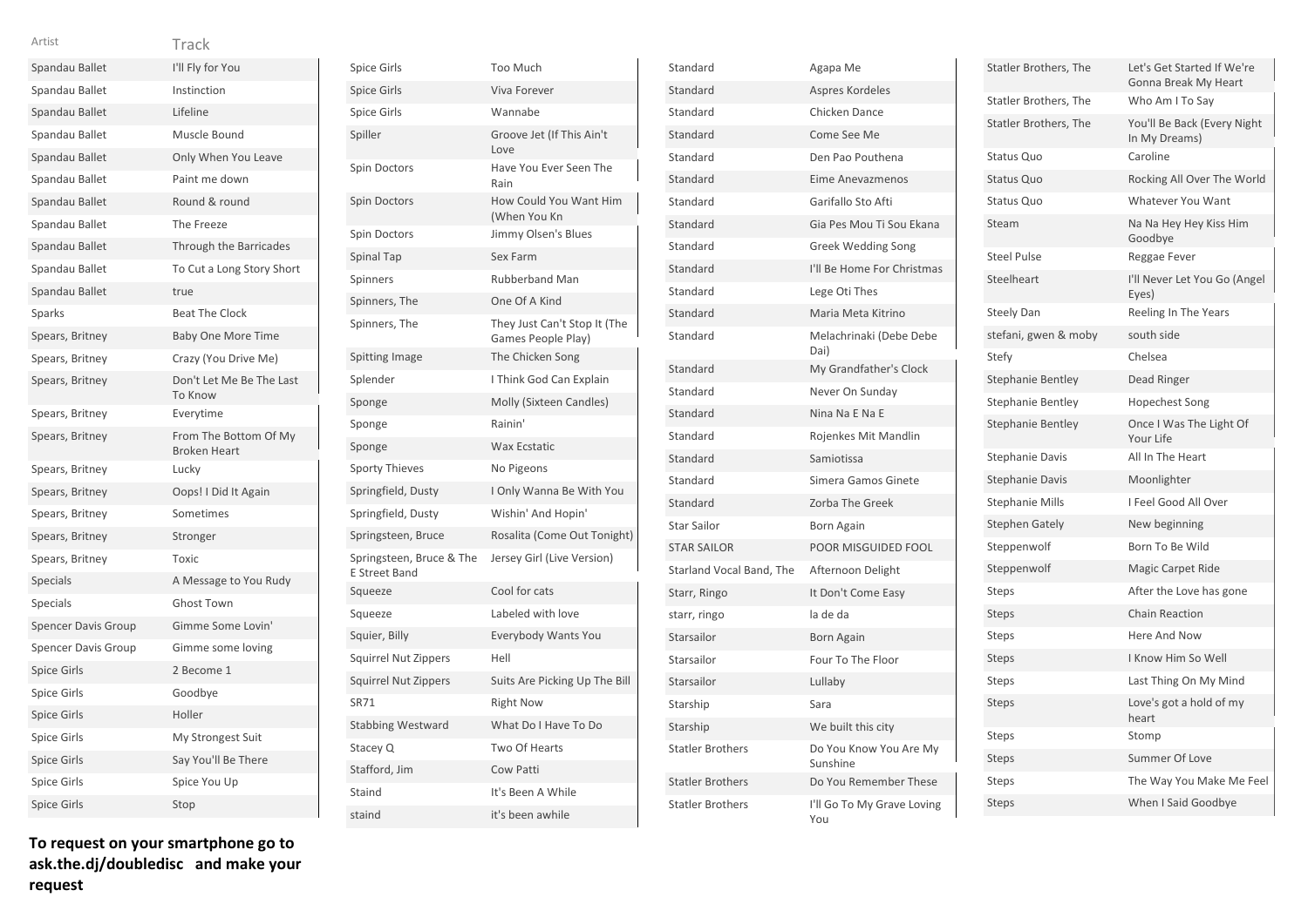| Artist | Track |
| --- | --- |
| Spandau Ballet | I'll Fly for You |
| Spandau Ballet | Instinction |
| Spandau Ballet | Lifeline |
| Spandau Ballet | Muscle Bound |
| Spandau Ballet | Only When You Leave |
| Spandau Ballet | Paint me down |
| Spandau Ballet | Round & round |
| Spandau Ballet | The Freeze |
| Spandau Ballet | Through the Barricades |
| Spandau Ballet | To Cut a Long Story Short |
| Spandau Ballet | true |
| Sparks | Beat The Clock |
| Spears, Britney | Baby One More Time |
| Spears, Britney | Crazy (You Drive Me) |
| Spears, Britney | Don't Let Me Be The Last To Know |
| Spears, Britney | Everytime |
| Spears, Britney | From The Bottom Of My Broken Heart |
| Spears, Britney | Lucky |
| Spears, Britney | Oops! I Did It Again |
| Spears, Britney | Sometimes |
| Spears, Britney | Stronger |
| Spears, Britney | Toxic |
| Specials | A Message to You Rudy |
| Specials | Ghost Town |
| Spencer Davis Group | Gimme Some Lovin' |
| Spencer Davis Group | Gimme some loving |
| Spice Girls | 2 Become 1 |
| Spice Girls | Goodbye |
| Spice Girls | Holler |
| Spice Girls | My Strongest Suit |
| Spice Girls | Say You'll Be There |
| Spice Girls | Spice You Up |
| Spice Girls | Stop |
| Spice Girls | Too Much |
| Spice Girls | Viva Forever |
| Spice Girls | Wannabe |
| Spiller | Groove Jet (If This Ain't Love |
| Spin Doctors | Have You Ever Seen The Rain |
| Spin Doctors | How Could You Want Him (When You Kn |
| Spin Doctors | Jimmy Olsen's Blues |
| Spinal Tap | Sex Farm |
| Spinners | Rubberband Man |
| Spinners, The | One Of A Kind |
| Spinners, The | They Just Can't Stop It (The Games People Play) |
| Spitting Image | The Chicken Song |
| Splender | I Think God Can Explain |
| Sponge | Molly (Sixteen Candles) |
| Sponge | Rainin' |
| Sponge | Wax Ecstatic |
| Sporty Thieves | No Pigeons |
| Springfield, Dusty | I Only Wanna Be With You |
| Springfield, Dusty | Wishin' And Hopin' |
| Springsteen, Bruce | Rosalita (Come Out Tonight) |
| Springsteen, Bruce & The E Street Band | Jersey Girl (Live Version) |
| Squeeze | Cool for cats |
| Squeeze | Labeled with love |
| Squier, Billy | Everybody Wants You |
| Squirrel Nut Zippers | Hell |
| Squirrel Nut Zippers | Suits Are Picking Up The Bill |
| SR71 | Right Now |
| Stabbing Westward | What Do I Have To Do |
| Stacey Q | Two Of Hearts |
| Stafford, Jim | Cow Patti |
| Staind | It's Been A While |
| staind | it's been awhile |
| Standard | Agapa Me |
| Standard | Aspres Kordeles |
| Standard | Chicken Dance |
| Standard | Come See Me |
| Standard | Den Pao Pouthena |
| Standard | Eime Anevazmenos |
| Standard | Garifallo Sto Afti |
| Standard | Gia Pes Mou Ti Sou Ekana |
| Standard | Greek Wedding Song |
| Standard | I'll Be Home For Christmas |
| Standard | Lege Oti Thes |
| Standard | Maria Meta Kitrino |
| Standard | Melachrinaki (Debe Debe Dai) |
| Standard | My Grandfather's Clock |
| Standard | Never On Sunday |
| Standard | Nina Na E Na E |
| Standard | Rojenkes Mit Mandlin |
| Standard | Samiotissa |
| Standard | Simera Gamos Ginete |
| Standard | Zorba The Greek |
| Star Sailor | Born Again |
| STAR SAILOR | POOR MISGUIDED FOOL |
| Starland Vocal Band, The | Afternoon Delight |
| Starr, Ringo | It Don't Come Easy |
| starr, ringo | la de da |
| Starsailor | Born Again |
| Starsailor | Four To The Floor |
| Starsailor | Lullaby |
| Starship | Sara |
| Starship | We built this city |
| Statler Brothers | Do You Know You Are My Sunshine |
| Statler Brothers | Do You Remember These |
| Statler Brothers | I'll Go To My Grave Loving You |
| Statler Brothers, The | Let's Get Started If We're Gonna Break My Heart |
| Statler Brothers, The | Who Am I To Say |
| Statler Brothers, The | You'll Be Back (Every Night In My Dreams) |
| Status Quo | Caroline |
| Status Quo | Rocking All Over The World |
| Status Quo | Whatever You Want |
| Steam | Na Na Hey Hey Kiss Him Goodbye |
| Steel Pulse | Reggae Fever |
| Steelheart | I'll Never Let You Go (Angel Eyes) |
| Steely Dan | Reeling In The Years |
| stefani, gwen & moby | south side |
| Stefy | Chelsea |
| Stephanie Bentley | Dead Ringer |
| Stephanie Bentley | Hopechest Song |
| Stephanie Bentley | Once I Was The Light Of Your Life |
| Stephanie Davis | All In The Heart |
| Stephanie Davis | Moonlighter |
| Stephanie Mills | I Feel Good All Over |
| Stephen Gately | New beginning |
| Steppenwolf | Born To Be Wild |
| Steppenwolf | Magic Carpet Ride |
| Steps | After the Love has gone |
| Steps | Chain Reaction |
| Steps | Here And Now |
| Steps | I Know Him So Well |
| Steps | Last Thing On My Mind |
| Steps | Love's got a hold of my heart |
| Steps | Stomp |
| Steps | Summer Of Love |
| Steps | The Way You Make Me Feel |
| Steps | When I Said Goodbye |

**To request on your smartphone go to ask.the.dj/doubledisc and make your request**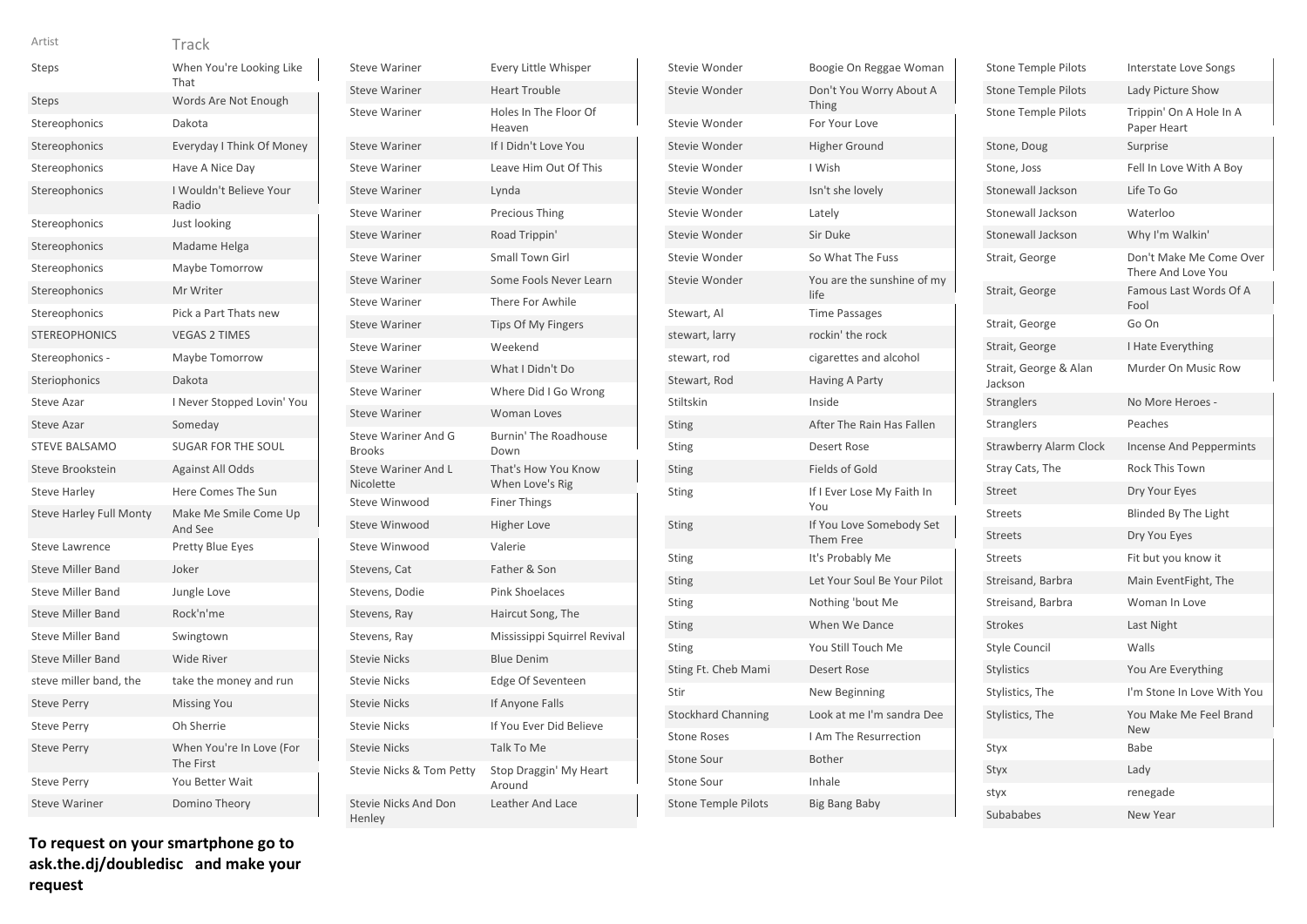| Artist | Track |
|---|---|
| Steps | When You're Looking Like That |
| Steps | Words Are Not Enough |
| Stereophonics | Dakota |
| Stereophonics | Everyday I Think Of Money |
| Stereophonics | Have A Nice Day |
| Stereophonics | I Wouldn't Believe Your Radio |
| Stereophonics | Just looking |
| Stereophonics | Madame Helga |
| Stereophonics | Maybe Tomorrow |
| Stereophonics | Mr Writer |
| Stereophonics | Pick a Part Thats new |
| STEREOPHONICS | VEGAS 2 TIMES |
| Stereophonics - | Maybe Tomorrow |
| Steriophonics | Dakota |
| Steve Azar | I Never Stopped Lovin' You |
| Steve Azar | Someday |
| STEVE BALSAMO | SUGAR FOR THE SOUL |
| Steve Brookstein | Against All Odds |
| Steve Harley | Here Comes The Sun |
| Steve Harley Full Monty | Make Me Smile Come Up And See |
| Steve Lawrence | Pretty Blue Eyes |
| Steve Miller Band | Joker |
| Steve Miller Band | Jungle Love |
| Steve Miller Band | Rock'n'me |
| Steve Miller Band | Swingtown |
| Steve Miller Band | Wide River |
| steve miller band, the | take the money and run |
| Steve Perry | Missing You |
| Steve Perry | Oh Sherrie |
| Steve Perry | When You're In Love (For The First |
| Steve Perry | You Better Wait |
| Steve Wariner | Domino Theory |
| Steve Wariner | Every Little Whisper |
| Steve Wariner | Heart Trouble |
| Steve Wariner | Holes In The Floor Of Heaven |
| Steve Wariner | If I Didn't Love You |
| Steve Wariner | Leave Him Out Of This |
| Steve Wariner | Lynda |
| Steve Wariner | Precious Thing |
| Steve Wariner | Road Trippin' |
| Steve Wariner | Small Town Girl |
| Steve Wariner | Some Fools Never Learn |
| Steve Wariner | There For Awhile |
| Steve Wariner | Tips Of My Fingers |
| Steve Wariner | Weekend |
| Steve Wariner | What I Didn't Do |
| Steve Wariner | Where Did I Go Wrong |
| Steve Wariner | Woman Loves |
| Steve Wariner And G Brooks | Burnin' The Roadhouse Down |
| Steve Wariner And L Nicolette | That's How You Know When Love's Rig |
| Steve Winwood | Finer Things |
| Steve Winwood | Higher Love |
| Steve Winwood | Valerie |
| Stevens, Cat | Father & Son |
| Stevens, Dodie | Pink Shoelaces |
| Stevens, Ray | Haircut Song, The |
| Stevens, Ray | Mississippi Squirrel Revival |
| Stevie Nicks | Blue Denim |
| Stevie Nicks | Edge Of Seventeen |
| Stevie Nicks | If Anyone Falls |
| Stevie Nicks | If You Ever Did Believe |
| Stevie Nicks | Talk To Me |
| Stevie Nicks & Tom Petty | Stop Draggin' My Heart Around |
| Stevie Nicks And Don Henley | Leather And Lace |
| Stevie Wonder | Boogie On Reggae Woman |
| Stevie Wonder | Don't You Worry About A Thing |
| Stevie Wonder | For Your Love |
| Stevie Wonder | Higher Ground |
| Stevie Wonder | I Wish |
| Stevie Wonder | Isn't she lovely |
| Stevie Wonder | Lately |
| Stevie Wonder | Sir Duke |
| Stevie Wonder | So What The Fuss |
| Stevie Wonder | You are the sunshine of my life |
| Stewart, Al | Time Passages |
| stewart, larry | rockin' the rock |
| stewart, rod | cigarettes and alcohol |
| Stewart, Rod | Having A Party |
| Stiltskin | Inside |
| Sting | After The Rain Has Fallen |
| Sting | Desert Rose |
| Sting | Fields of Gold |
| Sting | If I Ever Lose My Faith In You |
| Sting | If You Love Somebody Set Them Free |
| Sting | It's Probably Me |
| Sting | Let Your Soul Be Your Pilot |
| Sting | Nothing 'bout Me |
| Sting | When We Dance |
| Sting | You Still Touch Me |
| Sting Ft. Cheb Mami | Desert Rose |
| Stir | New Beginning |
| Stockhard Channing | Look at me I'm sandra Dee |
| Stone Roses | I Am The Resurrection |
| Stone Sour | Bother |
| Stone Sour | Inhale |
| Stone Temple Pilots | Big Bang Baby |
| Stone Temple Pilots | Interstate Love Songs |
| Stone Temple Pilots | Lady Picture Show |
| Stone Temple Pilots | Trippin' On A Hole In A Paper Heart |
| Stone, Doug | Surprise |
| Stone, Joss | Fell In Love With A Boy |
| Stonewall Jackson | Life To Go |
| Stonewall Jackson | Waterloo |
| Stonewall Jackson | Why I'm Walkin' |
| Strait, George | Don't Make Me Come Over There And Love You |
| Strait, George | Famous Last Words Of A Fool |
| Strait, George | Go On |
| Strait, George | I Hate Everything |
| Strait, George & Alan Jackson | Murder On Music Row |
| Stranglers | No More Heroes - |
| Stranglers | Peaches |
| Strawberry Alarm Clock | Incense And Peppermints |
| Stray Cats, The | Rock This Town |
| Street | Dry Your Eyes |
| Streets | Blinded By The Light |
| Streets | Dry You Eyes |
| Streets | Fit but you know it |
| Streisand, Barbra | Main EventFight, The |
| Streisand, Barbra | Woman In Love |
| Strokes | Last Night |
| Style Council | Walls |
| Stylistics | You Are Everything |
| Stylistics, The | I'm Stone In Love With You |
| Stylistics, The | You Make Me Feel Brand New |
| Styx | Babe |
| Styx | Lady |
| styx | renegade |
| Subababes | New Year |

**To request on your smartphone go to ask.the.dj/doubledisc and make your request**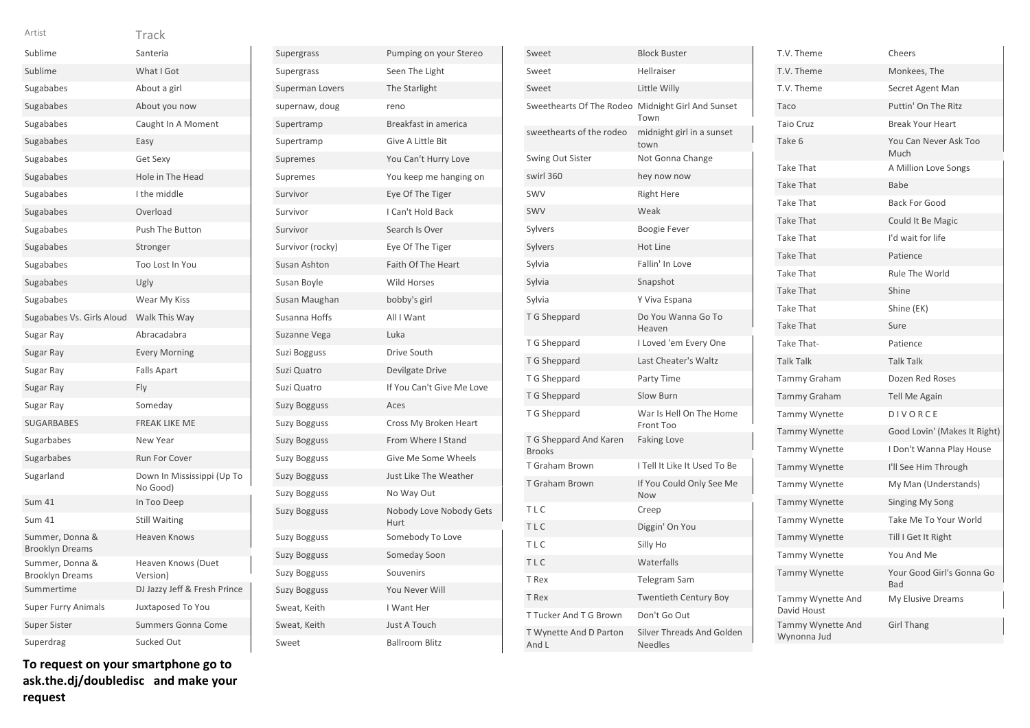| Artist | Track |
|---|---|
| Sublime | Santeria |
| Sublime | What I Got |
| Sugababes | About a girl |
| Sugababes | About you now |
| Sugababes | Caught In A Moment |
| Sugababes | Easy |
| Sugababes | Get Sexy |
| Sugababes | Hole in The Head |
| Sugababes | I the middle |
| Sugababes | Overload |
| Sugababes | Push The Button |
| Sugababes | Stronger |
| Sugababes | Too Lost In You |
| Sugababes | Ugly |
| Sugababes | Wear My Kiss |
| Sugababes Vs. Girls Aloud | Walk This Way |
| Sugar Ray | Abracadabra |
| Sugar Ray | Every Morning |
| Sugar Ray | Falls Apart |
| Sugar Ray | Fly |
| Sugar Ray | Someday |
| SUGARBABES | FREAK LIKE ME |
| Sugarbabes | New Year |
| Sugarbabes | Run For Cover |
| Sugarland | Down In Mississippi (Up To No Good) |
| Sum 41 | In Too Deep |
| Sum 41 | Still Waiting |
| Summer, Donna & Brooklyn Dreams | Heaven Knows |
| Summer, Donna & Brooklyn Dreams | Heaven Knows (Duet Version) |
| Summertime | DJ Jazzy Jeff & Fresh Prince |
| Super Furry Animals | Juxtaposed To You |
| Super Sister | Summers Gonna Come |
| Superdrag | Sucked Out |
| Supergrass | Pumping on your Stereo |
| Supergrass | Seen The Light |
| Superman Lovers | The Starlight |
| supernaw, doug | reno |
| Supertramp | Breakfast in america |
| Supertramp | Give A Little Bit |
| Supremes | You Can't Hurry Love |
| Supremes | You keep me hanging on |
| Survivor | Eye Of The Tiger |
| Survivor | I Can't Hold Back |
| Survivor | Search Is Over |
| Survivor (rocky) | Eye Of The Tiger |
| Susan Ashton | Faith Of The Heart |
| Susan Boyle | Wild Horses |
| Susan Maughan | bobby's girl |
| Susanna Hoffs | All I Want |
| Suzanne Vega | Luka |
| Suzi Bogguss | Drive South |
| Suzi Quatro | Devilgate Drive |
| Suzi Quatro | If You Can't Give Me Love |
| Suzy Bogguss | Aces |
| Suzy Bogguss | Cross My Broken Heart |
| Suzy Bogguss | From Where I Stand |
| Suzy Bogguss | Give Me Some Wheels |
| Suzy Bogguss | Just Like The Weather |
| Suzy Bogguss | No Way Out |
| Suzy Bogguss | Nobody Love Nobody Gets Hurt |
| Suzy Bogguss | Somebody To Love |
| Suzy Bogguss | Someday Soon |
| Suzy Bogguss | Souvenirs |
| Suzy Bogguss | You Never Will |
| Sweat, Keith | I Want Her |
| Sweat, Keith | Just A Touch |
| Sweet | Ballroom Blitz |
| Sweet | Block Buster |
| Sweet | Hellraiser |
| Sweet | Little Willy |
| Sweethearts Of The Rodeo | Midnight Girl And Sunset Town |
| sweethearts of the rodeo | midnight girl in a sunset town |
| Swing Out Sister | Not Gonna Change |
| swirl 360 | hey now now |
| SWV | Right Here |
| SWV | Weak |
| Sylvers | Boogie Fever |
| Sylvers | Hot Line |
| Sylvia | Fallin' In Love |
| Sylvia | Snapshot |
| Sylvia | Y Viva Espana |
| T G Sheppard | Do You Wanna Go To Heaven |
| T G Sheppard | I Loved 'em Every One |
| T G Sheppard | Last Cheater's Waltz |
| T G Sheppard | Party Time |
| T G Sheppard | Slow Burn |
| T G Sheppard | War Is Hell On The Home Front Too |
| T G Sheppard And Karen Brooks | Faking Love |
| T Graham Brown | I Tell It Like It Used To Be |
| T Graham Brown | If You Could Only See Me Now |
| T L C | Creep |
| T L C | Diggin' On You |
| T L C | Silly Ho |
| T L C | Waterfalls |
| T Rex | Telegram Sam |
| T Rex | Twentieth Century Boy |
| T Tucker And T G Brown | Don't Go Out |
| T Wynette And D Parton And L | Silver Threads And Golden Needles |
| T.V. Theme | Cheers |
| T.V. Theme | Monkees, The |
| T.V. Theme | Secret Agent Man |
| Taco | Puttin' On The Ritz |
| Taio Cruz | Break Your Heart |
| Take 6 | You Can Never Ask Too Much |
| Take That | A Million Love Songs |
| Take That | Babe |
| Take That | Back For Good |
| Take That | Could It Be Magic |
| Take That | I'd wait for life |
| Take That | Patience |
| Take That | Rule The World |
| Take That | Shine |
| Take That | Shine (EK) |
| Take That | Sure |
| Take That- | Patience |
| Talk Talk | Talk Talk |
| Tammy Graham | Dozen Red Roses |
| Tammy Graham | Tell Me Again |
| Tammy Wynette | D I V O R C E |
| Tammy Wynette | Good Lovin' (Makes It Right) |
| Tammy Wynette | I Don't Wanna Play House |
| Tammy Wynette | I'll See Him Through |
| Tammy Wynette | My Man (Understands) |
| Tammy Wynette | Singing My Song |
| Tammy Wynette | Take Me To Your World |
| Tammy Wynette | Till I Get It Right |
| Tammy Wynette | You And Me |
| Tammy Wynette | Your Good Girl's Gonna Go Bad |
| Tammy Wynette And David Houst | My Elusive Dreams |
| Tammy Wynette And Wynonna Jud | Girl Thang |

**To request on your smartphone go to ask.the.dj/doubledisc and make your request**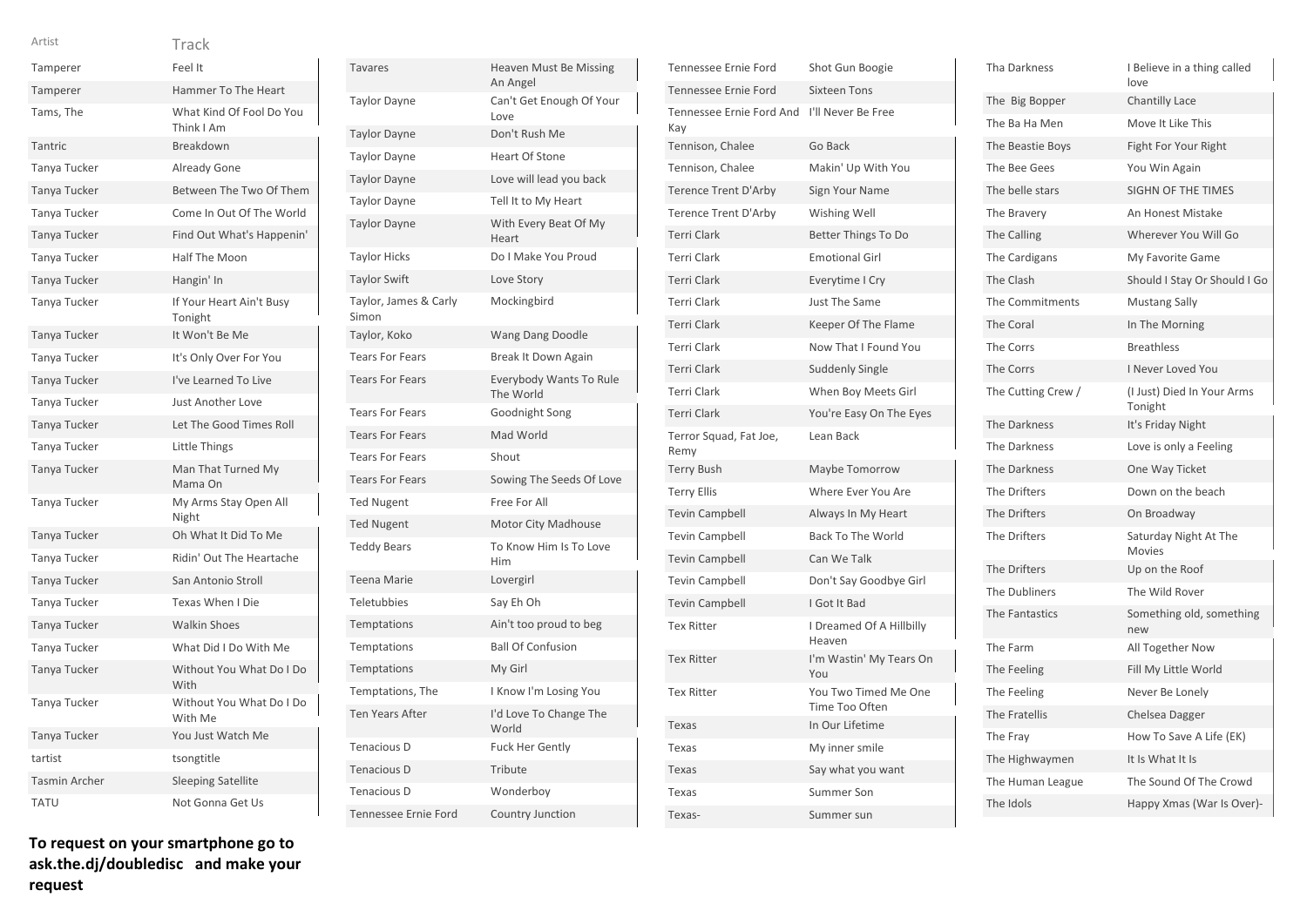| Artist | Track |
| --- | --- |
| Tamperer | Feel It |
| Tamperer | Hammer To The Heart |
| Tams, The | What Kind Of Fool Do You Think I Am |
| Tantric | Breakdown |
| Tanya Tucker | Already Gone |
| Tanya Tucker | Between The Two Of Them |
| Tanya Tucker | Come In Out Of The World |
| Tanya Tucker | Find Out What's Happenin' |
| Tanya Tucker | Half The Moon |
| Tanya Tucker | Hangin' In |
| Tanya Tucker | If Your Heart Ain't Busy Tonight |
| Tanya Tucker | It Won't Be Me |
| Tanya Tucker | It's Only Over For You |
| Tanya Tucker | I've Learned To Live |
| Tanya Tucker | Just Another Love |
| Tanya Tucker | Let The Good Times Roll |
| Tanya Tucker | Little Things |
| Tanya Tucker | Man That Turned My Mama On |
| Tanya Tucker | My Arms Stay Open All Night |
| Tanya Tucker | Oh What It Did To Me |
| Tanya Tucker | Ridin' Out The Heartache |
| Tanya Tucker | San Antonio Stroll |
| Tanya Tucker | Texas When I Die |
| Tanya Tucker | Walkin Shoes |
| Tanya Tucker | What Did I Do With Me |
| Tanya Tucker | Without You What Do I Do With |
| Tanya Tucker | Without You What Do I Do With Me |
| Tanya Tucker | You Just Watch Me |
| tartist | tsongtitle |
| Tasmin Archer | Sleeping Satellite |
| TATU | Not Gonna Get Us |
| Tavares | Heaven Must Be Missing An Angel |
| Taylor Dayne | Can't Get Enough Of Your Love |
| Taylor Dayne | Don't Rush Me |
| Taylor Dayne | Heart Of Stone |
| Taylor Dayne | Love will lead you back |
| Taylor Dayne | Tell It to My Heart |
| Taylor Dayne | With Every Beat Of My Heart |
| Taylor Hicks | Do I Make You Proud |
| Taylor Swift | Love Story |
| Taylor, James & Carly Simon | Mockingbird |
| Taylor, Koko | Wang Dang Doodle |
| Tears For Fears | Break It Down Again |
| Tears For Fears | Everybody Wants To Rule The World |
| Tears For Fears | Goodnight Song |
| Tears For Fears | Mad World |
| Tears For Fears | Shout |
| Tears For Fears | Sowing The Seeds Of Love |
| Ted Nugent | Free For All |
| Ted Nugent | Motor City Madhouse |
| Teddy Bears | To Know Him Is To Love Him |
| Teena Marie | Lovergirl |
| Teletubbies | Say Eh Oh |
| Temptations | Ain't too proud to beg |
| Temptations | Ball Of Confusion |
| Temptations | My Girl |
| Temptations, The | I Know I'm Losing You |
| Ten Years After | I'd Love To Change The World |
| Tenacious D | Fuck Her Gently |
| Tenacious D | Tribute |
| Tenacious D | Wonderboy |
| Tennessee Ernie Ford | Country Junction |
| Tennessee Ernie Ford | Shot Gun Boogie |
| Tennessee Ernie Ford | Sixteen Tons |
| Tennessee Ernie Ford And Kay | I'll Never Be Free |
| Tennison, Chalee | Go Back |
| Tennison, Chalee | Makin' Up With You |
| Terence Trent D'Arby | Sign Your Name |
| Terence Trent D'Arby | Wishing Well |
| Terri Clark | Better Things To Do |
| Terri Clark | Emotional Girl |
| Terri Clark | Everytime I Cry |
| Terri Clark | Just The Same |
| Terri Clark | Keeper Of The Flame |
| Terri Clark | Now That I Found You |
| Terri Clark | Suddenly Single |
| Terri Clark | When Boy Meets Girl |
| Terri Clark | You're Easy On The Eyes |
| Terror Squad, Fat Joe, Remy | Lean Back |
| Terry Bush | Maybe Tomorrow |
| Terry Ellis | Where Ever You Are |
| Tevin Campbell | Always In My Heart |
| Tevin Campbell | Back To The World |
| Tevin Campbell | Can We Talk |
| Tevin Campbell | Don't Say Goodbye Girl |
| Tevin Campbell | I Got It Bad |
| Tex Ritter | I Dreamed Of A Hillbilly Heaven |
| Tex Ritter | I'm Wastin' My Tears On You |
| Tex Ritter | You Two Timed Me One Time Too Often |
| Texas | In Our Lifetime |
| Texas | My inner smile |
| Texas | Say what you want |
| Texas | Summer Son |
| Texas- | Summer sun |
| Tha Darkness | I Believe in a thing called love |
| The Big Bopper | Chantilly Lace |
| The Ba Ha Men | Move It Like This |
| The Beastie Boys | Fight For Your Right |
| The Bee Gees | You Win Again |
| The belle stars | SIGHN OF THE TIMES |
| The Bravery | An Honest Mistake |
| The Calling | Wherever You Will Go |
| The Cardigans | My Favorite Game |
| The Clash | Should I Stay Or Should I Go |
| The Commitments | Mustang Sally |
| The Coral | In The Morning |
| The Corrs | Breathless |
| The Corrs | I Never Loved You |
| The Cutting Crew / | (I Just) Died In Your Arms Tonight |
| The Darkness | It's Friday Night |
| The Darkness | Love is only a Feeling |
| The Darkness | One Way Ticket |
| The Drifters | Down on the beach |
| The Drifters | On Broadway |
| The Drifters | Saturday Night At The Movies |
| The Drifters | Up on the Roof |
| The Dubliners | The Wild Rover |
| The Fantastics | Something old, something new |
| The Farm | All Together Now |
| The Feeling | Fill My Little World |
| The Feeling | Never Be Lonely |
| The Fratellis | Chelsea Dagger |
| The Fray | How To Save A Life (EK) |
| The Highwaymen | It Is What It Is |
| The Human League | The Sound Of The Crowd |
| The Idols | Happy Xmas (War Is Over)- |

**To request on your smartphone go to ask.the.dj/doubledisc and make your request**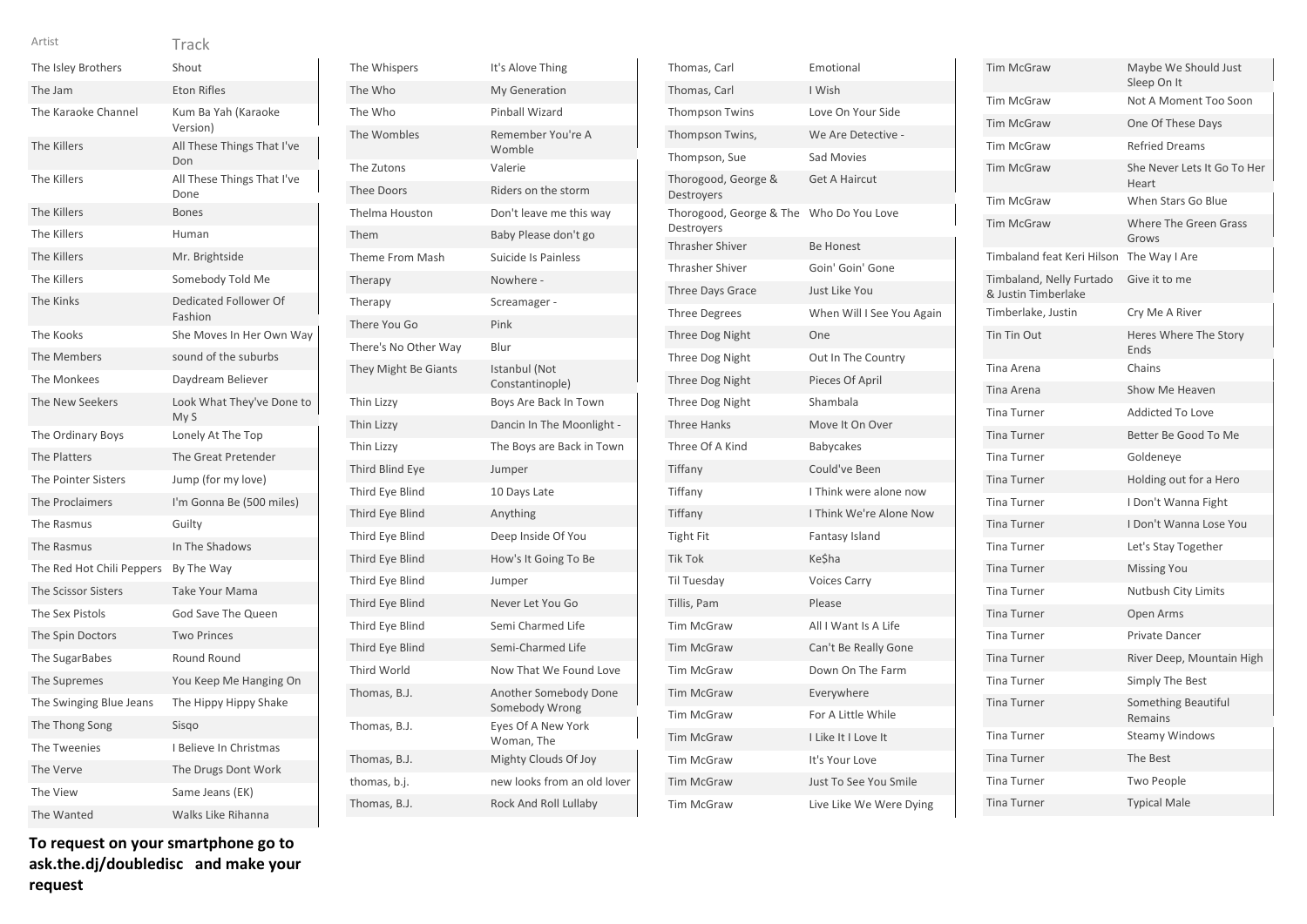| Artist | Track |
|---|---|
| The Isley Brothers | Shout |
| The Jam | Eton Rifles |
| The Karaoke Channel | Kum Ba Yah (Karaoke Version) |
| The Killers | All These Things That I've Don |
| The Killers | All These Things That I've Done |
| The Killers | Bones |
| The Killers | Human |
| The Killers | Mr. Brightside |
| The Killers | Somebody Told Me |
| The Kinks | Dedicated Follower Of Fashion |
| The Kooks | She Moves In Her Own Way |
| The Members | sound of the suburbs |
| The Monkees | Daydream Believer |
| The New Seekers | Look What They've Done to My S |
| The Ordinary Boys | Lonely At The Top |
| The Platters | The Great Pretender |
| The Pointer Sisters | Jump (for my love) |
| The Proclaimers | I'm Gonna Be (500 miles) |
| The Rasmus | Guilty |
| The Rasmus | In The Shadows |
| The Red Hot Chili Peppers | By The Way |
| The Scissor Sisters | Take Your Mama |
| The Sex Pistols | God Save The Queen |
| The Spin Doctors | Two Princes |
| The SugarBabes | Round Round |
| The Supremes | You Keep Me Hanging On |
| The Swinging Blue Jeans | The Hippy Hippy Shake |
| The Thong Song | Sisqo |
| The Tweenies | I Believe In Christmas |
| The Verve | The Drugs Dont Work |
| The View | Same Jeans (EK) |
| The Wanted | Walks Like Rihanna |
| The Whispers | It's Alove Thing |
| The Who | My Generation |
| The Who | Pinball Wizard |
| The Wombles | Remember You're A Womble |
| The Zutons | Valerie |
| Thee Doors | Riders on the storm |
| Thelma Houston | Don't leave me this way |
| Them | Baby Please don't go |
| Theme From Mash | Suicide Is Painless |
| Therapy | Nowhere - |
| Therapy | Screamager - |
| There You Go | Pink |
| There's No Other Way | Blur |
| They Might Be Giants | Istanbul (Not Constantinople) |
| Thin Lizzy | Boys Are Back In Town |
| Thin Lizzy | Dancin In The Moonlight - |
| Thin Lizzy | The Boys are Back in Town |
| Third Blind Eye | Jumper |
| Third Eye Blind | 10 Days Late |
| Third Eye Blind | Anything |
| Third Eye Blind | Deep Inside Of You |
| Third Eye Blind | How's It Going To Be |
| Third Eye Blind | Jumper |
| Third Eye Blind | Never Let You Go |
| Third Eye Blind | Semi Charmed Life |
| Third Eye Blind | Semi-Charmed Life |
| Third World | Now That We Found Love |
| Thomas, B.J. | Another Somebody Done Somebody Wrong |
| Thomas, B.J. | Eyes Of A New York Woman, The |
| Thomas, B.J. | Mighty Clouds Of Joy |
| thomas, b.j. | new looks from an old lover |
| Thomas, B.J. | Rock And Roll Lullaby |
| Thomas, Carl | Emotional |
| Thomas, Carl | I Wish |
| Thompson Twins | Love On Your Side |
| Thompson Twins, | We Are Detective - |
| Thompson, Sue | Sad Movies |
| Thorogood, George & Destroyers | Get A Haircut |
| Thorogood, George & The Destroyers | Who Do You Love |
| Thrasher Shiver | Be Honest |
| Thrasher Shiver | Goin' Goin' Gone |
| Three Days Grace | Just Like You |
| Three Degrees | When Will I See You Again |
| Three Dog Night | One |
| Three Dog Night | Out In The Country |
| Three Dog Night | Pieces Of April |
| Three Dog Night | Shambala |
| Three Hanks | Move It On Over |
| Three Of A Kind | Babycakes |
| Tiffany | Could've Been |
| Tiffany | I Think were alone now |
| Tiffany | I Think We're Alone Now |
| Tight Fit | Fantasy Island |
| Tik Tok | Ke$ha |
| Til Tuesday | Voices Carry |
| Tillis, Pam | Please |
| Tim McGraw | All I Want Is A Life |
| Tim McGraw | Can't Be Really Gone |
| Tim McGraw | Down On The Farm |
| Tim McGraw | Everywhere |
| Tim McGraw | For A Little While |
| Tim McGraw | I Like It I Love It |
| Tim McGraw | It's Your Love |
| Tim McGraw | Just To See You Smile |
| Tim McGraw | Live Like We Were Dying |
| Tim McGraw | Maybe We Should Just Sleep On It |
| Tim McGraw | Not A Moment Too Soon |
| Tim McGraw | One Of These Days |
| Tim McGraw | Refried Dreams |
| Tim McGraw | She Never Lets It Go To Her Heart |
| Tim McGraw | When Stars Go Blue |
| Tim McGraw | Where The Green Grass Grows |
| Timbaland feat Keri Hilson | The Way I Are |
| Timbaland, Nelly Furtado & Justin Timberlake | Give it to me |
| Timberlake, Justin | Cry Me A River |
| Tin Tin Out | Heres Where The Story Ends |
| Tina Arena | Chains |
| Tina Arena | Show Me Heaven |
| Tina Turner | Addicted To Love |
| Tina Turner | Better Be Good To Me |
| Tina Turner | Goldeneye |
| Tina Turner | Holding out for a Hero |
| Tina Turner | I Don't Wanna Fight |
| Tina Turner | I Don't Wanna Lose You |
| Tina Turner | Let's Stay Together |
| Tina Turner | Missing You |
| Tina Turner | Nutbush City Limits |
| Tina Turner | Open Arms |
| Tina Turner | Private Dancer |
| Tina Turner | River Deep, Mountain High |
| Tina Turner | Simply The Best |
| Tina Turner | Something Beautiful Remains |
| Tina Turner | Steamy Windows |
| Tina Turner | The Best |
| Tina Turner | Two People |
| Tina Turner | Typical Male |

**To request on your smartphone go to ask.the.dj/doubledisc and make your request**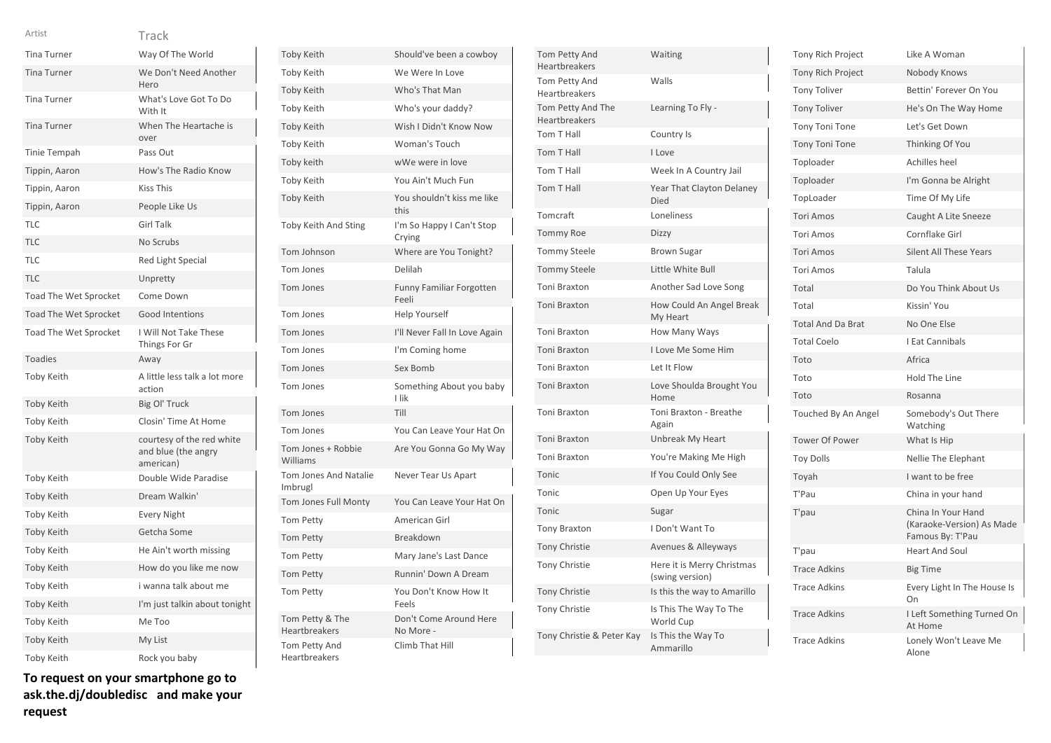| Artist | Track |
|---|---|
| Tina Turner | Way Of The World |
| Tina Turner | We Don't Need Another Hero |
| Tina Turner | What's Love Got To Do With It |
| Tina Turner | When The Heartache is over |
| Tinie Tempah | Pass Out |
| Tippin, Aaron | How's The Radio Know |
| Tippin, Aaron | Kiss This |
| Tippin, Aaron | People Like Us |
| TLC | Girl Talk |
| TLC | No Scrubs |
| TLC | Red Light Special |
| TLC | Unpretty |
| Toad The Wet Sprocket | Come Down |
| Toad The Wet Sprocket | Good Intentions |
| Toad The Wet Sprocket | I Will Not Take These Things For Gr |
| Toadies | Away |
| Toby Keith | A little less talk a lot more action |
| Toby Keith | Big Ol' Truck |
| Toby Keith | Closin' Time At Home |
| Toby Keith | courtesy of the red white and blue (the angry american) |
| Toby Keith | Double Wide Paradise |
| Toby Keith | Dream Walkin' |
| Toby Keith | Every Night |
| Toby Keith | Getcha Some |
| Toby Keith | He Ain't worth missing |
| Toby Keith | How do you like me now |
| Toby Keith | i wanna talk about me |
| Toby Keith | I'm just talkin about tonight |
| Toby Keith | Me Too |
| Toby Keith | My List |
| Toby Keith | Rock you baby |
| Toby Keith | Should've been a cowboy |
| Toby Keith | We Were In Love |
| Toby Keith | Who's That Man |
| Toby Keith | Who's your daddy? |
| Toby Keith | Wish I Didn't Know Now |
| Toby Keith | Woman's Touch |
| Toby keith | wWe were in love |
| Toby Keith | You Ain't Much Fun |
| Toby Keith | You shouldn't kiss me like this |
| Toby Keith And Sting | I'm So Happy I Can't Stop Crying |
| Tom Johnson | Where are You Tonight? |
| Tom Jones | Delilah |
| Tom Jones | Funny Familiar Forgotten Feeli |
| Tom Jones | Help Yourself |
| Tom Jones | I'll Never Fall In Love Again |
| Tom Jones | I'm Coming home |
| Tom Jones | Sex Bomb |
| Tom Jones | Something About you baby I lik |
| Tom Jones | Till |
| Tom Jones | You Can Leave Your Hat On |
| Tom Jones + Robbie Williams | Are You Gonna Go My Way |
| Tom Jones And Natalie Imbrugl | Never Tear Us Apart |
| Tom Jones Full Monty | You Can Leave Your Hat On |
| Tom Petty | American Girl |
| Tom Petty | Breakdown |
| Tom Petty | Mary Jane's Last Dance |
| Tom Petty | Runnin' Down A Dream |
| Tom Petty | You Don't Know How It Feels |
| Tom Petty & The Heartbreakers | Don't Come Around Here No More - |
| Tom Petty And Heartbreakers | Climb That Hill |
| Tom Petty And Heartbreakers | Waiting |
| Tom Petty And Heartbreakers | Walls |
| Tom Petty And The Heartbreakers | Learning To Fly - |
| Tom T Hall | Country Is |
| Tom T Hall | I Love |
| Tom T Hall | Week In A Country Jail |
| Tom T Hall | Year That Clayton Delaney Died |
| Tomcraft | Loneliness |
| Tommy Roe | Dizzy |
| Tommy Steele | Brown Sugar |
| Tommy Steele | Little White Bull |
| Toni Braxton | Another Sad Love Song |
| Toni Braxton | How Could An Angel Break My Heart |
| Toni Braxton | How Many Ways |
| Toni Braxton | I Love Me Some Him |
| Toni Braxton | Let It Flow |
| Toni Braxton | Love Shoulda Brought You Home |
| Toni Braxton | Toni Braxton - Breathe Again |
| Toni Braxton | Unbreak My Heart |
| Toni Braxton | You're Making Me High |
| Tonic | If You Could Only See |
| Tonic | Open Up Your Eyes |
| Tonic | Sugar |
| Tony Braxton | I Don't Want To |
| Tony Christie | Avenues & Alleyways |
| Tony Christie | Here it is Merry Christmas (swing version) |
| Tony Christie | Is this the way to Amarillo |
| Tony Christie | Is This The Way To The World Cup |
| Tony Christie & Peter Kay | Is This the Way To Ammarillo |
| Tony Rich Project | Like A Woman |
| Tony Rich Project | Nobody Knows |
| Tony Toliver | Bettin' Forever On You |
| Tony Toliver | He's On The Way Home |
| Tony Toni Tone | Let's Get Down |
| Tony Toni Tone | Thinking Of You |
| Toploader | Achilles heel |
| Toploader | I'm Gonna be Alright |
| TopLoader | Time Of My Life |
| Tori Amos | Caught A Lite Sneeze |
| Tori Amos | Cornflake Girl |
| Tori Amos | Silent All These Years |
| Tori Amos | Talula |
| Total | Do You Think About Us |
| Total | Kissin' You |
| Total And Da Brat | No One Else |
| Total Coelo | I Eat Cannibals |
| Toto | Africa |
| Toto | Hold The Line |
| Toto | Rosanna |
| Touched By An Angel | Somebody's Out There Watching |
| Tower Of Power | What Is Hip |
| Toy Dolls | Nellie The Elephant |
| Toyah | I want to be free |
| T'Pau | China in your hand |
| T'pau | China In Your Hand (Karaoke-Version) As Made Famous By: T'Pau |
| T'pau | Heart And Soul |
| Trace Adkins | Big Time |
| Trace Adkins | Every Light In The House Is On |
| Trace Adkins | I Left Something Turned On At Home |
| Trace Adkins | Lonely Won't Leave Me Alone |

**To request on your smartphone go to ask.the.dj/doubledisc and make your request**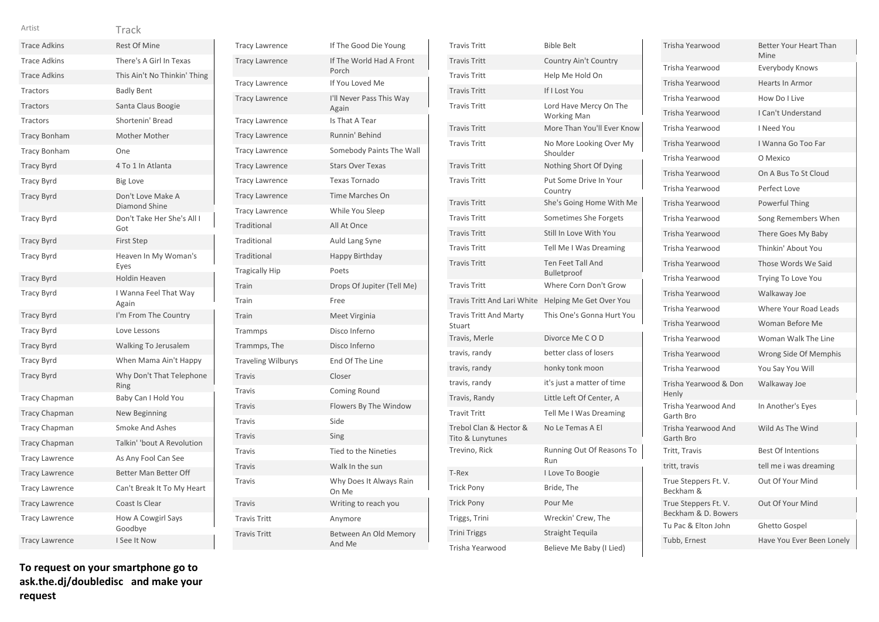| Artist | Track |
|---|---|
| Trace Adkins | Rest Of Mine |
| Trace Adkins | There's A Girl In Texas |
| Trace Adkins | This Ain't No Thinkin' Thing |
| Tractors | Badly Bent |
| Tractors | Santa Claus Boogie |
| Tractors | Shortenin' Bread |
| Tracy Bonham | Mother Mother |
| Tracy Bonham | One |
| Tracy Byrd | 4 To 1 In Atlanta |
| Tracy Byrd | Big Love |
| Tracy Byrd | Don't Love Make A Diamond Shine |
| Tracy Byrd | Don't Take Her She's All I Got |
| Tracy Byrd | First Step |
| Tracy Byrd | Heaven In My Woman's Eyes |
| Tracy Byrd | Holdin Heaven |
| Tracy Byrd | I Wanna Feel That Way Again |
| Tracy Byrd | I'm From The Country |
| Tracy Byrd | Love Lessons |
| Tracy Byrd | Walking To Jerusalem |
| Tracy Byrd | When Mama Ain't Happy |
| Tracy Byrd | Why Don't That Telephone Ring |
| Tracy Chapman | Baby Can I Hold You |
| Tracy Chapman | New Beginning |
| Tracy Chapman | Smoke And Ashes |
| Tracy Chapman | Talkin' 'bout A Revolution |
| Tracy Lawrence | As Any Fool Can See |
| Tracy Lawrence | Better Man Better Off |
| Tracy Lawrence | Can't Break It To My Heart |
| Tracy Lawrence | Coast Is Clear |
| Tracy Lawrence | How A Cowgirl Says Goodbye |
| Tracy Lawrence | I See It Now |
| Tracy Lawrence | If The Good Die Young |
| Tracy Lawrence | If The World Had A Front Porch |
| Tracy Lawrence | If You Loved Me |
| Tracy Lawrence | I'll Never Pass This Way Again |
| Tracy Lawrence | Is That A Tear |
| Tracy Lawrence | Runnin' Behind |
| Tracy Lawrence | Somebody Paints The Wall |
| Tracy Lawrence | Stars Over Texas |
| Tracy Lawrence | Texas Tornado |
| Tracy Lawrence | Time Marches On |
| Tracy Lawrence | While You Sleep |
| Traditional | All At Once |
| Traditional | Auld Lang Syne |
| Traditional | Happy Birthday |
| Tragically Hip | Poets |
| Train | Drops Of Jupiter (Tell Me) |
| Train | Free |
| Train | Meet Virginia |
| Trammps | Disco Inferno |
| Trammps, The | Disco Inferno |
| Traveling Wilburys | End Of The Line |
| Travis | Closer |
| Travis | Coming Round |
| Travis | Flowers By The Window |
| Travis | Side |
| Travis | Sing |
| Travis | Tied to the Nineties |
| Travis | Walk In the sun |
| Travis | Why Does It Always Rain On Me |
| Travis | Writing to reach you |
| Travis Tritt | Anymore |
| Travis Tritt | Between An Old Memory And Me |
| Travis Tritt | Bible Belt |
| Travis Tritt | Country Ain't Country |
| Travis Tritt | Help Me Hold On |
| Travis Tritt | If I Lost You |
| Travis Tritt | Lord Have Mercy On The Working Man |
| Travis Tritt | More Than You'll Ever Know |
| Travis Tritt | No More Looking Over My Shoulder |
| Travis Tritt | Nothing Short Of Dying |
| Travis Tritt | Put Some Drive In Your Country |
| Travis Tritt | She's Going Home With Me |
| Travis Tritt | Sometimes She Forgets |
| Travis Tritt | Still In Love With You |
| Travis Tritt | Tell Me I Was Dreaming |
| Travis Tritt | Ten Feet Tall And Bulletproof |
| Travis Tritt | Where Corn Don't Grow |
| Travis Tritt And Lari White | Helping Me Get Over You |
| Travis Tritt And Marty Stuart | This One's Gonna Hurt You |
| Travis, Merle | Divorce Me C O D |
| travis, randy | better class of losers |
| travis, randy | honky tonk moon |
| travis, randy | it's just a matter of time |
| Travis, Randy | Little Left Of Center, A |
| Travit Tritt | Tell Me I Was Dreaming |
| Trebol Clan & Hector & Tito & Lunytunes | No Le Temas A El |
| Trevino, Rick | Running Out Of Reasons To Run |
| T-Rex | I Love To Boogie |
| Trick Pony | Bride, The |
| Trick Pony | Pour Me |
| Triggs, Trini | Wreckin' Crew, The |
| Trini Triggs | Straight Tequila |
| Trisha Yearwood | Believe Me Baby (I Lied) |
| Trisha Yearwood | Better Your Heart Than Mine |
| Trisha Yearwood | Everybody Knows |
| Trisha Yearwood | Hearts In Armor |
| Trisha Yearwood | How Do I Live |
| Trisha Yearwood | I Can't Understand |
| Trisha Yearwood | I Need You |
| Trisha Yearwood | I Wanna Go Too Far |
| Trisha Yearwood | O Mexico |
| Trisha Yearwood | On A Bus To St Cloud |
| Trisha Yearwood | Perfect Love |
| Trisha Yearwood | Powerful Thing |
| Trisha Yearwood | Song Remembers When |
| Trisha Yearwood | There Goes My Baby |
| Trisha Yearwood | Thinkin' About You |
| Trisha Yearwood | Those Words We Said |
| Trisha Yearwood | Trying To Love You |
| Trisha Yearwood | Walkaway Joe |
| Trisha Yearwood | Where Your Road Leads |
| Trisha Yearwood | Woman Before Me |
| Trisha Yearwood | Woman Walk The Line |
| Trisha Yearwood | Wrong Side Of Memphis |
| Trisha Yearwood | You Say You Will |
| Trisha Yearwood & Don Henly | Walkaway Joe |
| Trisha Yearwood And Garth Bro | In Another's Eyes |
| Trisha Yearwood And Garth Bro | Wild As The Wind |
| Tritt, Travis | Best Of Intentions |
| tritt, travis | tell me i was dreaming |
| True Steppers Ft. V. Beckham & | Out Of Your Mind |
| True Steppers Ft. V. Beckham & D. Bowers | Out Of Your Mind |
| Tu Pac & Elton John | Ghetto Gospel |
| Tubb, Ernest | Have You Ever Been Lonely |

**To request on your smartphone go to ask.the.dj/doubledisc and make your request**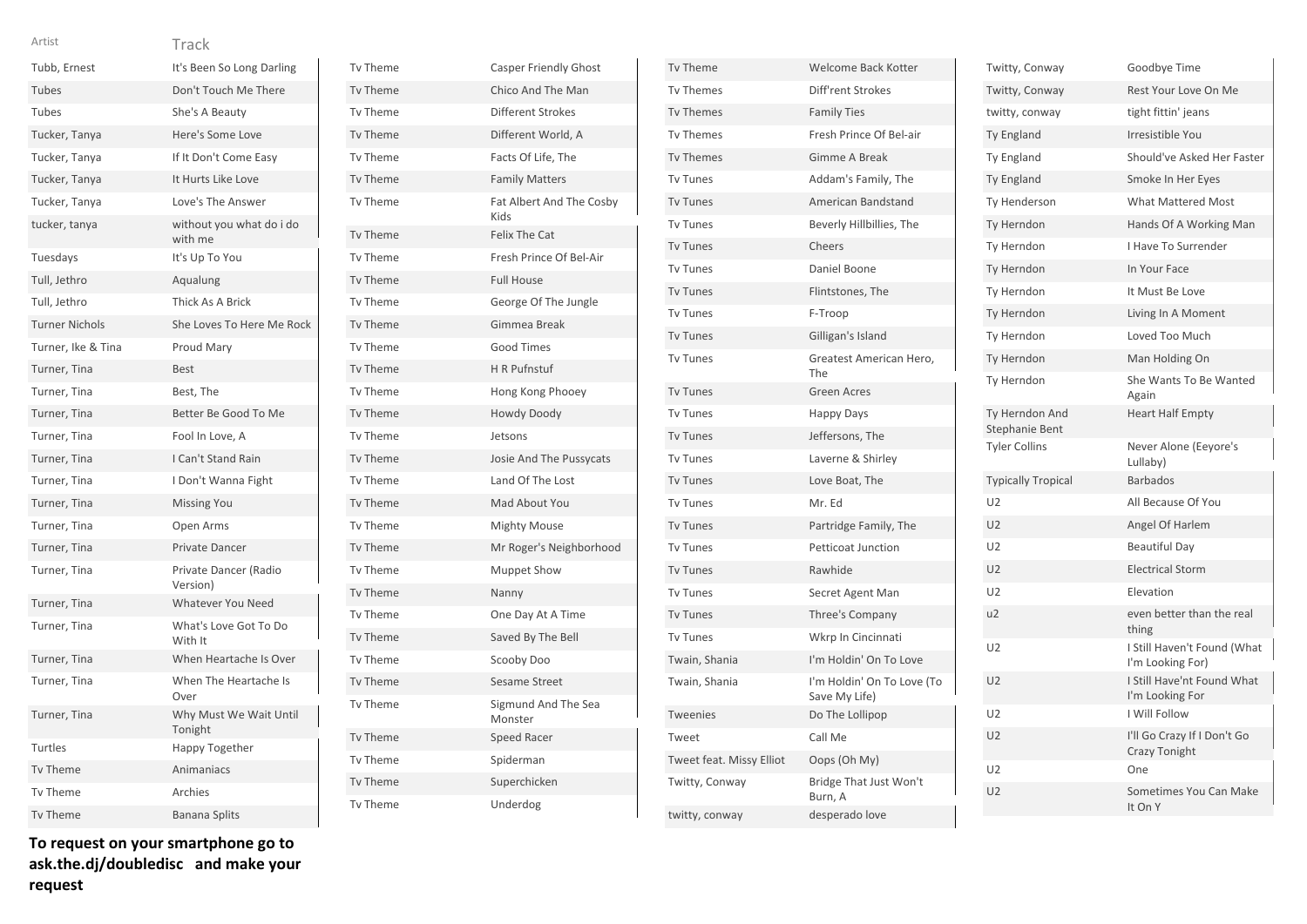| Artist | Track |
|---|---|
| Tubb, Ernest | It's Been So Long Darling |
| Tubes | Don't Touch Me There |
| Tubes | She's A Beauty |
| Tucker, Tanya | Here's Some Love |
| Tucker, Tanya | If It Don't Come Easy |
| Tucker, Tanya | It Hurts Like Love |
| Tucker, Tanya | Love's The Answer |
| tucker, tanya | without you what do i do with me |
| Tuesdays | It's Up To You |
| Tull, Jethro | Aqualung |
| Tull, Jethro | Thick As A Brick |
| Turner Nichols | She Loves To Here Me Rock |
| Turner, Ike & Tina | Proud Mary |
| Turner, Tina | Best |
| Turner, Tina | Best, The |
| Turner, Tina | Better Be Good To Me |
| Turner, Tina | Fool In Love, A |
| Turner, Tina | I Can't Stand Rain |
| Turner, Tina | I Don't Wanna Fight |
| Turner, Tina | Missing You |
| Turner, Tina | Open Arms |
| Turner, Tina | Private Dancer |
| Turner, Tina | Private Dancer (Radio Version) |
| Turner, Tina | Whatever You Need |
| Turner, Tina | What's Love Got To Do With It |
| Turner, Tina | When Heartache Is Over |
| Turner, Tina | When The Heartache Is Over |
| Turner, Tina | Why Must We Wait Until Tonight |
| Turtles | Happy Together |
| Tv Theme | Animaniacs |
| Tv Theme | Archies |
| Tv Theme | Banana Splits |
| Tv Theme | Casper Friendly Ghost |
| Tv Theme | Chico And The Man |
| Tv Theme | Different Strokes |
| Tv Theme | Different World, A |
| Tv Theme | Facts Of Life, The |
| Tv Theme | Family Matters |
| Tv Theme | Fat Albert And The Cosby Kids |
| Tv Theme | Felix The Cat |
| Tv Theme | Fresh Prince Of Bel-Air |
| Tv Theme | Full House |
| Tv Theme | George Of The Jungle |
| Tv Theme | Gimmea Break |
| Tv Theme | Good Times |
| Tv Theme | H R Pufnstuf |
| Tv Theme | Hong Kong Phooey |
| Tv Theme | Howdy Doody |
| Tv Theme | Jetsons |
| Tv Theme | Josie And The Pussycats |
| Tv Theme | Land Of The Lost |
| Tv Theme | Mad About You |
| Tv Theme | Mighty Mouse |
| Tv Theme | Mr Roger's Neighborhood |
| Tv Theme | Muppet Show |
| Tv Theme | Nanny |
| Tv Theme | One Day At A Time |
| Tv Theme | Saved By The Bell |
| Tv Theme | Scooby Doo |
| Tv Theme | Sesame Street |
| Tv Theme | Sigmund And The Sea Monster |
| Tv Theme | Speed Racer |
| Tv Theme | Spiderman |
| Tv Theme | Superchicken |
| Tv Theme | Underdog |
| Tv Theme | Welcome Back Kotter |
| Tv Themes | Diff'rent Strokes |
| Tv Themes | Family Ties |
| Tv Themes | Fresh Prince Of Bel-air |
| Tv Themes | Gimme A Break |
| Tv Tunes | Addam's Family, The |
| Tv Tunes | American Bandstand |
| Tv Tunes | Beverly Hillbillies, The |
| Tv Tunes | Cheers |
| Tv Tunes | Daniel Boone |
| Tv Tunes | Flintstones, The |
| Tv Tunes | F-Troop |
| Tv Tunes | Gilligan's Island |
| Tv Tunes | Greatest American Hero, The |
| Tv Tunes | Green Acres |
| Tv Tunes | Happy Days |
| Tv Tunes | Jeffersons, The |
| Tv Tunes | Laverne & Shirley |
| Tv Tunes | Love Boat, The |
| Tv Tunes | Mr. Ed |
| Tv Tunes | Partridge Family, The |
| Tv Tunes | Petticoat Junction |
| Tv Tunes | Rawhide |
| Tv Tunes | Secret Agent Man |
| Tv Tunes | Three's Company |
| Tv Tunes | Wkrp In Cincinnati |
| Twain, Shania | I'm Holdin' On To Love |
| Twain, Shania | I'm Holdin' On To Love (To Save My Life) |
| Tweenies | Do The Lollipop |
| Tweet | Call Me |
| Tweet feat. Missy Elliot | Oops (Oh My) |
| Twitty, Conway | Bridge That Just Won't Burn, A |
| twitty, conway | desperado love |
| Twitty, Conway | Goodbye Time |
| Twitty, Conway | Rest Your Love On Me |
| twitty, conway | tight fittin' jeans |
| Ty England | Irresistible You |
| Ty England | Should've Asked Her Faster |
| Ty England | Smoke In Her Eyes |
| Ty Henderson | What Mattered Most |
| Ty Herndon | Hands Of A Working Man |
| Ty Herndon | I Have To Surrender |
| Ty Herndon | In Your Face |
| Ty Herndon | It Must Be Love |
| Ty Herndon | Living In A Moment |
| Ty Herndon | Loved Too Much |
| Ty Herndon | Man Holding On |
| Ty Herndon | She Wants To Be Wanted Again |
| Ty Herndon And Stephanie Bent | Heart Half Empty |
| Tyler Collins | Never Alone (Eeyore's Lullaby) |
| Typically Tropical | Barbados |
| U2 | All Because Of You |
| U2 | Angel Of Harlem |
| U2 | Beautiful Day |
| U2 | Electrical Storm |
| U2 | Elevation |
| u2 | even better than the real thing |
| U2 | I Still Haven't Found (What I'm Looking For) |
| U2 | I Still Have'nt Found What I'm Looking For |
| U2 | I Will Follow |
| U2 | I'll Go Crazy If I Don't Go Crazy Tonight |
| U2 | One |
| U2 | Sometimes You Can Make It On Y |

**To request on your smartphone go to ask.the.dj/doubledisc and make your request**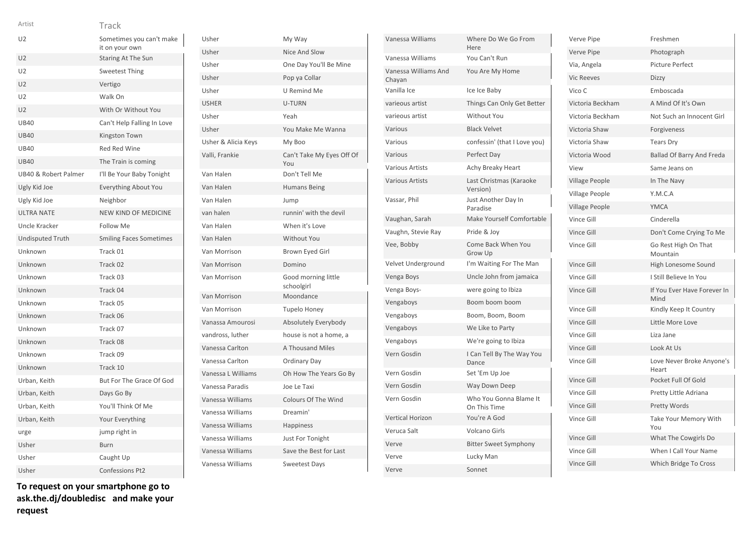| Artist | Track |
| --- | --- |
| U2 | Sometimes you can't make it on your own |
| U2 | Staring At The Sun |
| U2 | Sweetest Thing |
| U2 | Vertigo |
| U2 | Walk On |
| U2 | With Or Without You |
| UB40 | Can't Help Falling In Love |
| UB40 | Kingston Town |
| UB40 | Red Red Wine |
| UB40 | The Train is coming |
| UB40 & Robert Palmer | I'll Be Your Baby Tonight |
| Ugly Kid Joe | Everything About You |
| Ugly Kid Joe | Neighbor |
| ULTRA NATE | NEW KIND OF MEDICINE |
| Uncle Kracker | Follow Me |
| Undisputed Truth | Smiling Faces Sometimes |
| Unknown | Track 01 |
| Unknown | Track 02 |
| Unknown | Track 03 |
| Unknown | Track 04 |
| Unknown | Track 05 |
| Unknown | Track 06 |
| Unknown | Track 07 |
| Unknown | Track 08 |
| Unknown | Track 09 |
| Unknown | Track 10 |
| Urban, Keith | But For The Grace Of God |
| Urban, Keith | Days Go By |
| Urban, Keith | You'll Think Of Me |
| Urban, Keith | Your Everything |
| urge | jump right in |
| Usher | Burn |
| Usher | Caught Up |
| Usher | Confessions Pt2 |
| Usher | My Way |
| Usher | Nice And Slow |
| Usher | One Day You'll Be Mine |
| Usher | Pop ya Collar |
| Usher | U Remind Me |
| USHER | U-TURN |
| Usher | Yeah |
| Usher | You Make Me Wanna |
| Usher & Alicia Keys | My Boo |
| Valli, Frankie | Can't Take My Eyes Off Of You |
| Van Halen | Don't Tell Me |
| Van Halen | Humans Being |
| Van Halen | Jump |
| van halen | runnin' with the devil |
| Van Halen | When it's Love |
| Van Halen | Without You |
| Van Morrison | Brown Eyed Girl |
| Van Morrison | Domino |
| Van Morrison | Good morning little schoolgirl |
| Van Morrison | Moondance |
| Van Morrison | Tupelo Honey |
| Vanassa Amourosi | Absolutely Everybody |
| vandross, luther | house is not a home, a |
| Vanessa Carlton | A Thousand Miles |
| Vanessa Carlton | Ordinary Day |
| Vanessa L Williams | Oh How The Years Go By |
| Vanessa Paradis | Joe Le Taxi |
| Vanessa Williams | Colours Of The Wind |
| Vanessa Williams | Dreamin' |
| Vanessa Williams | Happiness |
| Vanessa Williams | Just For Tonight |
| Vanessa Williams | Save the Best for Last |
| Vanessa Williams | Sweetest Days |
| Vanessa Williams | Where Do We Go From Here |
| Vanessa Williams | You Can't Run |
| Vanessa Williams And Chayan | You Are My Home |
| Vanilla Ice | Ice Ice Baby |
| varieous artist | Things Can Only Get Better |
| varieous artist | Without You |
| Various | Black Velvet |
| Various | confessin' (that I Love you) |
| Various | Perfect Day |
| Various Artists | Achy Breaky Heart |
| Various Artists | Last Christmas (Karaoke Version) |
| Vassar, Phil | Just Another Day In Paradise |
| Vaughan, Sarah | Make Yourself Comfortable |
| Vaughn, Stevie Ray | Pride & Joy |
| Vee, Bobby | Come Back When You Grow Up |
| Velvet Underground | I'm Waiting For The Man |
| Venga Boys | Uncle John from jamaica |
| Venga Boys- | were going to Ibiza |
| Vengaboys | Boom boom boom |
| Vengaboys | Boom, Boom, Boom |
| Vengaboys | We Like to Party |
| Vengaboys | We're going to Ibiza |
| Vern Gosdin | I Can Tell By The Way You Dance |
| Vern Gosdin | Set 'Em Up Joe |
| Vern Gosdin | Way Down Deep |
| Vern Gosdin | Who You Gonna Blame It On This Time |
| Vertical Horizon | You're A God |
| Veruca Salt | Volcano Girls |
| Verve | Bitter Sweet Symphony |
| Verve | Lucky Man |
| Verve | Sonnet |
| Verve Pipe | Freshmen |
| Verve Pipe | Photograph |
| Via, Angela | Picture Perfect |
| Vic Reeves | Dizzy |
| Vico C | Emboscada |
| Victoria Beckham | A Mind Of It's Own |
| Victoria Beckham | Not Such an Innocent Girl |
| Victoria Shaw | Forgiveness |
| Victoria Shaw | Tears Dry |
| Victoria Wood | Ballad Of Barry And Freda |
| View | Same Jeans on |
| Village People | In The Navy |
| Village People | Y.M.C.A |
| Village People | YMCA |
| Vince Gill | Cinderella |
| Vince Gill | Don't Come Crying To Me |
| Vince Gill | Go Rest High On That Mountain |
| Vince Gill | High Lonesome Sound |
| Vince Gill | I Still Believe In You |
| Vince Gill | If You Ever Have Forever In Mind |
| Vince Gill | Kindly Keep It Country |
| Vince Gill | Little More Love |
| Vince Gill | Liza Jane |
| Vince Gill | Look At Us |
| Vince Gill | Love Never Broke Anyone's Heart |
| Vince Gill | Pocket Full Of Gold |
| Vince Gill | Pretty Little Adriana |
| Vince Gill | Pretty Words |
| Vince Gill | Take Your Memory With You |
| Vince Gill | What The Cowgirls Do |
| Vince Gill | When I Call Your Name |
| Vince Gill | Which Bridge To Cross |

**To request on your smartphone go to ask.the.dj/doubledisc and make your request**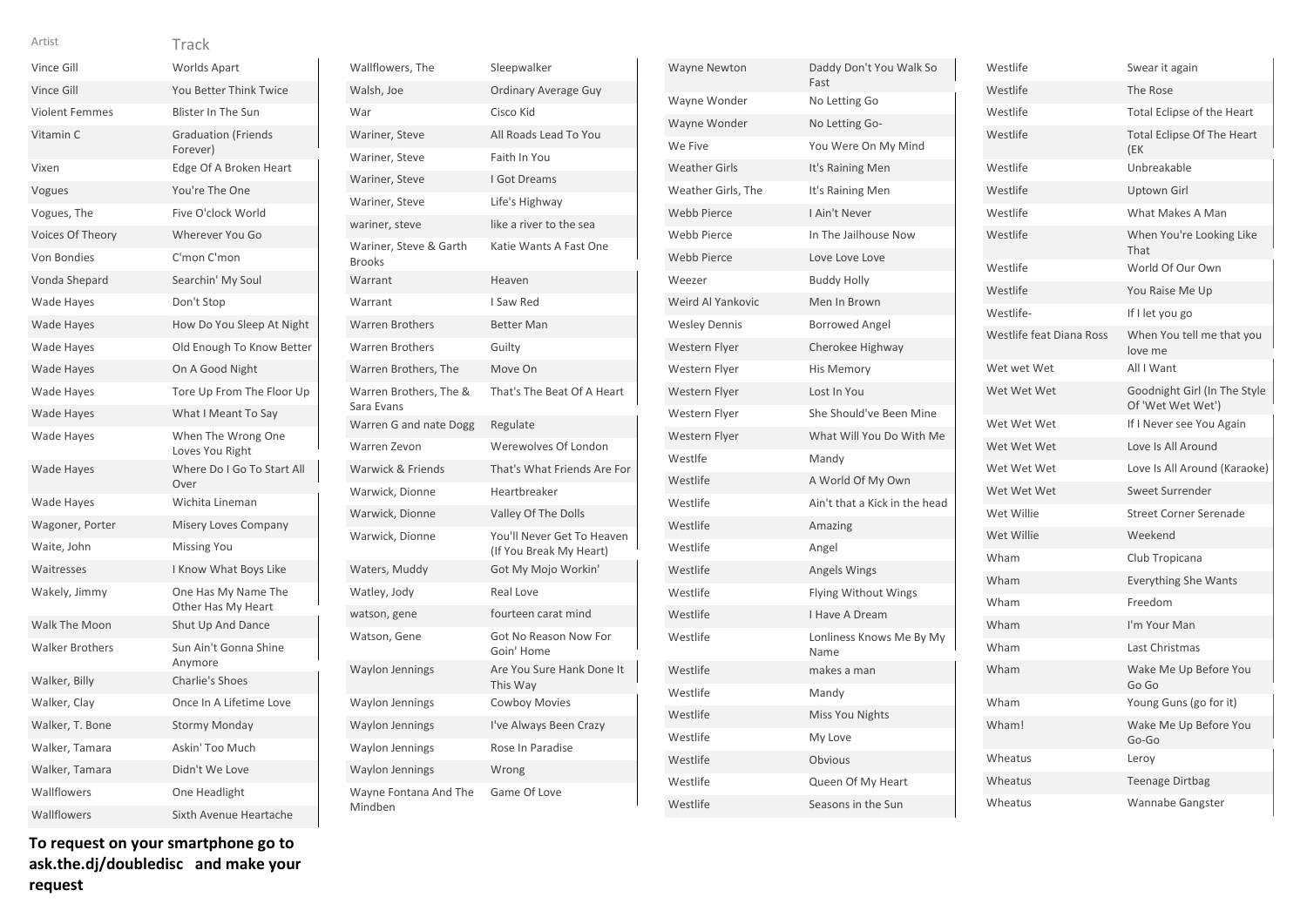| Artist | Track |
|---|---|
| Vince Gill | Worlds Apart |
| Vince Gill | You Better Think Twice |
| Violent Femmes | Blister In The Sun |
| Vitamin C | Graduation (Friends Forever) |
| Vixen | Edge Of A Broken Heart |
| Vogues | You're The One |
| Vogues, The | Five O'clock World |
| Voices Of Theory | Wherever You Go |
| Von Bondies | C'mon C'mon |
| Vonda Shepard | Searchin' My Soul |
| Wade Hayes | Don't Stop |
| Wade Hayes | How Do You Sleep At Night |
| Wade Hayes | Old Enough To Know Better |
| Wade Hayes | On A Good Night |
| Wade Hayes | Tore Up From The Floor Up |
| Wade Hayes | What I Meant To Say |
| Wade Hayes | When The Wrong One Loves You Right |
| Wade Hayes | Where Do I Go To Start All Over |
| Wade Hayes | Wichita Lineman |
| Wagoner, Porter | Misery Loves Company |
| Waite, John | Missing You |
| Waitresses | I Know What Boys Like |
| Wakely, Jimmy | One Has My Name The Other Has My Heart |
| Walk The Moon | Shut Up And Dance |
| Walker Brothers | Sun Ain't Gonna Shine Anymore |
| Walker, Billy | Charlie's Shoes |
| Walker, Clay | Once In A Lifetime Love |
| Walker, T. Bone | Stormy Monday |
| Walker, Tamara | Askin' Too Much |
| Walker, Tamara | Didn't We Love |
| Wallflowers | One Headlight |
| Wallflowers | Sixth Avenue Heartache |
| Wallflowers, The | Sleepwalker |
| Walsh, Joe | Ordinary Average Guy |
| War | Cisco Kid |
| Wariner, Steve | All Roads Lead To You |
| Wariner, Steve | Faith In You |
| Wariner, Steve | I Got Dreams |
| Wariner, Steve | Life's Highway |
| wariner, steve | like a river to the sea |
| Wariner, Steve & Garth Brooks | Katie Wants A Fast One |
| Warrant | Heaven |
| Warrant | I Saw Red |
| Warren Brothers | Better Man |
| Warren Brothers | Guilty |
| Warren Brothers, The | Move On |
| Warren Brothers, The & Sara Evans | That's The Beat Of A Heart |
| Warren G and nate Dogg | Regulate |
| Warren Zevon | Werewolves Of London |
| Warwick & Friends | That's What Friends Are For |
| Warwick, Dionne | Heartbreaker |
| Warwick, Dionne | Valley Of The Dolls |
| Warwick, Dionne | You'll Never Get To Heaven (If You Break My Heart) |
| Waters, Muddy | Got My Mojo Workin' |
| Watley, Jody | Real Love |
| watson, gene | fourteen carat mind |
| Watson, Gene | Got No Reason Now For Goin' Home |
| Waylon Jennings | Are You Sure Hank Done It This Way |
| Waylon Jennings | Cowboy Movies |
| Waylon Jennings | I've Always Been Crazy |
| Waylon Jennings | Rose In Paradise |
| Waylon Jennings | Wrong |
| Wayne Fontana And The Mindben | Game Of Love |
| Wayne Newton | Daddy Don't You Walk So Fast |
| Wayne Wonder | No Letting Go |
| Wayne Wonder | No Letting Go- |
| We Five | You Were On My Mind |
| Weather Girls | It's Raining Men |
| Weather Girls, The | It's Raining Men |
| Webb Pierce | I Ain't Never |
| Webb Pierce | In The Jailhouse Now |
| Webb Pierce | Love Love Love |
| Weezer | Buddy Holly |
| Weird Al Yankovic | Men In Brown |
| Wesley Dennis | Borrowed Angel |
| Western Flyer | Cherokee Highway |
| Western Flyer | His Memory |
| Western Flyer | Lost In You |
| Western Flyer | She Should've Been Mine |
| Western Flyer | What Will You Do With Me |
| Westlfe | Mandy |
| Westlife | A World Of My Own |
| Westlife | Ain't that a Kick in the head |
| Westlife | Amazing |
| Westlife | Angel |
| Westlife | Angels Wings |
| Westlife | Flying Without Wings |
| Westlife | I Have A Dream |
| Westlife | Lonliness Knows Me By My Name |
| Westlife | makes a man |
| Westlife | Mandy |
| Westlife | Miss You Nights |
| Westlife | My Love |
| Westlife | Obvious |
| Westlife | Queen Of My Heart |
| Westlife | Seasons in the Sun |
| Westlife | Swear it again |
| Westlife | The Rose |
| Westlife | Total Eclipse of the Heart |
| Westlife | Total Eclipse Of The Heart (EK |
| Westlife | Unbreakable |
| Westlife | Uptown Girl |
| Westlife | What Makes A Man |
| Westlife | When You're Looking Like That |
| Westlife | World Of Our Own |
| Westlife | You Raise Me Up |
| Westlife- | If I let you go |
| Westlife feat Diana Ross | When You tell me that you love me |
| Wet wet Wet | All I Want |
| Wet Wet Wet | Goodnight Girl (In The Style Of 'Wet Wet Wet') |
| Wet Wet Wet | If I Never see You Again |
| Wet Wet Wet | Love Is All Around |
| Wet Wet Wet | Love Is All Around (Karaoke) |
| Wet Wet Wet | Sweet Surrender |
| Wet Willie | Street Corner Serenade |
| Wet Willie | Weekend |
| Wham | Club Tropicana |
| Wham | Everything She Wants |
| Wham | Freedom |
| Wham | I'm Your Man |
| Wham | Last Christmas |
| Wham | Wake Me Up Before You Go Go |
| Wham | Young Guns (go for it) |
| Wham! | Wake Me Up Before You Go-Go |
| Wheatus | Leroy |
| Wheatus | Teenage Dirtbag |
| Wheatus | Wannabe Gangster |

**To request on your smartphone go to ask.the.dj/doubledisc and make your request**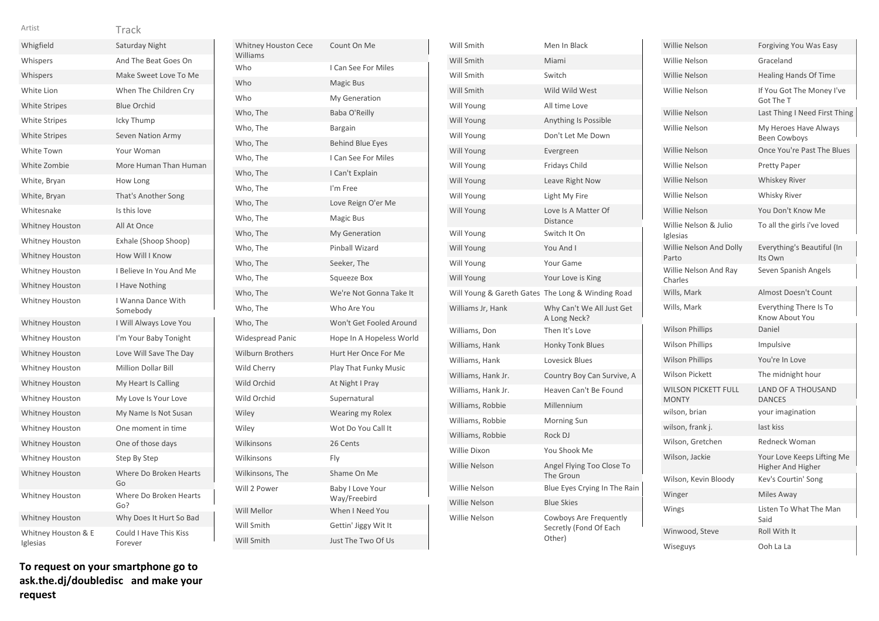| Artist | Track |
|---|---|
| Whigfield | Saturday Night |
| Whispers | And The Beat Goes On |
| Whispers | Make Sweet Love To Me |
| White Lion | When The Children Cry |
| White Stripes | Blue Orchid |
| White Stripes | Icky Thump |
| White Stripes | Seven Nation Army |
| White Town | Your Woman |
| White Zombie | More Human Than Human |
| White, Bryan | How Long |
| White, Bryan | That's Another Song |
| Whitesnake | Is this love |
| Whitney Houston | All At Once |
| Whitney Houston | Exhale (Shoop Shoop) |
| Whitney Houston | How Will I Know |
| Whitney Houston | I Believe In You And Me |
| Whitney Houston | I Have Nothing |
| Whitney Houston | I Wanna Dance With Somebody |
| Whitney Houston | I Will Always Love You |
| Whitney Houston | I'm Your Baby Tonight |
| Whitney Houston | Love Will Save The Day |
| Whitney Houston | Million Dollar Bill |
| Whitney Houston | My Heart Is Calling |
| Whitney Houston | My Love Is Your Love |
| Whitney Houston | My Name Is Not Susan |
| Whitney Houston | One moment in time |
| Whitney Houston | One of those days |
| Whitney Houston | Step By Step |
| Whitney Houston | Where Do Broken Hearts Go |
| Whitney Houston | Where Do Broken Hearts Go? |
| Whitney Houston | Why Does It Hurt So Bad |
| Whitney Houston & E Iglesias | Could I Have This Kiss Forever |
| Whitney Houston Cece Williams | Count On Me |
| Who | I Can See For Miles |
| Who | Magic Bus |
| Who | My Generation |
| Who, The | Baba O'Reilly |
| Who, The | Bargain |
| Who, The | Behind Blue Eyes |
| Who, The | I Can See For Miles |
| Who, The | I Can't Explain |
| Who, The | I'm Free |
| Who, The | Love Reign O'er Me |
| Who, The | Magic Bus |
| Who, The | My Generation |
| Who, The | Pinball Wizard |
| Who, The | Seeker, The |
| Who, The | Squeeze Box |
| Who, The | We're Not Gonna Take It |
| Who, The | Who Are You |
| Who, The | Won't Get Fooled Around |
| Widespread Panic | Hope In A Hopeless World |
| Wilburn Brothers | Hurt Her Once For Me |
| Wild Cherry | Play That Funky Music |
| Wild Orchid | At Night I Pray |
| Wild Orchid | Supernatural |
| Wiley | Wearing my Rolex |
| Wiley | Wot Do You Call It |
| Wilkinsons | 26 Cents |
| Wilkinsons | Fly |
| Wilkinsons, The | Shame On Me |
| Will 2 Power | Baby I Love Your Way/Freebird |
| Will Mellor | When I Need You |
| Will Smith | Gettin' Jiggy Wit It |
| Will Smith | Just The Two Of Us |
| Will Smith | Men In Black |
| Will Smith | Miami |
| Will Smith | Switch |
| Will Smith | Wild Wild West |
| Will Young | All time Love |
| Will Young | Anything Is Possible |
| Will Young | Don't Let Me Down |
| Will Young | Evergreen |
| Will Young | Fridays Child |
| Will Young | Leave Right Now |
| Will Young | Light My Fire |
| Will Young | Love Is A Matter Of Distance |
| Will Young | Switch It On |
| Will Young | You And I |
| Will Young | Your Game |
| Will Young | Your Love is King |
| Will Young & Gareth Gates | The Long & Winding Road |
| Williams Jr, Hank | Why Can't We All Just Get A Long Neck? |
| Williams, Don | Then It's Love |
| Williams, Hank | Honky Tonk Blues |
| Williams, Hank | Lovesick Blues |
| Williams, Hank Jr. | Country Boy Can Survive, A |
| Williams, Hank Jr. | Heaven Can't Be Found |
| Williams, Robbie | Millennium |
| Williams, Robbie | Morning Sun |
| Williams, Robbie | Rock DJ |
| Willie Dixon | You Shook Me |
| Willie Nelson | Angel Flying Too Close To The Groun |
| Willie Nelson | Blue Eyes Crying In The Rain |
| Willie Nelson | Blue Skies |
| Willie Nelson | Cowboys Are Frequently Secretly (Fond Of Each Other) |
| Willie Nelson | Forgiving You Was Easy |
| Willie Nelson | Graceland |
| Willie Nelson | Healing Hands Of Time |
| Willie Nelson | If You Got The Money I've Got The T |
| Willie Nelson | Last Thing I Need First Thing |
| Willie Nelson | My Heroes Have Always Been Cowboys |
| Willie Nelson | Once You're Past The Blues |
| Willie Nelson | Pretty Paper |
| Willie Nelson | Whiskey River |
| Willie Nelson | Whisky River |
| Willie Nelson | You Don't Know Me |
| Willie Nelson & Julio Iglesias | To all the girls i've loved |
| Willie Nelson And Dolly Parto | Everything's Beautiful (In Its Own |
| Willie Nelson And Ray Charles | Seven Spanish Angels |
| Wills, Mark | Almost Doesn't Count |
| Wills, Mark | Everything There Is To Know About You |
| Wilson Phillips | Daniel |
| Wilson Phillips | Impulsive |
| Wilson Phillips | You're In Love |
| Wilson Pickett | The midnight hour |
| WILSON PICKETT FULL MONTY | LAND OF A THOUSAND DANCES |
| wilson, brian | your imagination |
| wilson, frank j. | last kiss |
| Wilson, Gretchen | Redneck Woman |
| Wilson, Jackie | Your Love Keeps Lifting Me Higher And Higher |
| Wilson, Kevin Bloody | Kev's Courtin' Song |
| Winger | Miles Away |
| Wings | Listen To What The Man Said |
| Winwood, Steve | Roll With It |
| Wiseguys | Ooh La La |

**To request on your smartphone go to ask.the.dj/doubledisc and make your request**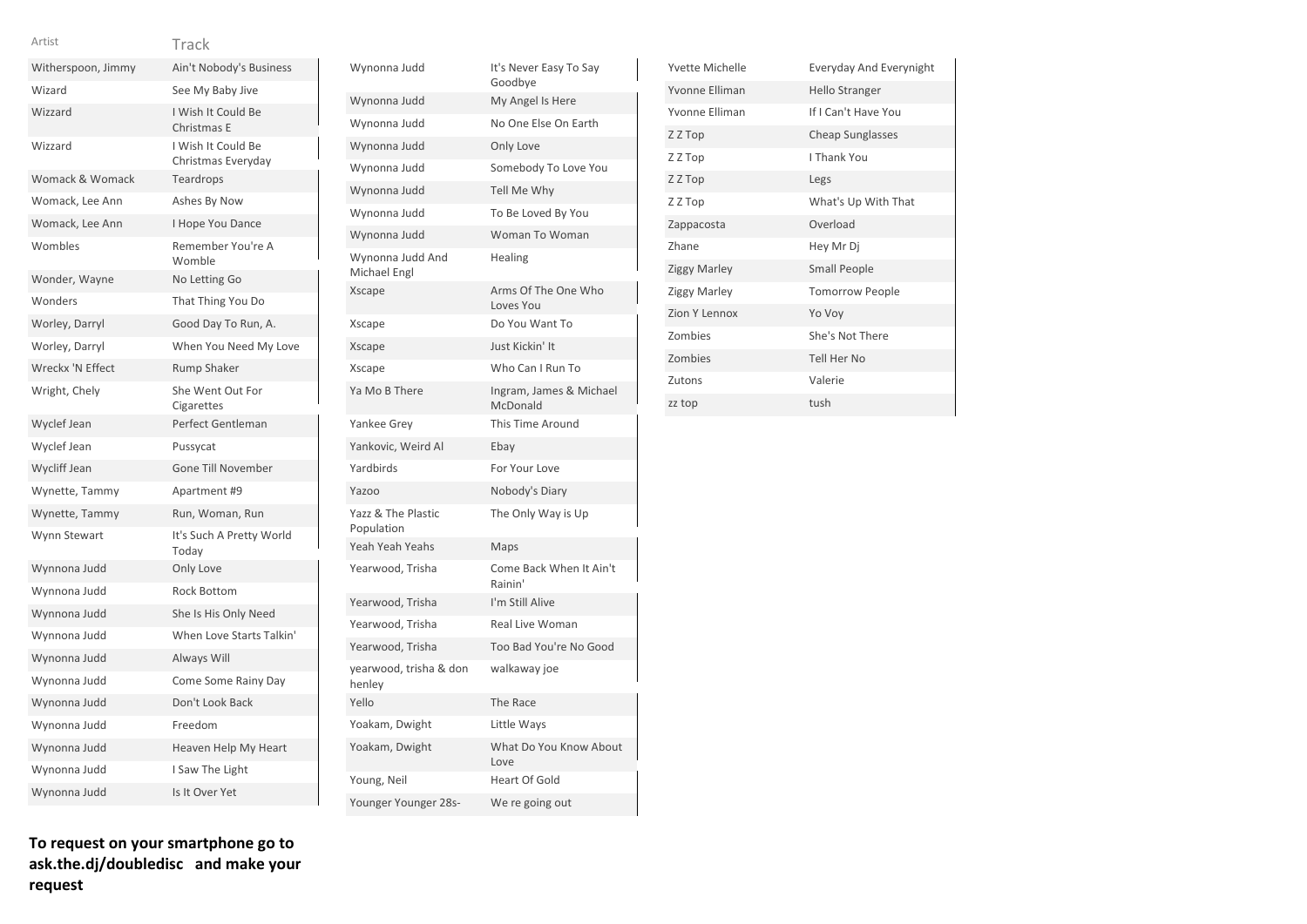| Artist | Track |
|---|---|
| Witherspoon, Jimmy | Ain't Nobody's Business |
| Wizard | See My Baby Jive |
| Wizzard | I Wish It Could Be Christmas E |
| Wizzard | I Wish It Could Be Christmas Everyday |
| Womack & Womack | Teardrops |
| Womack, Lee Ann | Ashes By Now |
| Womack, Lee Ann | I Hope You Dance |
| Wombles | Remember You're A Womble |
| Wonder, Wayne | No Letting Go |
| Wonders | That Thing You Do |
| Worley, Darryl | Good Day To Run, A. |
| Worley, Darryl | When You Need My Love |
| Wreckx 'N Effect | Rump Shaker |
| Wright, Chely | She Went Out For Cigarettes |
| Wyclef Jean | Perfect Gentleman |
| Wyclef Jean | Pussycat |
| Wycliff Jean | Gone Till November |
| Wynette, Tammy | Apartment #9 |
| Wynette, Tammy | Run, Woman, Run |
| Wynn Stewart | It's Such A Pretty World Today |
| Wynnona Judd | Only Love |
| Wynnona Judd | Rock Bottom |
| Wynnona Judd | She Is His Only Need |
| Wynnona Judd | When Love Starts Talkin' |
| Wynnona Judd | Always Will |
| Wynnona Judd | Come Some Rainy Day |
| Wynnona Judd | Don't Look Back |
| Wynnona Judd | Freedom |
| Wynnona Judd | Heaven Help My Heart |
| Wynnona Judd | I Saw The Light |
| Wynnona Judd | Is It Over Yet |
| Wynonna Judd | It's Never Easy To Say Goodbye |
| Wynonna Judd | My Angel Is Here |
| Wynonna Judd | No One Else On Earth |
| Wynonna Judd | Only Love |
| Wynonna Judd | Somebody To Love You |
| Wynonna Judd | Tell Me Why |
| Wynonna Judd | To Be Loved By You |
| Wynonna Judd | Woman To Woman |
| Wynonna Judd And Michael Engl | Healing |
| Xscape | Arms Of The One Who Loves You |
| Xscape | Do You Want To |
| Xscape | Just Kickin' It |
| Xscape | Who Can I Run To |
| Ya Mo B There | Ingram, James & Michael McDonald |
| Yankee Grey | This Time Around |
| Yankovic, Weird Al | Ebay |
| Yardbirds | For Your Love |
| Yazoo | Nobody's Diary |
| Yazz & The Plastic Population | The Only Way is Up |
| Yeah Yeah Yeahs | Maps |
| Yearwood, Trisha | Come Back When It Ain't Rainin' |
| Yearwood, Trisha | I'm Still Alive |
| Yearwood, Trisha | Real Live Woman |
| Yearwood, Trisha | Too Bad You're No Good |
| yearwood, trisha & don henley | walkaway joe |
| Yello | The Race |
| Yoakam, Dwight | Little Ways |
| Yoakam, Dwight | What Do You Know About Love |
| Young, Neil | Heart Of Gold |
| Younger Younger 28s- | We re going out |
| Yvette Michelle | Everyday And Everynight |
| Yvonne Elliman | Hello Stranger |
| Yvonne Elliman | If I Can't Have You |
| Z Z Top | Cheap Sunglasses |
| Z Z Top | I Thank You |
| Z Z Top | Legs |
| Z Z Top | What's Up With That |
| Zappacosta | Overload |
| Zhane | Hey Mr Dj |
| Ziggy Marley | Small People |
| Ziggy Marley | Tomorrow People |
| Zion Y Lennox | Yo Voy |
| Zombies | She's Not There |
| Zombies | Tell Her No |
| Zutons | Valerie |
| zz top | tush |

**To request on your smartphone go to ask.the.dj/doubledisc and make your request**